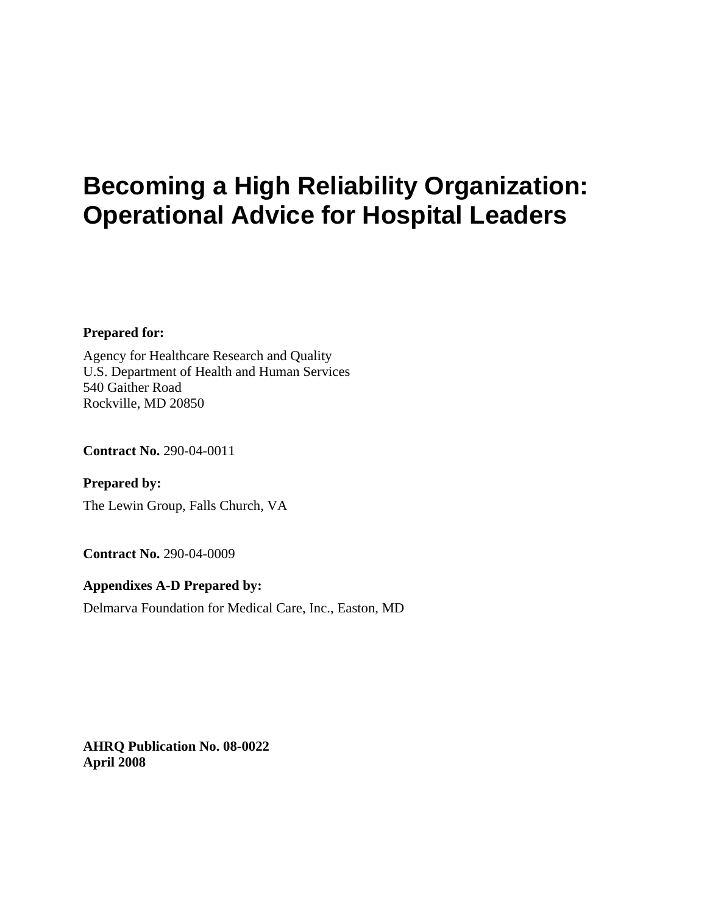# Becoming a High Reliability Organization: Operational Advice for Hospital Leaders

**Prepared for:**

Agency for Healthcare Research and Quality
U.S. Department of Health and Human Services
540 Gaither Road
Rockville, MD 20850

**Contract No.** 290-04-0011

**Prepared by:**

The Lewin Group, Falls Church, VA

**Contract No.** 290-04-0009

**Appendixes A-D Prepared by:**

Delmarva Foundation for Medical Care, Inc., Easton, MD

**AHRQ Publication No. 08-0022**
**April 2008**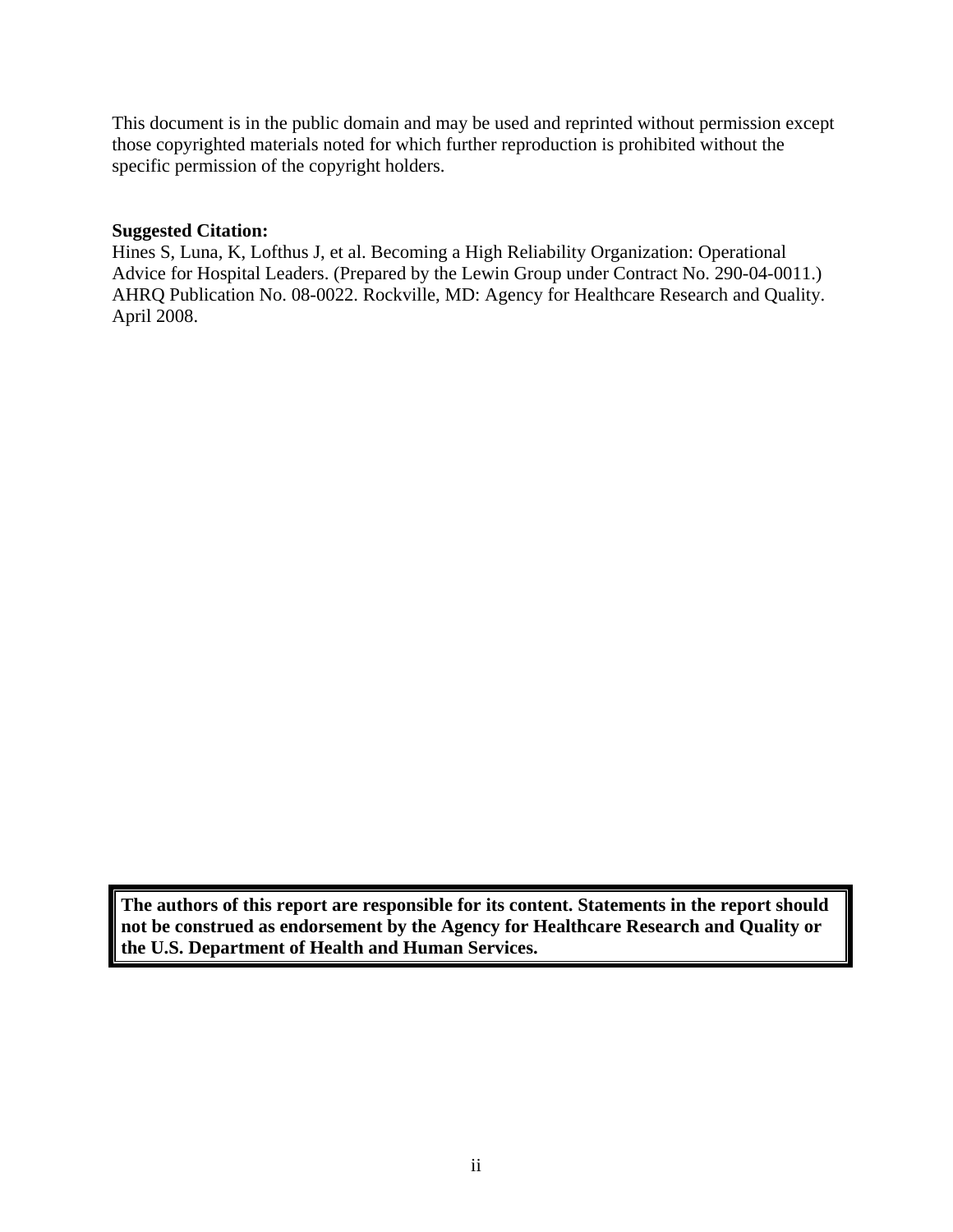This document is in the public domain and may be used and reprinted without permission except those copyrighted materials noted for which further reproduction is prohibited without the specific permission of the copyright holders.

**Suggested Citation:**
Hines S, Luna, K, Lofthus J, et al. Becoming a High Reliability Organization: Operational Advice for Hospital Leaders. (Prepared by the Lewin Group under Contract No. 290-04-0011.) AHRQ Publication No. 08-0022. Rockville, MD: Agency for Healthcare Research and Quality. April 2008.

**The authors of this report are responsible for its content. Statements in the report should not be construed as endorsement by the Agency for Healthcare Research and Quality or the U.S. Department of Health and Human Services.**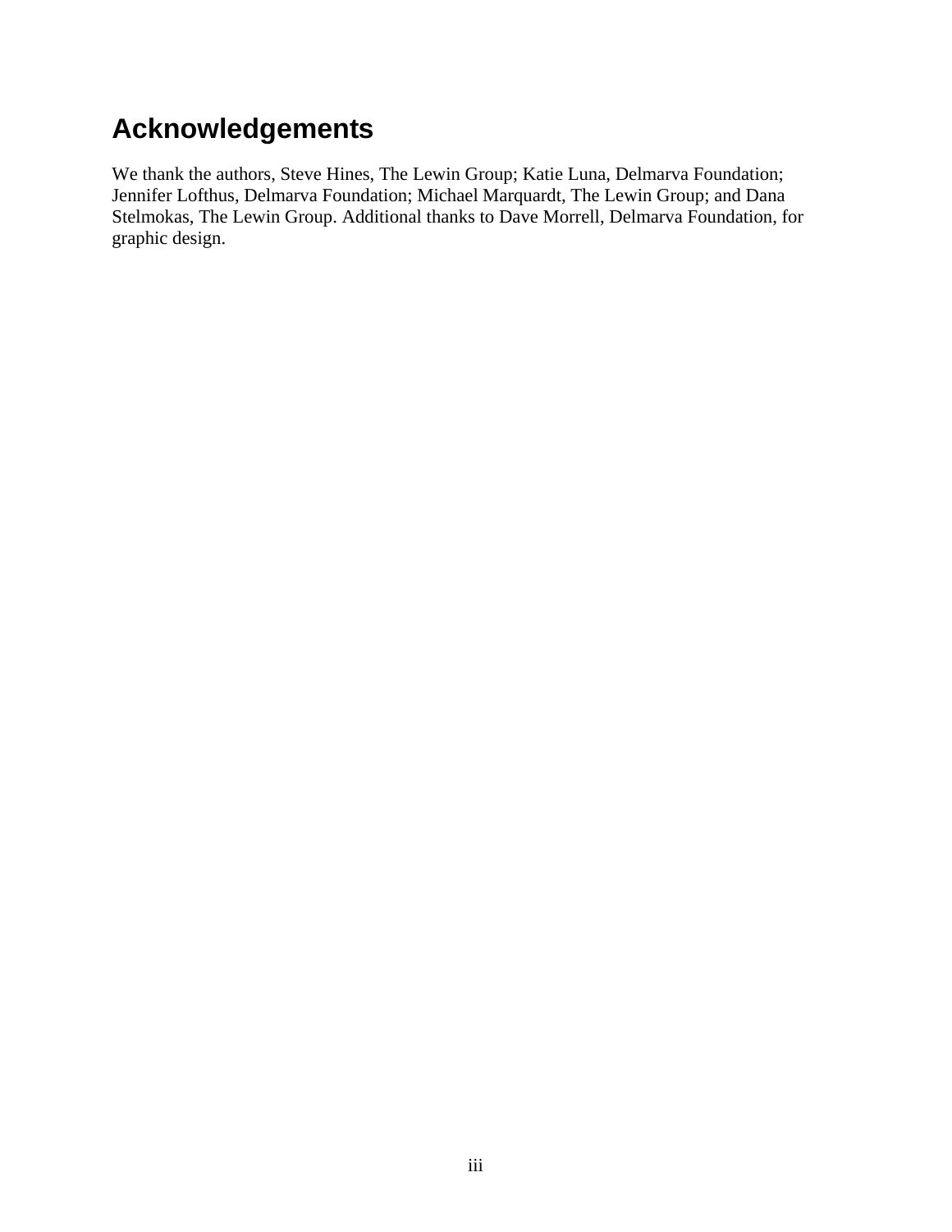# Acknowledgements

We thank the authors, Steve Hines, The Lewin Group; Katie Luna, Delmarva Foundation; Jennifer Lofthus, Delmarva Foundation; Michael Marquardt, The Lewin Group; and Dana Stelmokas, The Lewin Group. Additional thanks to Dave Morrell, Delmarva Foundation, for graphic design.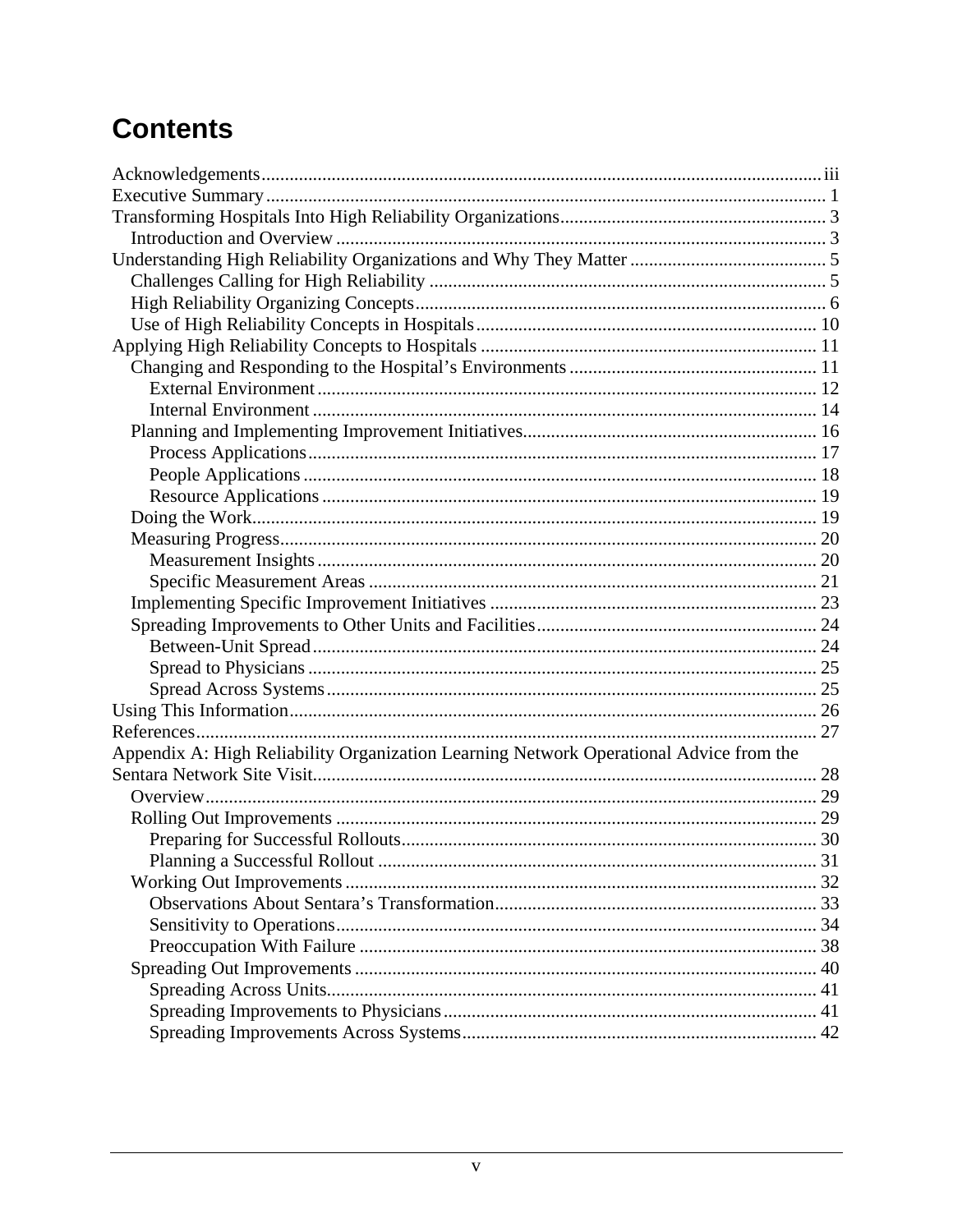# Contents

Acknowledgements ..... iii
Executive Summary ..... 1
Transforming Hospitals Into High Reliability Organizations ..... 3
- Introduction and Overview ..... 3

Understanding High Reliability Organizations and Why They Matter ..... 5
- Challenges Calling for High Reliability ..... 5
- High Reliability Organizing Concepts ..... 6
- Use of High Reliability Concepts in Hospitals ..... 10

Applying High Reliability Concepts to Hospitals ..... 11
- Changing and Responding to the Hospital's Environments ..... 11
  - External Environment ..... 12
  - Internal Environment ..... 14
- Planning and Implementing Improvement Initiatives ..... 16
  - Process Applications ..... 17
  - People Applications ..... 18
  - Resource Applications ..... 19
- Doing the Work ..... 19
- Measuring Progress ..... 20
  - Measurement Insights ..... 20
  - Specific Measurement Areas ..... 21
- Implementing Specific Improvement Initiatives ..... 23
- Spreading Improvements to Other Units and Facilities ..... 24
  - Between-Unit Spread ..... 24
  - Spread to Physicians ..... 25
  - Spread Across Systems ..... 25

Using This Information ..... 26
References ..... 27
Appendix A: High Reliability Organization Learning Network Operational Advice from the Sentara Network Site Visit ..... 28
- Overview ..... 29
- Rolling Out Improvements ..... 29
  - Preparing for Successful Rollouts ..... 30
  - Planning a Successful Rollout ..... 31
- Working Out Improvements ..... 32
  - Observations About Sentara's Transformation ..... 33
  - Sensitivity to Operations ..... 34
  - Preoccupation With Failure ..... 38
- Spreading Out Improvements ..... 40
  - Spreading Across Units ..... 41
  - Spreading Improvements to Physicians ..... 41
  - Spreading Improvements Across Systems ..... 42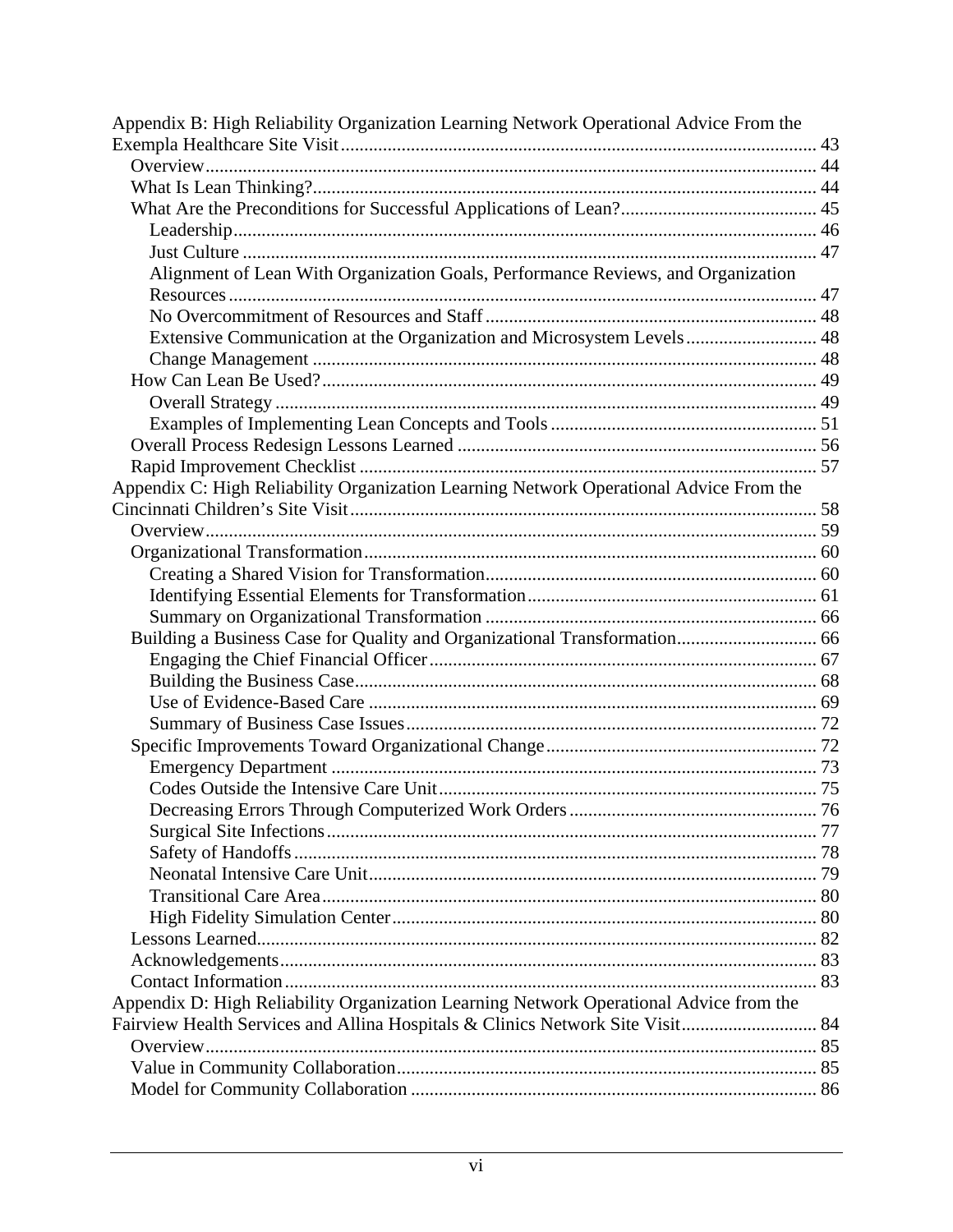Appendix B: High Reliability Organization Learning Network Operational Advice From the Exempla Healthcare Site Visit ..................... 43

- Overview ..................... 44
- What Is Lean Thinking? ..................... 44
- What Are the Preconditions for Successful Applications of Lean? ..................... 45
  - Leadership ..................... 46
  - Just Culture ..................... 47
  - Alignment of Lean With Organization Goals, Performance Reviews, and Organization Resources ..................... 47
  - No Overcommitment of Resources and Staff ..................... 48
  - Extensive Communication at the Organization and Microsystem Levels ..................... 48
  - Change Management ..................... 48
- How Can Lean Be Used? ..................... 49
  - Overall Strategy ..................... 49
  - Examples of Implementing Lean Concepts and Tools ..................... 51
- Overall Process Redesign Lessons Learned ..................... 56
- Rapid Improvement Checklist ..................... 57

Appendix C: High Reliability Organization Learning Network Operational Advice From the Cincinnati Children's Site Visit ..................... 58

- Overview ..................... 59
- Organizational Transformation ..................... 60
  - Creating a Shared Vision for Transformation ..................... 60
  - Identifying Essential Elements for Transformation ..................... 61
  - Summary on Organizational Transformation ..................... 66
- Building a Business Case for Quality and Organizational Transformation ..................... 66
  - Engaging the Chief Financial Officer ..................... 67
  - Building the Business Case ..................... 68
  - Use of Evidence-Based Care ..................... 69
  - Summary of Business Case Issues ..................... 72
- Specific Improvements Toward Organizational Change ..................... 72
  - Emergency Department ..................... 73
  - Codes Outside the Intensive Care Unit ..................... 75
  - Decreasing Errors Through Computerized Work Orders ..................... 76
  - Surgical Site Infections ..................... 77
  - Safety of Handoffs ..................... 78
  - Neonatal Intensive Care Unit ..................... 79
  - Transitional Care Area ..................... 80
  - High Fidelity Simulation Center ..................... 80
- Lessons Learned ..................... 82
- Acknowledgements ..................... 83
- Contact Information ..................... 83

Appendix D: High Reliability Organization Learning Network Operational Advice from the Fairview Health Services and Allina Hospitals & Clinics Network Site Visit ..................... 84

- Overview ..................... 85
- Value in Community Collaboration ..................... 85
- Model for Community Collaboration ..................... 86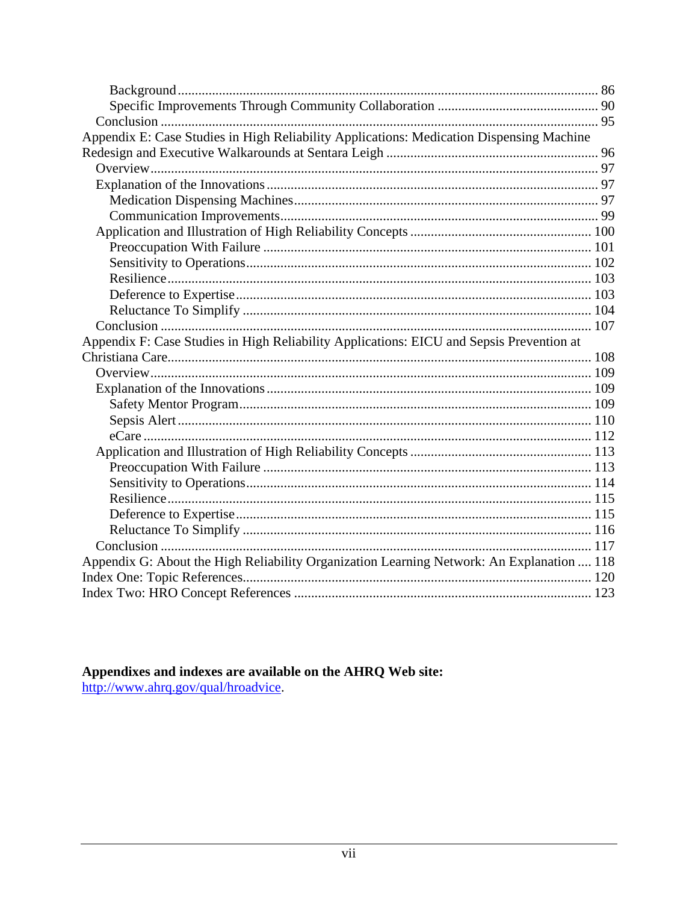Background ........................................................................................................................ 86
Specific Improvements Through Community Collaboration ................................................ 90
Conclusion .............................................................................................................................. 95

Appendix E: Case Studies in High Reliability Applications: Medication Dispensing Machine Redesign and Executive Walkarounds at Sentara Leigh ............................................................... 96
Overview................................................................................................................................ 97
Explanation of the Innovations ............................................................................................... 97
Medication Dispensing Machines........................................................................................ 97
Communication Improvements........................................................................................... 99
Application and Illustration of High Reliability Concepts ...................................................... 100
Preoccupation With Failure ............................................................................................... 101
Sensitivity to Operations.................................................................................................... 102
Resilience........................................................................................................................... 103
Deference to Expertise....................................................................................................... 103
Reluctance To Simplify ..................................................................................................... 104
Conclusion ............................................................................................................................ 107

Appendix F: Case Studies in High Reliability Applications: EICU and Sepsis Prevention at Christiana Care........................................................................................................................... 108
Overview............................................................................................................................... 109
Explanation of the Innovations ............................................................................................. 109
Safety Mentor Program...................................................................................................... 109
Sepsis Alert ....................................................................................................................... 110
eCare ................................................................................................................................. 112
Application and Illustration of High Reliability Concepts ..................................................... 113
Preoccupation With Failure ............................................................................................... 113
Sensitivity to Operations.................................................................................................... 114
Resilience.......................................................................................................................... 115
Deference to Expertise....................................................................................................... 115
Reluctance To Simplify ..................................................................................................... 116
Conclusion ............................................................................................................................ 117

Appendix G: About the High Reliability Organization Learning Network: An Explanation .... 118

Index One: Topic References..................................................................................................... 120

Index Two: HRO Concept References ...................................................................................... 123

**Appendixes and indexes are available on the AHRQ Web site:**
http://www.ahrq.gov/qual/hroadvice.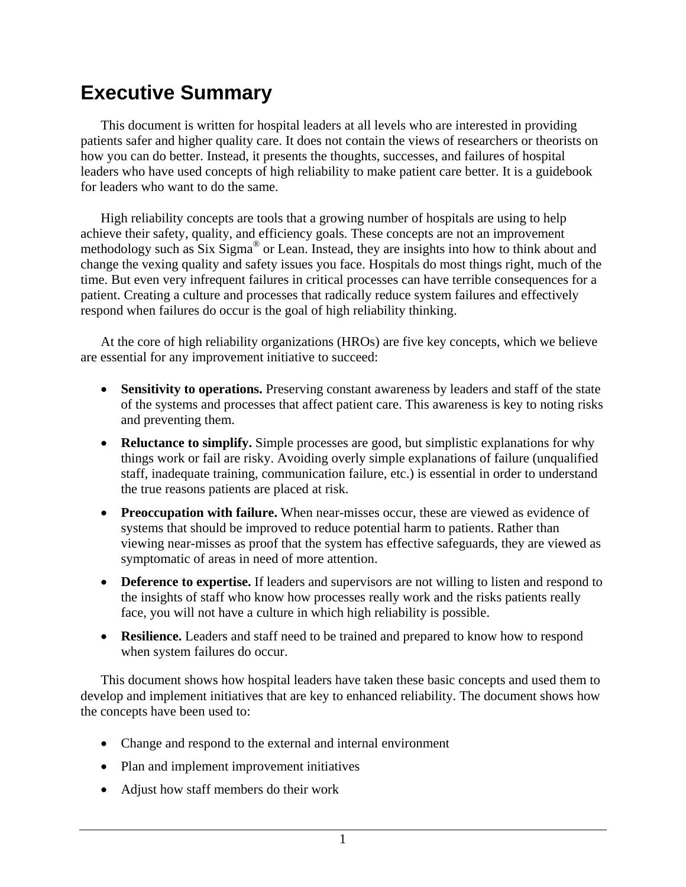# Executive Summary

This document is written for hospital leaders at all levels who are interested in providing patients safer and higher quality care. It does not contain the views of researchers or theorists on how you can do better. Instead, it presents the thoughts, successes, and failures of hospital leaders who have used concepts of high reliability to make patient care better. It is a guidebook for leaders who want to do the same.

High reliability concepts are tools that a growing number of hospitals are using to help achieve their safety, quality, and efficiency goals. These concepts are not an improvement methodology such as Six Sigma® or Lean. Instead, they are insights into how to think about and change the vexing quality and safety issues you face. Hospitals do most things right, much of the time. But even very infrequent failures in critical processes can have terrible consequences for a patient. Creating a culture and processes that radically reduce system failures and effectively respond when failures do occur is the goal of high reliability thinking.

At the core of high reliability organizations (HROs) are five key concepts, which we believe are essential for any improvement initiative to succeed:

- **Sensitivity to operations.** Preserving constant awareness by leaders and staff of the state of the systems and processes that affect patient care. This awareness is key to noting risks and preventing them.
- **Reluctance to simplify.** Simple processes are good, but simplistic explanations for why things work or fail are risky. Avoiding overly simple explanations of failure (unqualified staff, inadequate training, communication failure, etc.) is essential in order to understand the true reasons patients are placed at risk.
- **Preoccupation with failure.** When near-misses occur, these are viewed as evidence of systems that should be improved to reduce potential harm to patients. Rather than viewing near-misses as proof that the system has effective safeguards, they are viewed as symptomatic of areas in need of more attention.
- **Deference to expertise.** If leaders and supervisors are not willing to listen and respond to the insights of staff who know how processes really work and the risks patients really face, you will not have a culture in which high reliability is possible.
- **Resilience.** Leaders and staff need to be trained and prepared to know how to respond when system failures do occur.

This document shows how hospital leaders have taken these basic concepts and used them to develop and implement initiatives that are key to enhanced reliability. The document shows how the concepts have been used to:

- Change and respond to the external and internal environment
- Plan and implement improvement initiatives
- Adjust how staff members do their work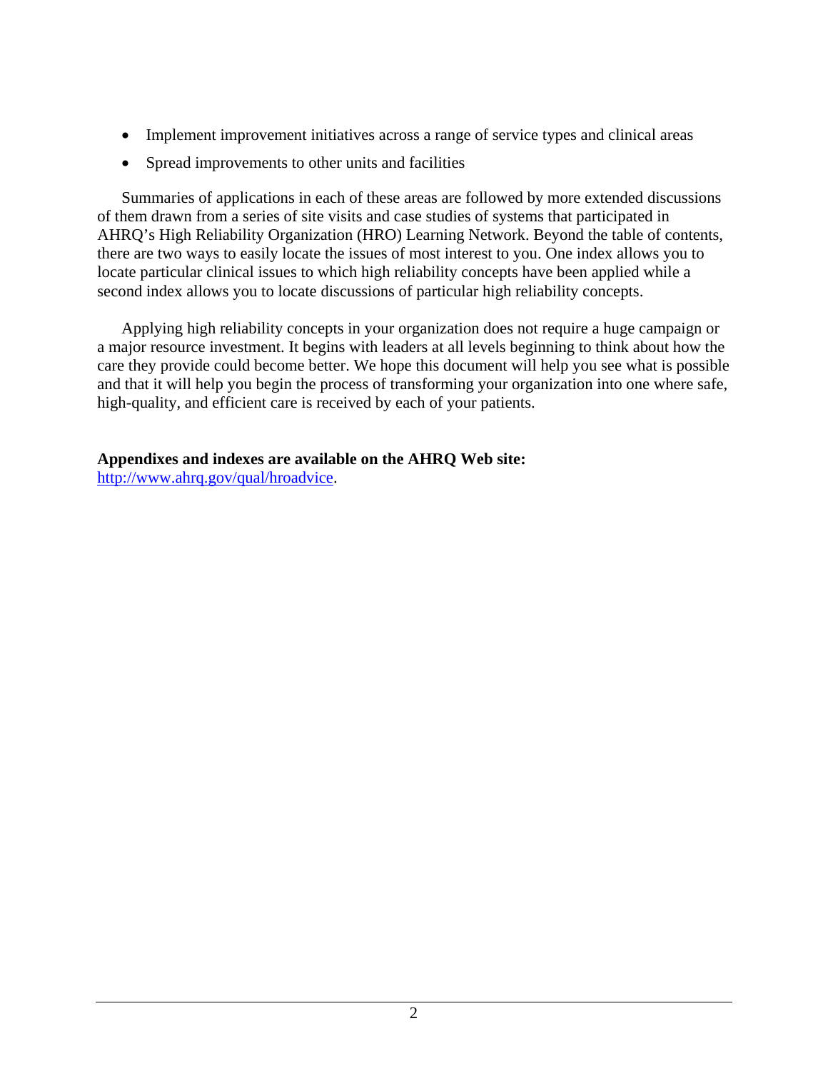- Implement improvement initiatives across a range of service types and clinical areas
- Spread improvements to other units and facilities

Summaries of applications in each of these areas are followed by more extended discussions of them drawn from a series of site visits and case studies of systems that participated in AHRQ's High Reliability Organization (HRO) Learning Network. Beyond the table of contents, there are two ways to easily locate the issues of most interest to you. One index allows you to locate particular clinical issues to which high reliability concepts have been applied while a second index allows you to locate discussions of particular high reliability concepts.

Applying high reliability concepts in your organization does not require a huge campaign or a major resource investment. It begins with leaders at all levels beginning to think about how the care they provide could become better. We hope this document will help you see what is possible and that it will help you begin the process of transforming your organization into one where safe, high-quality, and efficient care is received by each of your patients.

**Appendixes and indexes are available on the AHRQ Web site:**
[http://www.ahrq.gov/qual/hroadvice](http://www.ahrq.gov/qual/hroadvice).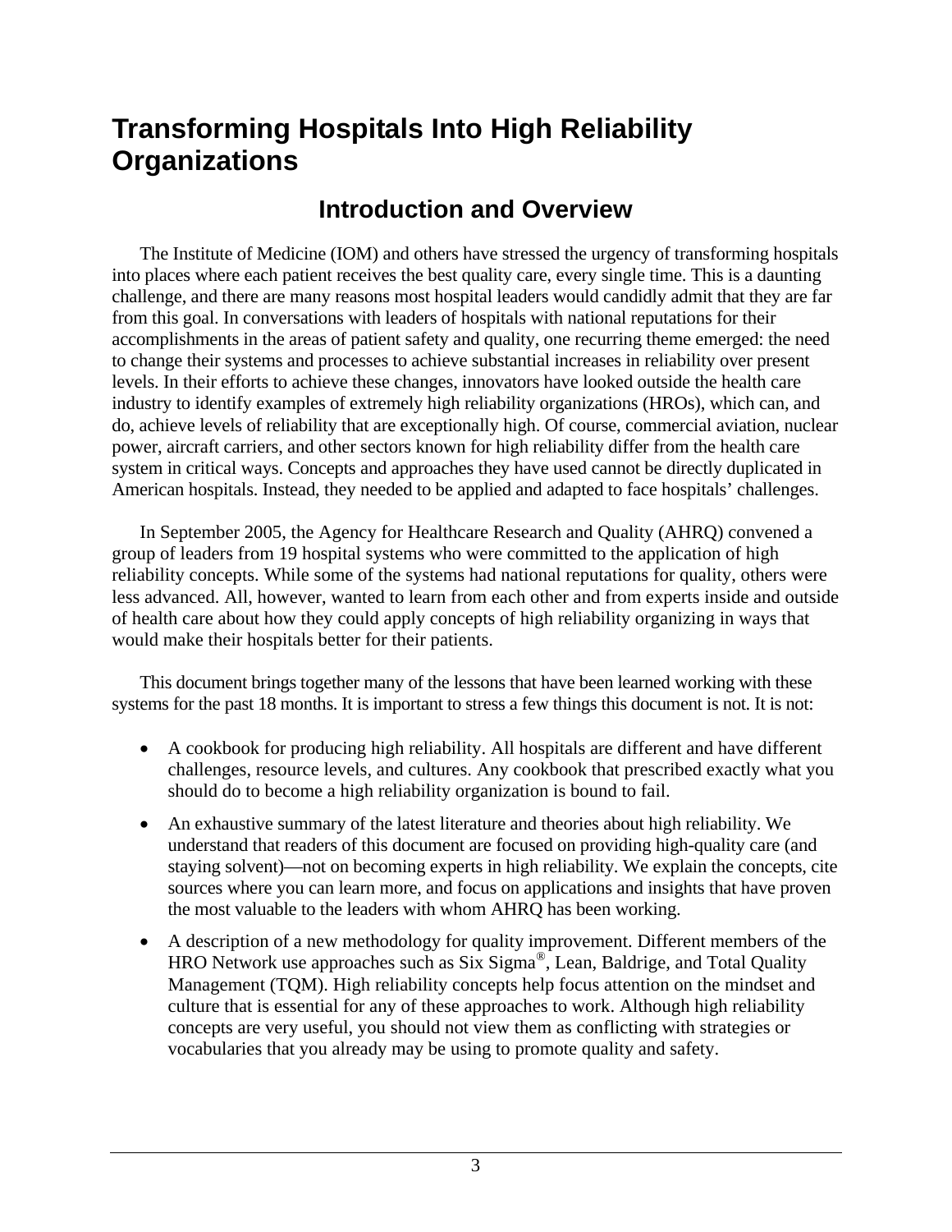# Transforming Hospitals Into High Reliability Organizations

## Introduction and Overview

The Institute of Medicine (IOM) and others have stressed the urgency of transforming hospitals into places where each patient receives the best quality care, every single time. This is a daunting challenge, and there are many reasons most hospital leaders would candidly admit that they are far from this goal. In conversations with leaders of hospitals with national reputations for their accomplishments in the areas of patient safety and quality, one recurring theme emerged: the need to change their systems and processes to achieve substantial increases in reliability over present levels. In their efforts to achieve these changes, innovators have looked outside the health care industry to identify examples of extremely high reliability organizations (HROs), which can, and do, achieve levels of reliability that are exceptionally high. Of course, commercial aviation, nuclear power, aircraft carriers, and other sectors known for high reliability differ from the health care system in critical ways. Concepts and approaches they have used cannot be directly duplicated in American hospitals. Instead, they needed to be applied and adapted to face hospitals' challenges.

In September 2005, the Agency for Healthcare Research and Quality (AHRQ) convened a group of leaders from 19 hospital systems who were committed to the application of high reliability concepts. While some of the systems had national reputations for quality, others were less advanced. All, however, wanted to learn from each other and from experts inside and outside of health care about how they could apply concepts of high reliability organizing in ways that would make their hospitals better for their patients.

This document brings together many of the lessons that have been learned working with these systems for the past 18 months. It is important to stress a few things this document is not. It is not:

- A cookbook for producing high reliability. All hospitals are different and have different challenges, resource levels, and cultures. Any cookbook that prescribed exactly what you should do to become a high reliability organization is bound to fail.
- An exhaustive summary of the latest literature and theories about high reliability. We understand that readers of this document are focused on providing high-quality care (and staying solvent)—not on becoming experts in high reliability. We explain the concepts, cite sources where you can learn more, and focus on applications and insights that have proven the most valuable to the leaders with whom AHRQ has been working.
- A description of a new methodology for quality improvement. Different members of the HRO Network use approaches such as Six Sigma®, Lean, Baldrige, and Total Quality Management (TQM). High reliability concepts help focus attention on the mindset and culture that is essential for any of these approaches to work. Although high reliability concepts are very useful, you should not view them as conflicting with strategies or vocabularies that you already may be using to promote quality and safety.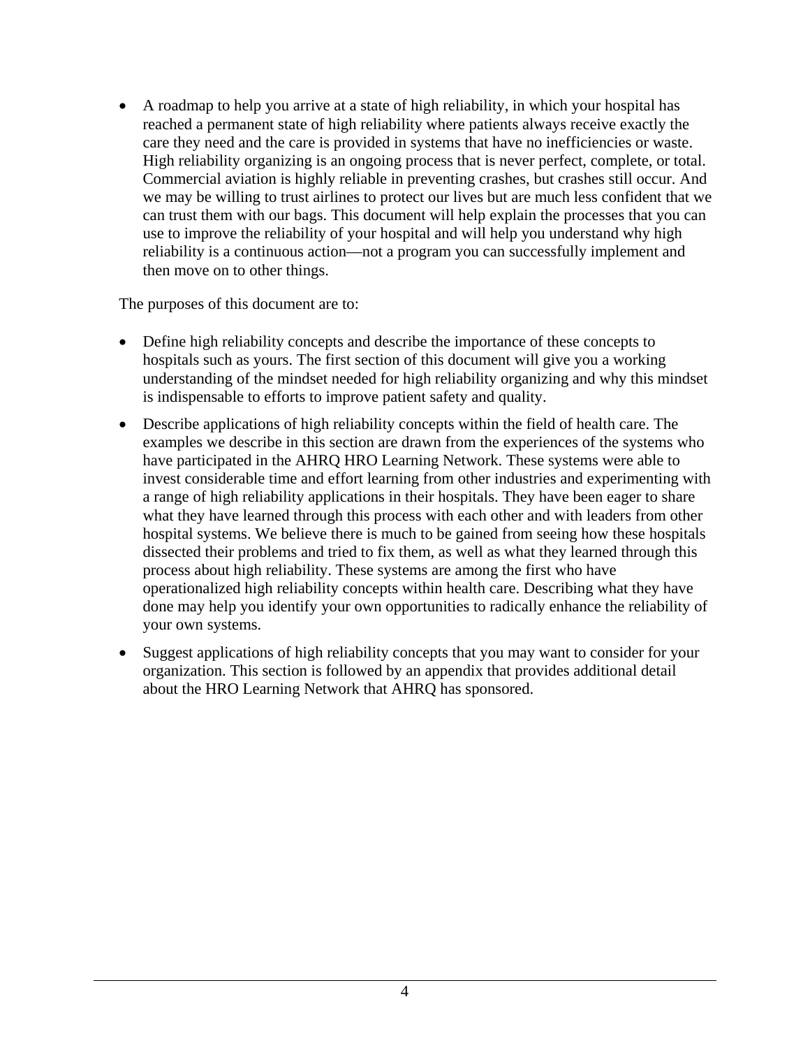- A roadmap to help you arrive at a state of high reliability, in which your hospital has reached a permanent state of high reliability where patients always receive exactly the care they need and the care is provided in systems that have no inefficiencies or waste. High reliability organizing is an ongoing process that is never perfect, complete, or total. Commercial aviation is highly reliable in preventing crashes, but crashes still occur. And we may be willing to trust airlines to protect our lives but are much less confident that we can trust them with our bags. This document will help explain the processes that you can use to improve the reliability of your hospital and will help you understand why high reliability is a continuous action—not a program you can successfully implement and then move on to other things.

The purposes of this document are to:

- Define high reliability concepts and describe the importance of these concepts to hospitals such as yours. The first section of this document will give you a working understanding of the mindset needed for high reliability organizing and why this mindset is indispensable to efforts to improve patient safety and quality.
- Describe applications of high reliability concepts within the field of health care. The examples we describe in this section are drawn from the experiences of the systems who have participated in the AHRQ HRO Learning Network. These systems were able to invest considerable time and effort learning from other industries and experimenting with a range of high reliability applications in their hospitals. They have been eager to share what they have learned through this process with each other and with leaders from other hospital systems. We believe there is much to be gained from seeing how these hospitals dissected their problems and tried to fix them, as well as what they learned through this process about high reliability. These systems are among the first who have operationalized high reliability concepts within health care. Describing what they have done may help you identify your own opportunities to radically enhance the reliability of your own systems.
- Suggest applications of high reliability concepts that you may want to consider for your organization. This section is followed by an appendix that provides additional detail about the HRO Learning Network that AHRQ has sponsored.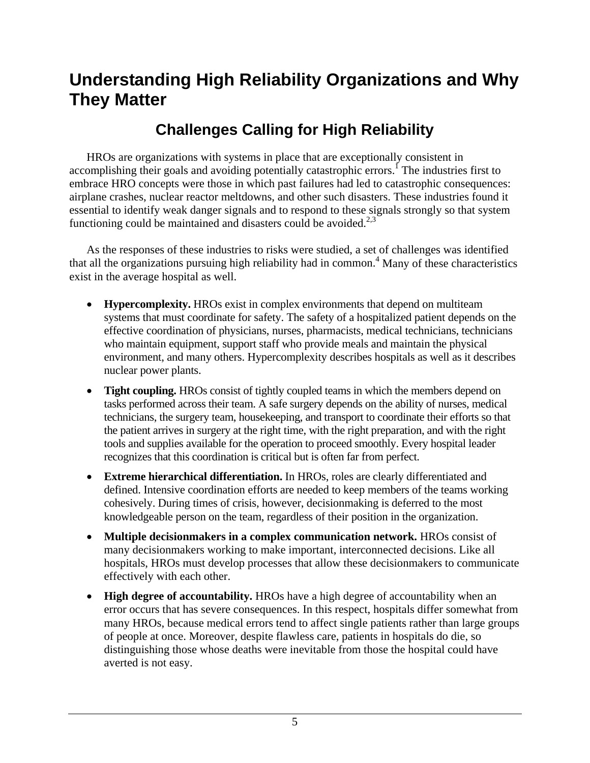# Understanding High Reliability Organizations and Why They Matter

## Challenges Calling for High Reliability

HROs are organizations with systems in place that are exceptionally consistent in accomplishing their goals and avoiding potentially catastrophic errors.[1] The industries first to embrace HRO concepts were those in which past failures had led to catastrophic consequences: airplane crashes, nuclear reactor meltdowns, and other such disasters. These industries found it essential to identify weak danger signals and to respond to these signals strongly so that system functioning could be maintained and disasters could be avoided.[2,3]

As the responses of these industries to risks were studied, a set of challenges was identified that all the organizations pursuing high reliability had in common.[4] Many of these characteristics exist in the average hospital as well.

- **Hypercomplexity.** HROs exist in complex environments that depend on multiteam systems that must coordinate for safety. The safety of a hospitalized patient depends on the effective coordination of physicians, nurses, pharmacists, medical technicians, technicians who maintain equipment, support staff who provide meals and maintain the physical environment, and many others. Hypercomplexity describes hospitals as well as it describes nuclear power plants.
- **Tight coupling.** HROs consist of tightly coupled teams in which the members depend on tasks performed across their team. A safe surgery depends on the ability of nurses, medical technicians, the surgery team, housekeeping, and transport to coordinate their efforts so that the patient arrives in surgery at the right time, with the right preparation, and with the right tools and supplies available for the operation to proceed smoothly. Every hospital leader recognizes that this coordination is critical but is often far from perfect.
- **Extreme hierarchical differentiation.** In HROs, roles are clearly differentiated and defined. Intensive coordination efforts are needed to keep members of the teams working cohesively. During times of crisis, however, decisionmaking is deferred to the most knowledgeable person on the team, regardless of their position in the organization.
- **Multiple decisionmakers in a complex communication network.** HROs consist of many decisionmakers working to make important, interconnected decisions. Like all hospitals, HROs must develop processes that allow these decisionmakers to communicate effectively with each other.
- **High degree of accountability.** HROs have a high degree of accountability when an error occurs that has severe consequences. In this respect, hospitals differ somewhat from many HROs, because medical errors tend to affect single patients rather than large groups of people at once. Moreover, despite flawless care, patients in hospitals do die, so distinguishing those whose deaths were inevitable from those the hospital could have averted is not easy.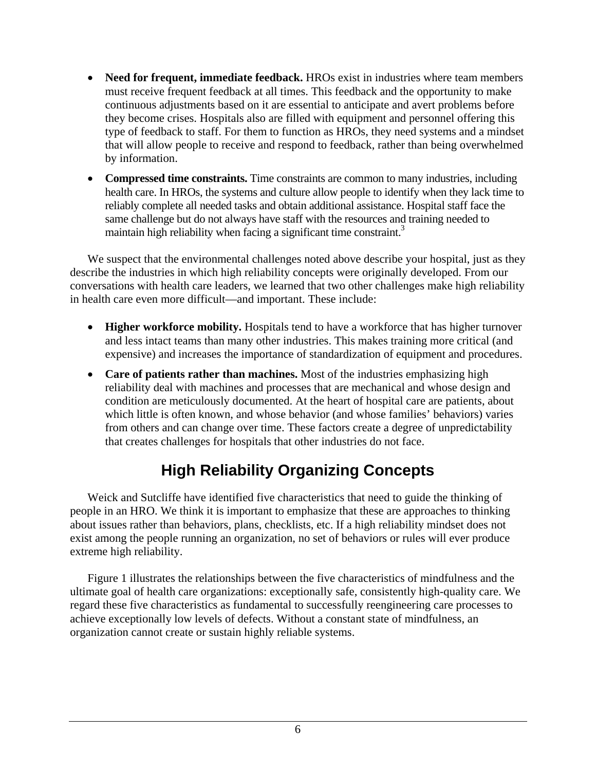- **Need for frequent, immediate feedback.** HROs exist in industries where team members must receive frequent feedback at all times. This feedback and the opportunity to make continuous adjustments based on it are essential to anticipate and avert problems before they become crises. Hospitals also are filled with equipment and personnel offering this type of feedback to staff. For them to function as HROs, they need systems and a mindset that will allow people to receive and respond to feedback, rather than being overwhelmed by information.
- **Compressed time constraints.** Time constraints are common to many industries, including health care. In HROs, the systems and culture allow people to identify when they lack time to reliably complete all needed tasks and obtain additional assistance. Hospital staff face the same challenge but do not always have staff with the resources and training needed to maintain high reliability when facing a significant time constraint.[3]

We suspect that the environmental challenges noted above describe your hospital, just as they describe the industries in which high reliability concepts were originally developed. From our conversations with health care leaders, we learned that two other challenges make high reliability in health care even more difficult—and important. These include:

- **Higher workforce mobility.** Hospitals tend to have a workforce that has higher turnover and less intact teams than many other industries. This makes training more critical (and expensive) and increases the importance of standardization of equipment and procedures.
- **Care of patients rather than machines.** Most of the industries emphasizing high reliability deal with machines and processes that are mechanical and whose design and condition are meticulously documented. At the heart of hospital care are patients, about which little is often known, and whose behavior (and whose families' behaviors) varies from others and can change over time. These factors create a degree of unpredictability that creates challenges for hospitals that other industries do not face.

## High Reliability Organizing Concepts

Weick and Sutcliffe have identified five characteristics that need to guide the thinking of people in an HRO. We think it is important to emphasize that these are approaches to thinking about issues rather than behaviors, plans, checklists, etc. If a high reliability mindset does not exist among the people running an organization, no set of behaviors or rules will ever produce extreme high reliability.

Figure 1 illustrates the relationships between the five characteristics of mindfulness and the ultimate goal of health care organizations: exceptionally safe, consistently high-quality care. We regard these five characteristics as fundamental to successfully reengineering care processes to achieve exceptionally low levels of defects. Without a constant state of mindfulness, an organization cannot create or sustain highly reliable systems.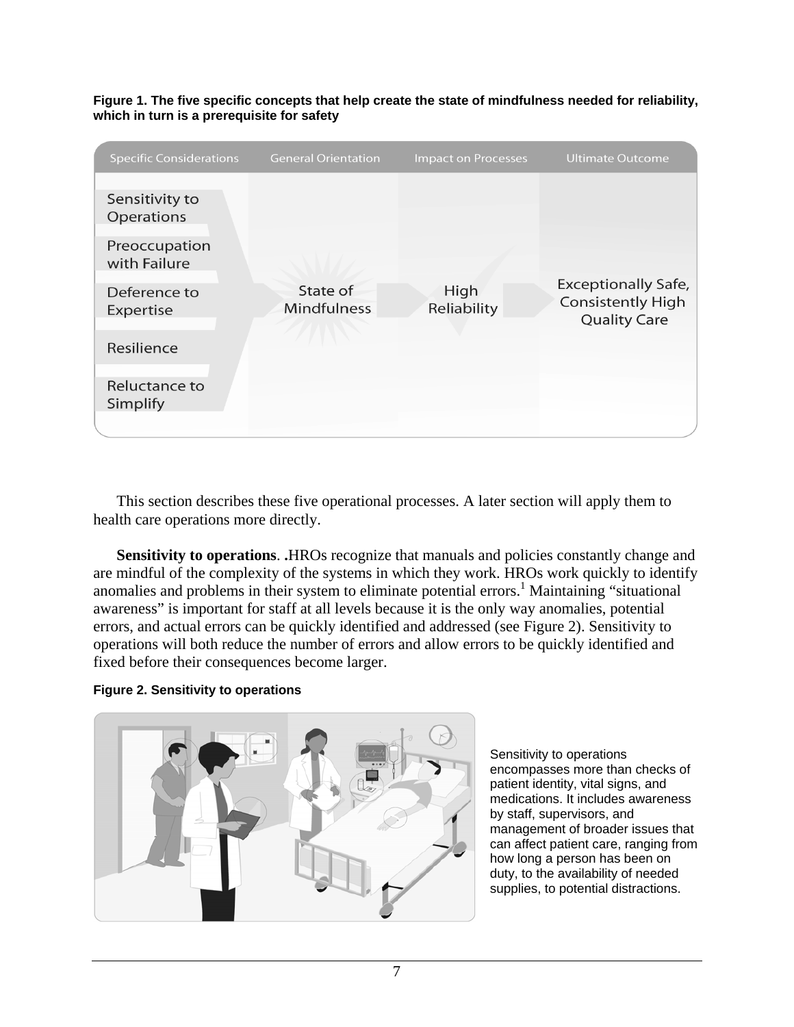**Figure 1. The five specific concepts that help create the state of mindfulness needed for reliability, which in turn is a prerequisite for safety**

| Specific Considerations | General Orientation | Impact on Processes | Ultimate Outcome |
|---|---|---|---|
| Sensitivity to Operations<br>Preoccupation with Failure<br>Deference to Expertise<br>Resilience<br>Reluctance to Simplify | State of Mindfulness | High Reliability | Exceptionally Safe, Consistently High Quality Care |

This section describes these five operational processes. A later section will apply them to health care operations more directly.

**Sensitivity to operations**. .HROs recognize that manuals and policies constantly change and are mindful of the complexity of the systems in which they work. HROs work quickly to identify anomalies and problems in their system to eliminate potential errors.[1] Maintaining "situational awareness" is important for staff at all levels because it is the only way anomalies, potential errors, and actual errors can be quickly identified and addressed (see Figure 2). Sensitivity to operations will both reduce the number of errors and allow errors to be quickly identified and fixed before their consequences become larger.

**Figure 2. Sensitivity to operations**

Sensitivity to operations encompasses more than checks of patient identity, vital signs, and medications. It includes awareness by staff, supervisors, and management of broader issues that can affect patient care, ranging from how long a person has been on duty, to the availability of needed supplies, to potential distractions.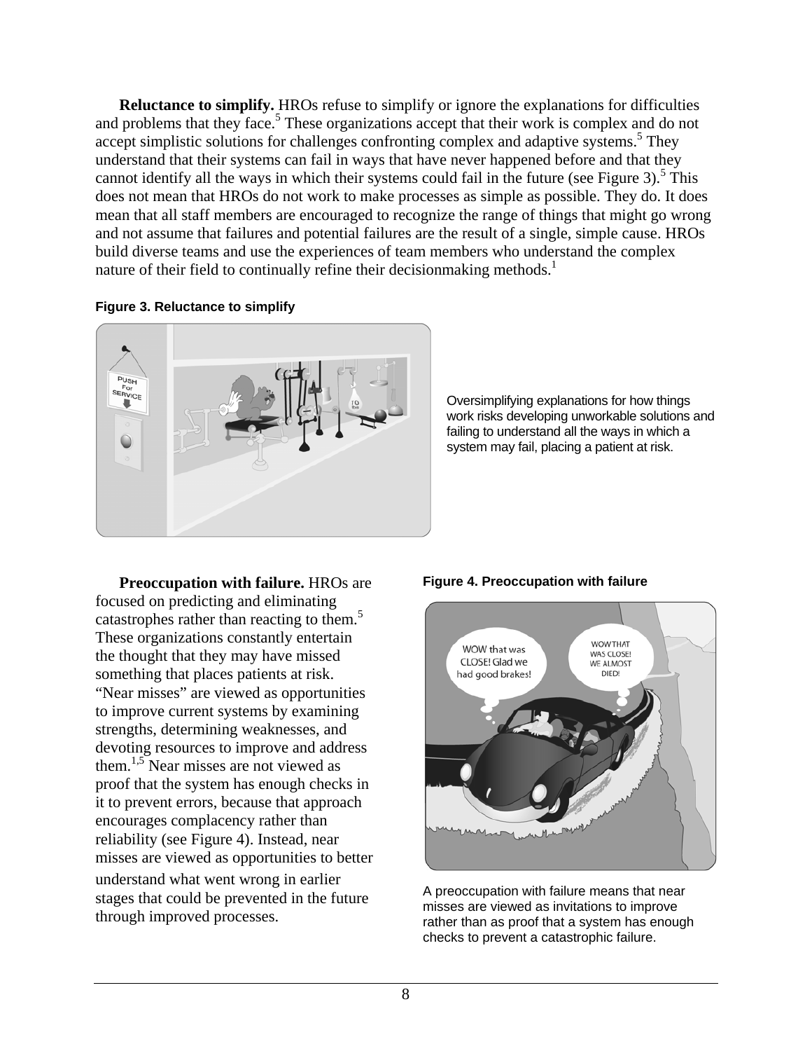**Reluctance to simplify.** HROs refuse to simplify or ignore the explanations for difficulties and problems that they face.[5] These organizations accept that their work is complex and do not accept simplistic solutions for challenges confronting complex and adaptive systems.[5] They understand that their systems can fail in ways that have never happened before and that they cannot identify all the ways in which their systems could fail in the future (see Figure 3).[5] This does not mean that HROs do not work to make processes as simple as possible. They do. It does mean that all staff members are encouraged to recognize the range of things that might go wrong and not assume that failures and potential failures are the result of a single, simple cause. HROs build diverse teams and use the experiences of team members who understand the complex nature of their field to continually refine their decisionmaking methods.[1]

**Figure 3. Reluctance to simplify**

Oversimplifying explanations for how things work risks developing unworkable solutions and failing to understand all the ways in which a system may fail, placing a patient at risk.

**Preoccupation with failure.** HROs are focused on predicting and eliminating catastrophes rather than reacting to them.[5] These organizations constantly entertain the thought that they may have missed something that places patients at risk. "Near misses" are viewed as opportunities to improve current systems by examining strengths, determining weaknesses, and devoting resources to improve and address them.[1,5] Near misses are not viewed as proof that the system has enough checks in it to prevent errors, because that approach encourages complacency rather than reliability (see Figure 4). Instead, near misses are viewed as opportunities to better understand what went wrong in earlier stages that could be prevented in the future through improved processes.

**Figure 4. Preoccupation with failure**

A preoccupation with failure means that near misses are viewed as invitations to improve rather than as proof that a system has enough checks to prevent a catastrophic failure.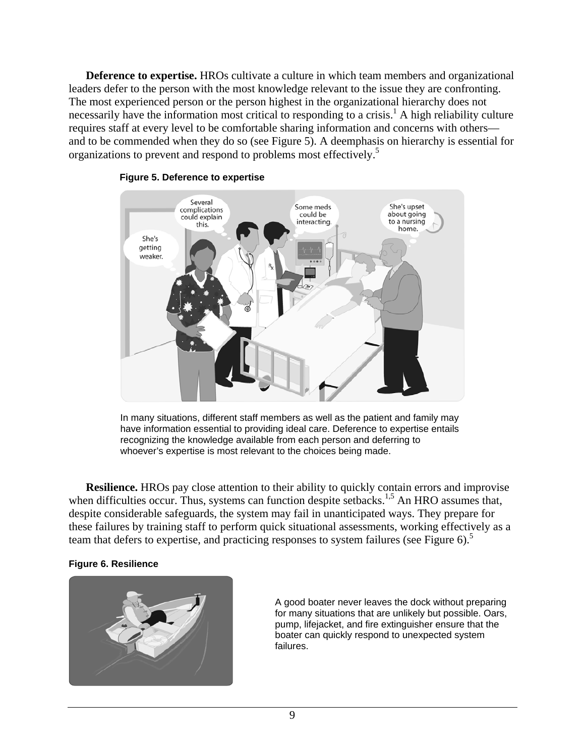**Deference to expertise.** HROs cultivate a culture in which team members and organizational leaders defer to the person with the most knowledge relevant to the issue they are confronting. The most experienced person or the person highest in the organizational hierarchy does not necessarily have the information most critical to responding to a crisis.[1] A high reliability culture requires staff at every level to be comfortable sharing information and concerns with others—and to be commended when they do so (see Figure 5). A deemphasis on hierarchy is essential for organizations to prevent and respond to problems most effectively.[5]

**Figure 5. Deference to expertise**

In many situations, different staff members as well as the patient and family may have information essential to providing ideal care. Deference to expertise entails recognizing the knowledge available from each person and deferring to whoever's expertise is most relevant to the choices being made.

**Resilience.** HROs pay close attention to their ability to quickly contain errors and improvise when difficulties occur. Thus, systems can function despite setbacks.[1,5] An HRO assumes that, despite considerable safeguards, the system may fail in unanticipated ways. They prepare for these failures by training staff to perform quick situational assessments, working effectively as a team that defers to expertise, and practicing responses to system failures (see Figure 6).[5]

**Figure 6. Resilience**

A good boater never leaves the dock without preparing for many situations that are unlikely but possible. Oars, pump, lifejacket, and fire extinguisher ensure that the boater can quickly respond to unexpected system failures.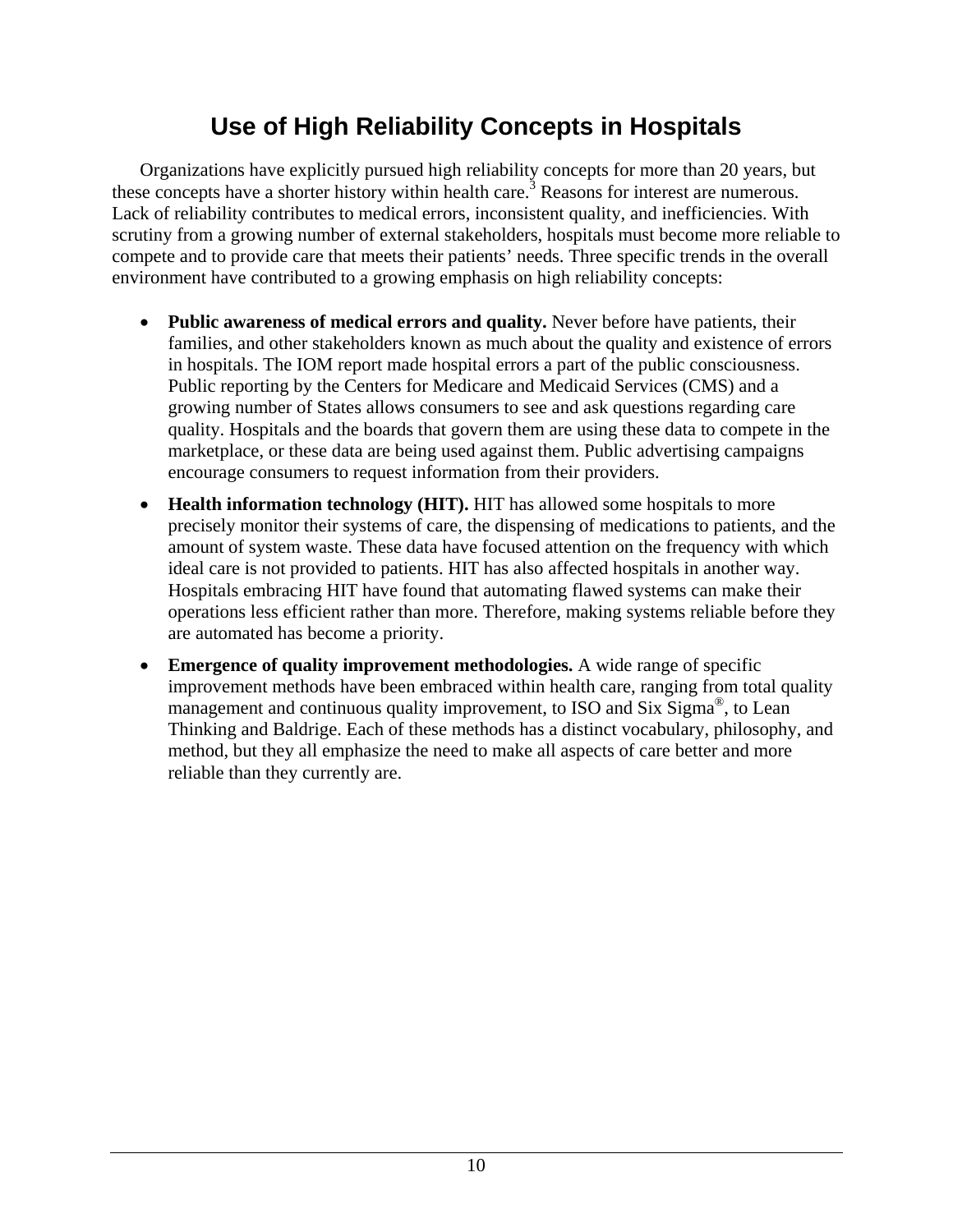# Use of High Reliability Concepts in Hospitals

Organizations have explicitly pursued high reliability concepts for more than 20 years, but these concepts have a shorter history within health care.[3] Reasons for interest are numerous. Lack of reliability contributes to medical errors, inconsistent quality, and inefficiencies. With scrutiny from a growing number of external stakeholders, hospitals must become more reliable to compete and to provide care that meets their patients' needs. Three specific trends in the overall environment have contributed to a growing emphasis on high reliability concepts:

- **Public awareness of medical errors and quality.** Never before have patients, their families, and other stakeholders known as much about the quality and existence of errors in hospitals. The IOM report made hospital errors a part of the public consciousness. Public reporting by the Centers for Medicare and Medicaid Services (CMS) and a growing number of States allows consumers to see and ask questions regarding care quality. Hospitals and the boards that govern them are using these data to compete in the marketplace, or these data are being used against them. Public advertising campaigns encourage consumers to request information from their providers.
- **Health information technology (HIT).** HIT has allowed some hospitals to more precisely monitor their systems of care, the dispensing of medications to patients, and the amount of system waste. These data have focused attention on the frequency with which ideal care is not provided to patients. HIT has also affected hospitals in another way. Hospitals embracing HIT have found that automating flawed systems can make their operations less efficient rather than more. Therefore, making systems reliable before they are automated has become a priority.
- **Emergence of quality improvement methodologies.** A wide range of specific improvement methods have been embraced within health care, ranging from total quality management and continuous quality improvement, to ISO and Six Sigma®, to Lean Thinking and Baldrige. Each of these methods has a distinct vocabulary, philosophy, and method, but they all emphasize the need to make all aspects of care better and more reliable than they currently are.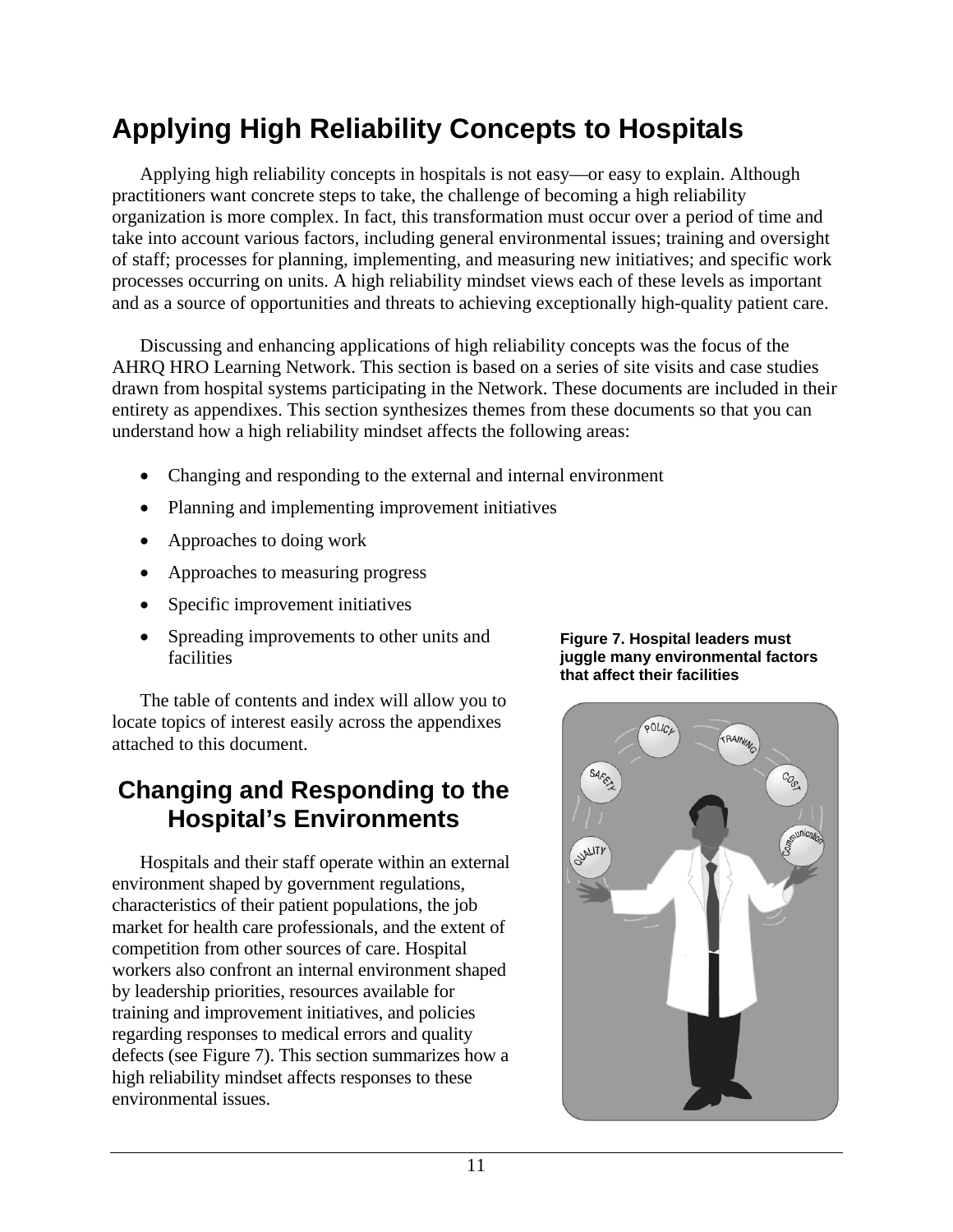# Applying High Reliability Concepts to Hospitals

Applying high reliability concepts in hospitals is not easy—or easy to explain. Although practitioners want concrete steps to take, the challenge of becoming a high reliability organization is more complex. In fact, this transformation must occur over a period of time and take into account various factors, including general environmental issues; training and oversight of staff; processes for planning, implementing, and measuring new initiatives; and specific work processes occurring on units. A high reliability mindset views each of these levels as important and as a source of opportunities and threats to achieving exceptionally high-quality patient care.

Discussing and enhancing applications of high reliability concepts was the focus of the AHRQ HRO Learning Network. This section is based on a series of site visits and case studies drawn from hospital systems participating in the Network. These documents are included in their entirety as appendixes. This section synthesizes themes from these documents so that you can understand how a high reliability mindset affects the following areas:

- Changing and responding to the external and internal environment
- Planning and implementing improvement initiatives
- Approaches to doing work
- Approaches to measuring progress
- Specific improvement initiatives
- Spreading improvements to other units and facilities

The table of contents and index will allow you to locate topics of interest easily across the appendixes attached to this document.

## Changing and Responding to the Hospital's Environments

Hospitals and their staff operate within an external environment shaped by government regulations, characteristics of their patient populations, the job market for health care professionals, and the extent of competition from other sources of care. Hospital workers also confront an internal environment shaped by leadership priorities, resources available for training and improvement initiatives, and policies regarding responses to medical errors and quality defects (see Figure 7). This section summarizes how a high reliability mindset affects responses to these environmental issues.

**Figure 7. Hospital leaders must juggle many environmental factors that affect their facilities**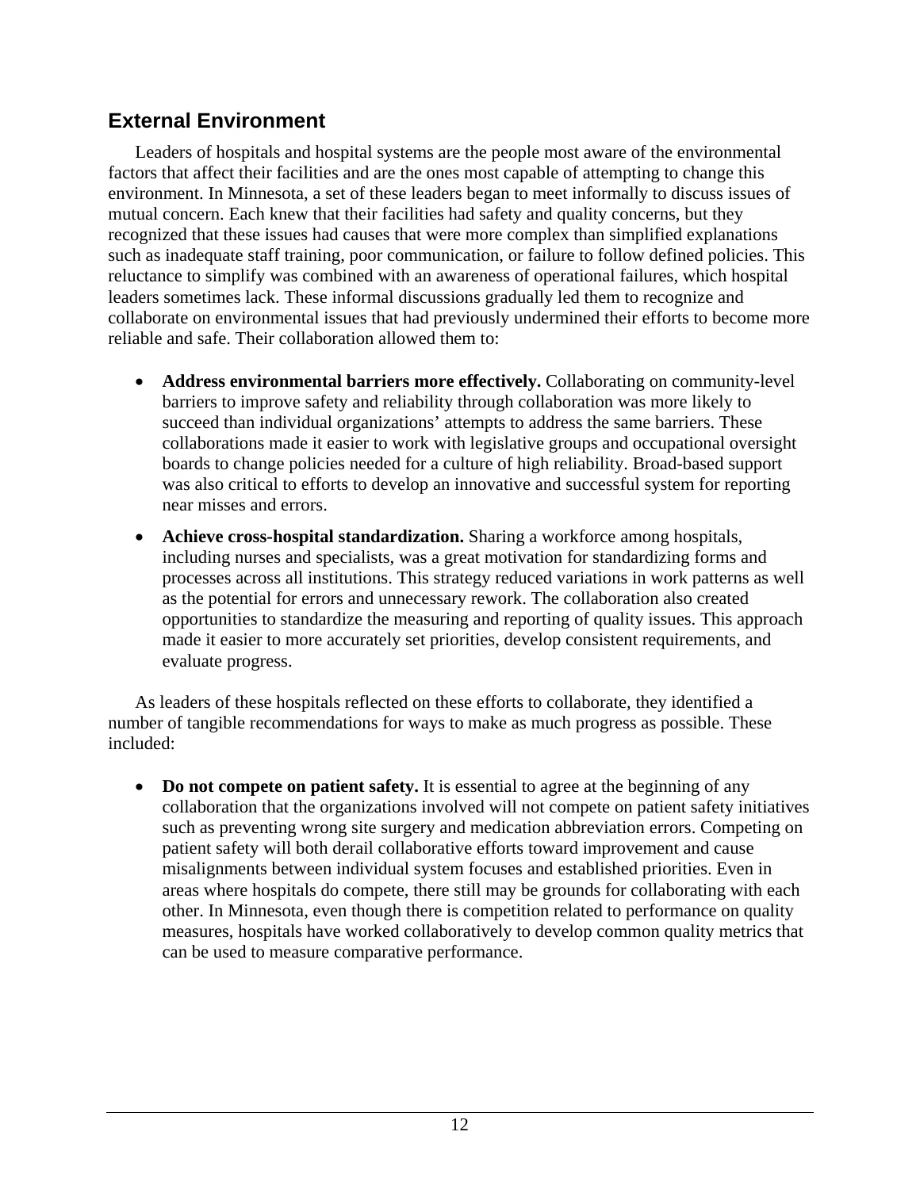## External Environment

Leaders of hospitals and hospital systems are the people most aware of the environmental factors that affect their facilities and are the ones most capable of attempting to change this environment. In Minnesota, a set of these leaders began to meet informally to discuss issues of mutual concern. Each knew that their facilities had safety and quality concerns, but they recognized that these issues had causes that were more complex than simplified explanations such as inadequate staff training, poor communication, or failure to follow defined policies. This reluctance to simplify was combined with an awareness of operational failures, which hospital leaders sometimes lack. These informal discussions gradually led them to recognize and collaborate on environmental issues that had previously undermined their efforts to become more reliable and safe. Their collaboration allowed them to:

- **Address environmental barriers more effectively.** Collaborating on community-level barriers to improve safety and reliability through collaboration was more likely to succeed than individual organizations' attempts to address the same barriers. These collaborations made it easier to work with legislative groups and occupational oversight boards to change policies needed for a culture of high reliability. Broad-based support was also critical to efforts to develop an innovative and successful system for reporting near misses and errors.
- **Achieve cross-hospital standardization.** Sharing a workforce among hospitals, including nurses and specialists, was a great motivation for standardizing forms and processes across all institutions. This strategy reduced variations in work patterns as well as the potential for errors and unnecessary rework. The collaboration also created opportunities to standardize the measuring and reporting of quality issues. This approach made it easier to more accurately set priorities, develop consistent requirements, and evaluate progress.

As leaders of these hospitals reflected on these efforts to collaborate, they identified a number of tangible recommendations for ways to make as much progress as possible. These included:

- **Do not compete on patient safety.** It is essential to agree at the beginning of any collaboration that the organizations involved will not compete on patient safety initiatives such as preventing wrong site surgery and medication abbreviation errors. Competing on patient safety will both derail collaborative efforts toward improvement and cause misalignments between individual system focuses and established priorities. Even in areas where hospitals do compete, there still may be grounds for collaborating with each other. In Minnesota, even though there is competition related to performance on quality measures, hospitals have worked collaboratively to develop common quality metrics that can be used to measure comparative performance.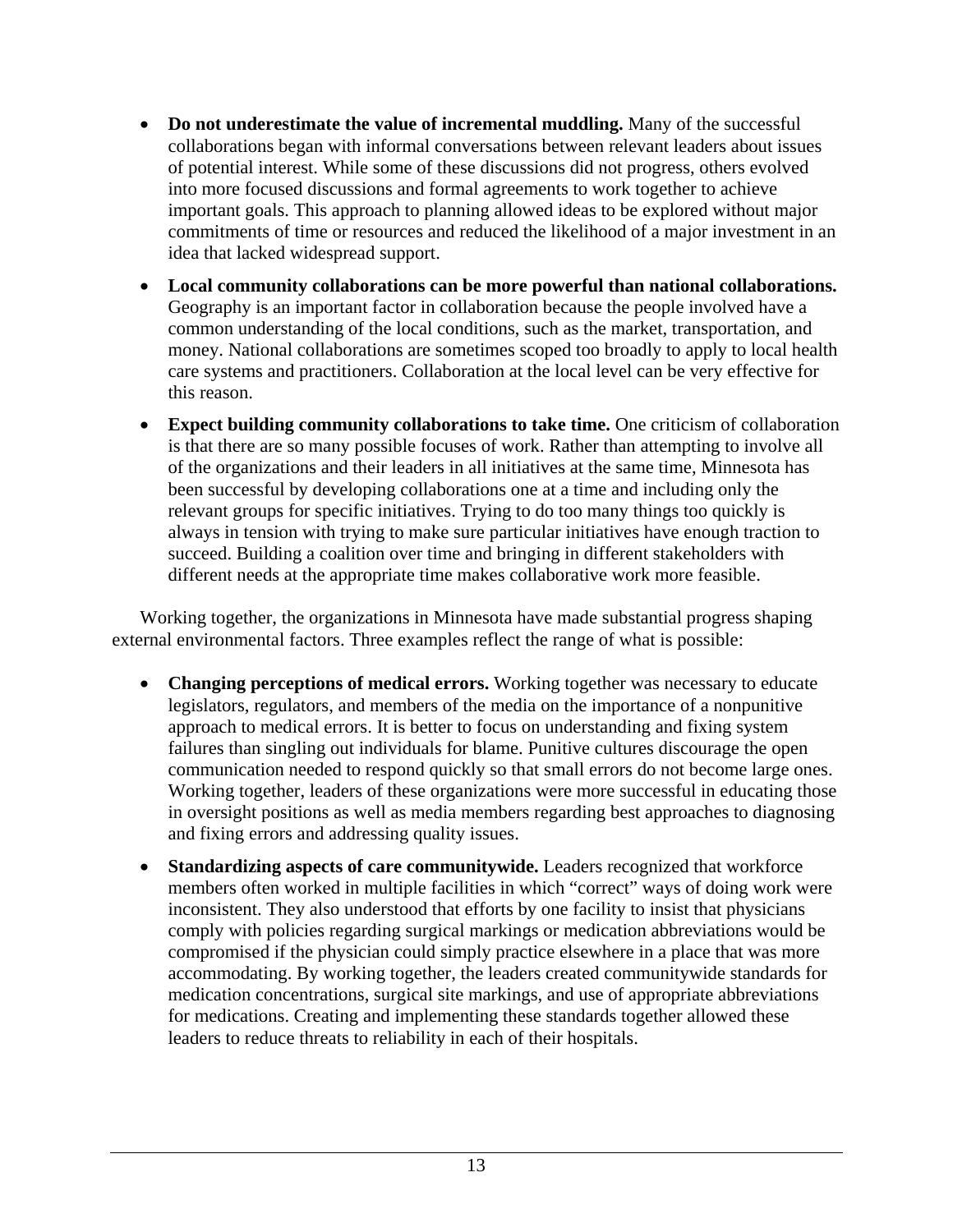- **Do not underestimate the value of incremental muddling.** Many of the successful collaborations began with informal conversations between relevant leaders about issues of potential interest. While some of these discussions did not progress, others evolved into more focused discussions and formal agreements to work together to achieve important goals. This approach to planning allowed ideas to be explored without major commitments of time or resources and reduced the likelihood of a major investment in an idea that lacked widespread support.
- **Local community collaborations can be more powerful than national collaborations.** Geography is an important factor in collaboration because the people involved have a common understanding of the local conditions, such as the market, transportation, and money. National collaborations are sometimes scoped too broadly to apply to local health care systems and practitioners. Collaboration at the local level can be very effective for this reason.
- **Expect building community collaborations to take time.** One criticism of collaboration is that there are so many possible focuses of work. Rather than attempting to involve all of the organizations and their leaders in all initiatives at the same time, Minnesota has been successful by developing collaborations one at a time and including only the relevant groups for specific initiatives. Trying to do too many things too quickly is always in tension with trying to make sure particular initiatives have enough traction to succeed. Building a coalition over time and bringing in different stakeholders with different needs at the appropriate time makes collaborative work more feasible.

Working together, the organizations in Minnesota have made substantial progress shaping external environmental factors. Three examples reflect the range of what is possible:

- **Changing perceptions of medical errors.** Working together was necessary to educate legislators, regulators, and members of the media on the importance of a nonpunitive approach to medical errors. It is better to focus on understanding and fixing system failures than singling out individuals for blame. Punitive cultures discourage the open communication needed to respond quickly so that small errors do not become large ones. Working together, leaders of these organizations were more successful in educating those in oversight positions as well as media members regarding best approaches to diagnosing and fixing errors and addressing quality issues.
- **Standardizing aspects of care communitywide.** Leaders recognized that workforce members often worked in multiple facilities in which "correct" ways of doing work were inconsistent. They also understood that efforts by one facility to insist that physicians comply with policies regarding surgical markings or medication abbreviations would be compromised if the physician could simply practice elsewhere in a place that was more accommodating. By working together, the leaders created communitywide standards for medication concentrations, surgical site markings, and use of appropriate abbreviations for medications. Creating and implementing these standards together allowed these leaders to reduce threats to reliability in each of their hospitals.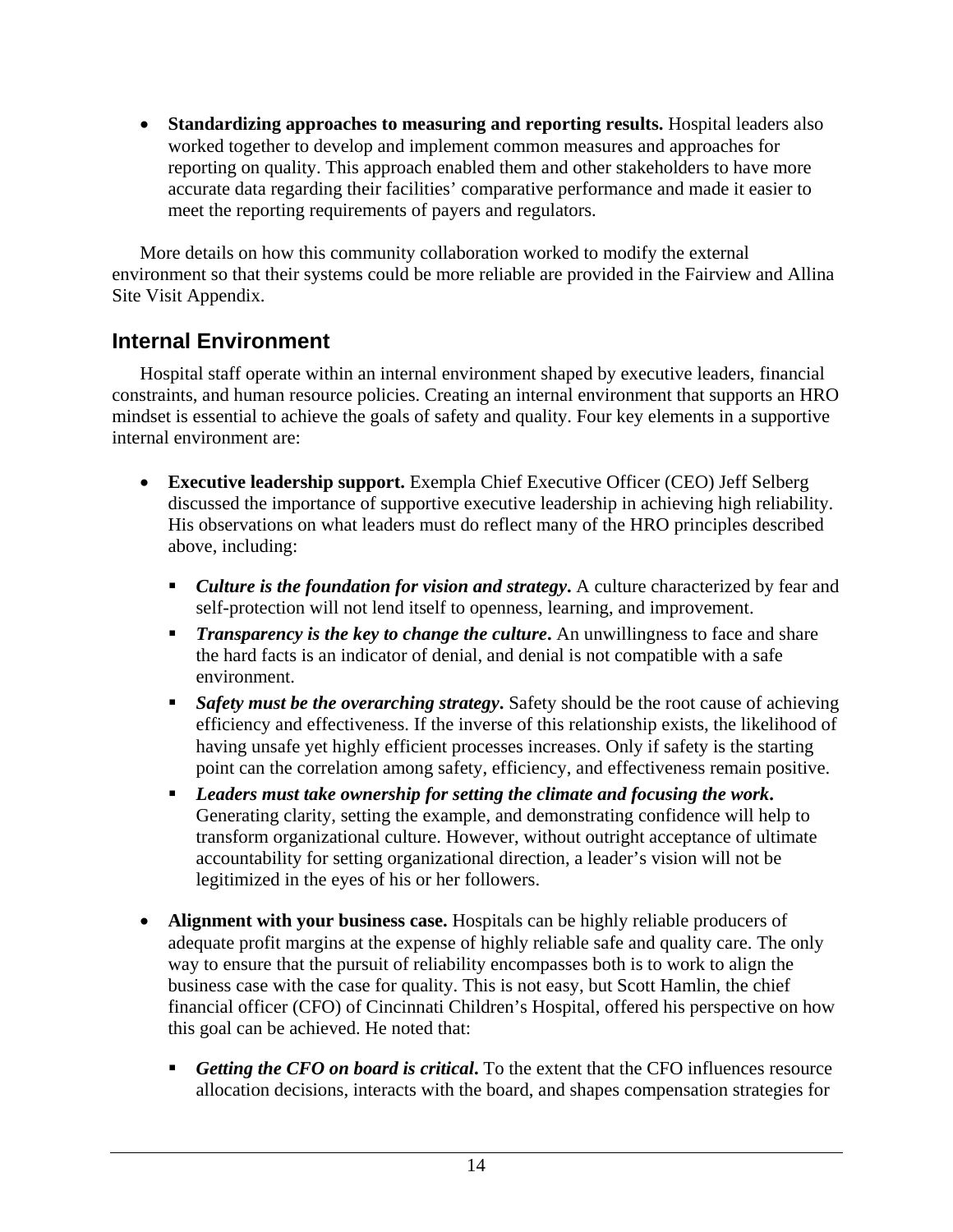- **Standardizing approaches to measuring and reporting results.** Hospital leaders also worked together to develop and implement common measures and approaches for reporting on quality. This approach enabled them and other stakeholders to have more accurate data regarding their facilities' comparative performance and made it easier to meet the reporting requirements of payers and regulators.

More details on how this community collaboration worked to modify the external environment so that their systems could be more reliable are provided in the Fairview and Allina Site Visit Appendix.

## Internal Environment

Hospital staff operate within an internal environment shaped by executive leaders, financial constraints, and human resource policies. Creating an internal environment that supports an HRO mindset is essential to achieve the goals of safety and quality. Four key elements in a supportive internal environment are:

- **Executive leadership support.** Exempla Chief Executive Officer (CEO) Jeff Selberg discussed the importance of supportive executive leadership in achieving high reliability. His observations on what leaders must do reflect many of the HRO principles described above, including:
  - ***Culture is the foundation for vision and strategy*.** A culture characterized by fear and self-protection will not lend itself to openness, learning, and improvement.
  - ***Transparency is the key to change the culture*.** An unwillingness to face and share the hard facts is an indicator of denial, and denial is not compatible with a safe environment.
  - ***Safety must be the overarching strategy*.** Safety should be the root cause of achieving efficiency and effectiveness. If the inverse of this relationship exists, the likelihood of having unsafe yet highly efficient processes increases. Only if safety is the starting point can the correlation among safety, efficiency, and effectiveness remain positive.
  - ***Leaders must take ownership for setting the climate and focusing the work*.** Generating clarity, setting the example, and demonstrating confidence will help to transform organizational culture. However, without outright acceptance of ultimate accountability for setting organizational direction, a leader's vision will not be legitimized in the eyes of his or her followers.
- **Alignment with your business case.** Hospitals can be highly reliable producers of adequate profit margins at the expense of highly reliable safe and quality care. The only way to ensure that the pursuit of reliability encompasses both is to work to align the business case with the case for quality. This is not easy, but Scott Hamlin, the chief financial officer (CFO) of Cincinnati Children's Hospital, offered his perspective on how this goal can be achieved. He noted that:
  - ***Getting the CFO on board is critical*.** To the extent that the CFO influences resource allocation decisions, interacts with the board, and shapes compensation strategies for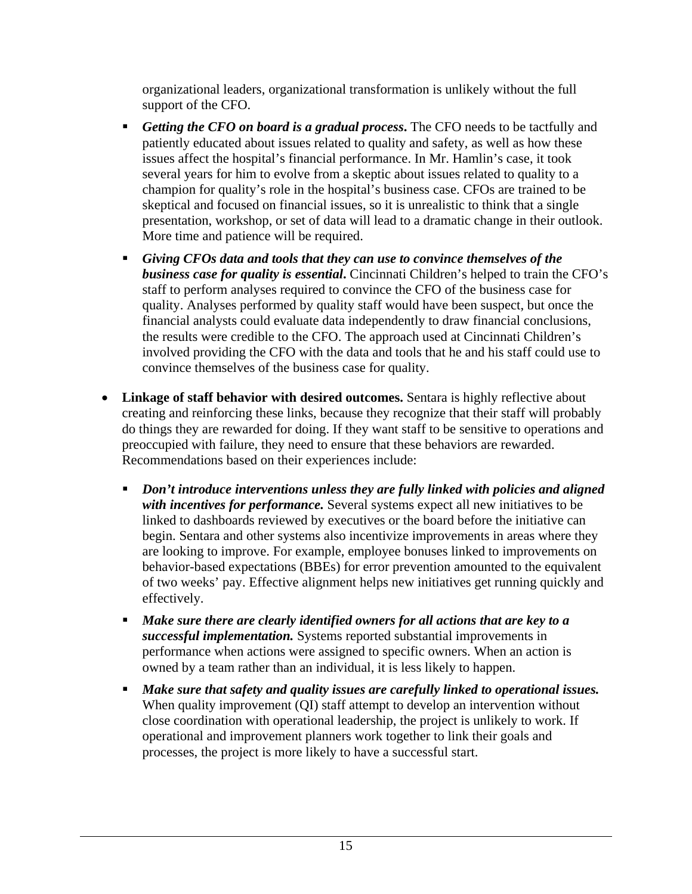organizational leaders, organizational transformation is unlikely without the full support of the CFO.

  - ***Getting the CFO on board is a gradual process***. The CFO needs to be tactfully and patiently educated about issues related to quality and safety, as well as how these issues affect the hospital's financial performance. In Mr. Hamlin's case, it took several years for him to evolve from a skeptic about issues related to quality to a champion for quality's role in the hospital's business case. CFOs are trained to be skeptical and focused on financial issues, so it is unrealistic to think that a single presentation, workshop, or set of data will lead to a dramatic change in their outlook. More time and patience will be required.
  - ***Giving CFOs data and tools that they can use to convince themselves of the business case for quality is essential***. Cincinnati Children's helped to train the CFO's staff to perform analyses required to convince the CFO of the business case for quality. Analyses performed by quality staff would have been suspect, but once the financial analysts could evaluate data independently to draw financial conclusions, the results were credible to the CFO. The approach used at Cincinnati Children's involved providing the CFO with the data and tools that he and his staff could use to convince themselves of the business case for quality.

- **Linkage of staff behavior with desired outcomes.** Sentara is highly reflective about creating and reinforcing these links, because they recognize that their staff will probably do things they are rewarded for doing. If they want staff to be sensitive to operations and preoccupied with failure, they need to ensure that these behaviors are rewarded. Recommendations based on their experiences include:
  - ***Don't introduce interventions unless they are fully linked with policies and aligned with incentives for performance.*** Several systems expect all new initiatives to be linked to dashboards reviewed by executives or the board before the initiative can begin. Sentara and other systems also incentivize improvements in areas where they are looking to improve. For example, employee bonuses linked to improvements on behavior-based expectations (BBEs) for error prevention amounted to the equivalent of two weeks' pay. Effective alignment helps new initiatives get running quickly and effectively.
  - ***Make sure there are clearly identified owners for all actions that are key to a successful implementation.*** Systems reported substantial improvements in performance when actions were assigned to specific owners. When an action is owned by a team rather than an individual, it is less likely to happen.
  - ***Make sure that safety and quality issues are carefully linked to operational issues.*** When quality improvement (QI) staff attempt to develop an intervention without close coordination with operational leadership, the project is unlikely to work. If operational and improvement planners work together to link their goals and processes, the project is more likely to have a successful start.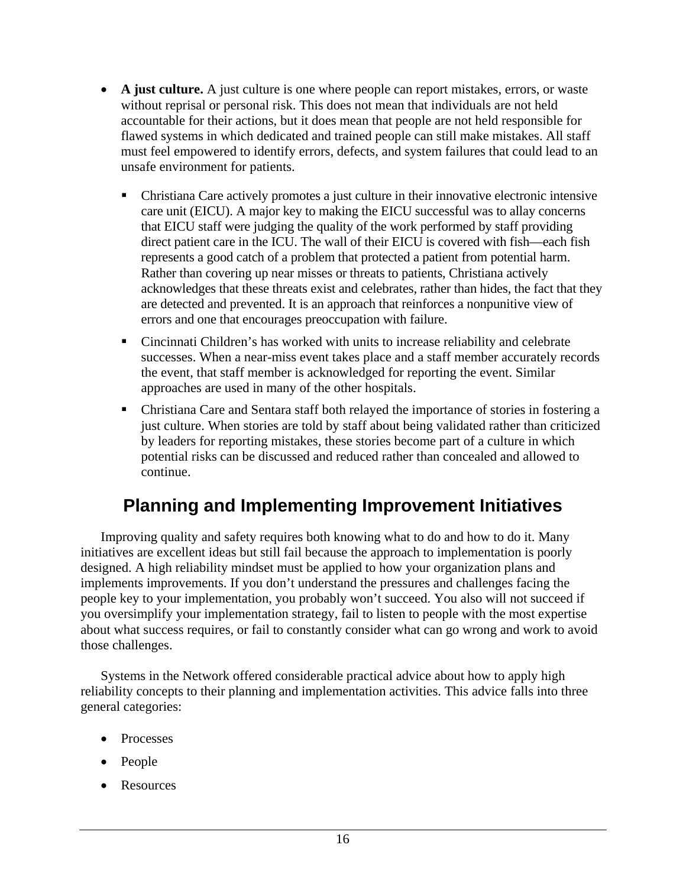- **A just culture.** A just culture is one where people can report mistakes, errors, or waste without reprisal or personal risk. This does not mean that individuals are not held accountable for their actions, but it does mean that people are not held responsible for flawed systems in which dedicated and trained people can still make mistakes. All staff must feel empowered to identify errors, defects, and system failures that could lead to an unsafe environment for patients.
  - Christiana Care actively promotes a just culture in their innovative electronic intensive care unit (EICU). A major key to making the EICU successful was to allay concerns that EICU staff were judging the quality of the work performed by staff providing direct patient care in the ICU. The wall of their EICU is covered with fish—each fish represents a good catch of a problem that protected a patient from potential harm. Rather than covering up near misses or threats to patients, Christiana actively acknowledges that these threats exist and celebrates, rather than hides, the fact that they are detected and prevented. It is an approach that reinforces a nonpunitive view of errors and one that encourages preoccupation with failure.
  - Cincinnati Children's has worked with units to increase reliability and celebrate successes. When a near-miss event takes place and a staff member accurately records the event, that staff member is acknowledged for reporting the event. Similar approaches are used in many of the other hospitals.
  - Christiana Care and Sentara staff both relayed the importance of stories in fostering a just culture. When stories are told by staff about being validated rather than criticized by leaders for reporting mistakes, these stories become part of a culture in which potential risks can be discussed and reduced rather than concealed and allowed to continue.

## Planning and Implementing Improvement Initiatives

Improving quality and safety requires both knowing what to do and how to do it. Many initiatives are excellent ideas but still fail because the approach to implementation is poorly designed. A high reliability mindset must be applied to how your organization plans and implements improvements. If you don't understand the pressures and challenges facing the people key to your implementation, you probably won't succeed. You also will not succeed if you oversimplify your implementation strategy, fail to listen to people with the most expertise about what success requires, or fail to constantly consider what can go wrong and work to avoid those challenges.

Systems in the Network offered considerable practical advice about how to apply high reliability concepts to their planning and implementation activities. This advice falls into three general categories:

- Processes
- People
- Resources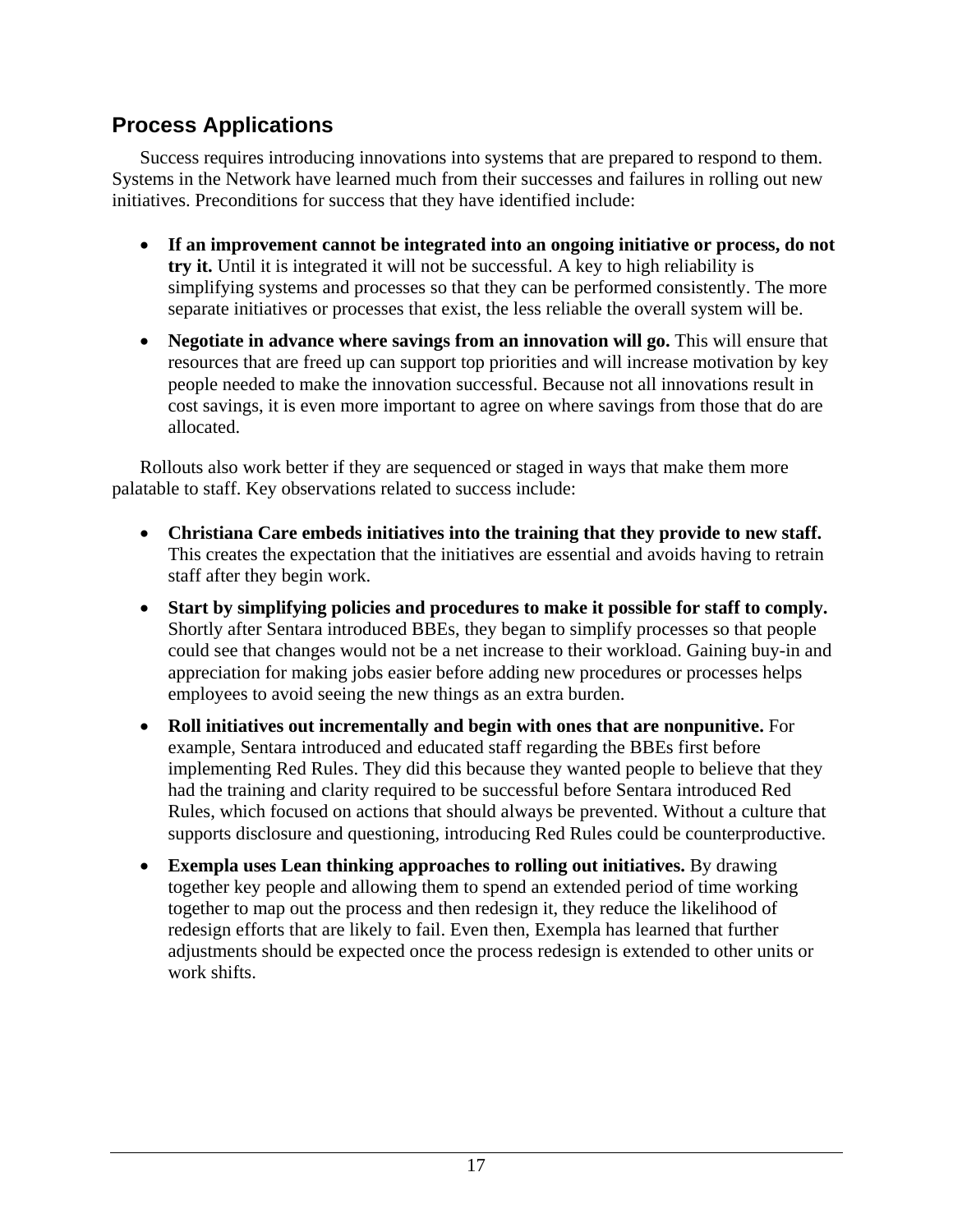## Process Applications

Success requires introducing innovations into systems that are prepared to respond to them. Systems in the Network have learned much from their successes and failures in rolling out new initiatives. Preconditions for success that they have identified include:

- **If an improvement cannot be integrated into an ongoing initiative or process, do not try it.** Until it is integrated it will not be successful. A key to high reliability is simplifying systems and processes so that they can be performed consistently. The more separate initiatives or processes that exist, the less reliable the overall system will be.
- **Negotiate in advance where savings from an innovation will go.** This will ensure that resources that are freed up can support top priorities and will increase motivation by key people needed to make the innovation successful. Because not all innovations result in cost savings, it is even more important to agree on where savings from those that do are allocated.

Rollouts also work better if they are sequenced or staged in ways that make them more palatable to staff. Key observations related to success include:

- **Christiana Care embeds initiatives into the training that they provide to new staff.** This creates the expectation that the initiatives are essential and avoids having to retrain staff after they begin work.
- **Start by simplifying policies and procedures to make it possible for staff to comply.** Shortly after Sentara introduced BBEs, they began to simplify processes so that people could see that changes would not be a net increase to their workload. Gaining buy-in and appreciation for making jobs easier before adding new procedures or processes helps employees to avoid seeing the new things as an extra burden.
- **Roll initiatives out incrementally and begin with ones that are nonpunitive.** For example, Sentara introduced and educated staff regarding the BBEs first before implementing Red Rules. They did this because they wanted people to believe that they had the training and clarity required to be successful before Sentara introduced Red Rules, which focused on actions that should always be prevented. Without a culture that supports disclosure and questioning, introducing Red Rules could be counterproductive.
- **Exempla uses Lean thinking approaches to rolling out initiatives.** By drawing together key people and allowing them to spend an extended period of time working together to map out the process and then redesign it, they reduce the likelihood of redesign efforts that are likely to fail. Even then, Exempla has learned that further adjustments should be expected once the process redesign is extended to other units or work shifts.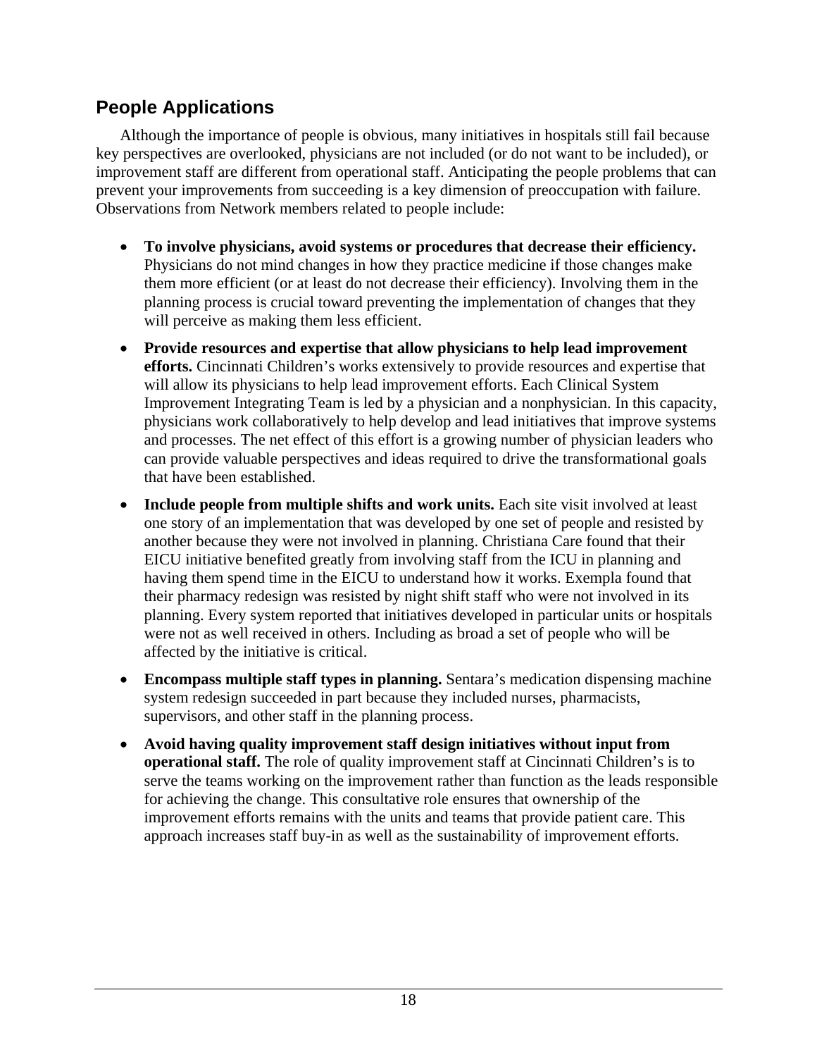## People Applications

Although the importance of people is obvious, many initiatives in hospitals still fail because key perspectives are overlooked, physicians are not included (or do not want to be included), or improvement staff are different from operational staff. Anticipating the people problems that can prevent your improvements from succeeding is a key dimension of preoccupation with failure. Observations from Network members related to people include:

- **To involve physicians, avoid systems or procedures that decrease their efficiency.** Physicians do not mind changes in how they practice medicine if those changes make them more efficient (or at least do not decrease their efficiency). Involving them in the planning process is crucial toward preventing the implementation of changes that they will perceive as making them less efficient.
- **Provide resources and expertise that allow physicians to help lead improvement efforts.** Cincinnati Children's works extensively to provide resources and expertise that will allow its physicians to help lead improvement efforts. Each Clinical System Improvement Integrating Team is led by a physician and a nonphysician. In this capacity, physicians work collaboratively to help develop and lead initiatives that improve systems and processes. The net effect of this effort is a growing number of physician leaders who can provide valuable perspectives and ideas required to drive the transformational goals that have been established.
- **Include people from multiple shifts and work units.** Each site visit involved at least one story of an implementation that was developed by one set of people and resisted by another because they were not involved in planning. Christiana Care found that their EICU initiative benefited greatly from involving staff from the ICU in planning and having them spend time in the EICU to understand how it works. Exempla found that their pharmacy redesign was resisted by night shift staff who were not involved in its planning. Every system reported that initiatives developed in particular units or hospitals were not as well received in others. Including as broad a set of people who will be affected by the initiative is critical.
- **Encompass multiple staff types in planning.** Sentara's medication dispensing machine system redesign succeeded in part because they included nurses, pharmacists, supervisors, and other staff in the planning process.
- **Avoid having quality improvement staff design initiatives without input from operational staff.** The role of quality improvement staff at Cincinnati Children's is to serve the teams working on the improvement rather than function as the leads responsible for achieving the change. This consultative role ensures that ownership of the improvement efforts remains with the units and teams that provide patient care. This approach increases staff buy-in as well as the sustainability of improvement efforts.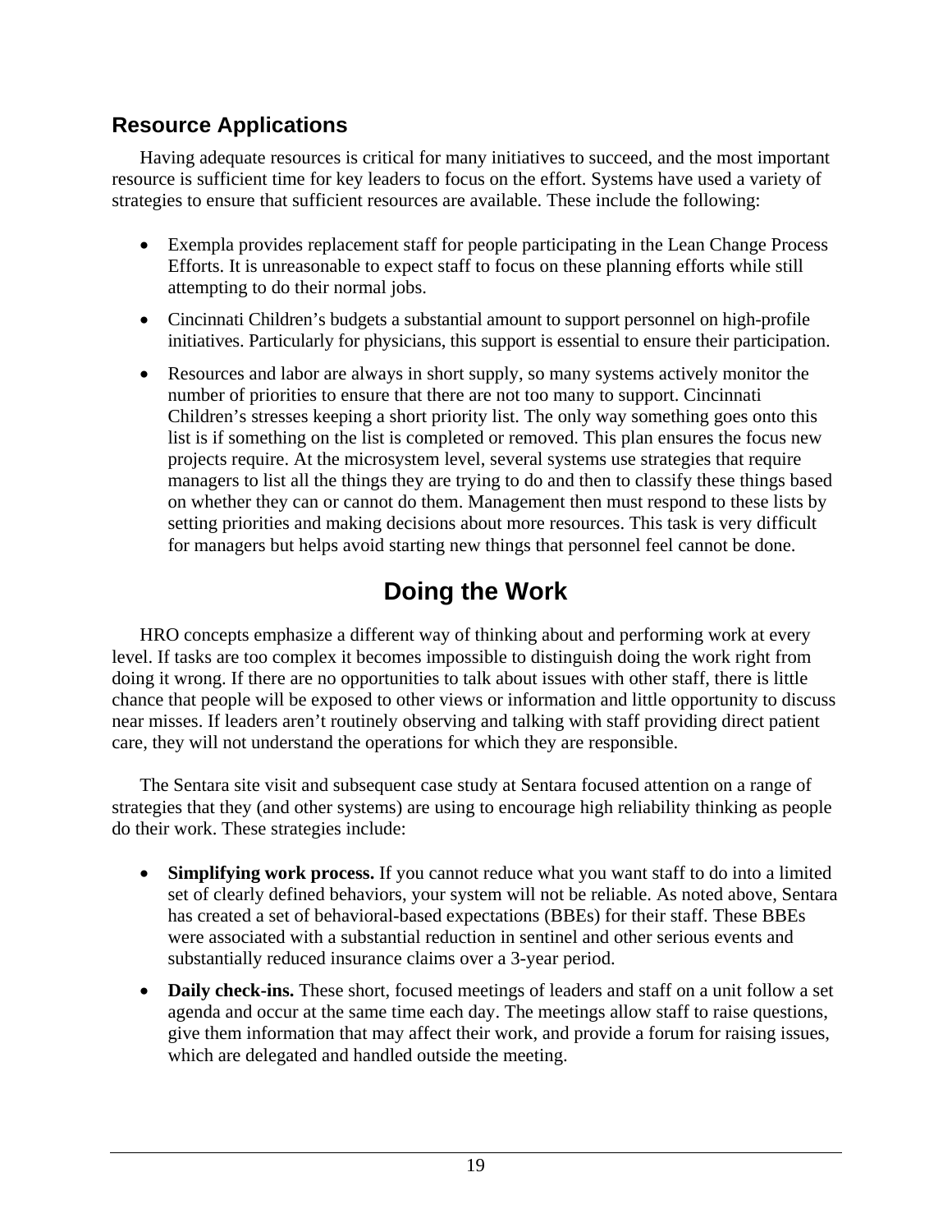### Resource Applications

Having adequate resources is critical for many initiatives to succeed, and the most important resource is sufficient time for key leaders to focus on the effort. Systems have used a variety of strategies to ensure that sufficient resources are available. These include the following:

- Exempla provides replacement staff for people participating in the Lean Change Process Efforts. It is unreasonable to expect staff to focus on these planning efforts while still attempting to do their normal jobs.
- Cincinnati Children's budgets a substantial amount to support personnel on high-profile initiatives. Particularly for physicians, this support is essential to ensure their participation.
- Resources and labor are always in short supply, so many systems actively monitor the number of priorities to ensure that there are not too many to support. Cincinnati Children's stresses keeping a short priority list. The only way something goes onto this list is if something on the list is completed or removed. This plan ensures the focus new projects require. At the microsystem level, several systems use strategies that require managers to list all the things they are trying to do and then to classify these things based on whether they can or cannot do them. Management then must respond to these lists by setting priorities and making decisions about more resources. This task is very difficult for managers but helps avoid starting new things that personnel feel cannot be done.

## Doing the Work

HRO concepts emphasize a different way of thinking about and performing work at every level. If tasks are too complex it becomes impossible to distinguish doing the work right from doing it wrong. If there are no opportunities to talk about issues with other staff, there is little chance that people will be exposed to other views or information and little opportunity to discuss near misses. If leaders aren't routinely observing and talking with staff providing direct patient care, they will not understand the operations for which they are responsible.

The Sentara site visit and subsequent case study at Sentara focused attention on a range of strategies that they (and other systems) are using to encourage high reliability thinking as people do their work. These strategies include:

- **Simplifying work process.** If you cannot reduce what you want staff to do into a limited set of clearly defined behaviors, your system will not be reliable. As noted above, Sentara has created a set of behavioral-based expectations (BBEs) for their staff. These BBEs were associated with a substantial reduction in sentinel and other serious events and substantially reduced insurance claims over a 3-year period.
- **Daily check-ins.** These short, focused meetings of leaders and staff on a unit follow a set agenda and occur at the same time each day. The meetings allow staff to raise questions, give them information that may affect their work, and provide a forum for raising issues, which are delegated and handled outside the meeting.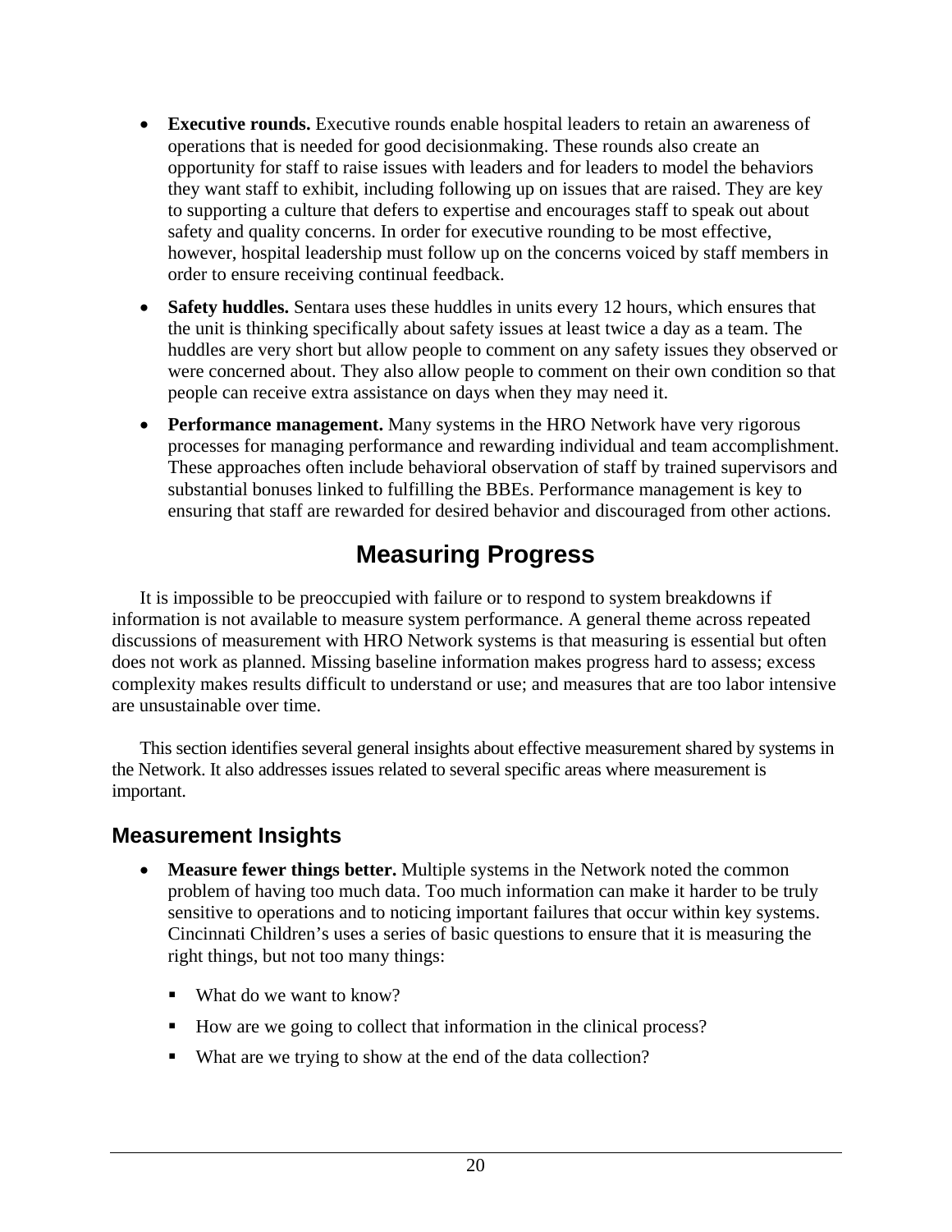- **Executive rounds.** Executive rounds enable hospital leaders to retain an awareness of operations that is needed for good decisionmaking. These rounds also create an opportunity for staff to raise issues with leaders and for leaders to model the behaviors they want staff to exhibit, including following up on issues that are raised. They are key to supporting a culture that defers to expertise and encourages staff to speak out about safety and quality concerns. In order for executive rounding to be most effective, however, hospital leadership must follow up on the concerns voiced by staff members in order to ensure receiving continual feedback.

- **Safety huddles.** Sentara uses these huddles in units every 12 hours, which ensures that the unit is thinking specifically about safety issues at least twice a day as a team. The huddles are very short but allow people to comment on any safety issues they observed or were concerned about. They also allow people to comment on their own condition so that people can receive extra assistance on days when they may need it.

- **Performance management.** Many systems in the HRO Network have very rigorous processes for managing performance and rewarding individual and team accomplishment. These approaches often include behavioral observation of staff by trained supervisors and substantial bonuses linked to fulfilling the BBEs. Performance management is key to ensuring that staff are rewarded for desired behavior and discouraged from other actions.

# Measuring Progress

It is impossible to be preoccupied with failure or to respond to system breakdowns if information is not available to measure system performance. A general theme across repeated discussions of measurement with HRO Network systems is that measuring is essential but often does not work as planned. Missing baseline information makes progress hard to assess; excess complexity makes results difficult to understand or use; and measures that are too labor intensive are unsustainable over time.

This section identifies several general insights about effective measurement shared by systems in the Network. It also addresses issues related to several specific areas where measurement is important.

## Measurement Insights

- **Measure fewer things better.** Multiple systems in the Network noted the common problem of having too much data. Too much information can make it harder to be truly sensitive to operations and to noticing important failures that occur within key systems. Cincinnati Children's uses a series of basic questions to ensure that it is measuring the right things, but not too many things:

  - What do we want to know?
  - How are we going to collect that information in the clinical process?
  - What are we trying to show at the end of the data collection?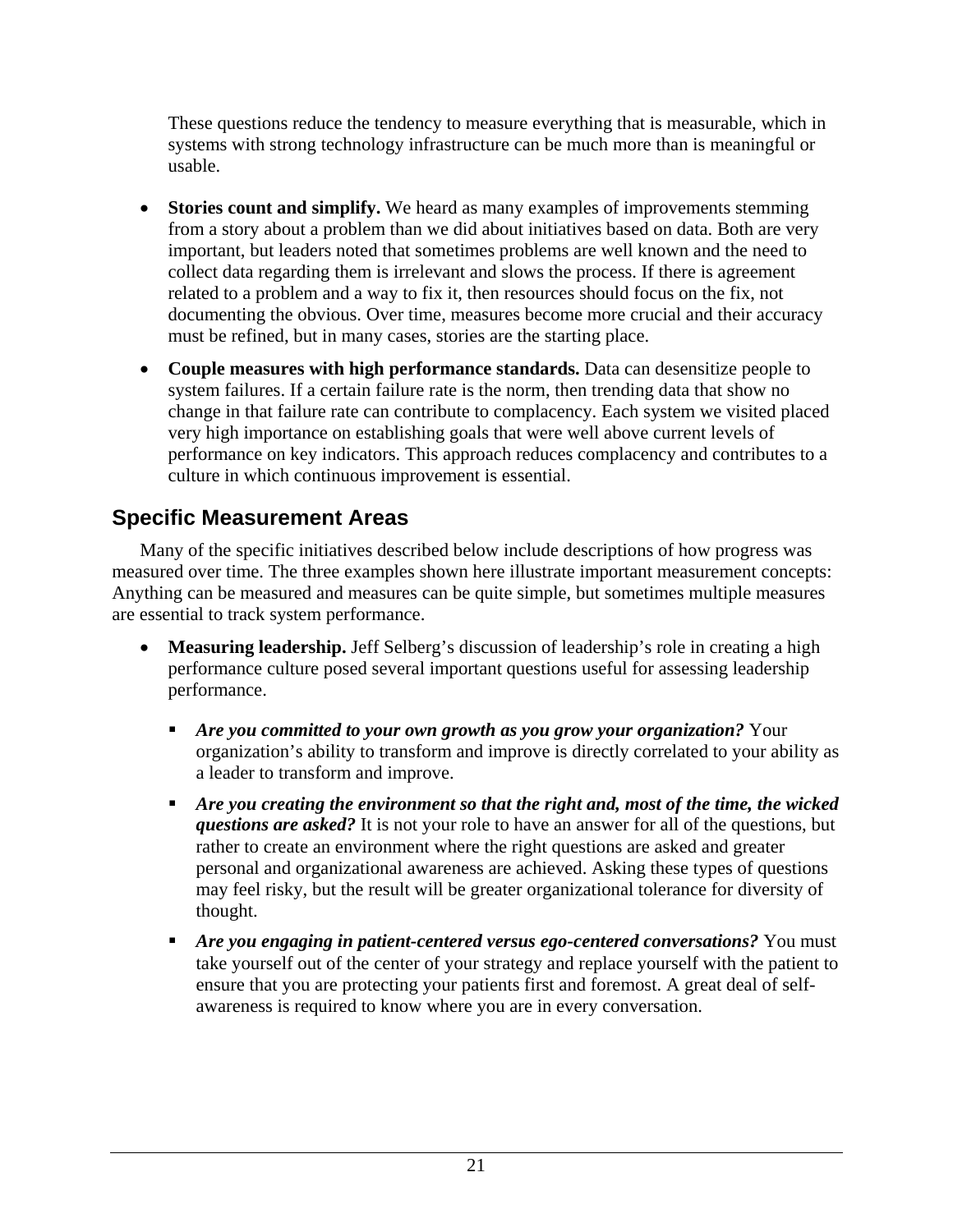These questions reduce the tendency to measure everything that is measurable, which in systems with strong technology infrastructure can be much more than is meaningful or usable.

- **Stories count and simplify.** We heard as many examples of improvements stemming from a story about a problem than we did about initiatives based on data. Both are very important, but leaders noted that sometimes problems are well known and the need to collect data regarding them is irrelevant and slows the process. If there is agreement related to a problem and a way to fix it, then resources should focus on the fix, not documenting the obvious. Over time, measures become more crucial and their accuracy must be refined, but in many cases, stories are the starting place.
- **Couple measures with high performance standards.** Data can desensitize people to system failures. If a certain failure rate is the norm, then trending data that show no change in that failure rate can contribute to complacency. Each system we visited placed very high importance on establishing goals that were well above current levels of performance on key indicators. This approach reduces complacency and contributes to a culture in which continuous improvement is essential.

## Specific Measurement Areas

Many of the specific initiatives described below include descriptions of how progress was measured over time. The three examples shown here illustrate important measurement concepts: Anything can be measured and measures can be quite simple, but sometimes multiple measures are essential to track system performance.

- **Measuring leadership.** Jeff Selberg's discussion of leadership's role in creating a high performance culture posed several important questions useful for assessing leadership performance.
  - ***Are you committed to your own growth as you grow your organization?*** Your organization's ability to transform and improve is directly correlated to your ability as a leader to transform and improve.
  - ***Are you creating the environment so that the right and, most of the time, the wicked questions are asked?*** It is not your role to have an answer for all of the questions, but rather to create an environment where the right questions are asked and greater personal and organizational awareness are achieved. Asking these types of questions may feel risky, but the result will be greater organizational tolerance for diversity of thought.
  - ***Are you engaging in patient-centered versus ego-centered conversations?*** You must take yourself out of the center of your strategy and replace yourself with the patient to ensure that you are protecting your patients first and foremost. A great deal of self-awareness is required to know where you are in every conversation.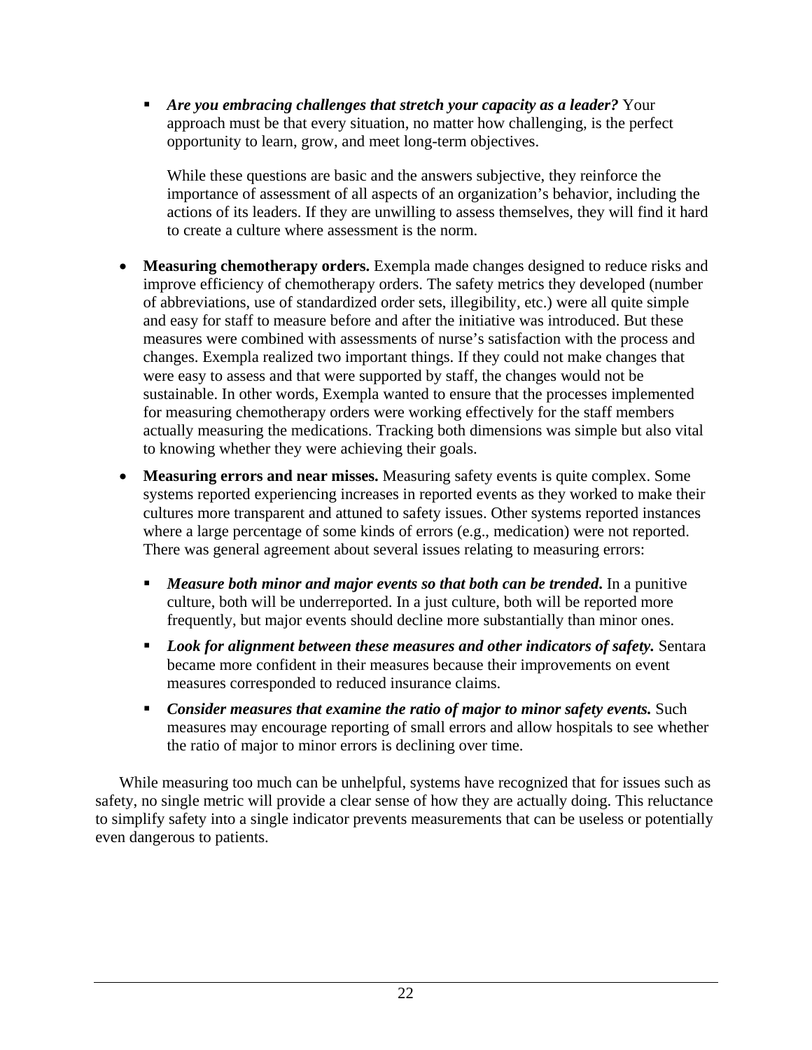- ***Are you embracing challenges that stretch your capacity as a leader?*** Your approach must be that every situation, no matter how challenging, is the perfect opportunity to learn, grow, and meet long-term objectives.

  While these questions are basic and the answers subjective, they reinforce the importance of assessment of all aspects of an organization's behavior, including the actions of its leaders. If they are unwilling to assess themselves, they will find it hard to create a culture where assessment is the norm.

- **Measuring chemotherapy orders.** Exempla made changes designed to reduce risks and improve efficiency of chemotherapy orders. The safety metrics they developed (number of abbreviations, use of standardized order sets, illegibility, etc.) were all quite simple and easy for staff to measure before and after the initiative was introduced. But these measures were combined with assessments of nurse's satisfaction with the process and changes. Exempla realized two important things. If they could not make changes that were easy to assess and that were supported by staff, the changes would not be sustainable. In other words, Exempla wanted to ensure that the processes implemented for measuring chemotherapy orders were working effectively for the staff members actually measuring the medications. Tracking both dimensions was simple but also vital to knowing whether they were achieving their goals.

- **Measuring errors and near misses.** Measuring safety events is quite complex. Some systems reported experiencing increases in reported events as they worked to make their cultures more transparent and attuned to safety issues. Other systems reported instances where a large percentage of some kinds of errors (e.g., medication) were not reported. There was general agreement about several issues relating to measuring errors:

  - ***Measure both minor and major events so that both can be trended.*** In a punitive culture, both will be underreported. In a just culture, both will be reported more frequently, but major events should decline more substantially than minor ones.

  - ***Look for alignment between these measures and other indicators of safety.*** Sentara became more confident in their measures because their improvements on event measures corresponded to reduced insurance claims.

  - ***Consider measures that examine the ratio of major to minor safety events.*** Such measures may encourage reporting of small errors and allow hospitals to see whether the ratio of major to minor errors is declining over time.

While measuring too much can be unhelpful, systems have recognized that for issues such as safety, no single metric will provide a clear sense of how they are actually doing. This reluctance to simplify safety into a single indicator prevents measurements that can be useless or potentially even dangerous to patients.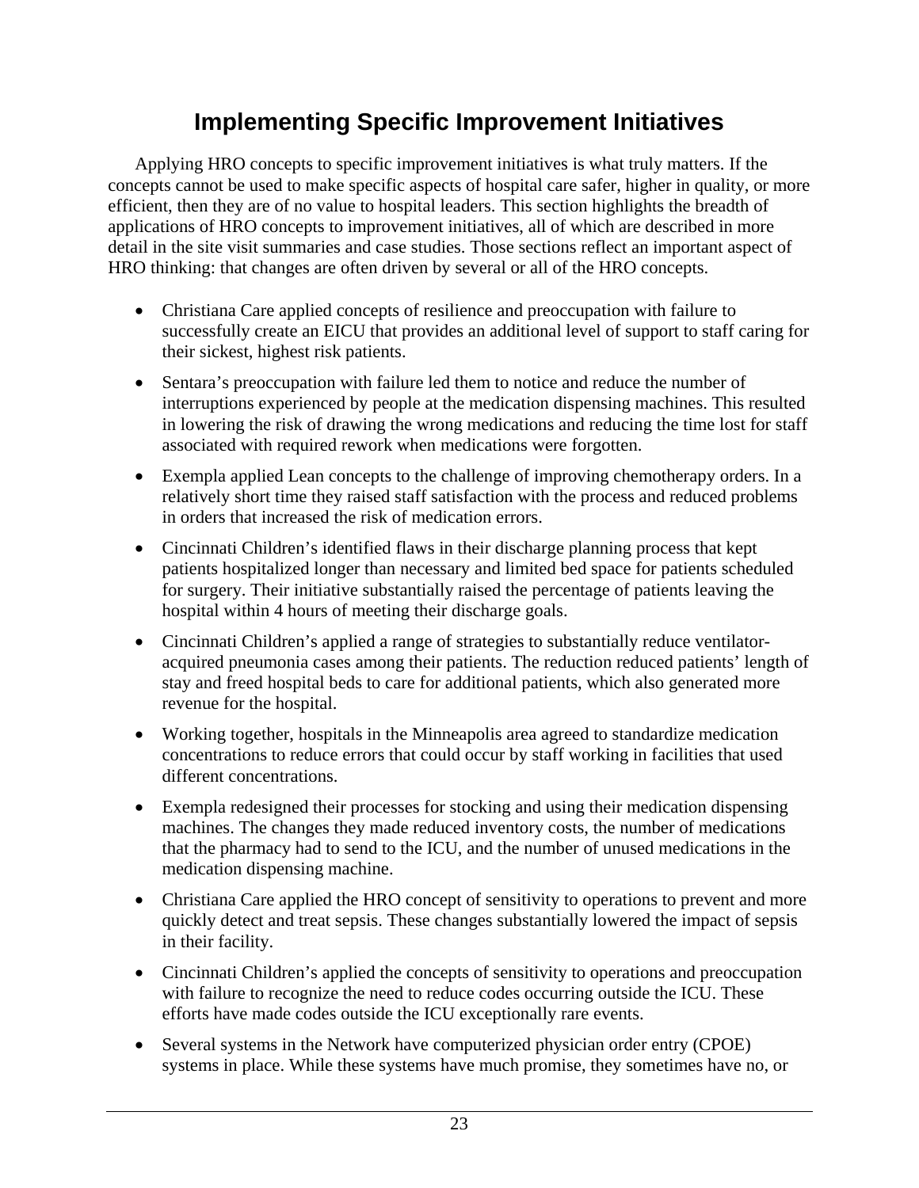# Implementing Specific Improvement Initiatives

Applying HRO concepts to specific improvement initiatives is what truly matters. If the concepts cannot be used to make specific aspects of hospital care safer, higher in quality, or more efficient, then they are of no value to hospital leaders. This section highlights the breadth of applications of HRO concepts to improvement initiatives, all of which are described in more detail in the site visit summaries and case studies. Those sections reflect an important aspect of HRO thinking: that changes are often driven by several or all of the HRO concepts.

- Christiana Care applied concepts of resilience and preoccupation with failure to successfully create an EICU that provides an additional level of support to staff caring for their sickest, highest risk patients.
- Sentara's preoccupation with failure led them to notice and reduce the number of interruptions experienced by people at the medication dispensing machines. This resulted in lowering the risk of drawing the wrong medications and reducing the time lost for staff associated with required rework when medications were forgotten.
- Exempla applied Lean concepts to the challenge of improving chemotherapy orders. In a relatively short time they raised staff satisfaction with the process and reduced problems in orders that increased the risk of medication errors.
- Cincinnati Children's identified flaws in their discharge planning process that kept patients hospitalized longer than necessary and limited bed space for patients scheduled for surgery. Their initiative substantially raised the percentage of patients leaving the hospital within 4 hours of meeting their discharge goals.
- Cincinnati Children's applied a range of strategies to substantially reduce ventilator-acquired pneumonia cases among their patients. The reduction reduced patients' length of stay and freed hospital beds to care for additional patients, which also generated more revenue for the hospital.
- Working together, hospitals in the Minneapolis area agreed to standardize medication concentrations to reduce errors that could occur by staff working in facilities that used different concentrations.
- Exempla redesigned their processes for stocking and using their medication dispensing machines. The changes they made reduced inventory costs, the number of medications that the pharmacy had to send to the ICU, and the number of unused medications in the medication dispensing machine.
- Christiana Care applied the HRO concept of sensitivity to operations to prevent and more quickly detect and treat sepsis. These changes substantially lowered the impact of sepsis in their facility.
- Cincinnati Children's applied the concepts of sensitivity to operations and preoccupation with failure to recognize the need to reduce codes occurring outside the ICU. These efforts have made codes outside the ICU exceptionally rare events.
- Several systems in the Network have computerized physician order entry (CPOE) systems in place. While these systems have much promise, they sometimes have no, or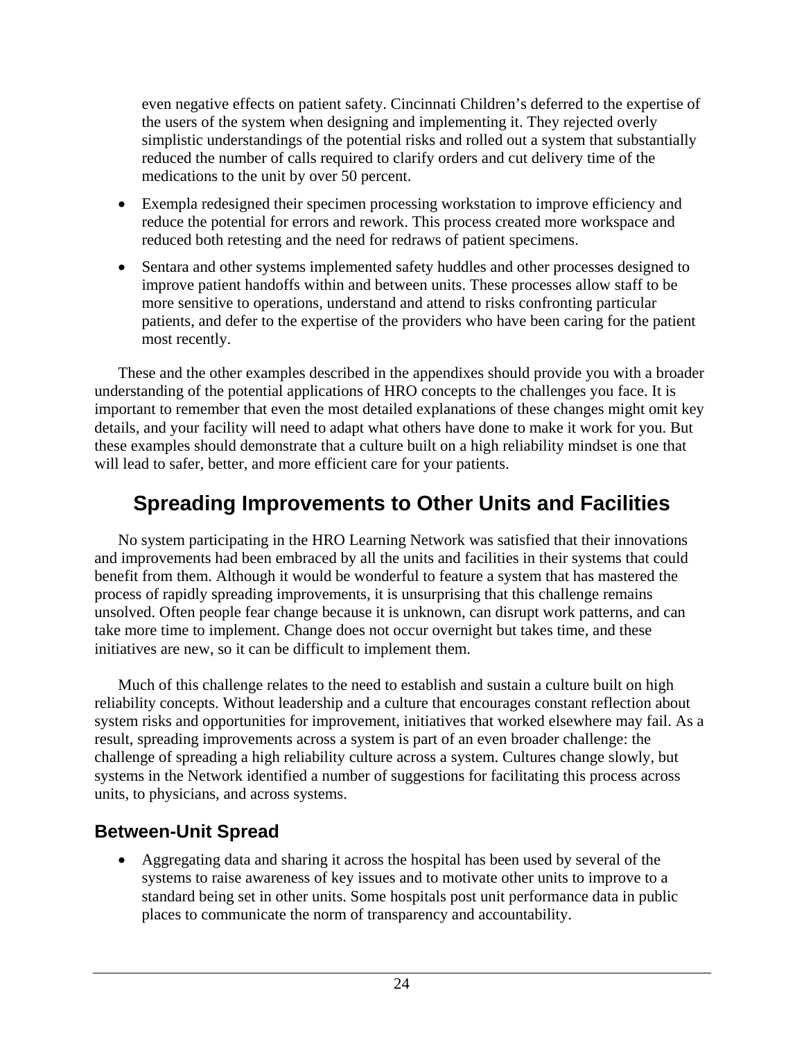even negative effects on patient safety. Cincinnati Children's deferred to the expertise of the users of the system when designing and implementing it. They rejected overly simplistic understandings of the potential risks and rolled out a system that substantially reduced the number of calls required to clarify orders and cut delivery time of the medications to the unit by over 50 percent.

- Exempla redesigned their specimen processing workstation to improve efficiency and reduce the potential for errors and rework. This process created more workspace and reduced both retesting and the need for redraws of patient specimens.
- Sentara and other systems implemented safety huddles and other processes designed to improve patient handoffs within and between units. These processes allow staff to be more sensitive to operations, understand and attend to risks confronting particular patients, and defer to the expertise of the providers who have been caring for the patient most recently.

These and the other examples described in the appendixes should provide you with a broader understanding of the potential applications of HRO concepts to the challenges you face. It is important to remember that even the most detailed explanations of these changes might omit key details, and your facility will need to adapt what others have done to make it work for you. But these examples should demonstrate that a culture built on a high reliability mindset is one that will lead to safer, better, and more efficient care for your patients.

## Spreading Improvements to Other Units and Facilities

No system participating in the HRO Learning Network was satisfied that their innovations and improvements had been embraced by all the units and facilities in their systems that could benefit from them. Although it would be wonderful to feature a system that has mastered the process of rapidly spreading improvements, it is unsurprising that this challenge remains unsolved. Often people fear change because it is unknown, can disrupt work patterns, and can take more time to implement. Change does not occur overnight but takes time, and these initiatives are new, so it can be difficult to implement them.

Much of this challenge relates to the need to establish and sustain a culture built on high reliability concepts. Without leadership and a culture that encourages constant reflection about system risks and opportunities for improvement, initiatives that worked elsewhere may fail. As a result, spreading improvements across a system is part of an even broader challenge: the challenge of spreading a high reliability culture across a system. Cultures change slowly, but systems in the Network identified a number of suggestions for facilitating this process across units, to physicians, and across systems.

### Between-Unit Spread

- Aggregating data and sharing it across the hospital has been used by several of the systems to raise awareness of key issues and to motivate other units to improve to a standard being set in other units. Some hospitals post unit performance data in public places to communicate the norm of transparency and accountability.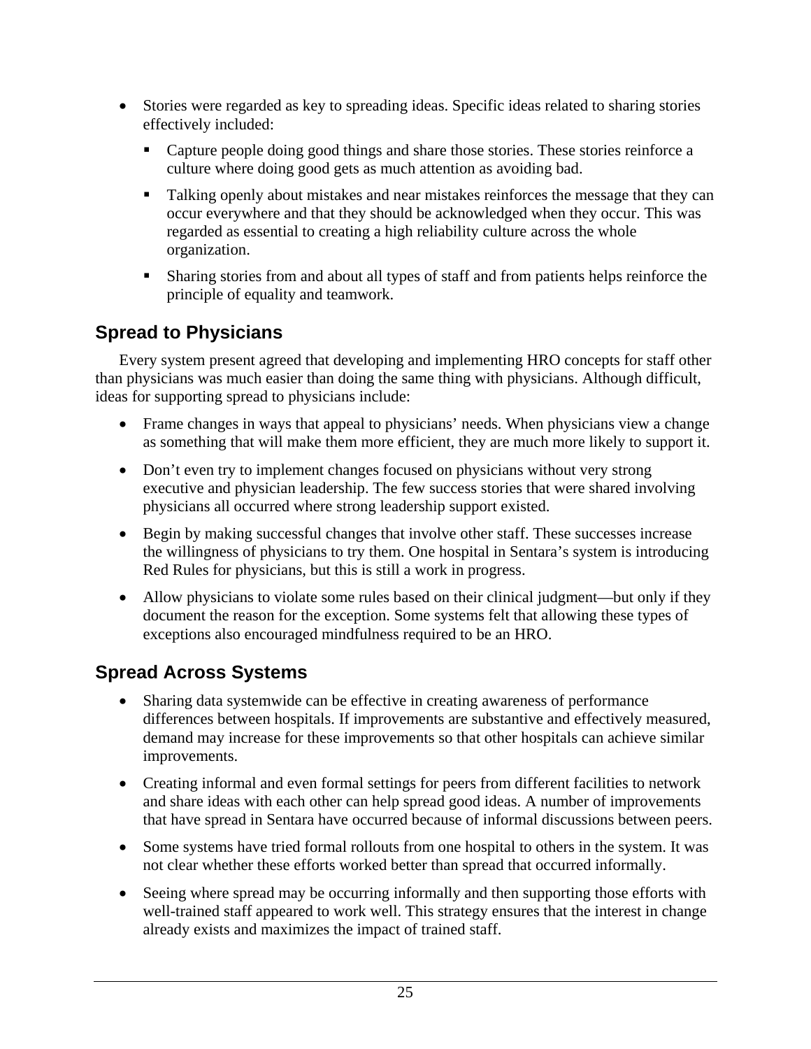- Stories were regarded as key to spreading ideas. Specific ideas related to sharing stories effectively included:
  - Capture people doing good things and share those stories. These stories reinforce a culture where doing good gets as much attention as avoiding bad.
  - Talking openly about mistakes and near mistakes reinforces the message that they can occur everywhere and that they should be acknowledged when they occur. This was regarded as essential to creating a high reliability culture across the whole organization.
  - Sharing stories from and about all types of staff and from patients helps reinforce the principle of equality and teamwork.

## Spread to Physicians

Every system present agreed that developing and implementing HRO concepts for staff other than physicians was much easier than doing the same thing with physicians. Although difficult, ideas for supporting spread to physicians include:

- Frame changes in ways that appeal to physicians' needs. When physicians view a change as something that will make them more efficient, they are much more likely to support it.
- Don't even try to implement changes focused on physicians without very strong executive and physician leadership. The few success stories that were shared involving physicians all occurred where strong leadership support existed.
- Begin by making successful changes that involve other staff. These successes increase the willingness of physicians to try them. One hospital in Sentara's system is introducing Red Rules for physicians, but this is still a work in progress.
- Allow physicians to violate some rules based on their clinical judgment—but only if they document the reason for the exception. Some systems felt that allowing these types of exceptions also encouraged mindfulness required to be an HRO.

## Spread Across Systems

- Sharing data systemwide can be effective in creating awareness of performance differences between hospitals. If improvements are substantive and effectively measured, demand may increase for these improvements so that other hospitals can achieve similar improvements.
- Creating informal and even formal settings for peers from different facilities to network and share ideas with each other can help spread good ideas. A number of improvements that have spread in Sentara have occurred because of informal discussions between peers.
- Some systems have tried formal rollouts from one hospital to others in the system. It was not clear whether these efforts worked better than spread that occurred informally.
- Seeing where spread may be occurring informally and then supporting those efforts with well-trained staff appeared to work well. This strategy ensures that the interest in change already exists and maximizes the impact of trained staff.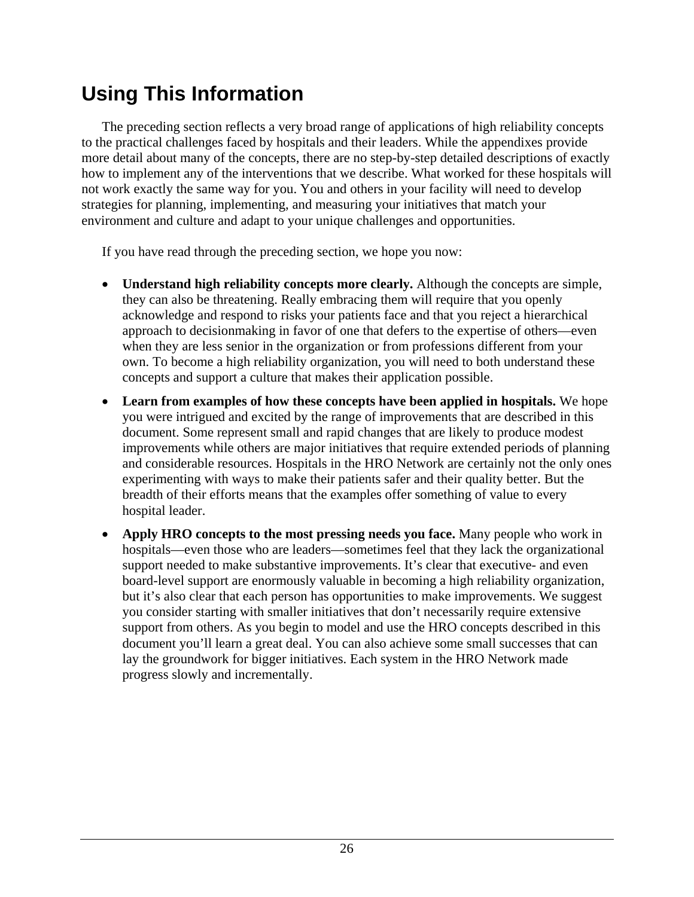# Using This Information

The preceding section reflects a very broad range of applications of high reliability concepts to the practical challenges faced by hospitals and their leaders. While the appendixes provide more detail about many of the concepts, there are no step-by-step detailed descriptions of exactly how to implement any of the interventions that we describe. What worked for these hospitals will not work exactly the same way for you. You and others in your facility will need to develop strategies for planning, implementing, and measuring your initiatives that match your environment and culture and adapt to your unique challenges and opportunities.

If you have read through the preceding section, we hope you now:

- **Understand high reliability concepts more clearly.** Although the concepts are simple, they can also be threatening. Really embracing them will require that you openly acknowledge and respond to risks your patients face and that you reject a hierarchical approach to decisionmaking in favor of one that defers to the expertise of others—even when they are less senior in the organization or from professions different from your own. To become a high reliability organization, you will need to both understand these concepts and support a culture that makes their application possible.
- **Learn from examples of how these concepts have been applied in hospitals.** We hope you were intrigued and excited by the range of improvements that are described in this document. Some represent small and rapid changes that are likely to produce modest improvements while others are major initiatives that require extended periods of planning and considerable resources. Hospitals in the HRO Network are certainly not the only ones experimenting with ways to make their patients safer and their quality better. But the breadth of their efforts means that the examples offer something of value to every hospital leader.
- **Apply HRO concepts to the most pressing needs you face.** Many people who work in hospitals—even those who are leaders—sometimes feel that they lack the organizational support needed to make substantive improvements. It's clear that executive- and even board-level support are enormously valuable in becoming a high reliability organization, but it's also clear that each person has opportunities to make improvements. We suggest you consider starting with smaller initiatives that don't necessarily require extensive support from others. As you begin to model and use the HRO concepts described in this document you'll learn a great deal. You can also achieve some small successes that can lay the groundwork for bigger initiatives. Each system in the HRO Network made progress slowly and incrementally.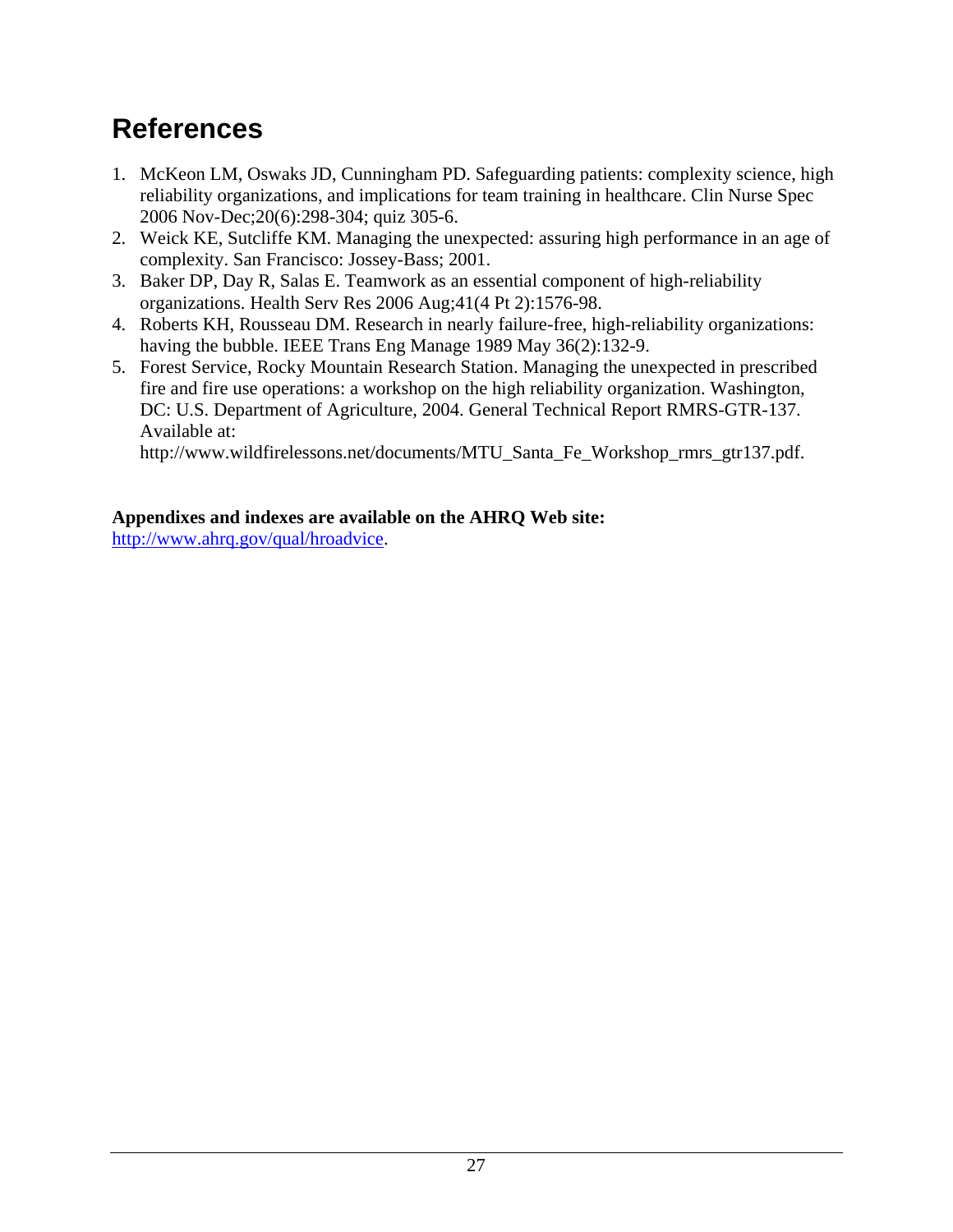# References

1. McKeon LM, Oswaks JD, Cunningham PD. Safeguarding patients: complexity science, high reliability organizations, and implications for team training in healthcare. Clin Nurse Spec 2006 Nov-Dec;20(6):298-304; quiz 305-6.
2. Weick KE, Sutcliffe KM. Managing the unexpected: assuring high performance in an age of complexity. San Francisco: Jossey-Bass; 2001.
3. Baker DP, Day R, Salas E. Teamwork as an essential component of high-reliability organizations. Health Serv Res 2006 Aug;41(4 Pt 2):1576-98.
4. Roberts KH, Rousseau DM. Research in nearly failure-free, high-reliability organizations: having the bubble. IEEE Trans Eng Manage 1989 May 36(2):132-9.
5. Forest Service, Rocky Mountain Research Station. Managing the unexpected in prescribed fire and fire use operations: a workshop on the high reliability organization. Washington, DC: U.S. Department of Agriculture, 2004. General Technical Report RMRS-GTR-137. Available at: http://www.wildfirelessons.net/documents/MTU_Santa_Fe_Workshop_rmrs_gtr137.pdf.

**Appendixes and indexes are available on the AHRQ Web site:**
[http://www.ahrq.gov/qual/hroadvice](http://www.ahrq.gov/qual/hroadvice).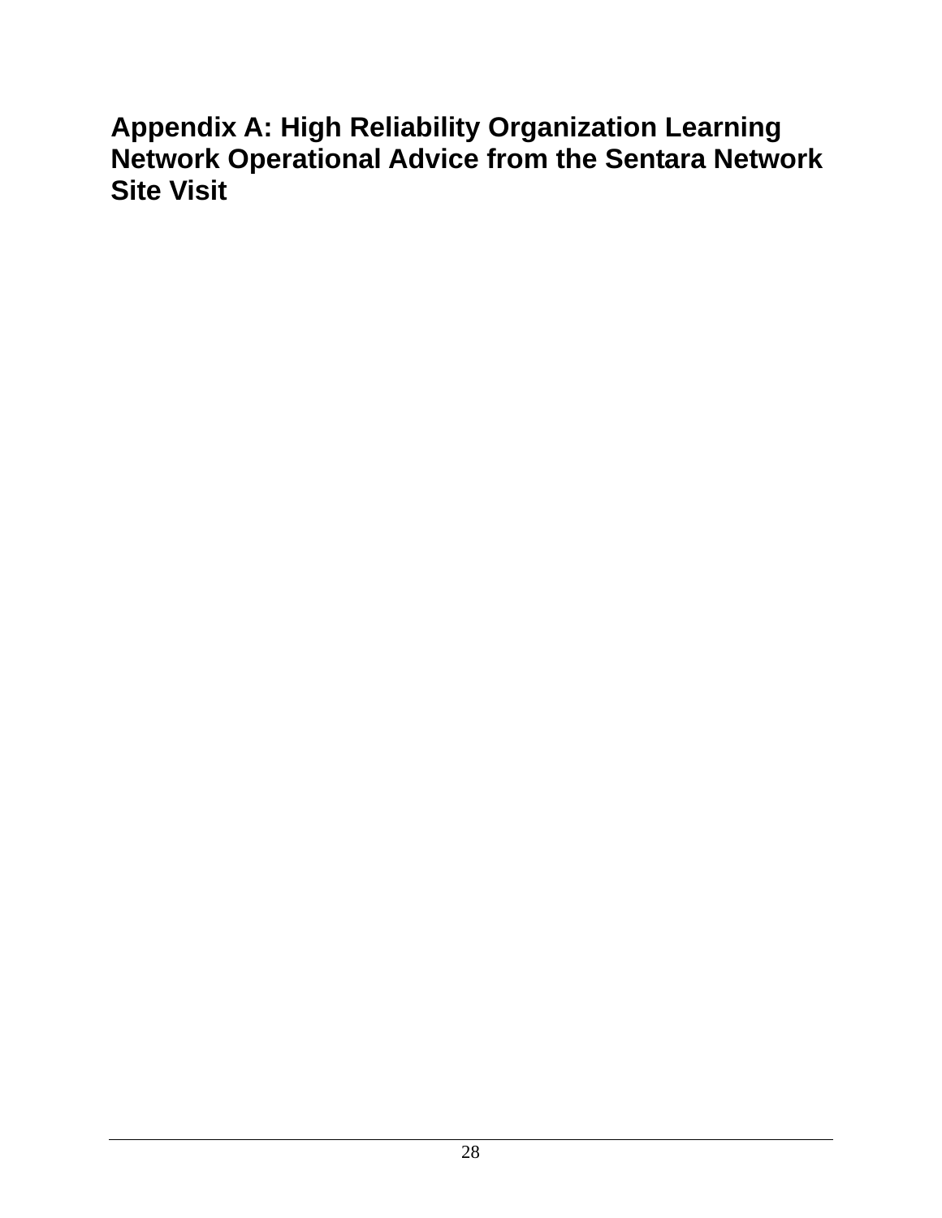# Appendix A: High Reliability Organization Learning Network Operational Advice from the Sentara Network Site Visit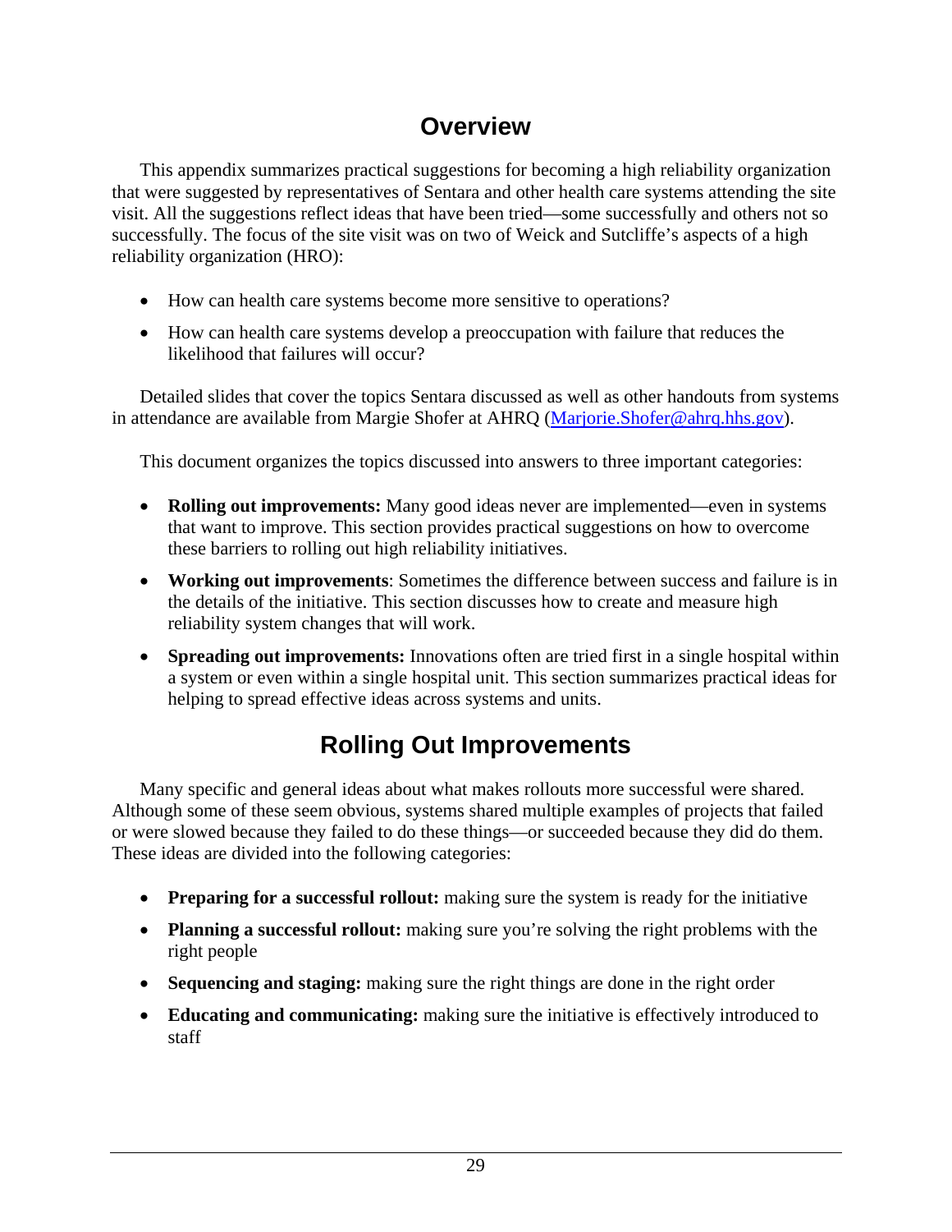# Overview

This appendix summarizes practical suggestions for becoming a high reliability organization that were suggested by representatives of Sentara and other health care systems attending the site visit. All the suggestions reflect ideas that have been tried—some successfully and others not so successfully. The focus of the site visit was on two of Weick and Sutcliffe's aspects of a high reliability organization (HRO):

- How can health care systems become more sensitive to operations?
- How can health care systems develop a preoccupation with failure that reduces the likelihood that failures will occur?

Detailed slides that cover the topics Sentara discussed as well as other handouts from systems in attendance are available from Margie Shofer at AHRQ (Marjorie.Shofer@ahrq.hhs.gov).

This document organizes the topics discussed into answers to three important categories:

- **Rolling out improvements:** Many good ideas never are implemented—even in systems that want to improve. This section provides practical suggestions on how to overcome these barriers to rolling out high reliability initiatives.
- **Working out improvements**: Sometimes the difference between success and failure is in the details of the initiative. This section discusses how to create and measure high reliability system changes that will work.
- **Spreading out improvements:** Innovations often are tried first in a single hospital within a system or even within a single hospital unit. This section summarizes practical ideas for helping to spread effective ideas across systems and units.

# Rolling Out Improvements

Many specific and general ideas about what makes rollouts more successful were shared. Although some of these seem obvious, systems shared multiple examples of projects that failed or were slowed because they failed to do these things—or succeeded because they did do them. These ideas are divided into the following categories:

- **Preparing for a successful rollout:** making sure the system is ready for the initiative
- **Planning a successful rollout:** making sure you're solving the right problems with the right people
- **Sequencing and staging:** making sure the right things are done in the right order
- **Educating and communicating:** making sure the initiative is effectively introduced to staff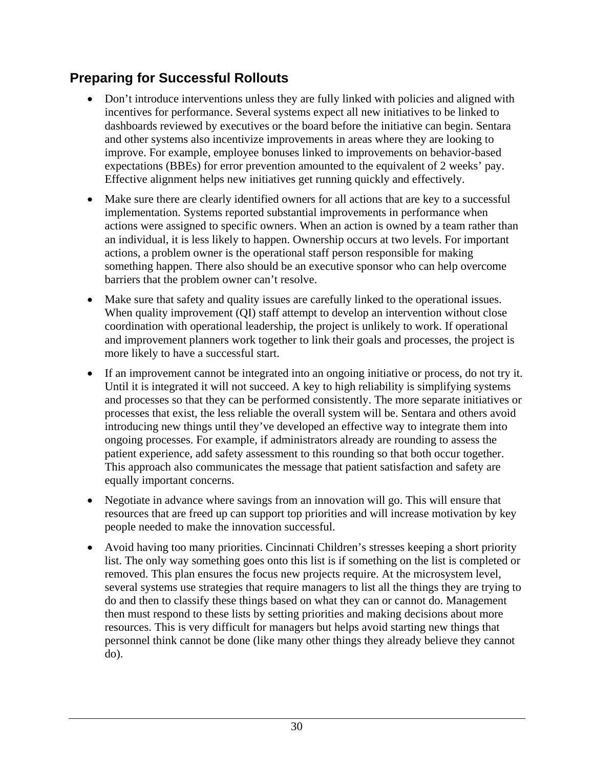## Preparing for Successful Rollouts

- Don't introduce interventions unless they are fully linked with policies and aligned with incentives for performance. Several systems expect all new initiatives to be linked to dashboards reviewed by executives or the board before the initiative can begin. Sentara and other systems also incentivize improvements in areas where they are looking to improve. For example, employee bonuses linked to improvements on behavior-based expectations (BBEs) for error prevention amounted to the equivalent of 2 weeks' pay. Effective alignment helps new initiatives get running quickly and effectively.
- Make sure there are clearly identified owners for all actions that are key to a successful implementation. Systems reported substantial improvements in performance when actions were assigned to specific owners. When an action is owned by a team rather than an individual, it is less likely to happen. Ownership occurs at two levels. For important actions, a problem owner is the operational staff person responsible for making something happen. There also should be an executive sponsor who can help overcome barriers that the problem owner can't resolve.
- Make sure that safety and quality issues are carefully linked to the operational issues. When quality improvement (QI) staff attempt to develop an intervention without close coordination with operational leadership, the project is unlikely to work. If operational and improvement planners work together to link their goals and processes, the project is more likely to have a successful start.
- If an improvement cannot be integrated into an ongoing initiative or process, do not try it. Until it is integrated it will not succeed. A key to high reliability is simplifying systems and processes so that they can be performed consistently. The more separate initiatives or processes that exist, the less reliable the overall system will be. Sentara and others avoid introducing new things until they've developed an effective way to integrate them into ongoing processes. For example, if administrators already are rounding to assess the patient experience, add safety assessment to this rounding so that both occur together. This approach also communicates the message that patient satisfaction and safety are equally important concerns.
- Negotiate in advance where savings from an innovation will go. This will ensure that resources that are freed up can support top priorities and will increase motivation by key people needed to make the innovation successful.
- Avoid having too many priorities. Cincinnati Children's stresses keeping a short priority list. The only way something goes onto this list is if something on the list is completed or removed. This plan ensures the focus new projects require. At the microsystem level, several systems use strategies that require managers to list all the things they are trying to do and then to classify these things based on what they can or cannot do. Management then must respond to these lists by setting priorities and making decisions about more resources. This is very difficult for managers but helps avoid starting new things that personnel think cannot be done (like many other things they already believe they cannot do).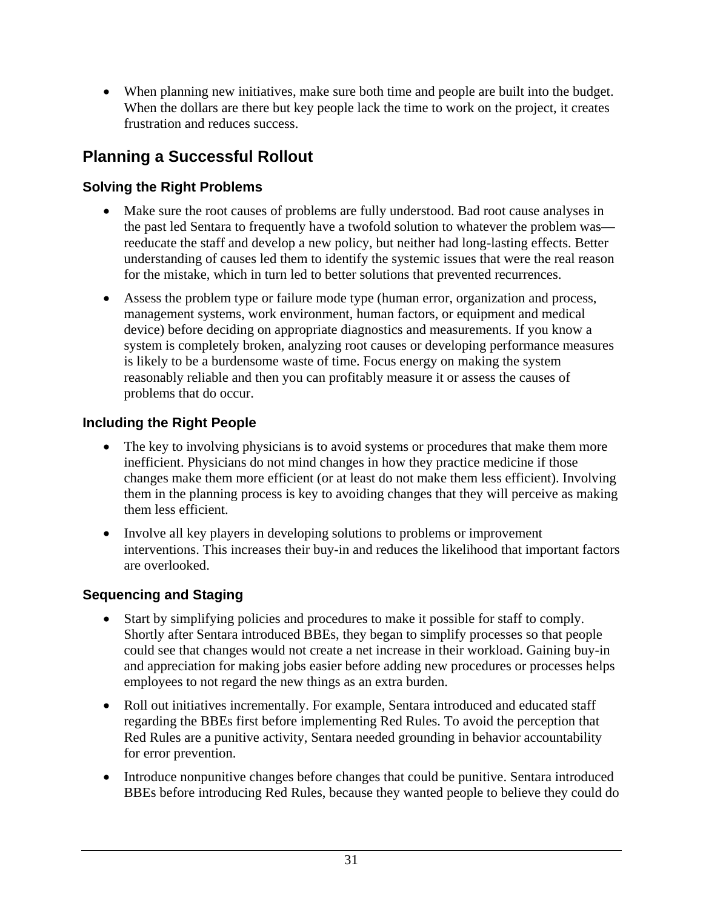- When planning new initiatives, make sure both time and people are built into the budget. When the dollars are there but key people lack the time to work on the project, it creates frustration and reduces success.

## Planning a Successful Rollout

### Solving the Right Problems

- Make sure the root causes of problems are fully understood. Bad root cause analyses in the past led Sentara to frequently have a twofold solution to whatever the problem was—reeducate the staff and develop a new policy, but neither had long-lasting effects. Better understanding of causes led them to identify the systemic issues that were the real reason for the mistake, which in turn led to better solutions that prevented recurrences.
- Assess the problem type or failure mode type (human error, organization and process, management systems, work environment, human factors, or equipment and medical device) before deciding on appropriate diagnostics and measurements. If you know a system is completely broken, analyzing root causes or developing performance measures is likely to be a burdensome waste of time. Focus energy on making the system reasonably reliable and then you can profitably measure it or assess the causes of problems that do occur.

### Including the Right People

- The key to involving physicians is to avoid systems or procedures that make them more inefficient. Physicians do not mind changes in how they practice medicine if those changes make them more efficient (or at least do not make them less efficient). Involving them in the planning process is key to avoiding changes that they will perceive as making them less efficient.
- Involve all key players in developing solutions to problems or improvement interventions. This increases their buy-in and reduces the likelihood that important factors are overlooked.

### Sequencing and Staging

- Start by simplifying policies and procedures to make it possible for staff to comply. Shortly after Sentara introduced BBEs, they began to simplify processes so that people could see that changes would not create a net increase in their workload. Gaining buy-in and appreciation for making jobs easier before adding new procedures or processes helps employees to not regard the new things as an extra burden.
- Roll out initiatives incrementally. For example, Sentara introduced and educated staff regarding the BBEs first before implementing Red Rules. To avoid the perception that Red Rules are a punitive activity, Sentara needed grounding in behavior accountability for error prevention.
- Introduce nonpunitive changes before changes that could be punitive. Sentara introduced BBEs before introducing Red Rules, because they wanted people to believe they could do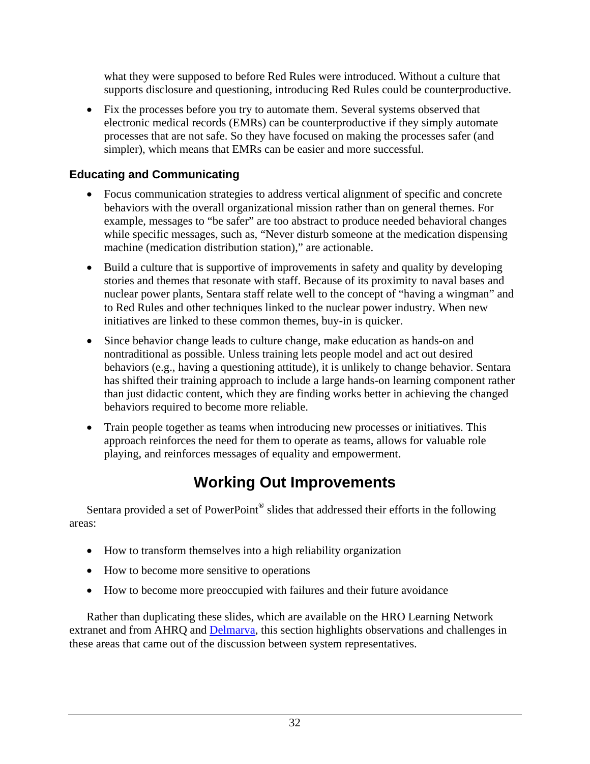what they were supposed to before Red Rules were introduced. Without a culture that supports disclosure and questioning, introducing Red Rules could be counterproductive.

- Fix the processes before you try to automate them. Several systems observed that electronic medical records (EMRs) can be counterproductive if they simply automate processes that are not safe. So they have focused on making the processes safer (and simpler), which means that EMRs can be easier and more successful.

### Educating and Communicating

- Focus communication strategies to address vertical alignment of specific and concrete behaviors with the overall organizational mission rather than on general themes. For example, messages to "be safer" are too abstract to produce needed behavioral changes while specific messages, such as, "Never disturb someone at the medication dispensing machine (medication distribution station)," are actionable.
- Build a culture that is supportive of improvements in safety and quality by developing stories and themes that resonate with staff. Because of its proximity to naval bases and nuclear power plants, Sentara staff relate well to the concept of "having a wingman" and to Red Rules and other techniques linked to the nuclear power industry. When new initiatives are linked to these common themes, buy-in is quicker.
- Since behavior change leads to culture change, make education as hands-on and nontraditional as possible. Unless training lets people model and act out desired behaviors (e.g., having a questioning attitude), it is unlikely to change behavior. Sentara has shifted their training approach to include a large hands-on learning component rather than just didactic content, which they are finding works better in achieving the changed behaviors required to become more reliable.
- Train people together as teams when introducing new processes or initiatives. This approach reinforces the need for them to operate as teams, allows for valuable role playing, and reinforces messages of equality and empowerment.

## Working Out Improvements

Sentara provided a set of PowerPoint® slides that addressed their efforts in the following areas:

- How to transform themselves into a high reliability organization
- How to become more sensitive to operations
- How to become more preoccupied with failures and their future avoidance

Rather than duplicating these slides, which are available on the HRO Learning Network extranet and from AHRQ and Delmarva, this section highlights observations and challenges in these areas that came out of the discussion between system representatives.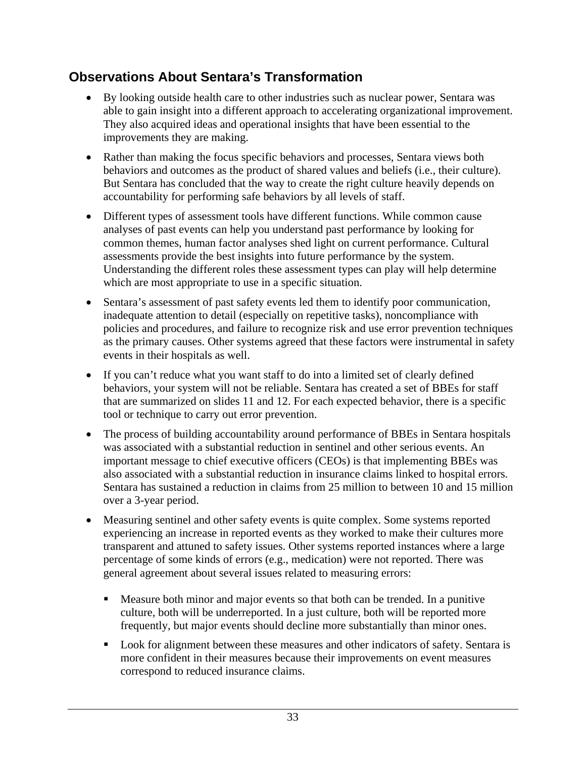## Observations About Sentara's Transformation

- By looking outside health care to other industries such as nuclear power, Sentara was able to gain insight into a different approach to accelerating organizational improvement. They also acquired ideas and operational insights that have been essential to the improvements they are making.
- Rather than making the focus specific behaviors and processes, Sentara views both behaviors and outcomes as the product of shared values and beliefs (i.e., their culture). But Sentara has concluded that the way to create the right culture heavily depends on accountability for performing safe behaviors by all levels of staff.
- Different types of assessment tools have different functions. While common cause analyses of past events can help you understand past performance by looking for common themes, human factor analyses shed light on current performance. Cultural assessments provide the best insights into future performance by the system. Understanding the different roles these assessment types can play will help determine which are most appropriate to use in a specific situation.
- Sentara's assessment of past safety events led them to identify poor communication, inadequate attention to detail (especially on repetitive tasks), noncompliance with policies and procedures, and failure to recognize risk and use error prevention techniques as the primary causes. Other systems agreed that these factors were instrumental in safety events in their hospitals as well.
- If you can't reduce what you want staff to do into a limited set of clearly defined behaviors, your system will not be reliable. Sentara has created a set of BBEs for staff that are summarized on slides 11 and 12. For each expected behavior, there is a specific tool or technique to carry out error prevention.
- The process of building accountability around performance of BBEs in Sentara hospitals was associated with a substantial reduction in sentinel and other serious events. An important message to chief executive officers (CEOs) is that implementing BBEs was also associated with a substantial reduction in insurance claims linked to hospital errors. Sentara has sustained a reduction in claims from 25 million to between 10 and 15 million over a 3-year period.
- Measuring sentinel and other safety events is quite complex. Some systems reported experiencing an increase in reported events as they worked to make their cultures more transparent and attuned to safety issues. Other systems reported instances where a large percentage of some kinds of errors (e.g., medication) were not reported. There was general agreement about several issues related to measuring errors:
  - Measure both minor and major events so that both can be trended. In a punitive culture, both will be underreported. In a just culture, both will be reported more frequently, but major events should decline more substantially than minor ones.
  - Look for alignment between these measures and other indicators of safety. Sentara is more confident in their measures because their improvements on event measures correspond to reduced insurance claims.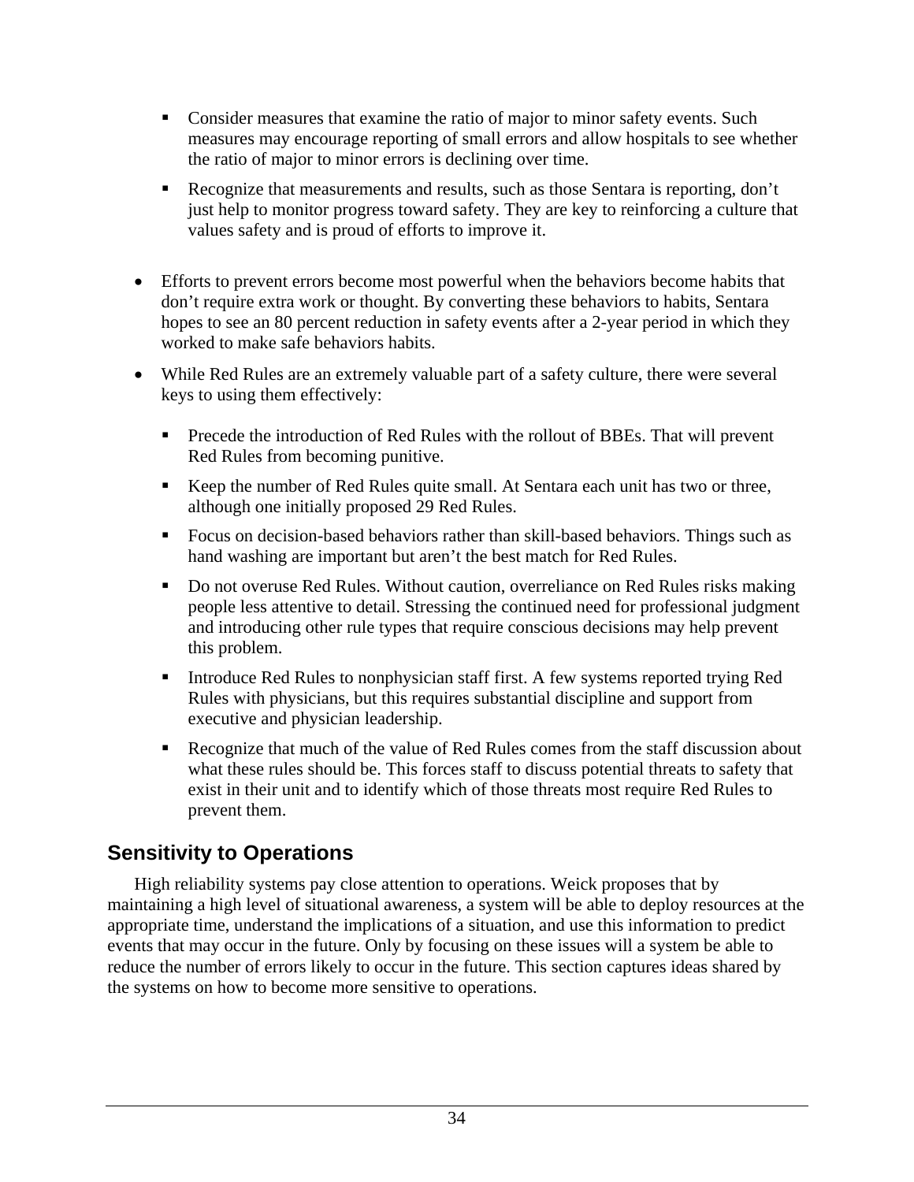- Consider measures that examine the ratio of major to minor safety events. Such measures may encourage reporting of small errors and allow hospitals to see whether the ratio of major to minor errors is declining over time.
    - Recognize that measurements and results, such as those Sentara is reporting, don't just help to monitor progress toward safety. They are key to reinforcing a culture that values safety and is proud of efforts to improve it.

- Efforts to prevent errors become most powerful when the behaviors become habits that don't require extra work or thought. By converting these behaviors to habits, Sentara hopes to see an 80 percent reduction in safety events after a 2-year period in which they worked to make safe behaviors habits.
- While Red Rules are an extremely valuable part of a safety culture, there were several keys to using them effectively:
    - Precede the introduction of Red Rules with the rollout of BBEs. That will prevent Red Rules from becoming punitive.
    - Keep the number of Red Rules quite small. At Sentara each unit has two or three, although one initially proposed 29 Red Rules.
    - Focus on decision-based behaviors rather than skill-based behaviors. Things such as hand washing are important but aren't the best match for Red Rules.
    - Do not overuse Red Rules. Without caution, overreliance on Red Rules risks making people less attentive to detail. Stressing the continued need for professional judgment and introducing other rule types that require conscious decisions may help prevent this problem.
    - Introduce Red Rules to nonphysician staff first. A few systems reported trying Red Rules with physicians, but this requires substantial discipline and support from executive and physician leadership.
    - Recognize that much of the value of Red Rules comes from the staff discussion about what these rules should be. This forces staff to discuss potential threats to safety that exist in their unit and to identify which of those threats most require Red Rules to prevent them.

## Sensitivity to Operations

High reliability systems pay close attention to operations. Weick proposes that by maintaining a high level of situational awareness, a system will be able to deploy resources at the appropriate time, understand the implications of a situation, and use this information to predict events that may occur in the future. Only by focusing on these issues will a system be able to reduce the number of errors likely to occur in the future. This section captures ideas shared by the systems on how to become more sensitive to operations.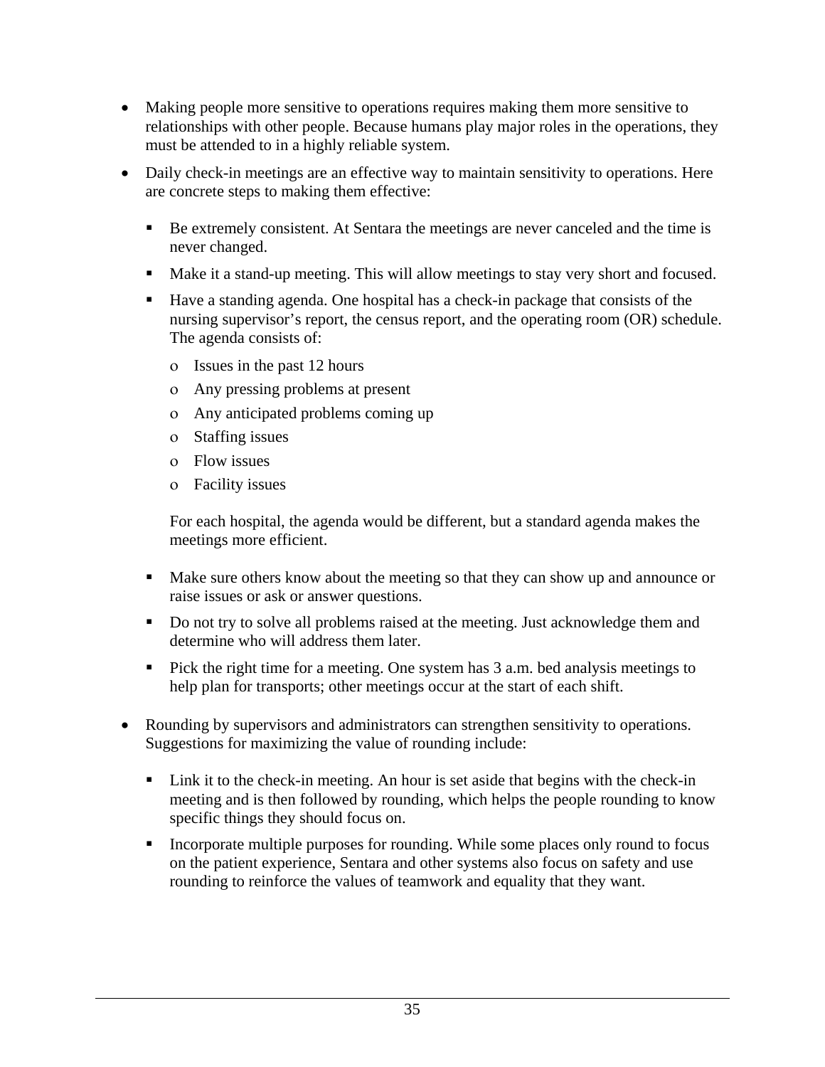- Making people more sensitive to operations requires making them more sensitive to relationships with other people. Because humans play major roles in the operations, they must be attended to in a highly reliable system.
- Daily check-in meetings are an effective way to maintain sensitivity to operations. Here are concrete steps to making them effective:
  - Be extremely consistent. At Sentara the meetings are never canceled and the time is never changed.
  - Make it a stand-up meeting. This will allow meetings to stay very short and focused.
  - Have a standing agenda. One hospital has a check-in package that consists of the nursing supervisor's report, the census report, and the operating room (OR) schedule. The agenda consists of:
    - Issues in the past 12 hours
    - Any pressing problems at present
    - Any anticipated problems coming up
    - Staffing issues
    - Flow issues
    - Facility issues

    For each hospital, the agenda would be different, but a standard agenda makes the meetings more efficient.
  - Make sure others know about the meeting so that they can show up and announce or raise issues or ask or answer questions.
  - Do not try to solve all problems raised at the meeting. Just acknowledge them and determine who will address them later.
  - Pick the right time for a meeting. One system has 3 a.m. bed analysis meetings to help plan for transports; other meetings occur at the start of each shift.
- Rounding by supervisors and administrators can strengthen sensitivity to operations. Suggestions for maximizing the value of rounding include:
  - Link it to the check-in meeting. An hour is set aside that begins with the check-in meeting and is then followed by rounding, which helps the people rounding to know specific things they should focus on.
  - Incorporate multiple purposes for rounding. While some places only round to focus on the patient experience, Sentara and other systems also focus on safety and use rounding to reinforce the values of teamwork and equality that they want.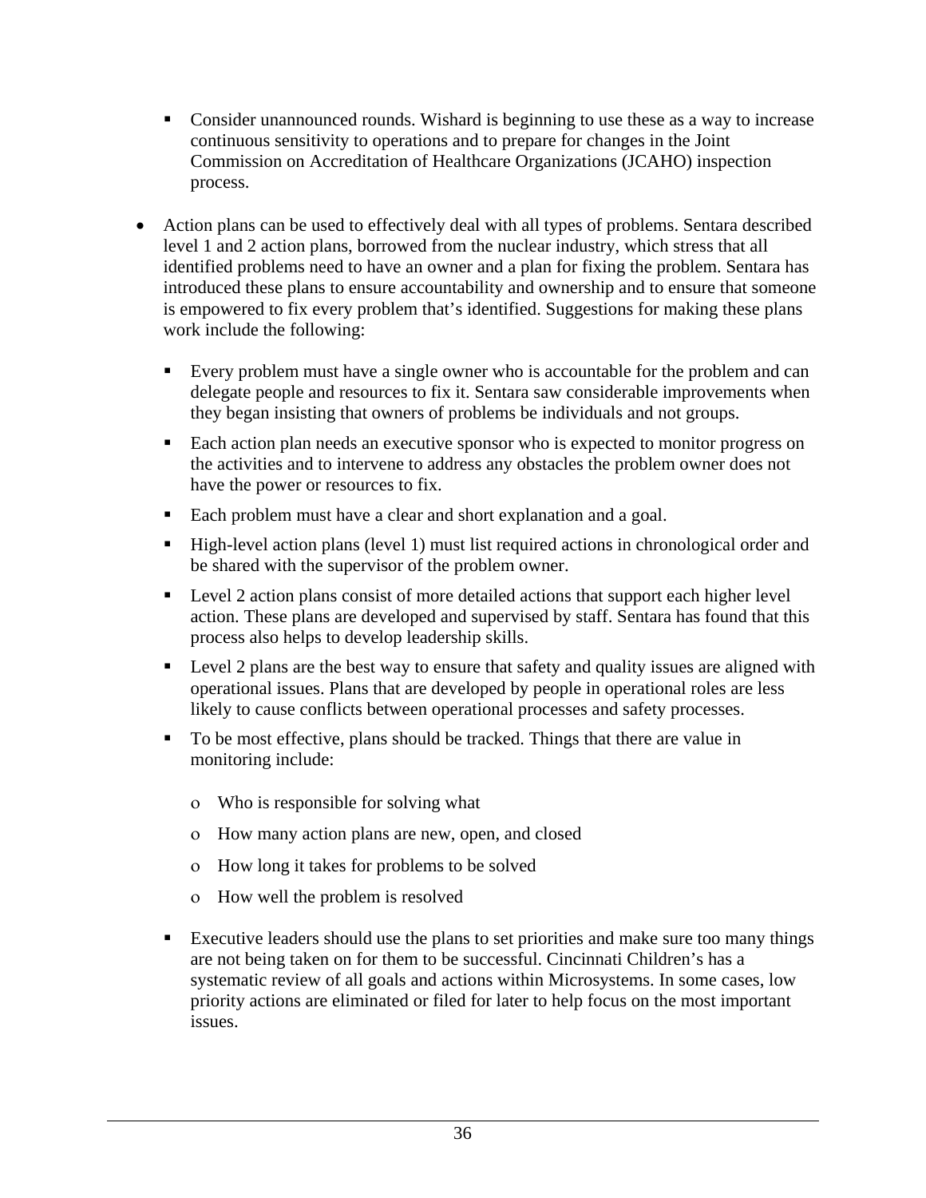- Consider unannounced rounds. Wishard is beginning to use these as a way to increase continuous sensitivity to operations and to prepare for changes in the Joint Commission on Accreditation of Healthcare Organizations (JCAHO) inspection process.

- Action plans can be used to effectively deal with all types of problems. Sentara described level 1 and 2 action plans, borrowed from the nuclear industry, which stress that all identified problems need to have an owner and a plan for fixing the problem. Sentara has introduced these plans to ensure accountability and ownership and to ensure that someone is empowered to fix every problem that's identified. Suggestions for making these plans work include the following:

  - Every problem must have a single owner who is accountable for the problem and can delegate people and resources to fix it. Sentara saw considerable improvements when they began insisting that owners of problems be individuals and not groups.
  - Each action plan needs an executive sponsor who is expected to monitor progress on the activities and to intervene to address any obstacles the problem owner does not have the power or resources to fix.
  - Each problem must have a clear and short explanation and a goal.
  - High-level action plans (level 1) must list required actions in chronological order and be shared with the supervisor of the problem owner.
  - Level 2 action plans consist of more detailed actions that support each higher level action. These plans are developed and supervised by staff. Sentara has found that this process also helps to develop leadership skills.
  - Level 2 plans are the best way to ensure that safety and quality issues are aligned with operational issues. Plans that are developed by people in operational roles are less likely to cause conflicts between operational processes and safety processes.
  - To be most effective, plans should be tracked. Things that there are value in monitoring include:
    - Who is responsible for solving what
    - How many action plans are new, open, and closed
    - How long it takes for problems to be solved
    - How well the problem is resolved
  - Executive leaders should use the plans to set priorities and make sure too many things are not being taken on for them to be successful. Cincinnati Children's has a systematic review of all goals and actions within Microsystems. In some cases, low priority actions are eliminated or filed for later to help focus on the most important issues.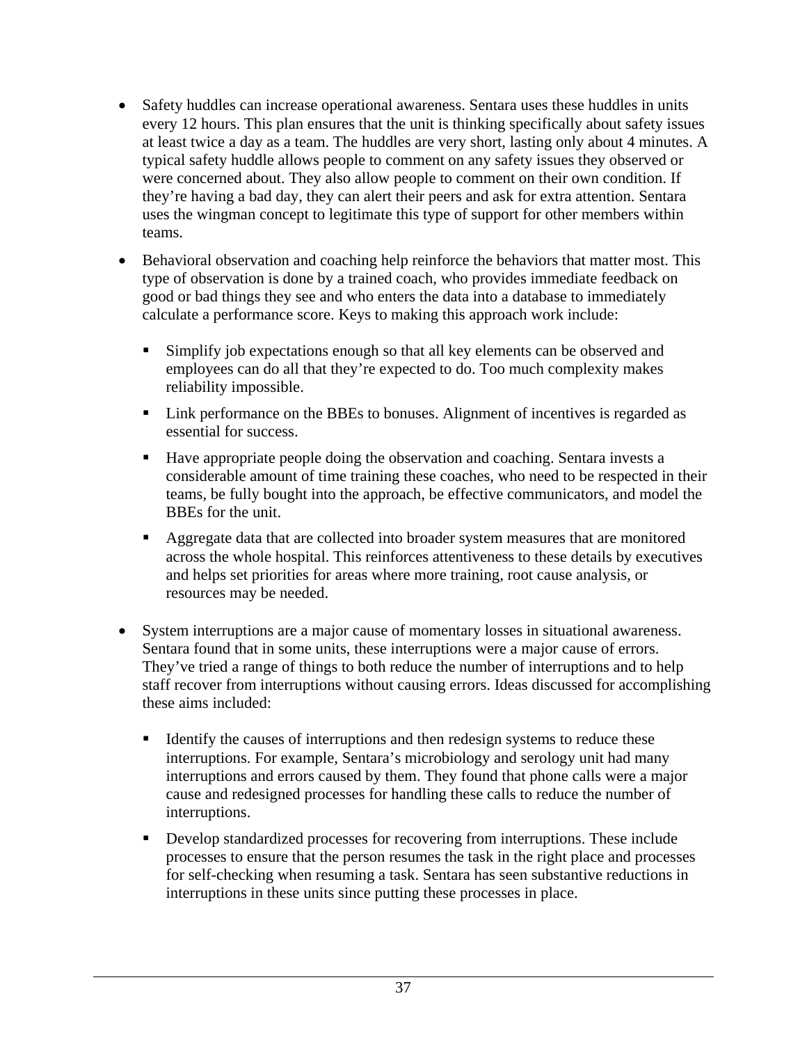- Safety huddles can increase operational awareness. Sentara uses these huddles in units every 12 hours. This plan ensures that the unit is thinking specifically about safety issues at least twice a day as a team. The huddles are very short, lasting only about 4 minutes. A typical safety huddle allows people to comment on any safety issues they observed or were concerned about. They also allow people to comment on their own condition. If they're having a bad day, they can alert their peers and ask for extra attention. Sentara uses the wingman concept to legitimate this type of support for other members within teams.

- Behavioral observation and coaching help reinforce the behaviors that matter most. This type of observation is done by a trained coach, who provides immediate feedback on good or bad things they see and who enters the data into a database to immediately calculate a performance score. Keys to making this approach work include:

  - Simplify job expectations enough so that all key elements can be observed and employees can do all that they're expected to do. Too much complexity makes reliability impossible.

  - Link performance on the BBEs to bonuses. Alignment of incentives is regarded as essential for success.

  - Have appropriate people doing the observation and coaching. Sentara invests a considerable amount of time training these coaches, who need to be respected in their teams, be fully bought into the approach, be effective communicators, and model the BBEs for the unit.

  - Aggregate data that are collected into broader system measures that are monitored across the whole hospital. This reinforces attentiveness to these details by executives and helps set priorities for areas where more training, root cause analysis, or resources may be needed.

- System interruptions are a major cause of momentary losses in situational awareness. Sentara found that in some units, these interruptions were a major cause of errors. They've tried a range of things to both reduce the number of interruptions and to help staff recover from interruptions without causing errors. Ideas discussed for accomplishing these aims included:

  - Identify the causes of interruptions and then redesign systems to reduce these interruptions. For example, Sentara's microbiology and serology unit had many interruptions and errors caused by them. They found that phone calls were a major cause and redesigned processes for handling these calls to reduce the number of interruptions.

  - Develop standardized processes for recovering from interruptions. These include processes to ensure that the person resumes the task in the right place and processes for self-checking when resuming a task. Sentara has seen substantive reductions in interruptions in these units since putting these processes in place.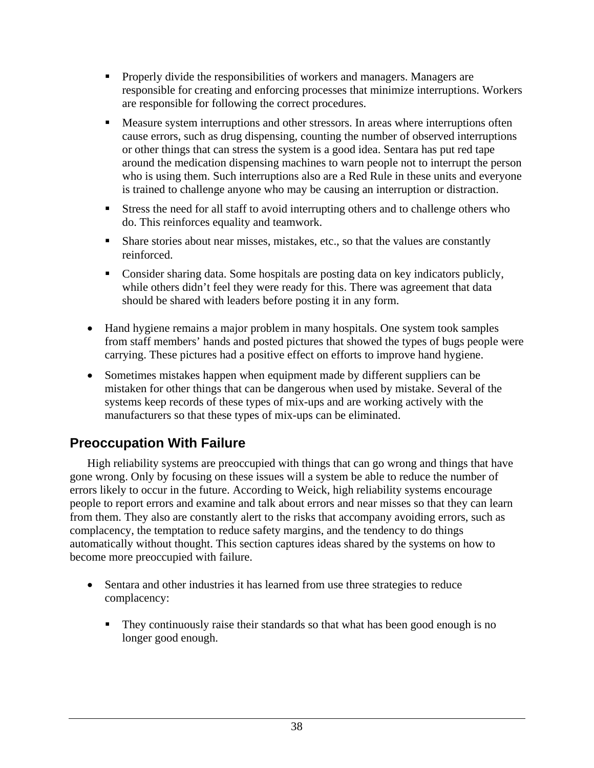- Properly divide the responsibilities of workers and managers. Managers are responsible for creating and enforcing processes that minimize interruptions. Workers are responsible for following the correct procedures.
  - Measure system interruptions and other stressors. In areas where interruptions often cause errors, such as drug dispensing, counting the number of observed interruptions or other things that can stress the system is a good idea. Sentara has put red tape around the medication dispensing machines to warn people not to interrupt the person who is using them. Such interruptions also are a Red Rule in these units and everyone is trained to challenge anyone who may be causing an interruption or distraction.
  - Stress the need for all staff to avoid interrupting others and to challenge others who do. This reinforces equality and teamwork.
  - Share stories about near misses, mistakes, etc., so that the values are constantly reinforced.
  - Consider sharing data. Some hospitals are posting data on key indicators publicly, while others didn't feel they were ready for this. There was agreement that data should be shared with leaders before posting it in any form.

- Hand hygiene remains a major problem in many hospitals. One system took samples from staff members' hands and posted pictures that showed the types of bugs people were carrying. These pictures had a positive effect on efforts to improve hand hygiene.
- Sometimes mistakes happen when equipment made by different suppliers can be mistaken for other things that can be dangerous when used by mistake. Several of the systems keep records of these types of mix-ups and are working actively with the manufacturers so that these types of mix-ups can be eliminated.

## Preoccupation With Failure

High reliability systems are preoccupied with things that can go wrong and things that have gone wrong. Only by focusing on these issues will a system be able to reduce the number of errors likely to occur in the future. According to Weick, high reliability systems encourage people to report errors and examine and talk about errors and near misses so that they can learn from them. They also are constantly alert to the risks that accompany avoiding errors, such as complacency, the temptation to reduce safety margins, and the tendency to do things automatically without thought. This section captures ideas shared by the systems on how to become more preoccupied with failure.

- Sentara and other industries it has learned from use three strategies to reduce complacency:
  - They continuously raise their standards so that what has been good enough is no longer good enough.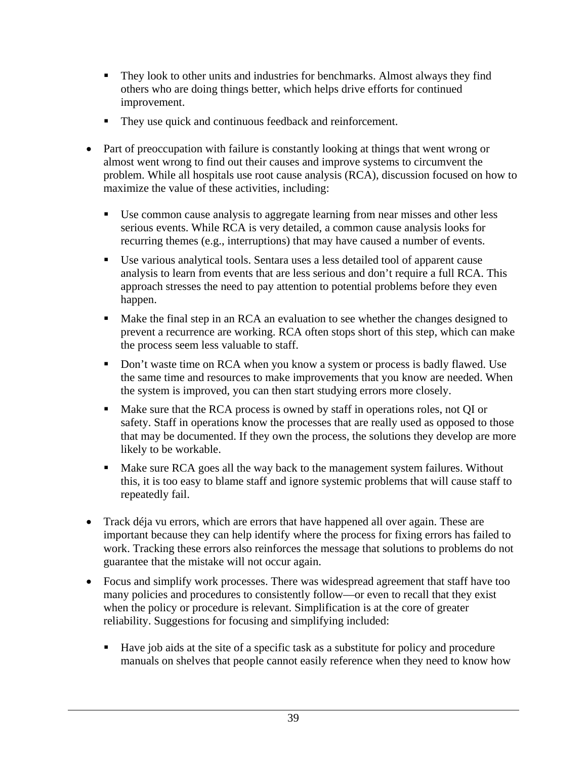- They look to other units and industries for benchmarks. Almost always they find others who are doing things better, which helps drive efforts for continued improvement.
   - They use quick and continuous feedback and reinforcement.

- Part of preoccupation with failure is constantly looking at things that went wrong or almost went wrong to find out their causes and improve systems to circumvent the problem. While all hospitals use root cause analysis (RCA), discussion focused on how to maximize the value of these activities, including:

   - Use common cause analysis to aggregate learning from near misses and other less serious events. While RCA is very detailed, a common cause analysis looks for recurring themes (e.g., interruptions) that may have caused a number of events.
   - Use various analytical tools. Sentara uses a less detailed tool of apparent cause analysis to learn from events that are less serious and don't require a full RCA. This approach stresses the need to pay attention to potential problems before they even happen.
   - Make the final step in an RCA an evaluation to see whether the changes designed to prevent a recurrence are working. RCA often stops short of this step, which can make the process seem less valuable to staff.
   - Don't waste time on RCA when you know a system or process is badly flawed. Use the same time and resources to make improvements that you know are needed. When the system is improved, you can then start studying errors more closely.
   - Make sure that the RCA process is owned by staff in operations roles, not QI or safety. Staff in operations know the processes that are really used as opposed to those that may be documented. If they own the process, the solutions they develop are more likely to be workable.
   - Make sure RCA goes all the way back to the management system failures. Without this, it is too easy to blame staff and ignore systemic problems that will cause staff to repeatedly fail.

- Track déja vu errors, which are errors that have happened all over again. These are important because they can help identify where the process for fixing errors has failed to work. Tracking these errors also reinforces the message that solutions to problems do not guarantee that the mistake will not occur again.

- Focus and simplify work processes. There was widespread agreement that staff have too many policies and procedures to consistently follow—or even to recall that they exist when the policy or procedure is relevant. Simplification is at the core of greater reliability. Suggestions for focusing and simplifying included:

   - Have job aids at the site of a specific task as a substitute for policy and procedure manuals on shelves that people cannot easily reference when they need to know how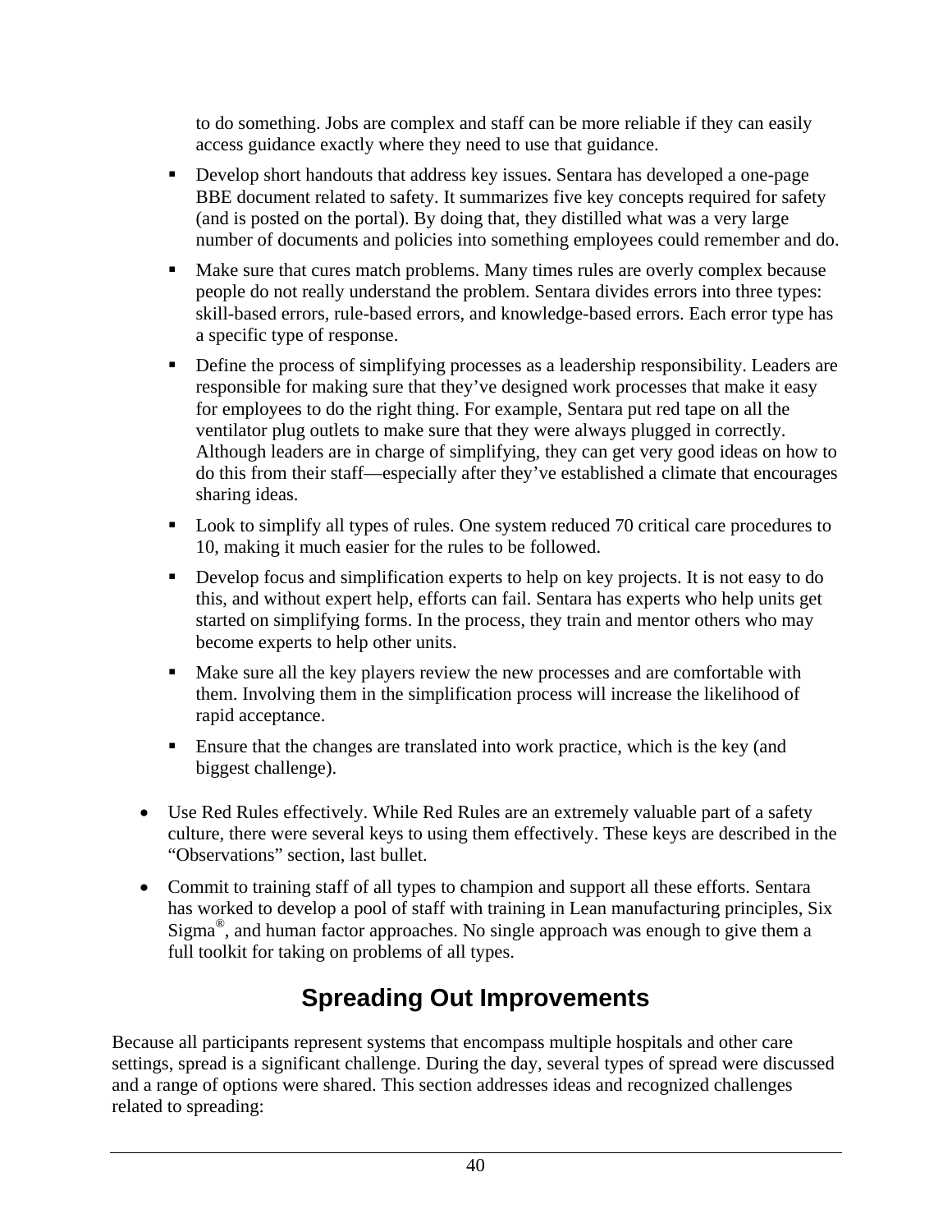to do something. Jobs are complex and staff can be more reliable if they can easily access guidance exactly where they need to use that guidance.

  - Develop short handouts that address key issues. Sentara has developed a one-page BBE document related to safety. It summarizes five key concepts required for safety (and is posted on the portal). By doing that, they distilled what was a very large number of documents and policies into something employees could remember and do.
  - Make sure that cures match problems. Many times rules are overly complex because people do not really understand the problem. Sentara divides errors into three types: skill-based errors, rule-based errors, and knowledge-based errors. Each error type has a specific type of response.
  - Define the process of simplifying processes as a leadership responsibility. Leaders are responsible for making sure that they've designed work processes that make it easy for employees to do the right thing. For example, Sentara put red tape on all the ventilator plug outlets to make sure that they were always plugged in correctly. Although leaders are in charge of simplifying, they can get very good ideas on how to do this from their staff—especially after they've established a climate that encourages sharing ideas.
  - Look to simplify all types of rules. One system reduced 70 critical care procedures to 10, making it much easier for the rules to be followed.
  - Develop focus and simplification experts to help on key projects. It is not easy to do this, and without expert help, efforts can fail. Sentara has experts who help units get started on simplifying forms. In the process, they train and mentor others who may become experts to help other units.
  - Make sure all the key players review the new processes and are comfortable with them. Involving them in the simplification process will increase the likelihood of rapid acceptance.
  - Ensure that the changes are translated into work practice, which is the key (and biggest challenge).

- Use Red Rules effectively. While Red Rules are an extremely valuable part of a safety culture, there were several keys to using them effectively. These keys are described in the "Observations" section, last bullet.
- Commit to training staff of all types to champion and support all these efforts. Sentara has worked to develop a pool of staff with training in Lean manufacturing principles, Six Sigma®, and human factor approaches. No single approach was enough to give them a full toolkit for taking on problems of all types.

# Spreading Out Improvements

Because all participants represent systems that encompass multiple hospitals and other care settings, spread is a significant challenge. During the day, several types of spread were discussed and a range of options were shared. This section addresses ideas and recognized challenges related to spreading: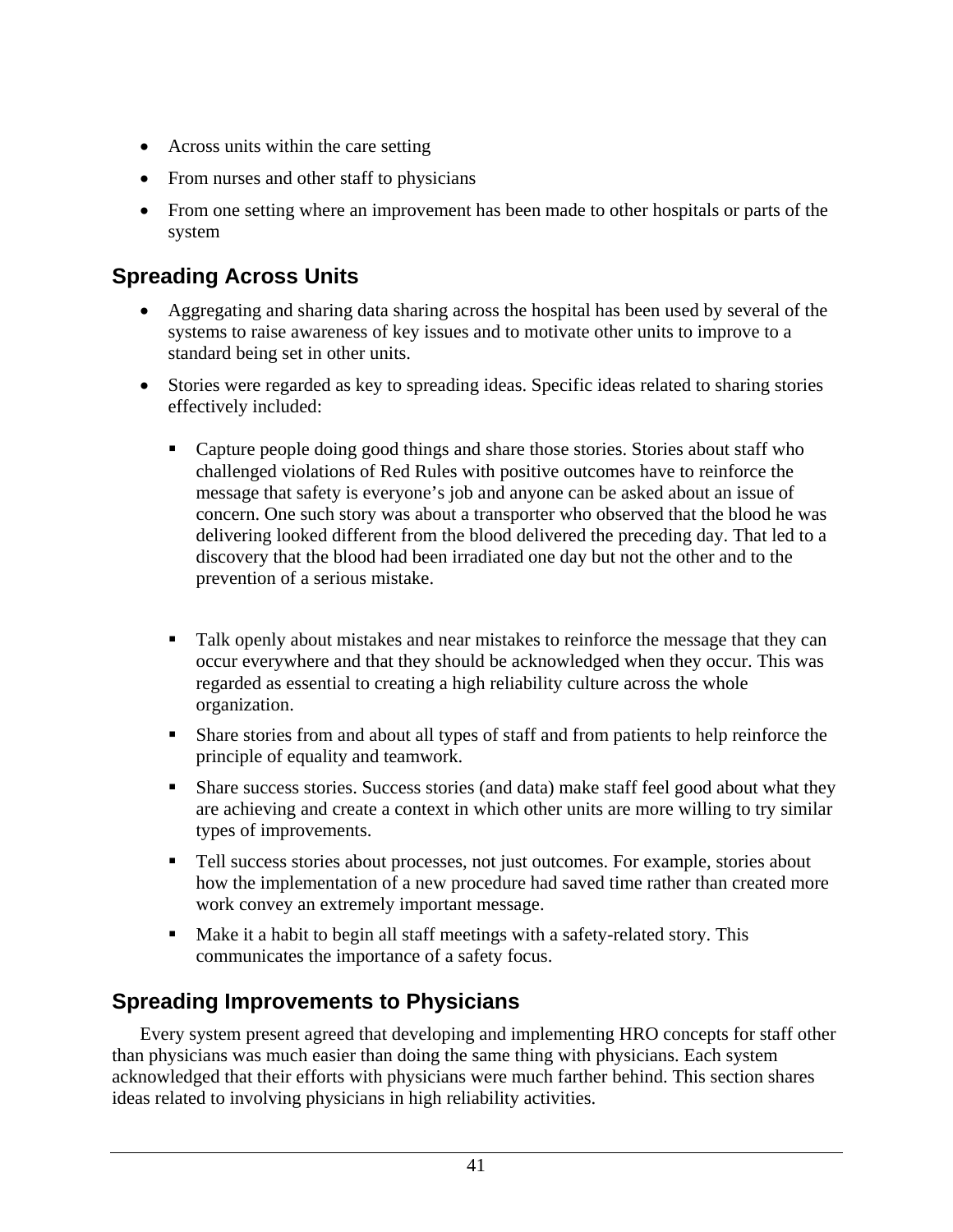- Across units within the care setting
- From nurses and other staff to physicians
- From one setting where an improvement has been made to other hospitals or parts of the system

## Spreading Across Units

- Aggregating and sharing data sharing across the hospital has been used by several of the systems to raise awareness of key issues and to motivate other units to improve to a standard being set in other units.
- Stories were regarded as key to spreading ideas. Specific ideas related to sharing stories effectively included:
  - Capture people doing good things and share those stories. Stories about staff who challenged violations of Red Rules with positive outcomes have to reinforce the message that safety is everyone's job and anyone can be asked about an issue of concern. One such story was about a transporter who observed that the blood he was delivering looked different from the blood delivered the preceding day. That led to a discovery that the blood had been irradiated one day but not the other and to the prevention of a serious mistake.
  - Talk openly about mistakes and near mistakes to reinforce the message that they can occur everywhere and that they should be acknowledged when they occur. This was regarded as essential to creating a high reliability culture across the whole organization.
  - Share stories from and about all types of staff and from patients to help reinforce the principle of equality and teamwork.
  - Share success stories. Success stories (and data) make staff feel good about what they are achieving and create a context in which other units are more willing to try similar types of improvements.
  - Tell success stories about processes, not just outcomes. For example, stories about how the implementation of a new procedure had saved time rather than created more work convey an extremely important message.
  - Make it a habit to begin all staff meetings with a safety-related story. This communicates the importance of a safety focus.

## Spreading Improvements to Physicians

Every system present agreed that developing and implementing HRO concepts for staff other than physicians was much easier than doing the same thing with physicians. Each system acknowledged that their efforts with physicians were much farther behind. This section shares ideas related to involving physicians in high reliability activities.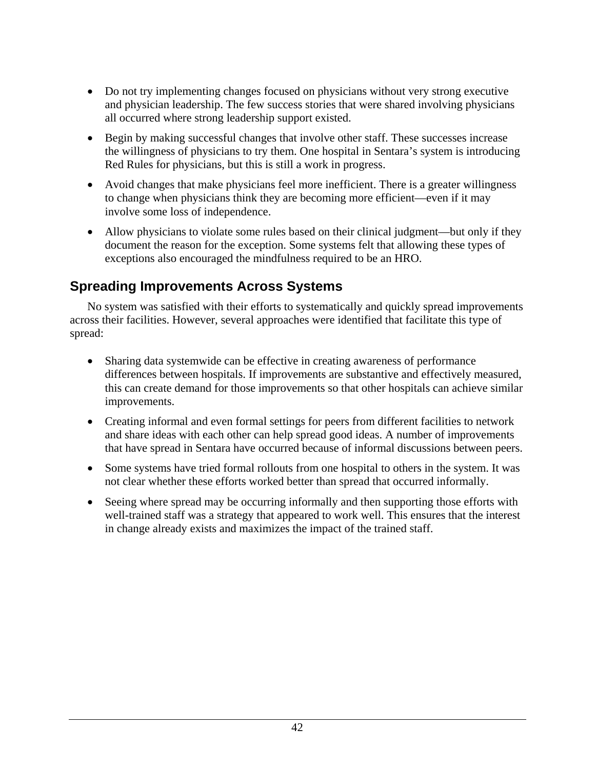- Do not try implementing changes focused on physicians without very strong executive and physician leadership. The few success stories that were shared involving physicians all occurred where strong leadership support existed.
- Begin by making successful changes that involve other staff. These successes increase the willingness of physicians to try them. One hospital in Sentara's system is introducing Red Rules for physicians, but this is still a work in progress.
- Avoid changes that make physicians feel more inefficient. There is a greater willingness to change when physicians think they are becoming more efficient—even if it may involve some loss of independence.
- Allow physicians to violate some rules based on their clinical judgment—but only if they document the reason for the exception. Some systems felt that allowing these types of exceptions also encouraged the mindfulness required to be an HRO.

## Spreading Improvements Across Systems

No system was satisfied with their efforts to systematically and quickly spread improvements across their facilities. However, several approaches were identified that facilitate this type of spread:

- Sharing data systemwide can be effective in creating awareness of performance differences between hospitals. If improvements are substantive and effectively measured, this can create demand for those improvements so that other hospitals can achieve similar improvements.
- Creating informal and even formal settings for peers from different facilities to network and share ideas with each other can help spread good ideas. A number of improvements that have spread in Sentara have occurred because of informal discussions between peers.
- Some systems have tried formal rollouts from one hospital to others in the system. It was not clear whether these efforts worked better than spread that occurred informally.
- Seeing where spread may be occurring informally and then supporting those efforts with well-trained staff was a strategy that appeared to work well. This ensures that the interest in change already exists and maximizes the impact of the trained staff.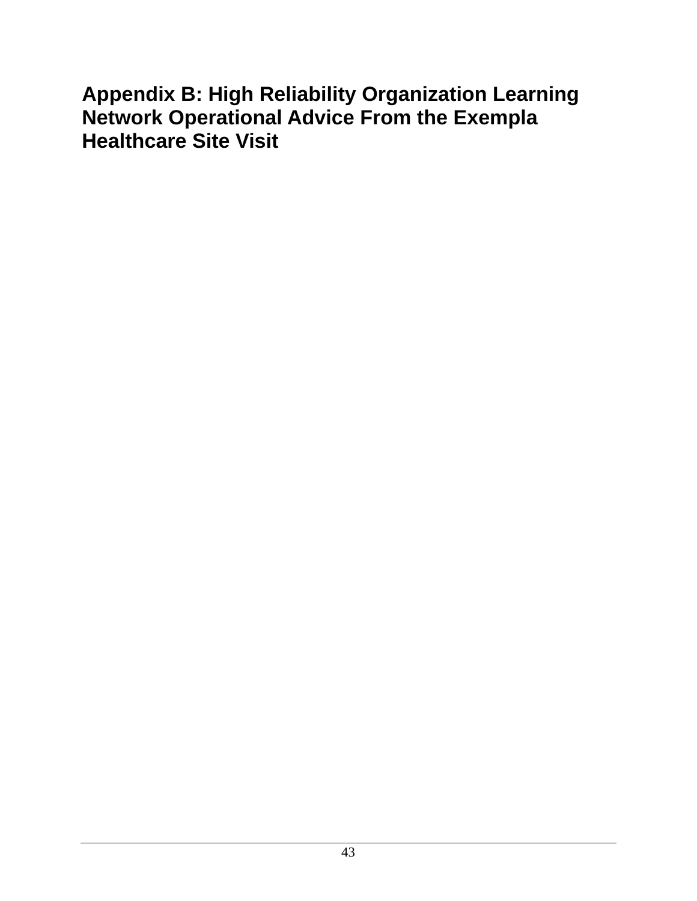# Appendix B: High Reliability Organization Learning Network Operational Advice From the Exempla Healthcare Site Visit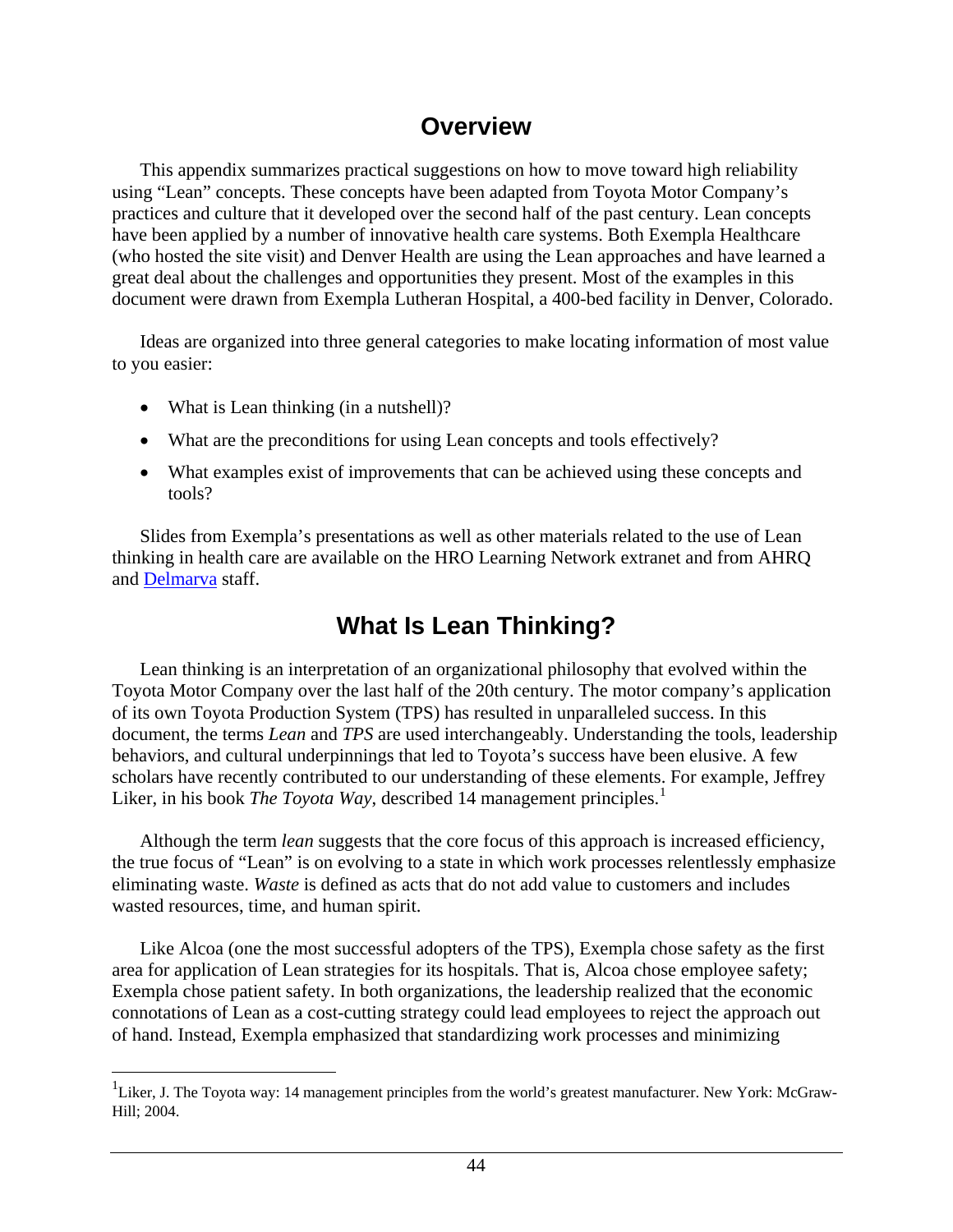## Overview

This appendix summarizes practical suggestions on how to move toward high reliability using "Lean" concepts. These concepts have been adapted from Toyota Motor Company's practices and culture that it developed over the second half of the past century. Lean concepts have been applied by a number of innovative health care systems. Both Exempla Healthcare (who hosted the site visit) and Denver Health are using the Lean approaches and have learned a great deal about the challenges and opportunities they present. Most of the examples in this document were drawn from Exempla Lutheran Hospital, a 400-bed facility in Denver, Colorado.

Ideas are organized into three general categories to make locating information of most value to you easier:

- What is Lean thinking (in a nutshell)?
- What are the preconditions for using Lean concepts and tools effectively?
- What examples exist of improvements that can be achieved using these concepts and tools?

Slides from Exempla's presentations as well as other materials related to the use of Lean thinking in health care are available on the HRO Learning Network extranet and from AHRQ and Delmarva staff.

## What Is Lean Thinking?

Lean thinking is an interpretation of an organizational philosophy that evolved within the Toyota Motor Company over the last half of the 20th century. The motor company's application of its own Toyota Production System (TPS) has resulted in unparalleled success. In this document, the terms *Lean* and *TPS* are used interchangeably. Understanding the tools, leadership behaviors, and cultural underpinnings that led to Toyota's success have been elusive. A few scholars have recently contributed to our understanding of these elements. For example, Jeffrey Liker, in his book *The Toyota Way*, described 14 management principles.[1]

Although the term *lean* suggests that the core focus of this approach is increased efficiency, the true focus of "Lean" is on evolving to a state in which work processes relentlessly emphasize eliminating waste. *Waste* is defined as acts that do not add value to customers and includes wasted resources, time, and human spirit.

Like Alcoa (one the most successful adopters of the TPS), Exempla chose safety as the first area for application of Lean strategies for its hospitals. That is, Alcoa chose employee safety; Exempla chose patient safety. In both organizations, the leadership realized that the economic connotations of Lean as a cost-cutting strategy could lead employees to reject the approach out of hand. Instead, Exempla emphasized that standardizing work processes and minimizing

[1] Liker, J. The Toyota way: 14 management principles from the world's greatest manufacturer. New York: McGraw-Hill; 2004.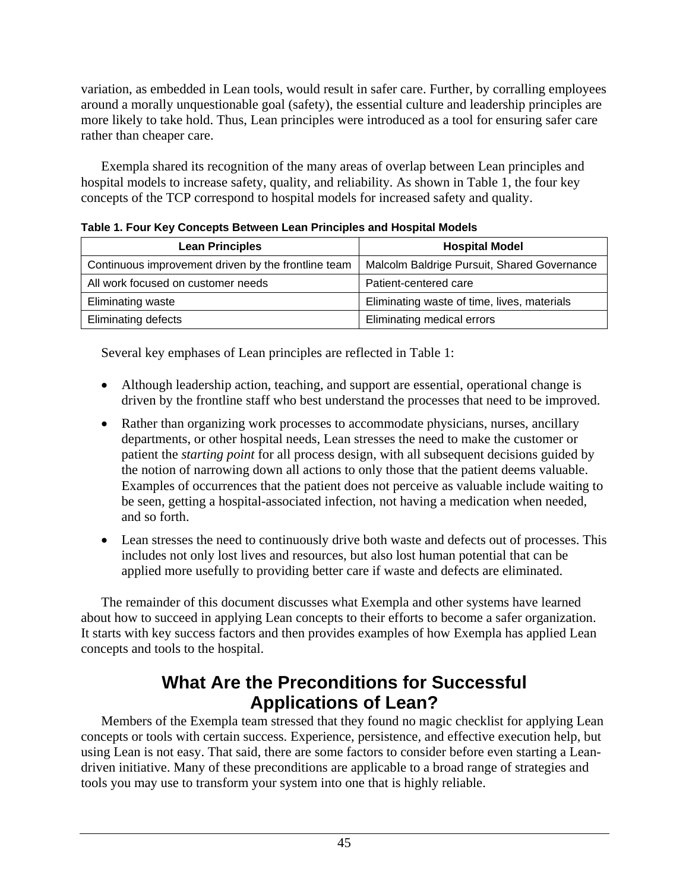variation, as embedded in Lean tools, would result in safer care. Further, by corralling employees around a morally unquestionable goal (safety), the essential culture and leadership principles are more likely to take hold. Thus, Lean principles were introduced as a tool for ensuring safer care rather than cheaper care.

Exempla shared its recognition of the many areas of overlap between Lean principles and hospital models to increase safety, quality, and reliability. As shown in Table 1, the four key concepts of the TCP correspond to hospital models for increased safety and quality.

**Table 1. Four Key Concepts Between Lean Principles and Hospital Models**

| Lean Principles | Hospital Model |
| --- | --- |
| Continuous improvement driven by the frontline team | Malcolm Baldrige Pursuit, Shared Governance |
| All work focused on customer needs | Patient-centered care |
| Eliminating waste | Eliminating waste of time, lives, materials |
| Eliminating defects | Eliminating medical errors |

Several key emphases of Lean principles are reflected in Table 1:

- Although leadership action, teaching, and support are essential, operational change is driven by the frontline staff who best understand the processes that need to be improved.
- Rather than organizing work processes to accommodate physicians, nurses, ancillary departments, or other hospital needs, Lean stresses the need to make the customer or patient the *starting point* for all process design, with all subsequent decisions guided by the notion of narrowing down all actions to only those that the patient deems valuable. Examples of occurrences that the patient does not perceive as valuable include waiting to be seen, getting a hospital-associated infection, not having a medication when needed, and so forth.
- Lean stresses the need to continuously drive both waste and defects out of processes. This includes not only lost lives and resources, but also lost human potential that can be applied more usefully to providing better care if waste and defects are eliminated.

The remainder of this document discusses what Exempla and other systems have learned about how to succeed in applying Lean concepts to their efforts to become a safer organization. It starts with key success factors and then provides examples of how Exempla has applied Lean concepts and tools to the hospital.

## What Are the Preconditions for Successful Applications of Lean?

Members of the Exempla team stressed that they found no magic checklist for applying Lean concepts or tools with certain success. Experience, persistence, and effective execution help, but using Lean is not easy. That said, there are some factors to consider before even starting a Lean-driven initiative. Many of these preconditions are applicable to a broad range of strategies and tools you may use to transform your system into one that is highly reliable.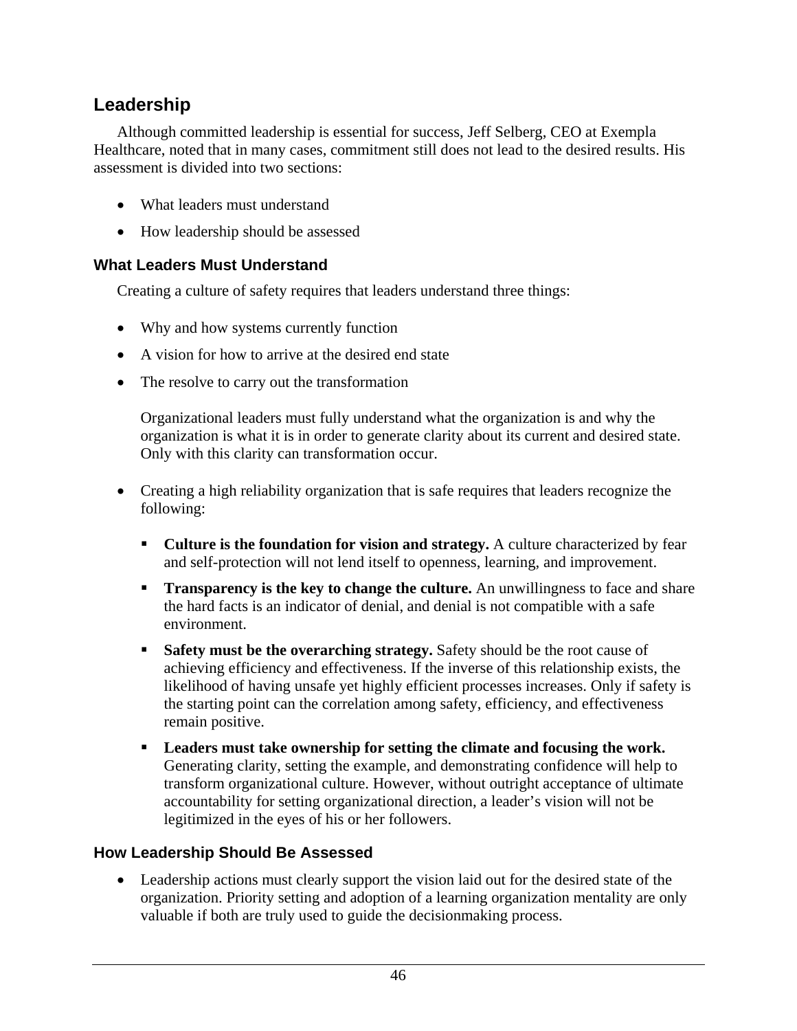## Leadership

Although committed leadership is essential for success, Jeff Selberg, CEO at Exempla Healthcare, noted that in many cases, commitment still does not lead to the desired results. His assessment is divided into two sections:

- What leaders must understand
- How leadership should be assessed

### What Leaders Must Understand

Creating a culture of safety requires that leaders understand three things:

- Why and how systems currently function
- A vision for how to arrive at the desired end state
- The resolve to carry out the transformation

  Organizational leaders must fully understand what the organization is and why the organization is what it is in order to generate clarity about its current and desired state. Only with this clarity can transformation occur.

- Creating a high reliability organization that is safe requires that leaders recognize the following:
  - **Culture is the foundation for vision and strategy.** A culture characterized by fear and self-protection will not lend itself to openness, learning, and improvement.
  - **Transparency is the key to change the culture.** An unwillingness to face and share the hard facts is an indicator of denial, and denial is not compatible with a safe environment.
  - **Safety must be the overarching strategy.** Safety should be the root cause of achieving efficiency and effectiveness. If the inverse of this relationship exists, the likelihood of having unsafe yet highly efficient processes increases. Only if safety is the starting point can the correlation among safety, efficiency, and effectiveness remain positive.
  - **Leaders must take ownership for setting the climate and focusing the work.** Generating clarity, setting the example, and demonstrating confidence will help to transform organizational culture. However, without outright acceptance of ultimate accountability for setting organizational direction, a leader's vision will not be legitimized in the eyes of his or her followers.

### How Leadership Should Be Assessed

- Leadership actions must clearly support the vision laid out for the desired state of the organization. Priority setting and adoption of a learning organization mentality are only valuable if both are truly used to guide the decisionmaking process.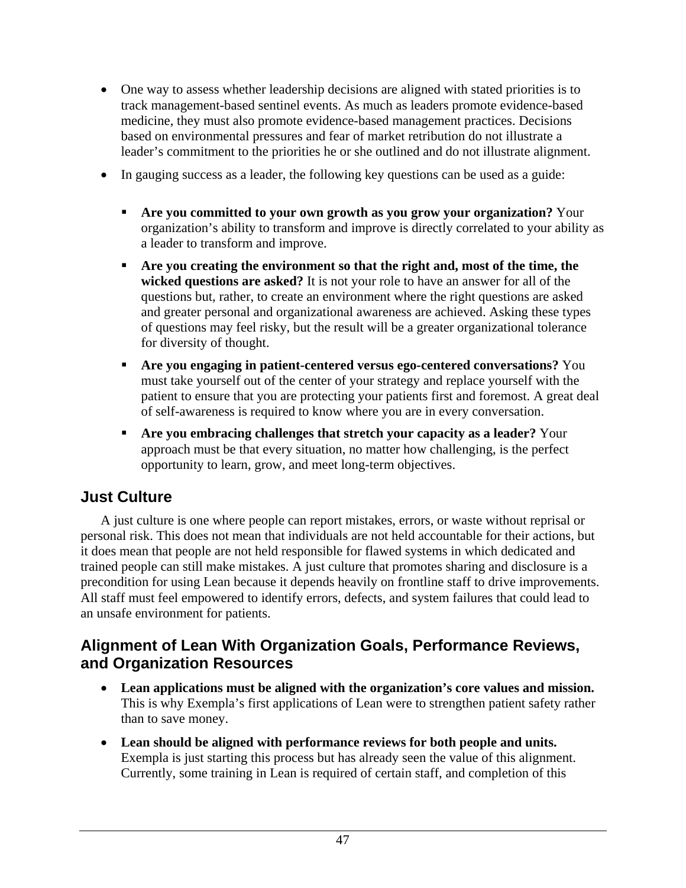- One way to assess whether leadership decisions are aligned with stated priorities is to track management-based sentinel events. As much as leaders promote evidence-based medicine, they must also promote evidence-based management practices. Decisions based on environmental pressures and fear of market retribution do not illustrate a leader's commitment to the priorities he or she outlined and do not illustrate alignment.
- In gauging success as a leader, the following key questions can be used as a guide:
  - **Are you committed to your own growth as you grow your organization?** Your organization's ability to transform and improve is directly correlated to your ability as a leader to transform and improve.
  - **Are you creating the environment so that the right and, most of the time, the wicked questions are asked?** It is not your role to have an answer for all of the questions but, rather, to create an environment where the right questions are asked and greater personal and organizational awareness are achieved. Asking these types of questions may feel risky, but the result will be a greater organizational tolerance for diversity of thought.
  - **Are you engaging in patient-centered versus ego-centered conversations?** You must take yourself out of the center of your strategy and replace yourself with the patient to ensure that you are protecting your patients first and foremost. A great deal of self-awareness is required to know where you are in every conversation.
  - **Are you embracing challenges that stretch your capacity as a leader?** Your approach must be that every situation, no matter how challenging, is the perfect opportunity to learn, grow, and meet long-term objectives.

## Just Culture

A just culture is one where people can report mistakes, errors, or waste without reprisal or personal risk. This does not mean that individuals are not held accountable for their actions, but it does mean that people are not held responsible for flawed systems in which dedicated and trained people can still make mistakes. A just culture that promotes sharing and disclosure is a precondition for using Lean because it depends heavily on frontline staff to drive improvements. All staff must feel empowered to identify errors, defects, and system failures that could lead to an unsafe environment for patients.

## Alignment of Lean With Organization Goals, Performance Reviews, and Organization Resources

- **Lean applications must be aligned with the organization's core values and mission.** This is why Exempla's first applications of Lean were to strengthen patient safety rather than to save money.
- **Lean should be aligned with performance reviews for both people and units.** Exempla is just starting this process but has already seen the value of this alignment. Currently, some training in Lean is required of certain staff, and completion of this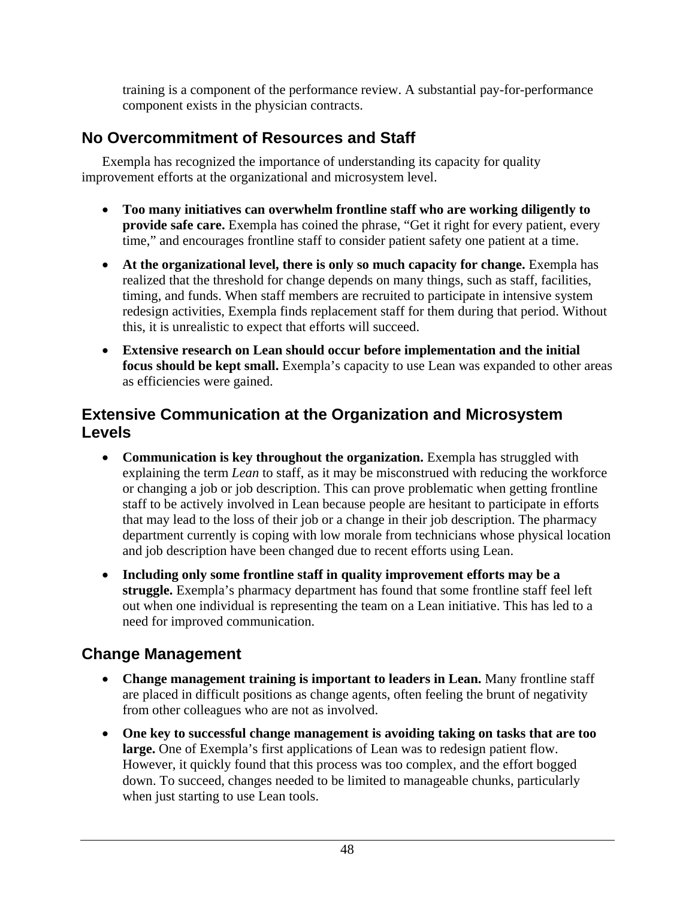training is a component of the performance review. A substantial pay-for-performance component exists in the physician contracts.

## No Overcommitment of Resources and Staff

Exempla has recognized the importance of understanding its capacity for quality improvement efforts at the organizational and microsystem level.

- **Too many initiatives can overwhelm frontline staff who are working diligently to provide safe care.** Exempla has coined the phrase, "Get it right for every patient, every time," and encourages frontline staff to consider patient safety one patient at a time.
- **At the organizational level, there is only so much capacity for change.** Exempla has realized that the threshold for change depends on many things, such as staff, facilities, timing, and funds. When staff members are recruited to participate in intensive system redesign activities, Exempla finds replacement staff for them during that period. Without this, it is unrealistic to expect that efforts will succeed.
- **Extensive research on Lean should occur before implementation and the initial focus should be kept small.** Exempla's capacity to use Lean was expanded to other areas as efficiencies were gained.

## Extensive Communication at the Organization and Microsystem Levels

- **Communication is key throughout the organization.** Exempla has struggled with explaining the term *Lean* to staff, as it may be misconstrued with reducing the workforce or changing a job or job description. This can prove problematic when getting frontline staff to be actively involved in Lean because people are hesitant to participate in efforts that may lead to the loss of their job or a change in their job description. The pharmacy department currently is coping with low morale from technicians whose physical location and job description have been changed due to recent efforts using Lean.
- **Including only some frontline staff in quality improvement efforts may be a struggle.** Exempla's pharmacy department has found that some frontline staff feel left out when one individual is representing the team on a Lean initiative. This has led to a need for improved communication.

## Change Management

- **Change management training is important to leaders in Lean.** Many frontline staff are placed in difficult positions as change agents, often feeling the brunt of negativity from other colleagues who are not as involved.
- **One key to successful change management is avoiding taking on tasks that are too large.** One of Exempla's first applications of Lean was to redesign patient flow. However, it quickly found that this process was too complex, and the effort bogged down. To succeed, changes needed to be limited to manageable chunks, particularly when just starting to use Lean tools.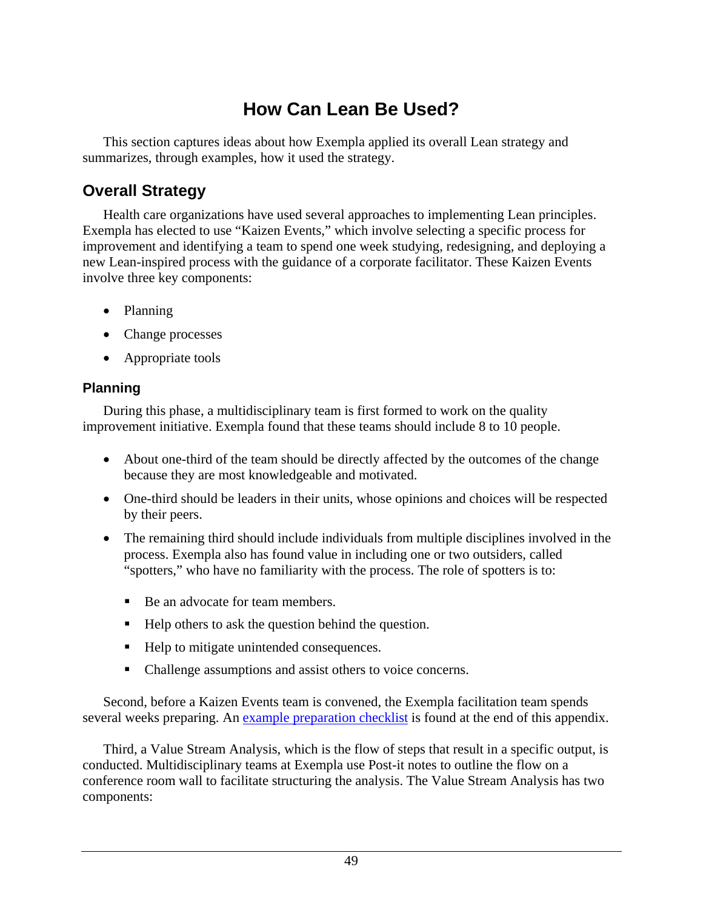# How Can Lean Be Used?

This section captures ideas about how Exempla applied its overall Lean strategy and summarizes, through examples, how it used the strategy.

## Overall Strategy

Health care organizations have used several approaches to implementing Lean principles. Exempla has elected to use "Kaizen Events," which involve selecting a specific process for improvement and identifying a team to spend one week studying, redesigning, and deploying a new Lean-inspired process with the guidance of a corporate facilitator. These Kaizen Events involve three key components:

- Planning
- Change processes
- Appropriate tools

### Planning

During this phase, a multidisciplinary team is first formed to work on the quality improvement initiative. Exempla found that these teams should include 8 to 10 people.

- About one-third of the team should be directly affected by the outcomes of the change because they are most knowledgeable and motivated.
- One-third should be leaders in their units, whose opinions and choices will be respected by their peers.
- The remaining third should include individuals from multiple disciplines involved in the process. Exempla also has found value in including one or two outsiders, called "spotters," who have no familiarity with the process. The role of spotters is to:
  - Be an advocate for team members.
  - Help others to ask the question behind the question.
  - Help to mitigate unintended consequences.
  - Challenge assumptions and assist others to voice concerns.

Second, before a Kaizen Events team is convened, the Exempla facilitation team spends several weeks preparing. An example preparation checklist is found at the end of this appendix.

Third, a Value Stream Analysis, which is the flow of steps that result in a specific output, is conducted. Multidisciplinary teams at Exempla use Post-it notes to outline the flow on a conference room wall to facilitate structuring the analysis. The Value Stream Analysis has two components: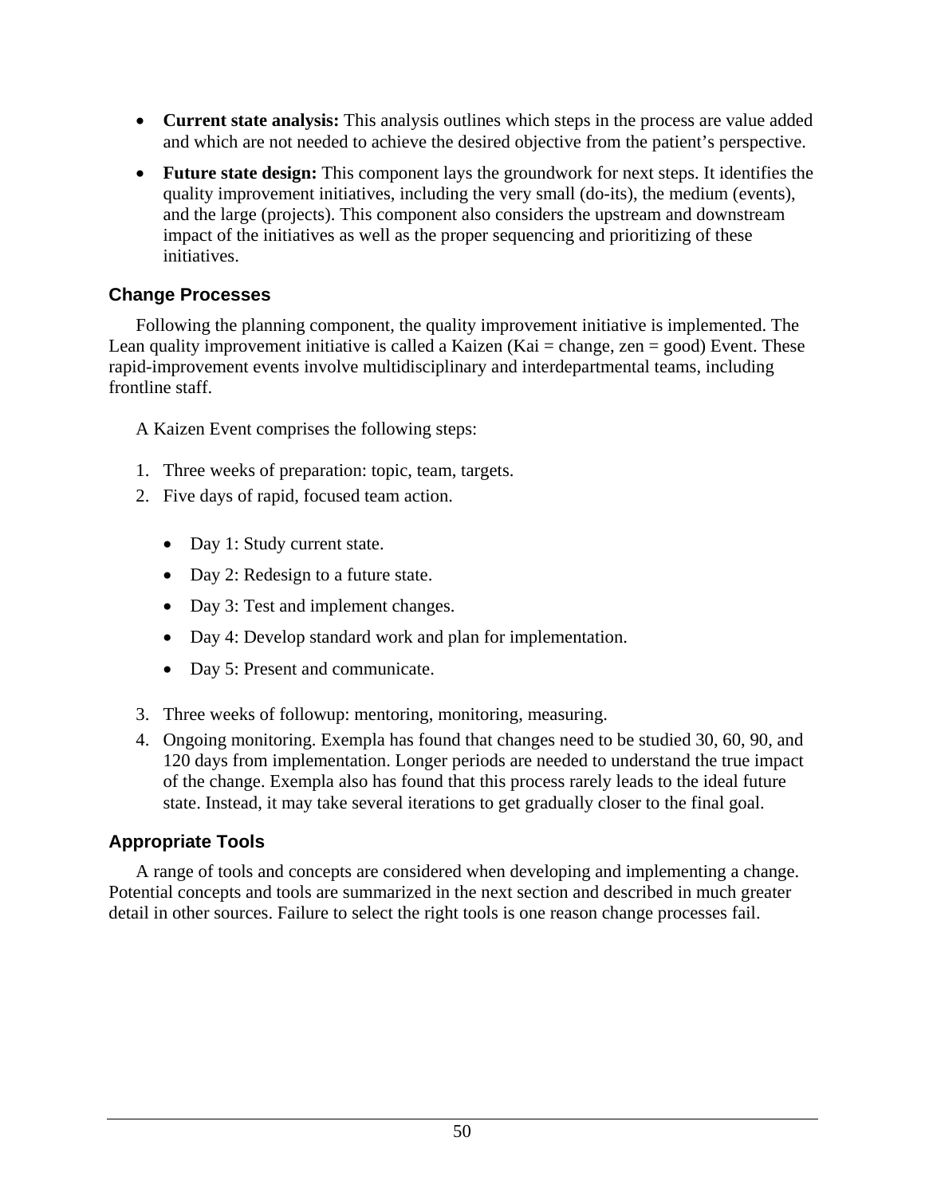- **Current state analysis:** This analysis outlines which steps in the process are value added and which are not needed to achieve the desired objective from the patient's perspective.
- **Future state design:** This component lays the groundwork for next steps. It identifies the quality improvement initiatives, including the very small (do-its), the medium (events), and the large (projects). This component also considers the upstream and downstream impact of the initiatives as well as the proper sequencing and prioritizing of these initiatives.

### Change Processes

Following the planning component, the quality improvement initiative is implemented. The Lean quality improvement initiative is called a Kaizen (Kai = change, zen = good) Event. These rapid-improvement events involve multidisciplinary and interdepartmental teams, including frontline staff.

A Kaizen Event comprises the following steps:

1. Three weeks of preparation: topic, team, targets.
2. Five days of rapid, focused team action.
    - Day 1: Study current state.
    - Day 2: Redesign to a future state.
    - Day 3: Test and implement changes.
    - Day 4: Develop standard work and plan for implementation.
    - Day 5: Present and communicate.
3. Three weeks of followup: mentoring, monitoring, measuring.
4. Ongoing monitoring. Exempla has found that changes need to be studied 30, 60, 90, and 120 days from implementation. Longer periods are needed to understand the true impact of the change. Exempla also has found that this process rarely leads to the ideal future state. Instead, it may take several iterations to get gradually closer to the final goal.

### Appropriate Tools

A range of tools and concepts are considered when developing and implementing a change. Potential concepts and tools are summarized in the next section and described in much greater detail in other sources. Failure to select the right tools is one reason change processes fail.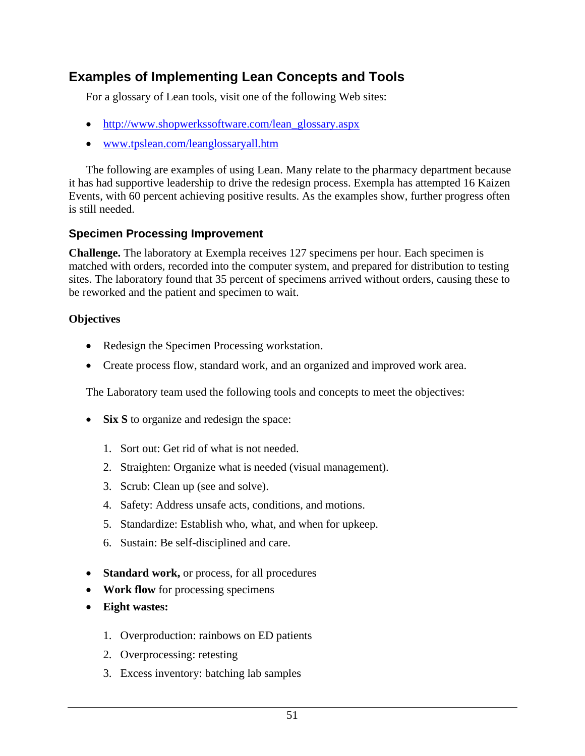## Examples of Implementing Lean Concepts and Tools

For a glossary of Lean tools, visit one of the following Web sites:

- http://www.shopwerkssoftware.com/lean_glossary.aspx
- www.tpslean.com/leanglossaryall.htm

The following are examples of using Lean. Many relate to the pharmacy department because it has had supportive leadership to drive the redesign process. Exempla has attempted 16 Kaizen Events, with 60 percent achieving positive results. As the examples show, further progress often is still needed.

### Specimen Processing Improvement

**Challenge.** The laboratory at Exempla receives 127 specimens per hour. Each specimen is matched with orders, recorded into the computer system, and prepared for distribution to testing sites. The laboratory found that 35 percent of specimens arrived without orders, causing these to be reworked and the patient and specimen to wait.

**Objectives**

- Redesign the Specimen Processing workstation.
- Create process flow, standard work, and an organized and improved work area.

The Laboratory team used the following tools and concepts to meet the objectives:

- **Six S** to organize and redesign the space:
    1. Sort out: Get rid of what is not needed.
    2. Straighten: Organize what is needed (visual management).
    3. Scrub: Clean up (see and solve).
    4. Safety: Address unsafe acts, conditions, and motions.
    5. Standardize: Establish who, what, and when for upkeep.
    6. Sustain: Be self-disciplined and care.
- **Standard work,** or process, for all procedures
- **Work flow** for processing specimens
- **Eight wastes:**
    1. Overproduction: rainbows on ED patients
    2. Overprocessing: retesting
    3. Excess inventory: batching lab samples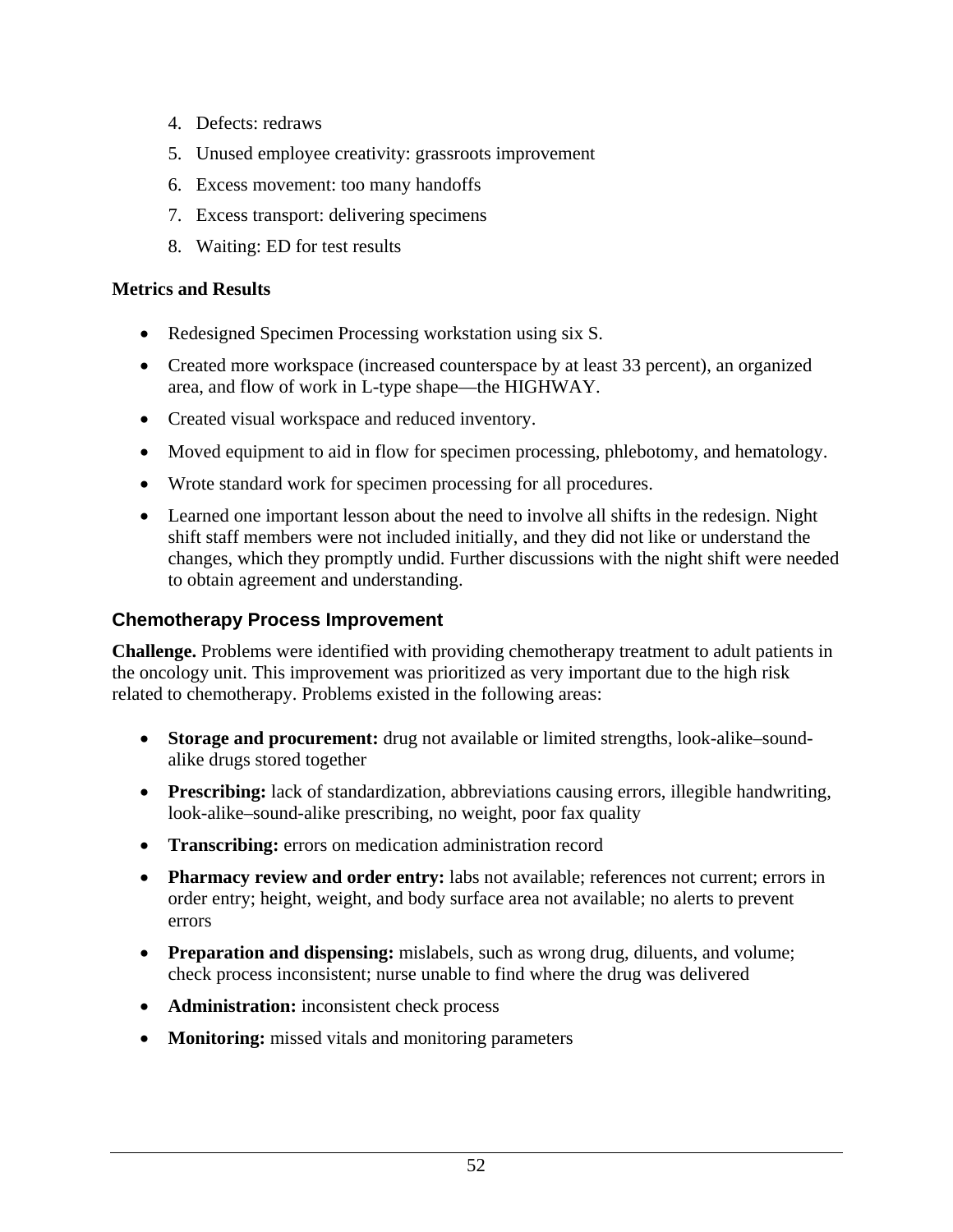4. Defects: redraws
5. Unused employee creativity: grassroots improvement
6. Excess movement: too many handoffs
7. Excess transport: delivering specimens
8. Waiting: ED for test results

**Metrics and Results**

- Redesigned Specimen Processing workstation using six S.
- Created more workspace (increased counterspace by at least 33 percent), an organized area, and flow of work in L-type shape—the HIGHWAY.
- Created visual workspace and reduced inventory.
- Moved equipment to aid in flow for specimen processing, phlebotomy, and hematology.
- Wrote standard work for specimen processing for all procedures.
- Learned one important lesson about the need to involve all shifts in the redesign. Night shift staff members were not included initially, and they did not like or understand the changes, which they promptly undid. Further discussions with the night shift were needed to obtain agreement and understanding.

### Chemotherapy Process Improvement

**Challenge.** Problems were identified with providing chemotherapy treatment to adult patients in the oncology unit. This improvement was prioritized as very important due to the high risk related to chemotherapy. Problems existed in the following areas:

- **Storage and procurement:** drug not available or limited strengths, look-alike–sound-alike drugs stored together
- **Prescribing:** lack of standardization, abbreviations causing errors, illegible handwriting, look-alike–sound-alike prescribing, no weight, poor fax quality
- **Transcribing:** errors on medication administration record
- **Pharmacy review and order entry:** labs not available; references not current; errors in order entry; height, weight, and body surface area not available; no alerts to prevent errors
- **Preparation and dispensing:** mislabels, such as wrong drug, diluents, and volume; check process inconsistent; nurse unable to find where the drug was delivered
- **Administration:** inconsistent check process
- **Monitoring:** missed vitals and monitoring parameters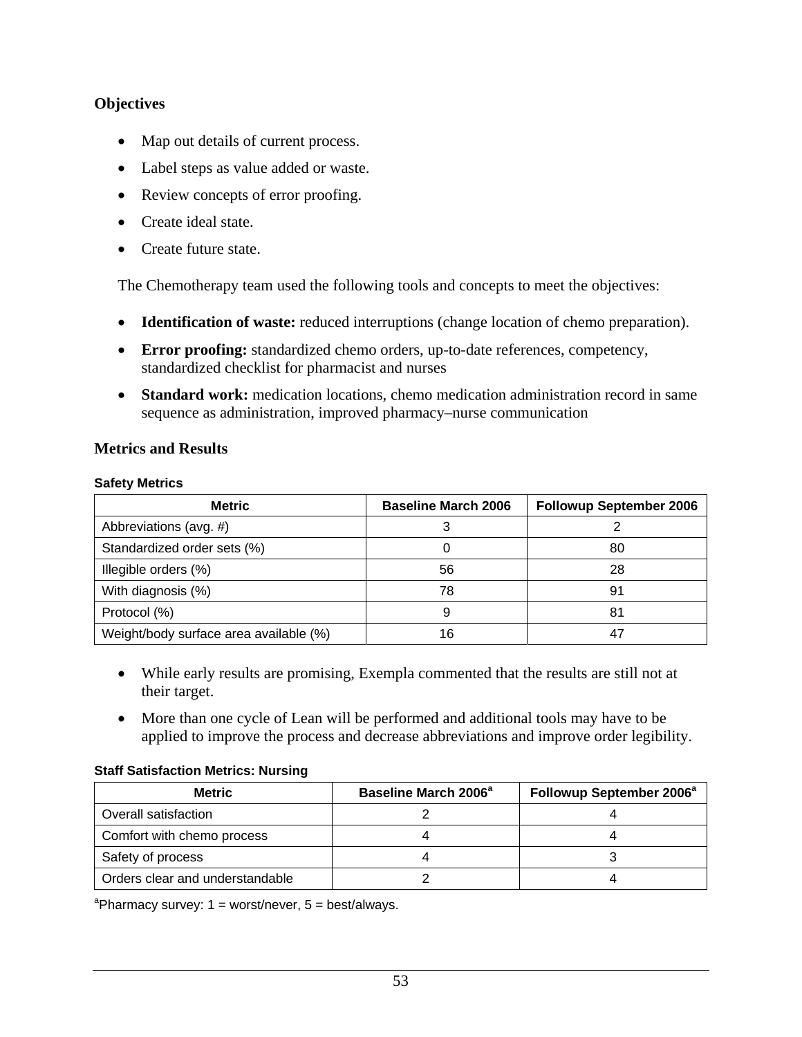### Objectives

- Map out details of current process.
- Label steps as value added or waste.
- Review concepts of error proofing.
- Create ideal state.
- Create future state.

The Chemotherapy team used the following tools and concepts to meet the objectives:

- **Identification of waste:** reduced interruptions (change location of chemo preparation).
- **Error proofing:** standardized chemo orders, up-to-date references, competency, standardized checklist for pharmacist and nurses
- **Standard work:** medication locations, chemo medication administration record in same sequence as administration, improved pharmacy–nurse communication

### Metrics and Results

**Safety Metrics**

| Metric | Baseline March 2006 | Followup September 2006 |
|---|---|---|
| Abbreviations (avg. #) | 3 | 2 |
| Standardized order sets (%) | 0 | 80 |
| Illegible orders (%) | 56 | 28 |
| With diagnosis (%) | 78 | 91 |
| Protocol (%) | 9 | 81 |
| Weight/body surface area available (%) | 16 | 47 |

- While early results are promising, Exempla commented that the results are still not at their target.
- More than one cycle of Lean will be performed and additional tools may have to be applied to improve the process and decrease abbreviations and improve order legibility.

**Staff Satisfaction Metrics: Nursing**

| Metric | Baseline March 2006[a] | Followup September 2006[a] |
|---|---|---|
| Overall satisfaction | 2 | 4 |
| Comfort with chemo process | 4 | 4 |
| Safety of process | 4 | 3 |
| Orders clear and understandable | 2 | 4 |

[a]Pharmacy survey: 1 = worst/never, 5 = best/always.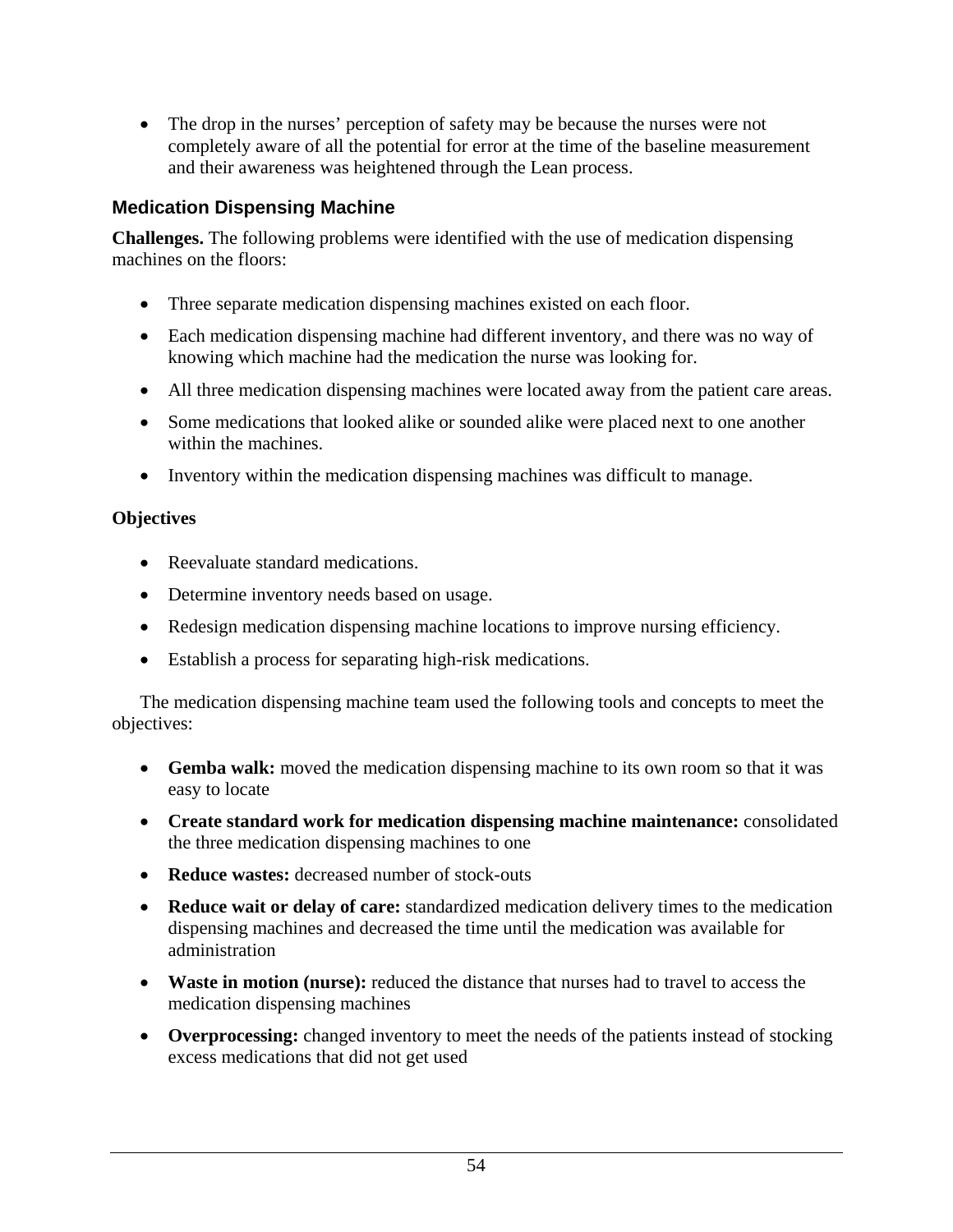- The drop in the nurses' perception of safety may be because the nurses were not completely aware of all the potential for error at the time of the baseline measurement and their awareness was heightened through the Lean process.

### Medication Dispensing Machine

**Challenges.** The following problems were identified with the use of medication dispensing machines on the floors:

- Three separate medication dispensing machines existed on each floor.
- Each medication dispensing machine had different inventory, and there was no way of knowing which machine had the medication the nurse was looking for.
- All three medication dispensing machines were located away from the patient care areas.
- Some medications that looked alike or sounded alike were placed next to one another within the machines.
- Inventory within the medication dispensing machines was difficult to manage.

**Objectives**

- Reevaluate standard medications.
- Determine inventory needs based on usage.
- Redesign medication dispensing machine locations to improve nursing efficiency.
- Establish a process for separating high-risk medications.

The medication dispensing machine team used the following tools and concepts to meet the objectives:

- **Gemba walk:** moved the medication dispensing machine to its own room so that it was easy to locate
- **Create standard work for medication dispensing machine maintenance:** consolidated the three medication dispensing machines to one
- **Reduce wastes:** decreased number of stock-outs
- **Reduce wait or delay of care:** standardized medication delivery times to the medication dispensing machines and decreased the time until the medication was available for administration
- **Waste in motion (nurse):** reduced the distance that nurses had to travel to access the medication dispensing machines
- **Overprocessing:** changed inventory to meet the needs of the patients instead of stocking excess medications that did not get used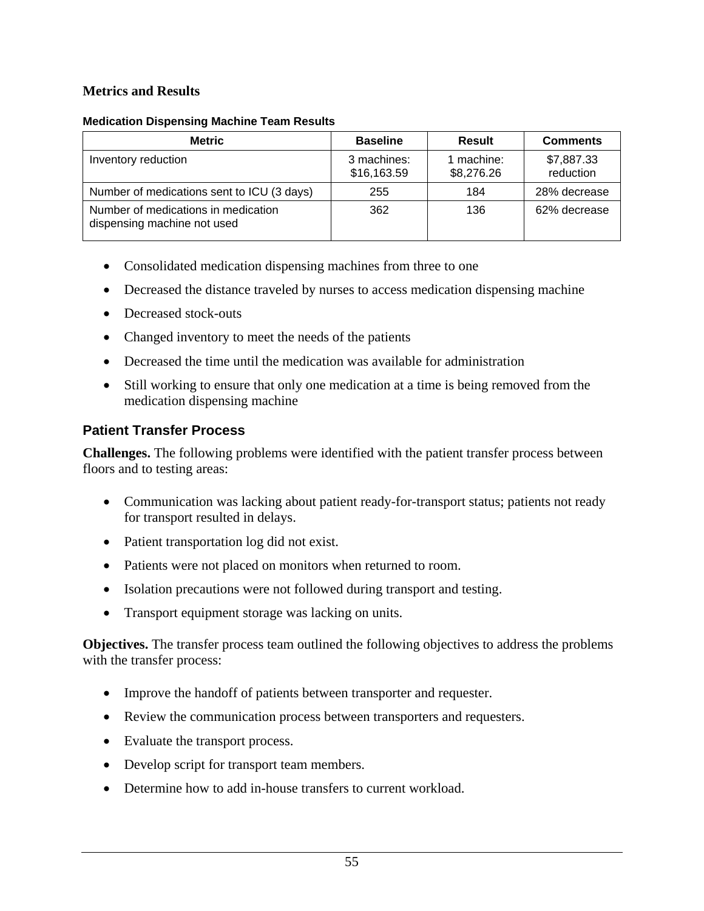### Metrics and Results

**Medication Dispensing Machine Team Results**

| Metric | Baseline | Result | Comments |
|---|---|---|---|
| Inventory reduction | 3 machines: $16,163.59 | 1 machine: $8,276.26 | $7,887.33 reduction |
| Number of medications sent to ICU (3 days) | 255 | 184 | 28% decrease |
| Number of medications in medication dispensing machine not used | 362 | 136 | 62% decrease |

- Consolidated medication dispensing machines from three to one
- Decreased the distance traveled by nurses to access medication dispensing machine
- Decreased stock-outs
- Changed inventory to meet the needs of the patients
- Decreased the time until the medication was available for administration
- Still working to ensure that only one medication at a time is being removed from the medication dispensing machine

## Patient Transfer Process

**Challenges.** The following problems were identified with the patient transfer process between floors and to testing areas:

- Communication was lacking about patient ready-for-transport status; patients not ready for transport resulted in delays.
- Patient transportation log did not exist.
- Patients were not placed on monitors when returned to room.
- Isolation precautions were not followed during transport and testing.
- Transport equipment storage was lacking on units.

**Objectives.** The transfer process team outlined the following objectives to address the problems with the transfer process:

- Improve the handoff of patients between transporter and requester.
- Review the communication process between transporters and requesters.
- Evaluate the transport process.
- Develop script for transport team members.
- Determine how to add in-house transfers to current workload.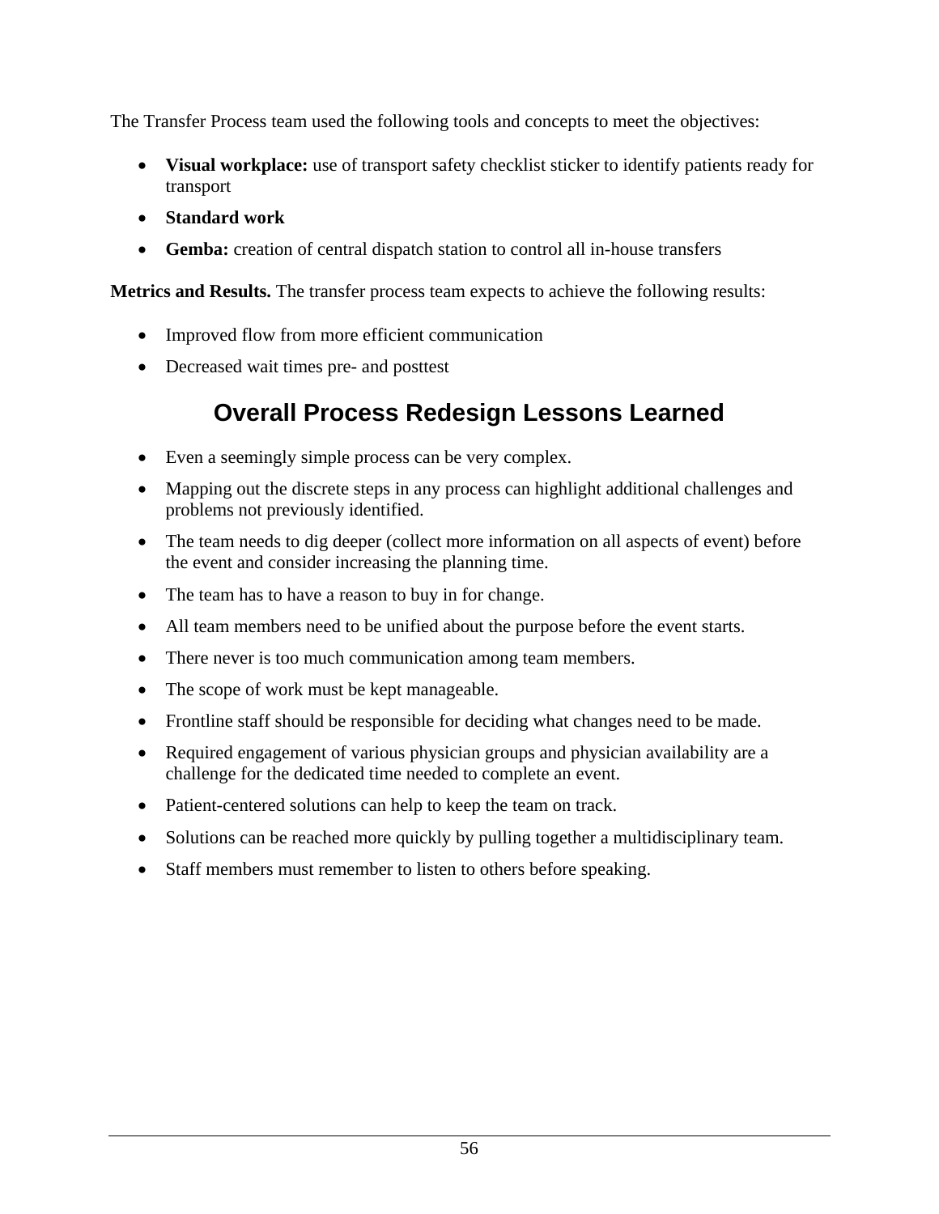The Transfer Process team used the following tools and concepts to meet the objectives:

- **Visual workplace:** use of transport safety checklist sticker to identify patients ready for transport
- **Standard work**
- **Gemba:** creation of central dispatch station to control all in-house transfers

**Metrics and Results.** The transfer process team expects to achieve the following results:

- Improved flow from more efficient communication
- Decreased wait times pre- and posttest

## Overall Process Redesign Lessons Learned

- Even a seemingly simple process can be very complex.
- Mapping out the discrete steps in any process can highlight additional challenges and problems not previously identified.
- The team needs to dig deeper (collect more information on all aspects of event) before the event and consider increasing the planning time.
- The team has to have a reason to buy in for change.
- All team members need to be unified about the purpose before the event starts.
- There never is too much communication among team members.
- The scope of work must be kept manageable.
- Frontline staff should be responsible for deciding what changes need to be made.
- Required engagement of various physician groups and physician availability are a challenge for the dedicated time needed to complete an event.
- Patient-centered solutions can help to keep the team on track.
- Solutions can be reached more quickly by pulling together a multidisciplinary team.
- Staff members must remember to listen to others before speaking.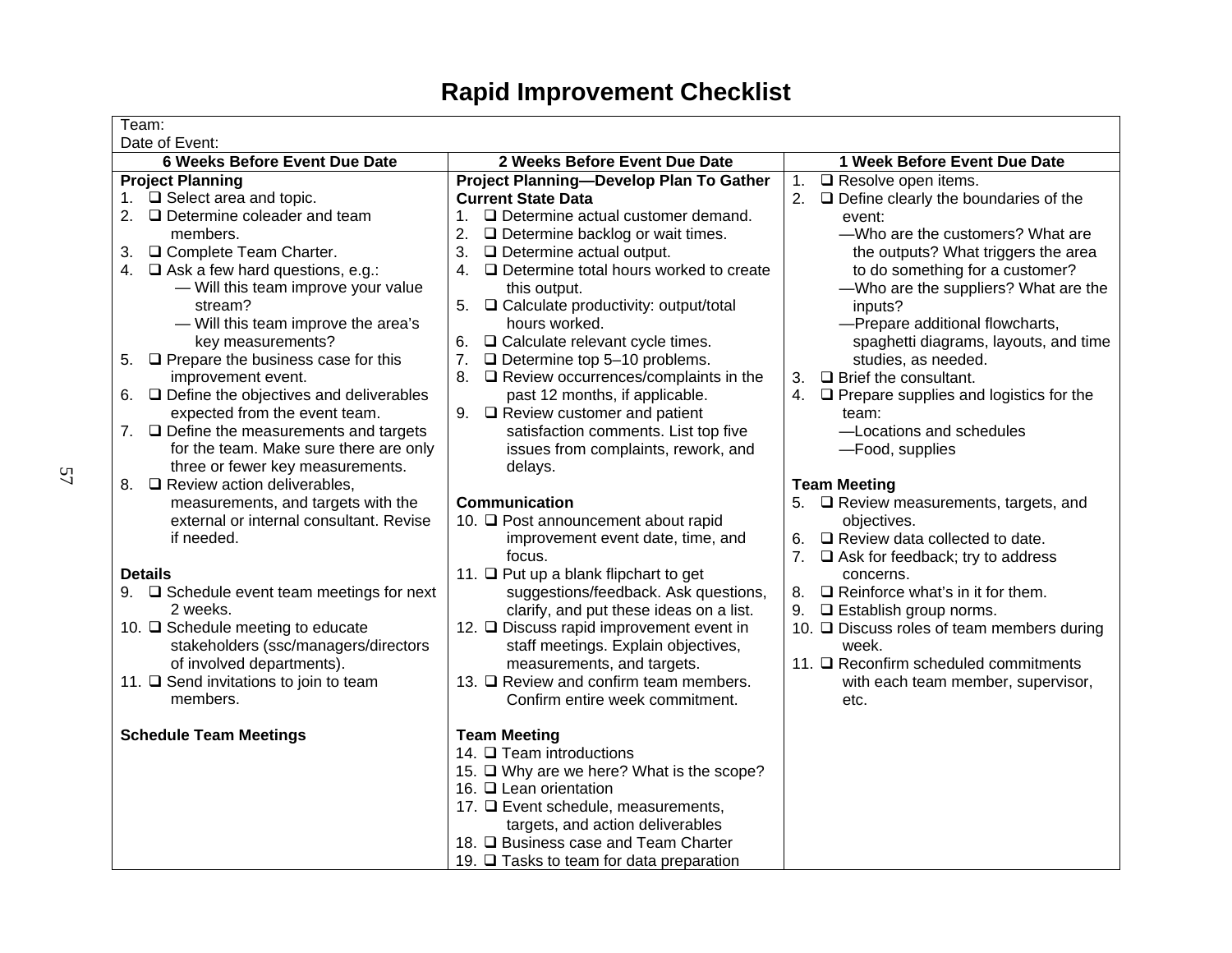# Rapid Improvement Checklist

Team:

Date of Event:

| 6 Weeks Before Event Due Date | 2 Weeks Before Event Due Date | 1 Week Before Event Due Date |
|---|---|---|
| **Project Planning**<br>1. ❑ Select area and topic.<br>2. ❑ Determine coleader and team members.<br>3. ❑ Complete Team Charter.<br>4. ❑ Ask a few hard questions, e.g.:<br>— Will this team improve your value stream?<br>— Will this team improve the area's key measurements?<br>5. ❑ Prepare the business case for this improvement event.<br>6. ❑ Define the objectives and deliverables expected from the event team.<br>7. ❑ Define the measurements and targets for the team. Make sure there are only three or fewer key measurements.<br>8. ❑ Review action deliverables, measurements, and targets with the external or internal consultant. Revise if needed.<br><br>**Details**<br>9. ❑ Schedule event team meetings for next 2 weeks.<br>10. ❑ Schedule meeting to educate stakeholders (ssc/managers/directors of involved departments).<br>11. ❑ Send invitations to join to team members.<br><br>**Schedule Team Meetings** | **Project Planning—Develop Plan To Gather Current State Data**<br>1. ❑ Determine actual customer demand.<br>2. ❑ Determine backlog or wait times.<br>3. ❑ Determine actual output.<br>4. ❑ Determine total hours worked to create this output.<br>5. ❑ Calculate productivity: output/total hours worked.<br>6. ❑ Calculate relevant cycle times.<br>7. ❑ Determine top 5–10 problems.<br>8. ❑ Review occurrences/complaints in the past 12 months, if applicable.<br>9. ❑ Review customer and patient satisfaction comments. List top five issues from complaints, rework, and delays.<br><br>**Communication**<br>10. ❑ Post announcement about rapid improvement event date, time, and focus.<br>11. ❑ Put up a blank flipchart to get suggestions/feedback. Ask questions, clarify, and put these ideas on a list.<br>12. ❑ Discuss rapid improvement event in staff meetings. Explain objectives, measurements, and targets.<br>13. ❑ Review and confirm team members. Confirm entire week commitment.<br><br>**Team Meeting**<br>14. ❑ Team introductions<br>15. ❑ Why are we here? What is the scope?<br>16. ❑ Lean orientation<br>17. ❑ Event schedule, measurements, targets, and action deliverables<br>18. ❑ Business case and Team Charter<br>19. ❑ Tasks to team for data preparation | 1. ❑ Resolve open items.<br>2. ❑ Define clearly the boundaries of the event:<br>—Who are the customers? What are the outputs? What triggers the area to do something for a customer?<br>—Who are the suppliers? What are the inputs?<br>—Prepare additional flowcharts, spaghetti diagrams, layouts, and time studies, as needed.<br>3. ❑ Brief the consultant.<br>4. ❑ Prepare supplies and logistics for the team:<br>—Locations and schedules<br>—Food, supplies<br><br>**Team Meeting**<br>5. ❑ Review measurements, targets, and objectives.<br>6. ❑ Review data collected to date.<br>7. ❑ Ask for feedback; try to address concerns.<br>8. ❑ Reinforce what's in it for them.<br>9. ❑ Establish group norms.<br>10. ❑ Discuss roles of team members during week.<br>11. ❑ Reconfirm scheduled commitments with each team member, supervisor, etc. |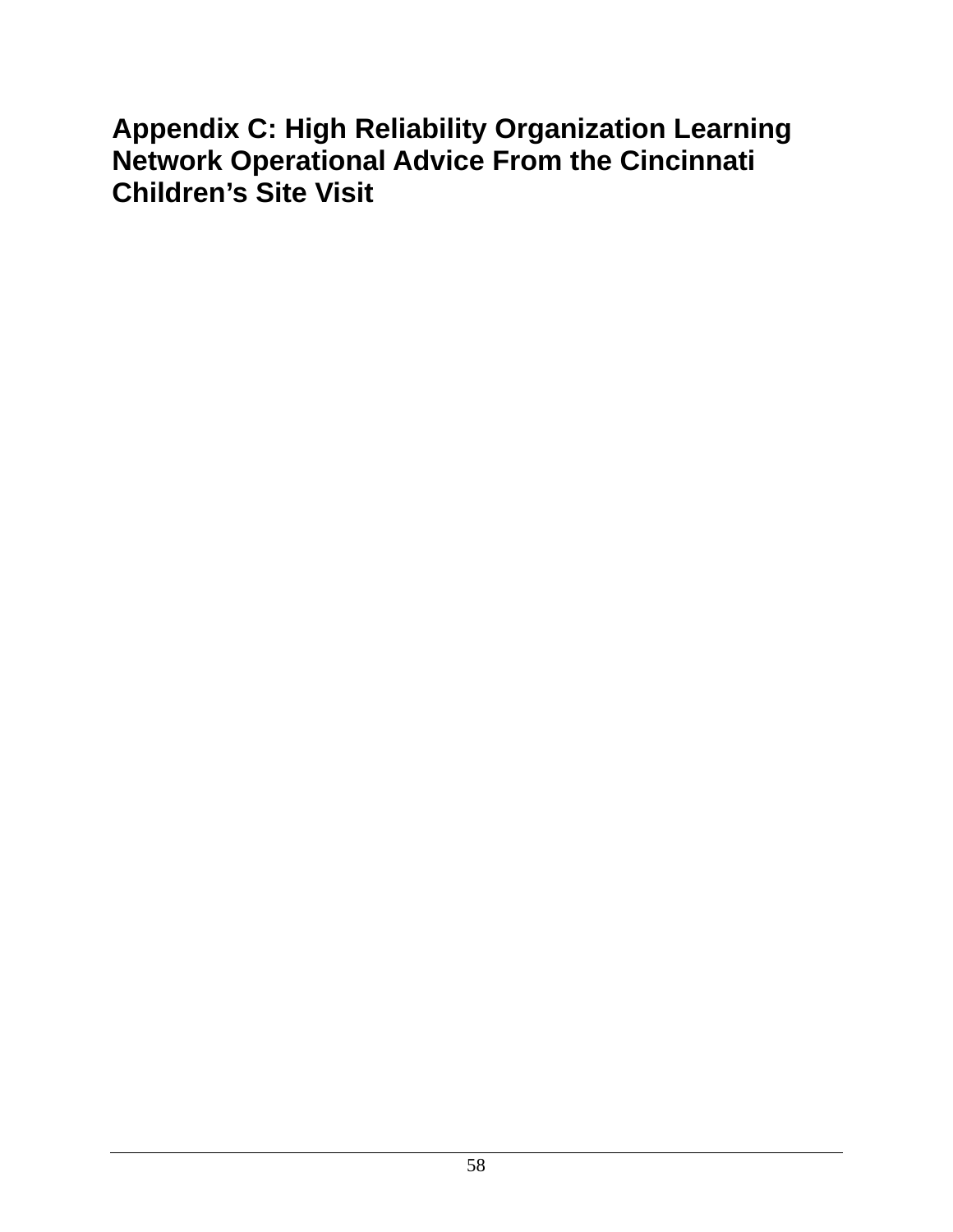# Appendix C: High Reliability Organization Learning Network Operational Advice From the Cincinnati Children's Site Visit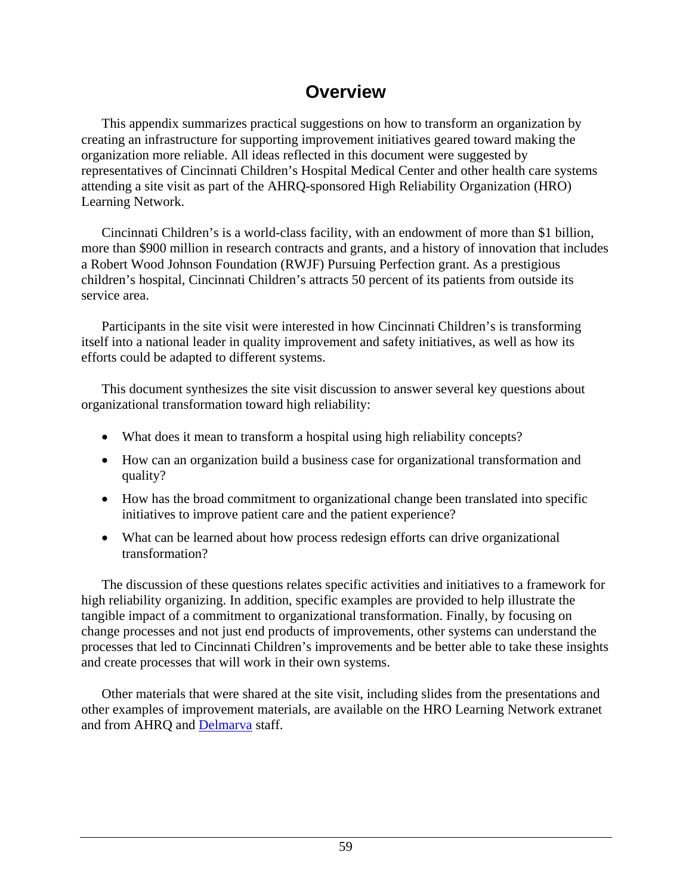# Overview

This appendix summarizes practical suggestions on how to transform an organization by creating an infrastructure for supporting improvement initiatives geared toward making the organization more reliable. All ideas reflected in this document were suggested by representatives of Cincinnati Children's Hospital Medical Center and other health care systems attending a site visit as part of the AHRQ-sponsored High Reliability Organization (HRO) Learning Network.

Cincinnati Children's is a world-class facility, with an endowment of more than $1 billion, more than $900 million in research contracts and grants, and a history of innovation that includes a Robert Wood Johnson Foundation (RWJF) Pursuing Perfection grant. As a prestigious children's hospital, Cincinnati Children's attracts 50 percent of its patients from outside its service area.

Participants in the site visit were interested in how Cincinnati Children's is transforming itself into a national leader in quality improvement and safety initiatives, as well as how its efforts could be adapted to different systems.

This document synthesizes the site visit discussion to answer several key questions about organizational transformation toward high reliability:

- What does it mean to transform a hospital using high reliability concepts?
- How can an organization build a business case for organizational transformation and quality?
- How has the broad commitment to organizational change been translated into specific initiatives to improve patient care and the patient experience?
- What can be learned about how process redesign efforts can drive organizational transformation?

The discussion of these questions relates specific activities and initiatives to a framework for high reliability organizing. In addition, specific examples are provided to help illustrate the tangible impact of a commitment to organizational transformation. Finally, by focusing on change processes and not just end products of improvements, other systems can understand the processes that led to Cincinnati Children's improvements and be better able to take these insights and create processes that will work in their own systems.

Other materials that were shared at the site visit, including slides from the presentations and other examples of improvement materials, are available on the HRO Learning Network extranet and from AHRQ and Delmarva staff.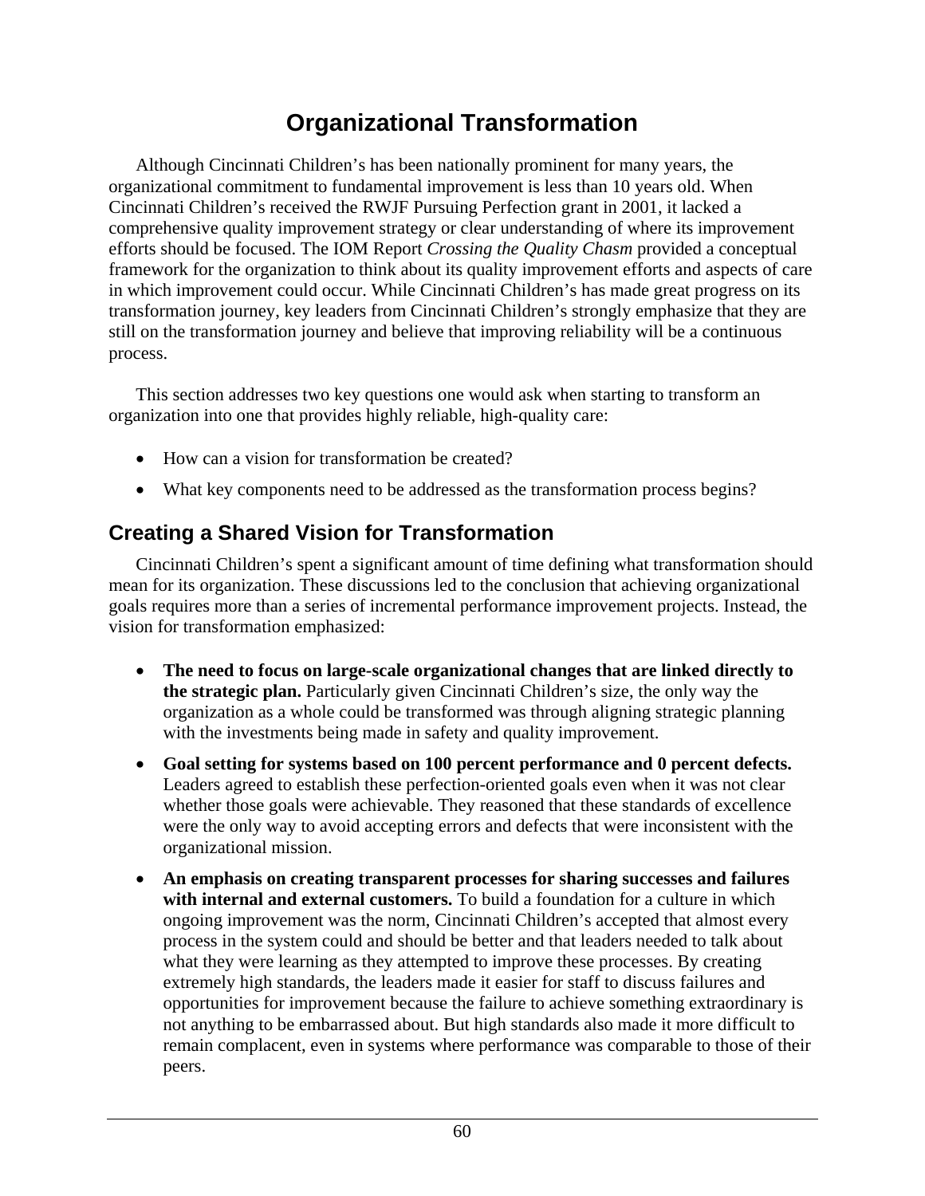# Organizational Transformation

Although Cincinnati Children's has been nationally prominent for many years, the organizational commitment to fundamental improvement is less than 10 years old. When Cincinnati Children's received the RWJF Pursuing Perfection grant in 2001, it lacked a comprehensive quality improvement strategy or clear understanding of where its improvement efforts should be focused. The IOM Report *Crossing the Quality Chasm* provided a conceptual framework for the organization to think about its quality improvement efforts and aspects of care in which improvement could occur. While Cincinnati Children's has made great progress on its transformation journey, key leaders from Cincinnati Children's strongly emphasize that they are still on the transformation journey and believe that improving reliability will be a continuous process.

This section addresses two key questions one would ask when starting to transform an organization into one that provides highly reliable, high-quality care:

- How can a vision for transformation be created?
- What key components need to be addressed as the transformation process begins?

## Creating a Shared Vision for Transformation

Cincinnati Children's spent a significant amount of time defining what transformation should mean for its organization. These discussions led to the conclusion that achieving organizational goals requires more than a series of incremental performance improvement projects. Instead, the vision for transformation emphasized:

- **The need to focus on large-scale organizational changes that are linked directly to the strategic plan.** Particularly given Cincinnati Children's size, the only way the organization as a whole could be transformed was through aligning strategic planning with the investments being made in safety and quality improvement.
- **Goal setting for systems based on 100 percent performance and 0 percent defects.** Leaders agreed to establish these perfection-oriented goals even when it was not clear whether those goals were achievable. They reasoned that these standards of excellence were the only way to avoid accepting errors and defects that were inconsistent with the organizational mission.
- **An emphasis on creating transparent processes for sharing successes and failures with internal and external customers.** To build a foundation for a culture in which ongoing improvement was the norm, Cincinnati Children's accepted that almost every process in the system could and should be better and that leaders needed to talk about what they were learning as they attempted to improve these processes. By creating extremely high standards, the leaders made it easier for staff to discuss failures and opportunities for improvement because the failure to achieve something extraordinary is not anything to be embarrassed about. But high standards also made it more difficult to remain complacent, even in systems where performance was comparable to those of their peers.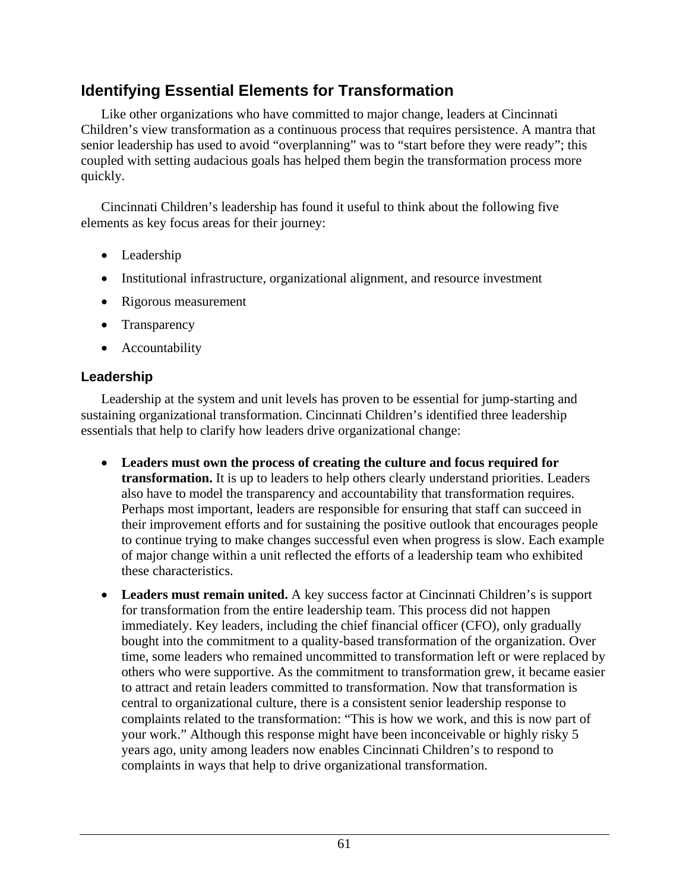## Identifying Essential Elements for Transformation

Like other organizations who have committed to major change, leaders at Cincinnati Children's view transformation as a continuous process that requires persistence. A mantra that senior leadership has used to avoid "overplanning" was to "start before they were ready"; this coupled with setting audacious goals has helped them begin the transformation process more quickly.

Cincinnati Children's leadership has found it useful to think about the following five elements as key focus areas for their journey:

- Leadership
- Institutional infrastructure, organizational alignment, and resource investment
- Rigorous measurement
- Transparency
- Accountability

### Leadership

Leadership at the system and unit levels has proven to be essential for jump-starting and sustaining organizational transformation. Cincinnati Children's identified three leadership essentials that help to clarify how leaders drive organizational change:

- **Leaders must own the process of creating the culture and focus required for transformation.** It is up to leaders to help others clearly understand priorities. Leaders also have to model the transparency and accountability that transformation requires. Perhaps most important, leaders are responsible for ensuring that staff can succeed in their improvement efforts and for sustaining the positive outlook that encourages people to continue trying to make changes successful even when progress is slow. Each example of major change within a unit reflected the efforts of a leadership team who exhibited these characteristics.
- **Leaders must remain united.** A key success factor at Cincinnati Children's is support for transformation from the entire leadership team. This process did not happen immediately. Key leaders, including the chief financial officer (CFO), only gradually bought into the commitment to a quality-based transformation of the organization. Over time, some leaders who remained uncommitted to transformation left or were replaced by others who were supportive. As the commitment to transformation grew, it became easier to attract and retain leaders committed to transformation. Now that transformation is central to organizational culture, there is a consistent senior leadership response to complaints related to the transformation: "This is how we work, and this is now part of your work." Although this response might have been inconceivable or highly risky 5 years ago, unity among leaders now enables Cincinnati Children's to respond to complaints in ways that help to drive organizational transformation.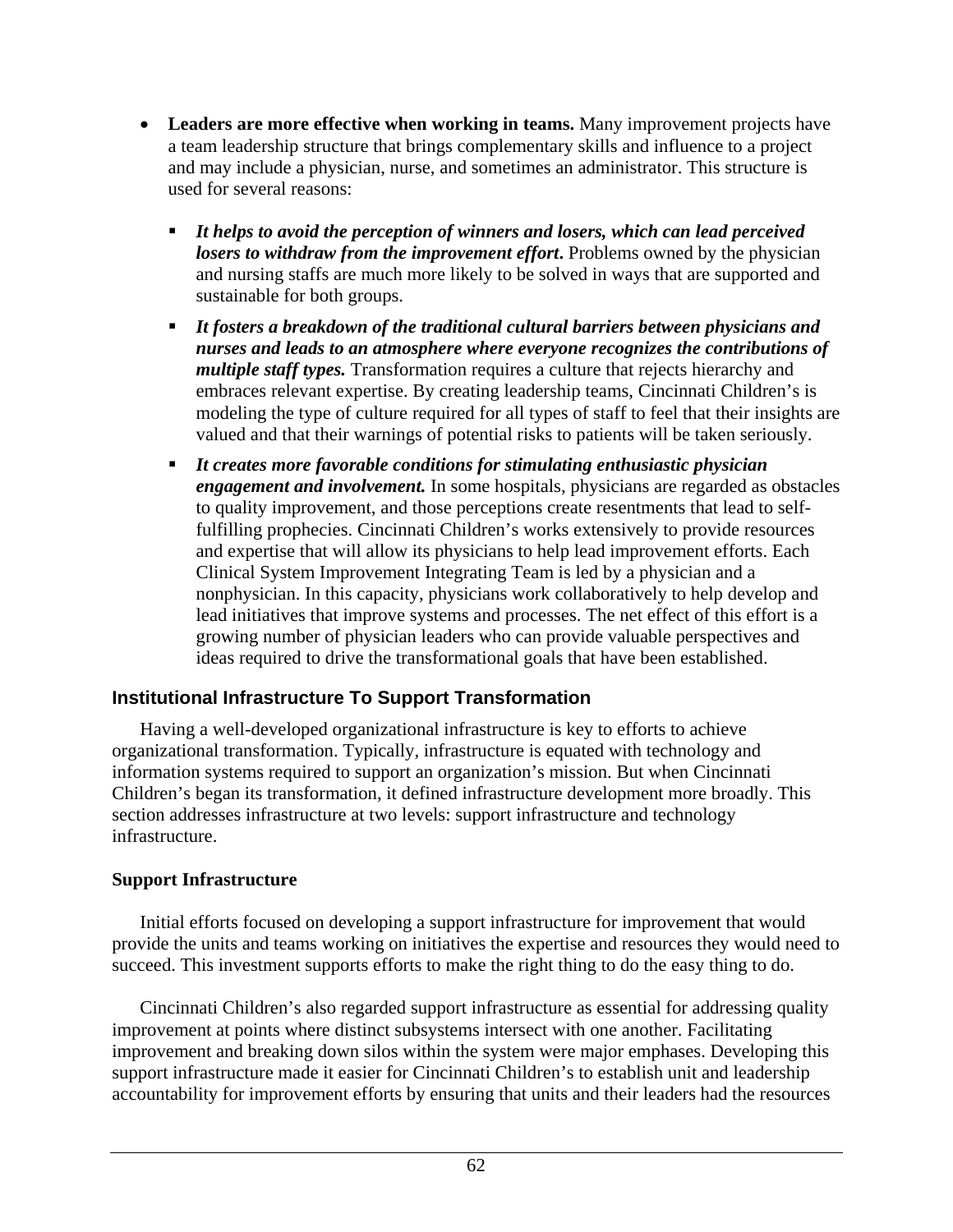- **Leaders are more effective when working in teams.** Many improvement projects have a team leadership structure that brings complementary skills and influence to a project and may include a physician, nurse, and sometimes an administrator. This structure is used for several reasons:
  - ***It helps to avoid the perception of winners and losers, which can lead perceived losers to withdraw from the improvement effort*.** Problems owned by the physician and nursing staffs are much more likely to be solved in ways that are supported and sustainable for both groups.
  - ***It fosters a breakdown of the traditional cultural barriers between physicians and nurses and leads to an atmosphere where everyone recognizes the contributions of multiple staff types.*** Transformation requires a culture that rejects hierarchy and embraces relevant expertise. By creating leadership teams, Cincinnati Children's is modeling the type of culture required for all types of staff to feel that their insights are valued and that their warnings of potential risks to patients will be taken seriously.
  - ***It creates more favorable conditions for stimulating enthusiastic physician engagement and involvement.*** In some hospitals, physicians are regarded as obstacles to quality improvement, and those perceptions create resentments that lead to self-fulfilling prophecies. Cincinnati Children's works extensively to provide resources and expertise that will allow its physicians to help lead improvement efforts. Each Clinical System Improvement Integrating Team is led by a physician and a nonphysician. In this capacity, physicians work collaboratively to help develop and lead initiatives that improve systems and processes. The net effect of this effort is a growing number of physician leaders who can provide valuable perspectives and ideas required to drive the transformational goals that have been established.

## Institutional Infrastructure To Support Transformation

Having a well-developed organizational infrastructure is key to efforts to achieve organizational transformation. Typically, infrastructure is equated with technology and information systems required to support an organization's mission. But when Cincinnati Children's began its transformation, it defined infrastructure development more broadly. This section addresses infrastructure at two levels: support infrastructure and technology infrastructure.

### Support Infrastructure

Initial efforts focused on developing a support infrastructure for improvement that would provide the units and teams working on initiatives the expertise and resources they would need to succeed. This investment supports efforts to make the right thing to do the easy thing to do.

Cincinnati Children's also regarded support infrastructure as essential for addressing quality improvement at points where distinct subsystems intersect with one another. Facilitating improvement and breaking down silos within the system were major emphases. Developing this support infrastructure made it easier for Cincinnati Children's to establish unit and leadership accountability for improvement efforts by ensuring that units and their leaders had the resources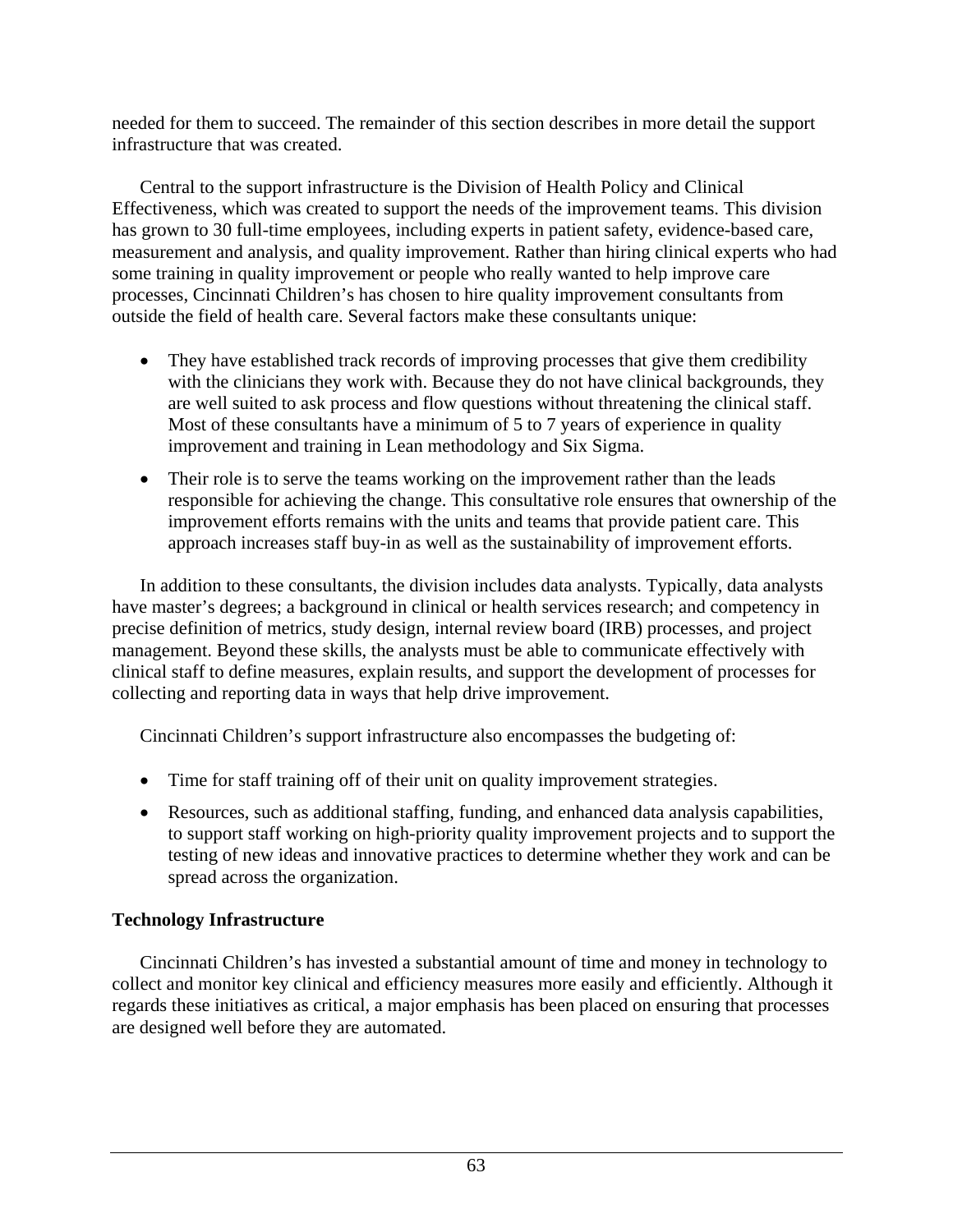needed for them to succeed. The remainder of this section describes in more detail the support infrastructure that was created.

Central to the support infrastructure is the Division of Health Policy and Clinical Effectiveness, which was created to support the needs of the improvement teams. This division has grown to 30 full-time employees, including experts in patient safety, evidence-based care, measurement and analysis, and quality improvement. Rather than hiring clinical experts who had some training in quality improvement or people who really wanted to help improve care processes, Cincinnati Children's has chosen to hire quality improvement consultants from outside the field of health care. Several factors make these consultants unique:

- They have established track records of improving processes that give them credibility with the clinicians they work with. Because they do not have clinical backgrounds, they are well suited to ask process and flow questions without threatening the clinical staff. Most of these consultants have a minimum of 5 to 7 years of experience in quality improvement and training in Lean methodology and Six Sigma.
- Their role is to serve the teams working on the improvement rather than the leads responsible for achieving the change. This consultative role ensures that ownership of the improvement efforts remains with the units and teams that provide patient care. This approach increases staff buy-in as well as the sustainability of improvement efforts.

In addition to these consultants, the division includes data analysts. Typically, data analysts have master's degrees; a background in clinical or health services research; and competency in precise definition of metrics, study design, internal review board (IRB) processes, and project management. Beyond these skills, the analysts must be able to communicate effectively with clinical staff to define measures, explain results, and support the development of processes for collecting and reporting data in ways that help drive improvement.

Cincinnati Children's support infrastructure also encompasses the budgeting of:

- Time for staff training off of their unit on quality improvement strategies.
- Resources, such as additional staffing, funding, and enhanced data analysis capabilities, to support staff working on high-priority quality improvement projects and to support the testing of new ideas and innovative practices to determine whether they work and can be spread across the organization.

### Technology Infrastructure

Cincinnati Children's has invested a substantial amount of time and money in technology to collect and monitor key clinical and efficiency measures more easily and efficiently. Although it regards these initiatives as critical, a major emphasis has been placed on ensuring that processes are designed well before they are automated.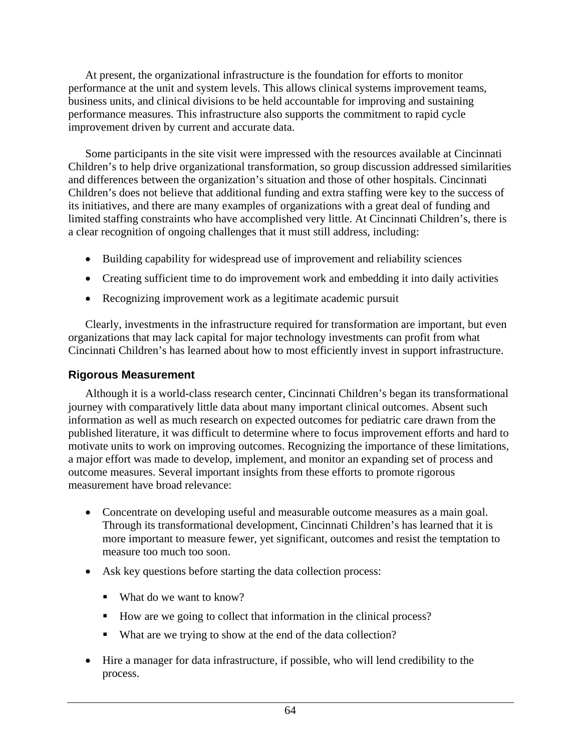At present, the organizational infrastructure is the foundation for efforts to monitor performance at the unit and system levels. This allows clinical systems improvement teams, business units, and clinical divisions to be held accountable for improving and sustaining performance measures. This infrastructure also supports the commitment to rapid cycle improvement driven by current and accurate data.

Some participants in the site visit were impressed with the resources available at Cincinnati Children's to help drive organizational transformation, so group discussion addressed similarities and differences between the organization's situation and those of other hospitals. Cincinnati Children's does not believe that additional funding and extra staffing were key to the success of its initiatives, and there are many examples of organizations with a great deal of funding and limited staffing constraints who have accomplished very little. At Cincinnati Children's, there is a clear recognition of ongoing challenges that it must still address, including:

- Building capability for widespread use of improvement and reliability sciences
- Creating sufficient time to do improvement work and embedding it into daily activities
- Recognizing improvement work as a legitimate academic pursuit

Clearly, investments in the infrastructure required for transformation are important, but even organizations that may lack capital for major technology investments can profit from what Cincinnati Children's has learned about how to most efficiently invest in support infrastructure.

### Rigorous Measurement

Although it is a world-class research center, Cincinnati Children's began its transformational journey with comparatively little data about many important clinical outcomes. Absent such information as well as much research on expected outcomes for pediatric care drawn from the published literature, it was difficult to determine where to focus improvement efforts and hard to motivate units to work on improving outcomes. Recognizing the importance of these limitations, a major effort was made to develop, implement, and monitor an expanding set of process and outcome measures. Several important insights from these efforts to promote rigorous measurement have broad relevance:

- Concentrate on developing useful and measurable outcome measures as a main goal. Through its transformational development, Cincinnati Children's has learned that it is more important to measure fewer, yet significant, outcomes and resist the temptation to measure too much too soon.
- Ask key questions before starting the data collection process:
  - What do we want to know?
  - How are we going to collect that information in the clinical process?
  - What are we trying to show at the end of the data collection?
- Hire a manager for data infrastructure, if possible, who will lend credibility to the process.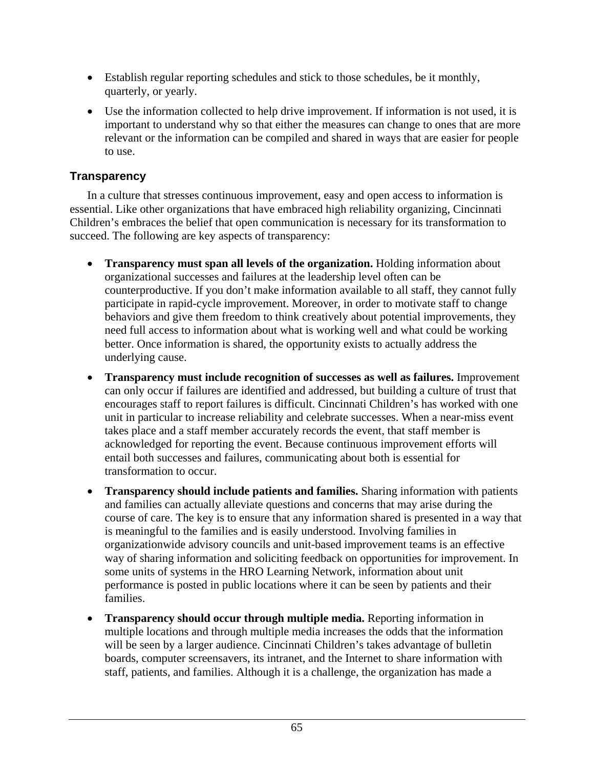- Establish regular reporting schedules and stick to those schedules, be it monthly, quarterly, or yearly.
- Use the information collected to help drive improvement. If information is not used, it is important to understand why so that either the measures can change to ones that are more relevant or the information can be compiled and shared in ways that are easier for people to use.

### Transparency

In a culture that stresses continuous improvement, easy and open access to information is essential. Like other organizations that have embraced high reliability organizing, Cincinnati Children's embraces the belief that open communication is necessary for its transformation to succeed. The following are key aspects of transparency:

- **Transparency must span all levels of the organization.** Holding information about organizational successes and failures at the leadership level often can be counterproductive. If you don't make information available to all staff, they cannot fully participate in rapid-cycle improvement. Moreover, in order to motivate staff to change behaviors and give them freedom to think creatively about potential improvements, they need full access to information about what is working well and what could be working better. Once information is shared, the opportunity exists to actually address the underlying cause.
- **Transparency must include recognition of successes as well as failures.** Improvement can only occur if failures are identified and addressed, but building a culture of trust that encourages staff to report failures is difficult. Cincinnati Children's has worked with one unit in particular to increase reliability and celebrate successes. When a near-miss event takes place and a staff member accurately records the event, that staff member is acknowledged for reporting the event. Because continuous improvement efforts will entail both successes and failures, communicating about both is essential for transformation to occur.
- **Transparency should include patients and families.** Sharing information with patients and families can actually alleviate questions and concerns that may arise during the course of care. The key is to ensure that any information shared is presented in a way that is meaningful to the families and is easily understood. Involving families in organizationwide advisory councils and unit-based improvement teams is an effective way of sharing information and soliciting feedback on opportunities for improvement. In some units of systems in the HRO Learning Network, information about unit performance is posted in public locations where it can be seen by patients and their families.
- **Transparency should occur through multiple media.** Reporting information in multiple locations and through multiple media increases the odds that the information will be seen by a larger audience. Cincinnati Children's takes advantage of bulletin boards, computer screensavers, its intranet, and the Internet to share information with staff, patients, and families. Although it is a challenge, the organization has made a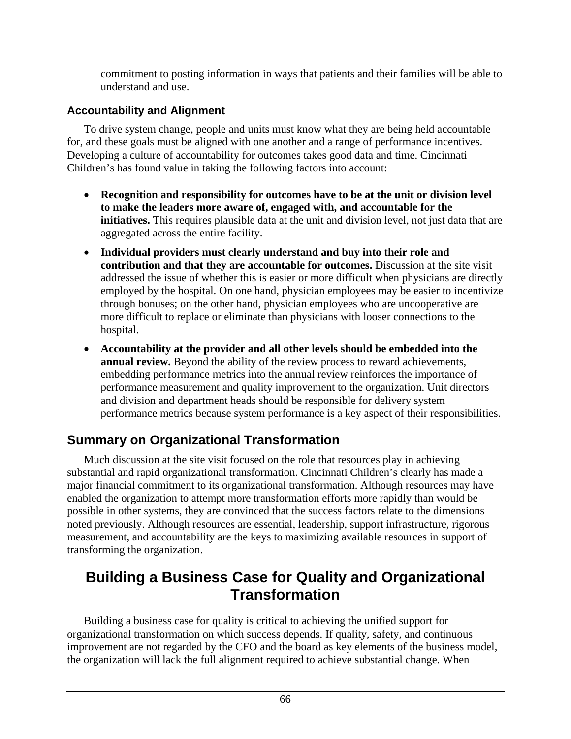commitment to posting information in ways that patients and their families will be able to understand and use.

### Accountability and Alignment

To drive system change, people and units must know what they are being held accountable for, and these goals must be aligned with one another and a range of performance incentives. Developing a culture of accountability for outcomes takes good data and time. Cincinnati Children's has found value in taking the following factors into account:

- **Recognition and responsibility for outcomes have to be at the unit or division level to make the leaders more aware of, engaged with, and accountable for the initiatives.** This requires plausible data at the unit and division level, not just data that are aggregated across the entire facility.
- **Individual providers must clearly understand and buy into their role and contribution and that they are accountable for outcomes.** Discussion at the site visit addressed the issue of whether this is easier or more difficult when physicians are directly employed by the hospital. On one hand, physician employees may be easier to incentivize through bonuses; on the other hand, physician employees who are uncooperative are more difficult to replace or eliminate than physicians with looser connections to the hospital.
- **Accountability at the provider and all other levels should be embedded into the annual review.** Beyond the ability of the review process to reward achievements, embedding performance metrics into the annual review reinforces the importance of performance measurement and quality improvement to the organization. Unit directors and division and department heads should be responsible for delivery system performance metrics because system performance is a key aspect of their responsibilities.

## Summary on Organizational Transformation

Much discussion at the site visit focused on the role that resources play in achieving substantial and rapid organizational transformation. Cincinnati Children's clearly has made a major financial commitment to its organizational transformation. Although resources may have enabled the organization to attempt more transformation efforts more rapidly than would be possible in other systems, they are convinced that the success factors relate to the dimensions noted previously. Although resources are essential, leadership, support infrastructure, rigorous measurement, and accountability are the keys to maximizing available resources in support of transforming the organization.

# Building a Business Case for Quality and Organizational Transformation

Building a business case for quality is critical to achieving the unified support for organizational transformation on which success depends. If quality, safety, and continuous improvement are not regarded by the CFO and the board as key elements of the business model, the organization will lack the full alignment required to achieve substantial change. When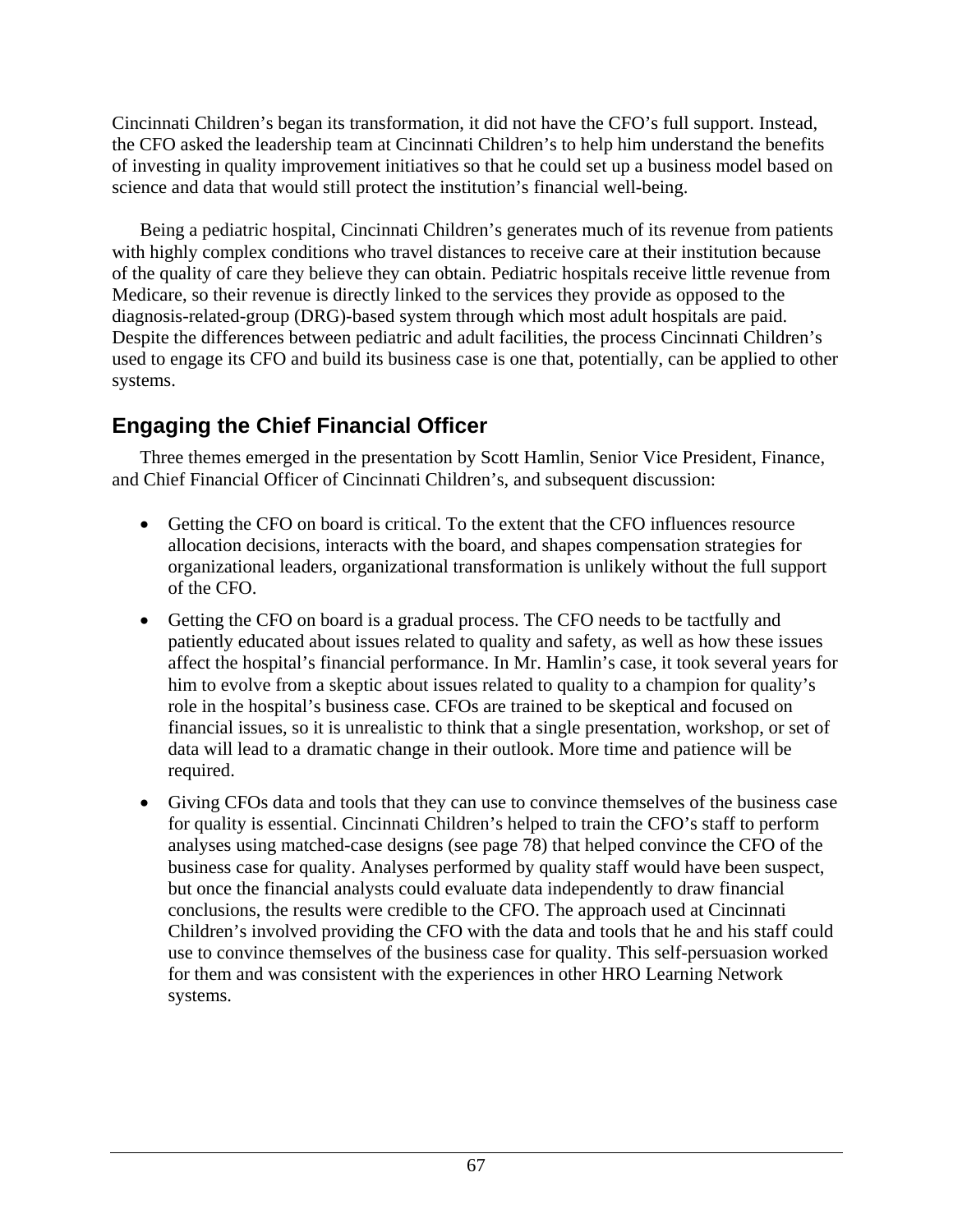Cincinnati Children's began its transformation, it did not have the CFO's full support. Instead, the CFO asked the leadership team at Cincinnati Children's to help him understand the benefits of investing in quality improvement initiatives so that he could set up a business model based on science and data that would still protect the institution's financial well-being.

Being a pediatric hospital, Cincinnati Children's generates much of its revenue from patients with highly complex conditions who travel distances to receive care at their institution because of the quality of care they believe they can obtain. Pediatric hospitals receive little revenue from Medicare, so their revenue is directly linked to the services they provide as opposed to the diagnosis-related-group (DRG)-based system through which most adult hospitals are paid. Despite the differences between pediatric and adult facilities, the process Cincinnati Children's used to engage its CFO and build its business case is one that, potentially, can be applied to other systems.

## Engaging the Chief Financial Officer

Three themes emerged in the presentation by Scott Hamlin, Senior Vice President, Finance, and Chief Financial Officer of Cincinnati Children's, and subsequent discussion:

- Getting the CFO on board is critical. To the extent that the CFO influences resource allocation decisions, interacts with the board, and shapes compensation strategies for organizational leaders, organizational transformation is unlikely without the full support of the CFO.
- Getting the CFO on board is a gradual process. The CFO needs to be tactfully and patiently educated about issues related to quality and safety, as well as how these issues affect the hospital's financial performance. In Mr. Hamlin's case, it took several years for him to evolve from a skeptic about issues related to quality to a champion for quality's role in the hospital's business case. CFOs are trained to be skeptical and focused on financial issues, so it is unrealistic to think that a single presentation, workshop, or set of data will lead to a dramatic change in their outlook. More time and patience will be required.
- Giving CFOs data and tools that they can use to convince themselves of the business case for quality is essential. Cincinnati Children's helped to train the CFO's staff to perform analyses using matched-case designs (see page 78) that helped convince the CFO of the business case for quality. Analyses performed by quality staff would have been suspect, but once the financial analysts could evaluate data independently to draw financial conclusions, the results were credible to the CFO. The approach used at Cincinnati Children's involved providing the CFO with the data and tools that he and his staff could use to convince themselves of the business case for quality. This self-persuasion worked for them and was consistent with the experiences in other HRO Learning Network systems.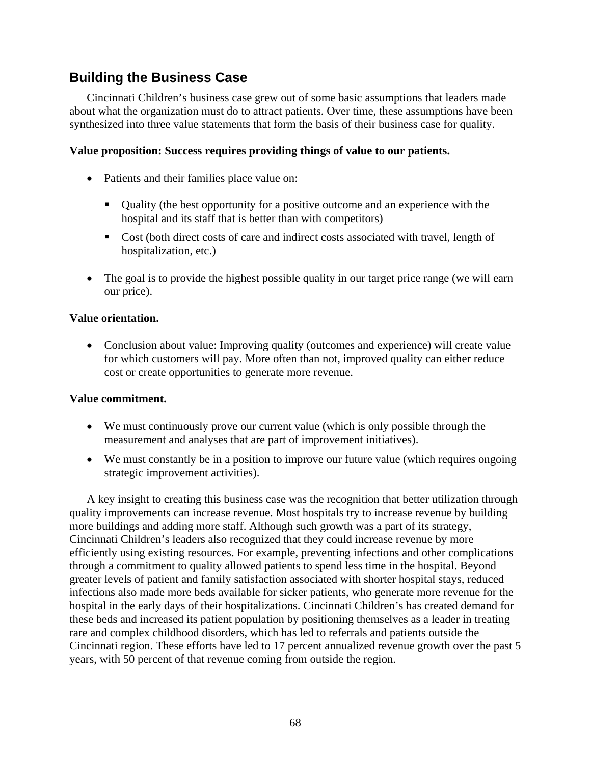## Building the Business Case

Cincinnati Children's business case grew out of some basic assumptions that leaders made about what the organization must do to attract patients. Over time, these assumptions have been synthesized into three value statements that form the basis of their business case for quality.

**Value proposition: Success requires providing things of value to our patients.**

- Patients and their families place value on:
  - Quality (the best opportunity for a positive outcome and an experience with the hospital and its staff that is better than with competitors)
  - Cost (both direct costs of care and indirect costs associated with travel, length of hospitalization, etc.)
- The goal is to provide the highest possible quality in our target price range (we will earn our price).

**Value orientation.**

- Conclusion about value: Improving quality (outcomes and experience) will create value for which customers will pay. More often than not, improved quality can either reduce cost or create opportunities to generate more revenue.

**Value commitment.**

- We must continuously prove our current value (which is only possible through the measurement and analyses that are part of improvement initiatives).
- We must constantly be in a position to improve our future value (which requires ongoing strategic improvement activities).

A key insight to creating this business case was the recognition that better utilization through quality improvements can increase revenue. Most hospitals try to increase revenue by building more buildings and adding more staff. Although such growth was a part of its strategy, Cincinnati Children's leaders also recognized that they could increase revenue by more efficiently using existing resources. For example, preventing infections and other complications through a commitment to quality allowed patients to spend less time in the hospital. Beyond greater levels of patient and family satisfaction associated with shorter hospital stays, reduced infections also made more beds available for sicker patients, who generate more revenue for the hospital in the early days of their hospitalizations. Cincinnati Children's has created demand for these beds and increased its patient population by positioning themselves as a leader in treating rare and complex childhood disorders, which has led to referrals and patients outside the Cincinnati region. These efforts have led to 17 percent annualized revenue growth over the past 5 years, with 50 percent of that revenue coming from outside the region.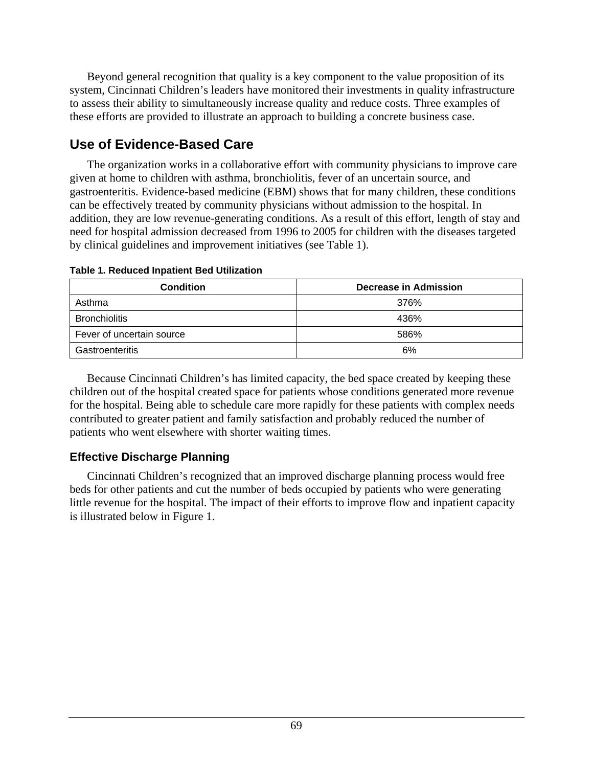Beyond general recognition that quality is a key component to the value proposition of its system, Cincinnati Children's leaders have monitored their investments in quality infrastructure to assess their ability to simultaneously increase quality and reduce costs. Three examples of these efforts are provided to illustrate an approach to building a concrete business case.

## Use of Evidence-Based Care

The organization works in a collaborative effort with community physicians to improve care given at home to children with asthma, bronchiolitis, fever of an uncertain source, and gastroenteritis. Evidence-based medicine (EBM) shows that for many children, these conditions can be effectively treated by community physicians without admission to the hospital. In addition, they are low revenue-generating conditions. As a result of this effort, length of stay and need for hospital admission decreased from 1996 to 2005 for children with the diseases targeted by clinical guidelines and improvement initiatives (see Table 1).

**Table 1. Reduced Inpatient Bed Utilization**

| Condition | Decrease in Admission |
|---|---|
| Asthma | 376% |
| Bronchiolitis | 436% |
| Fever of uncertain source | 586% |
| Gastroenteritis | 6% |

Because Cincinnati Children's has limited capacity, the bed space created by keeping these children out of the hospital created space for patients whose conditions generated more revenue for the hospital. Being able to schedule care more rapidly for these patients with complex needs contributed to greater patient and family satisfaction and probably reduced the number of patients who went elsewhere with shorter waiting times.

### Effective Discharge Planning

Cincinnati Children's recognized that an improved discharge planning process would free beds for other patients and cut the number of beds occupied by patients who were generating little revenue for the hospital. The impact of their efforts to improve flow and inpatient capacity is illustrated below in Figure 1.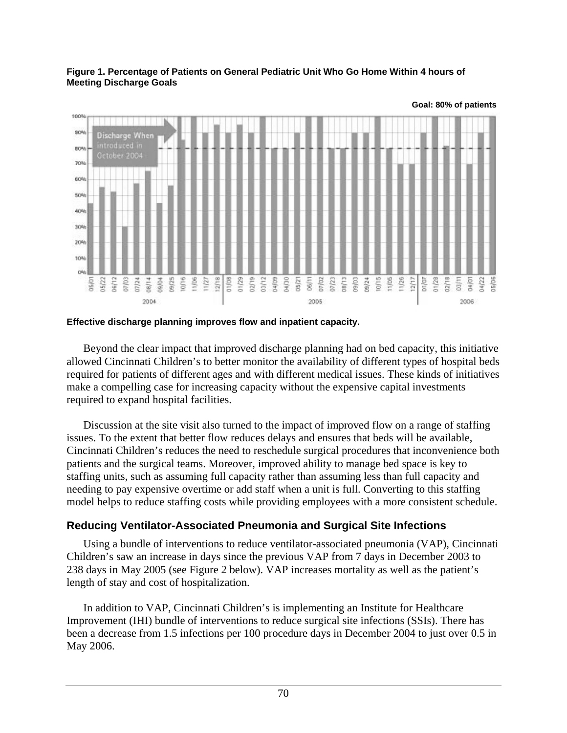**Figure 1. Percentage of Patients on General Pediatric Unit Who Go Home Within 4 hours of Meeting Discharge Goals**

**Effective discharge planning improves flow and inpatient capacity.**

Beyond the clear impact that improved discharge planning had on bed capacity, this initiative allowed Cincinnati Children's to better monitor the availability of different types of hospital beds required for patients of different ages and with different medical issues. These kinds of initiatives make a compelling case for increasing capacity without the expensive capital investments required to expand hospital facilities.

Discussion at the site visit also turned to the impact of improved flow on a range of staffing issues. To the extent that better flow reduces delays and ensures that beds will be available, Cincinnati Children's reduces the need to reschedule surgical procedures that inconvenience both patients and the surgical teams. Moreover, improved ability to manage bed space is key to staffing units, such as assuming full capacity rather than assuming less than full capacity and needing to pay expensive overtime or add staff when a unit is full. Converting to this staffing model helps to reduce staffing costs while providing employees with a more consistent schedule.

## Reducing Ventilator-Associated Pneumonia and Surgical Site Infections

Using a bundle of interventions to reduce ventilator-associated pneumonia (VAP), Cincinnati Children's saw an increase in days since the previous VAP from 7 days in December 2003 to 238 days in May 2005 (see Figure 2 below). VAP increases mortality as well as the patient's length of stay and cost of hospitalization.

In addition to VAP, Cincinnati Children's is implementing an Institute for Healthcare Improvement (IHI) bundle of interventions to reduce surgical site infections (SSIs). There has been a decrease from 1.5 infections per 100 procedure days in December 2004 to just over 0.5 in May 2006.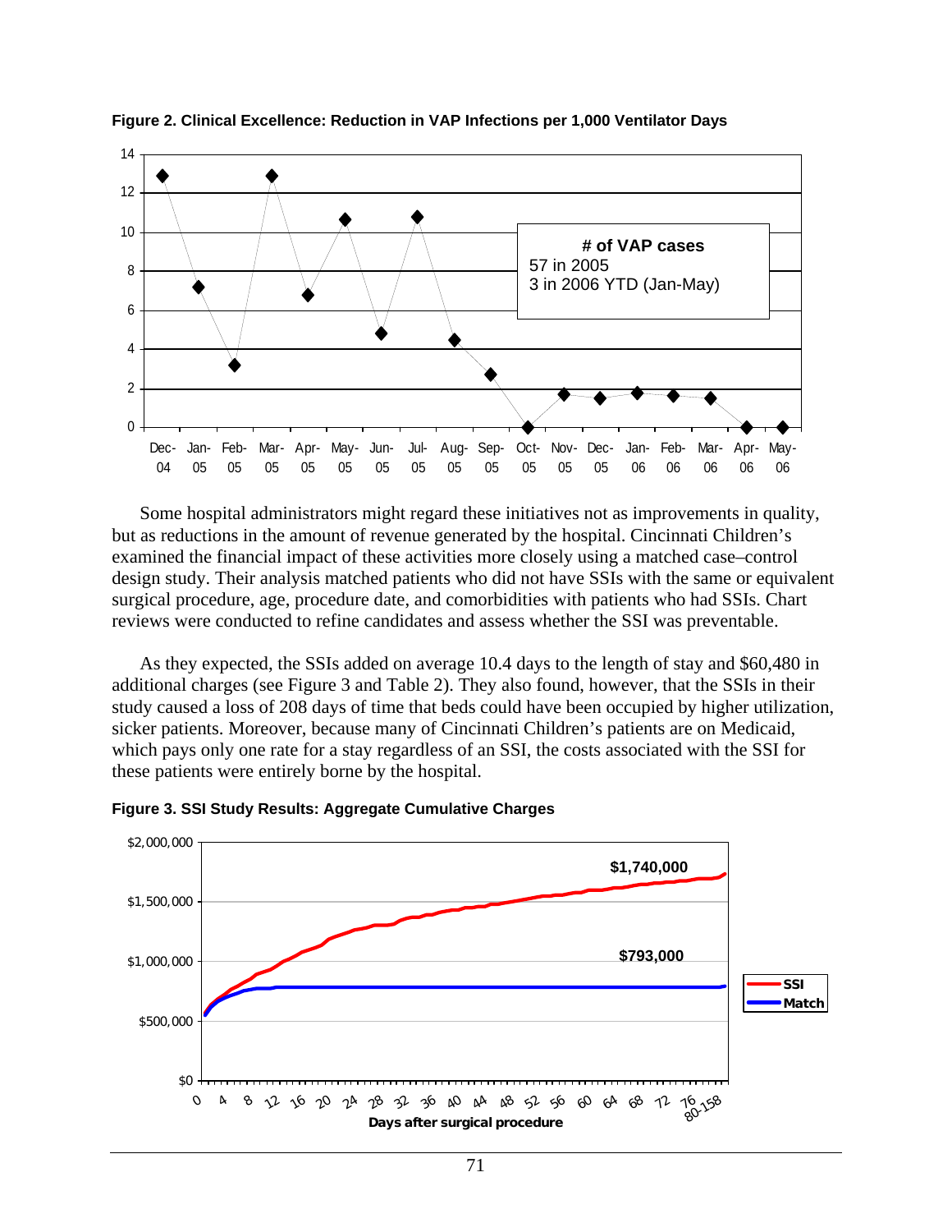**Figure 2. Clinical Excellence: Reduction in VAP Infections per 1,000 Ventilator Days**

Some hospital administrators might regard these initiatives not as improvements in quality, but as reductions in the amount of revenue generated by the hospital. Cincinnati Children's examined the financial impact of these activities more closely using a matched case–control design study. Their analysis matched patients who did not have SSIs with the same or equivalent surgical procedure, age, procedure date, and comorbidities with patients who had SSIs. Chart reviews were conducted to refine candidates and assess whether the SSI was preventable.

As they expected, the SSIs added on average 10.4 days to the length of stay and $60,480 in additional charges (see Figure 3 and Table 2). They also found, however, that the SSIs in their study caused a loss of 208 days of time that beds could have been occupied by higher utilization, sicker patients. Moreover, because many of Cincinnati Children's patients are on Medicaid, which pays only one rate for a stay regardless of an SSI, the costs associated with the SSI for these patients were entirely borne by the hospital.

**Figure 3. SSI Study Results: Aggregate Cumulative Charges**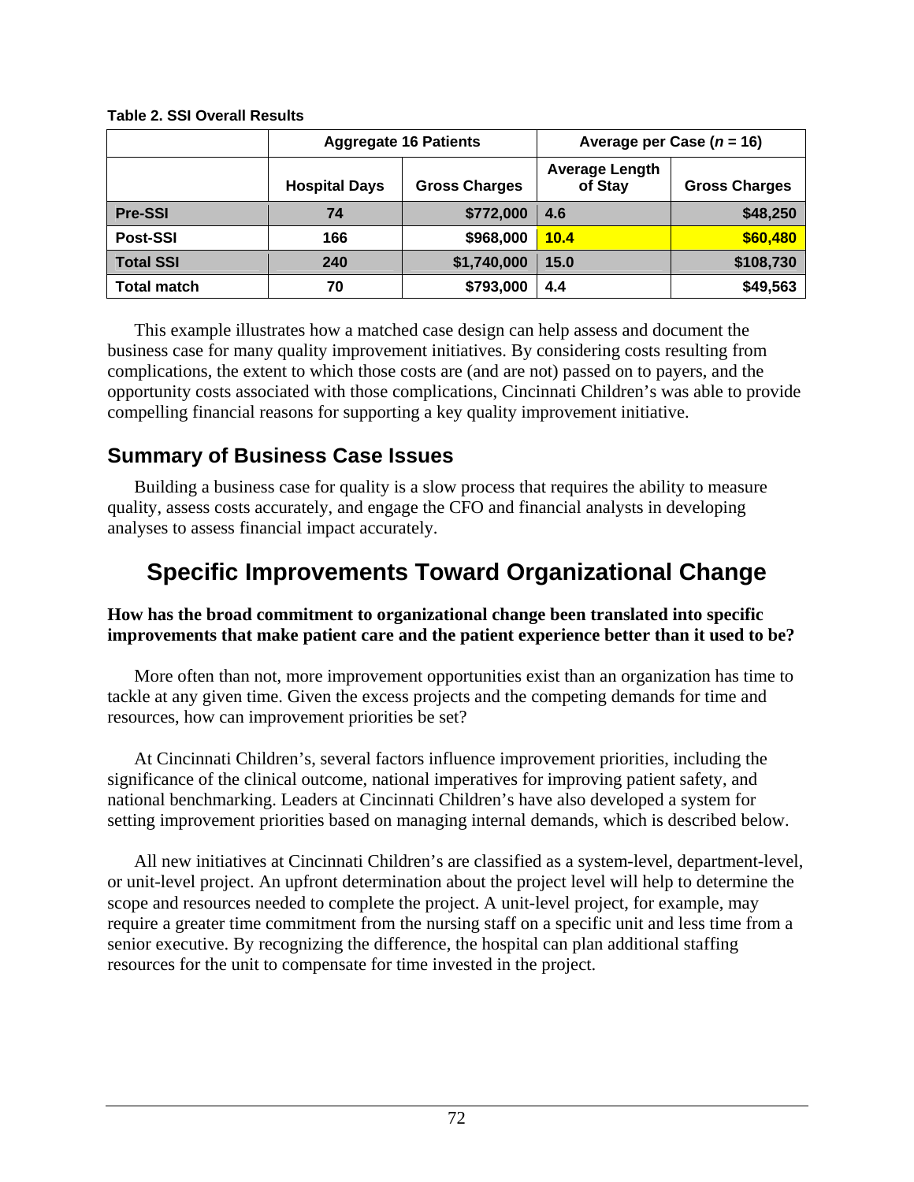**Table 2. SSI Overall Results**

| | Aggregate 16 Patients | | Average per Case (*n* = 16) | |
|---|---|---|---|---|
| | Hospital Days | Gross Charges | Average Length of Stay | Gross Charges |
| **Pre-SSI** | 74 | $772,000 | 4.6 | $48,250 |
| **Post-SSI** | 166 | $968,000 | 10.4 | $60,480 |
| **Total SSI** | 240 | $1,740,000 | 15.0 | $108,730 |
| **Total match** | 70 | $793,000 | 4.4 | $49,563 |

This example illustrates how a matched case design can help assess and document the business case for many quality improvement initiatives. By considering costs resulting from complications, the extent to which those costs are (and are not) passed on to payers, and the opportunity costs associated with those complications, Cincinnati Children's was able to provide compelling financial reasons for supporting a key quality improvement initiative.

## Summary of Business Case Issues

Building a business case for quality is a slow process that requires the ability to measure quality, assess costs accurately, and engage the CFO and financial analysts in developing analyses to assess financial impact accurately.

# Specific Improvements Toward Organizational Change

**How has the broad commitment to organizational change been translated into specific improvements that make patient care and the patient experience better than it used to be?**

More often than not, more improvement opportunities exist than an organization has time to tackle at any given time. Given the excess projects and the competing demands for time and resources, how can improvement priorities be set?

At Cincinnati Children's, several factors influence improvement priorities, including the significance of the clinical outcome, national imperatives for improving patient safety, and national benchmarking. Leaders at Cincinnati Children's have also developed a system for setting improvement priorities based on managing internal demands, which is described below.

All new initiatives at Cincinnati Children's are classified as a system-level, department-level, or unit-level project. An upfront determination about the project level will help to determine the scope and resources needed to complete the project. A unit-level project, for example, may require a greater time commitment from the nursing staff on a specific unit and less time from a senior executive. By recognizing the difference, the hospital can plan additional staffing resources for the unit to compensate for time invested in the project.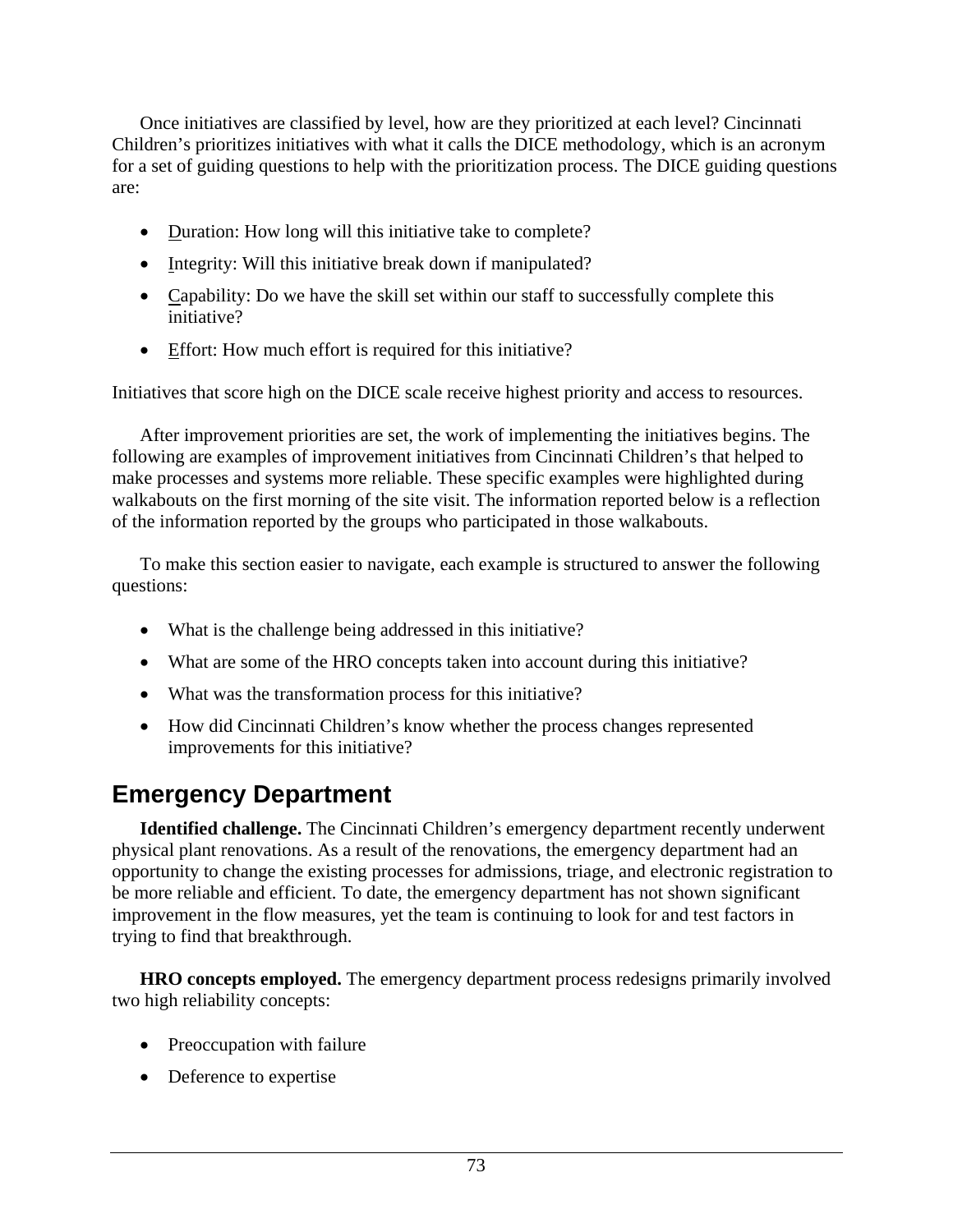Once initiatives are classified by level, how are they prioritized at each level? Cincinnati Children's prioritizes initiatives with what it calls the DICE methodology, which is an acronym for a set of guiding questions to help with the prioritization process. The DICE guiding questions are:

- Duration: How long will this initiative take to complete?
- Integrity: Will this initiative break down if manipulated?
- Capability: Do we have the skill set within our staff to successfully complete this initiative?
- Effort: How much effort is required for this initiative?

Initiatives that score high on the DICE scale receive highest priority and access to resources.

After improvement priorities are set, the work of implementing the initiatives begins. The following are examples of improvement initiatives from Cincinnati Children's that helped to make processes and systems more reliable. These specific examples were highlighted during walkabouts on the first morning of the site visit. The information reported below is a reflection of the information reported by the groups who participated in those walkabouts.

To make this section easier to navigate, each example is structured to answer the following questions:

- What is the challenge being addressed in this initiative?
- What are some of the HRO concepts taken into account during this initiative?
- What was the transformation process for this initiative?
- How did Cincinnati Children's know whether the process changes represented improvements for this initiative?

## Emergency Department

**Identified challenge.** The Cincinnati Children's emergency department recently underwent physical plant renovations. As a result of the renovations, the emergency department had an opportunity to change the existing processes for admissions, triage, and electronic registration to be more reliable and efficient. To date, the emergency department has not shown significant improvement in the flow measures, yet the team is continuing to look for and test factors in trying to find that breakthrough.

**HRO concepts employed.** The emergency department process redesigns primarily involved two high reliability concepts:

- Preoccupation with failure
- Deference to expertise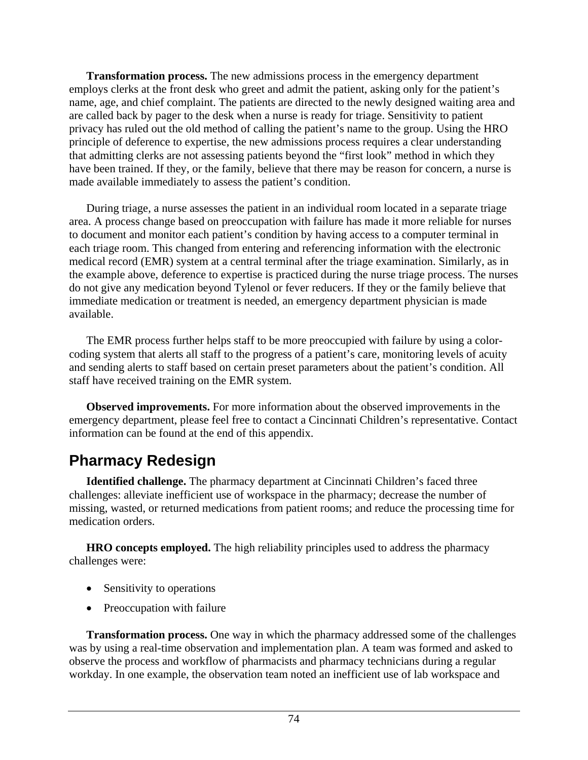**Transformation process.** The new admissions process in the emergency department employs clerks at the front desk who greet and admit the patient, asking only for the patient's name, age, and chief complaint. The patients are directed to the newly designed waiting area and are called back by pager to the desk when a nurse is ready for triage. Sensitivity to patient privacy has ruled out the old method of calling the patient's name to the group. Using the HRO principle of deference to expertise, the new admissions process requires a clear understanding that admitting clerks are not assessing patients beyond the "first look" method in which they have been trained. If they, or the family, believe that there may be reason for concern, a nurse is made available immediately to assess the patient's condition.

During triage, a nurse assesses the patient in an individual room located in a separate triage area. A process change based on preoccupation with failure has made it more reliable for nurses to document and monitor each patient's condition by having access to a computer terminal in each triage room. This changed from entering and referencing information with the electronic medical record (EMR) system at a central terminal after the triage examination. Similarly, as in the example above, deference to expertise is practiced during the nurse triage process. The nurses do not give any medication beyond Tylenol or fever reducers. If they or the family believe that immediate medication or treatment is needed, an emergency department physician is made available.

The EMR process further helps staff to be more preoccupied with failure by using a color-coding system that alerts all staff to the progress of a patient's care, monitoring levels of acuity and sending alerts to staff based on certain preset parameters about the patient's condition. All staff have received training on the EMR system.

**Observed improvements.** For more information about the observed improvements in the emergency department, please feel free to contact a Cincinnati Children's representative. Contact information can be found at the end of this appendix.

## Pharmacy Redesign

**Identified challenge.** The pharmacy department at Cincinnati Children's faced three challenges: alleviate inefficient use of workspace in the pharmacy; decrease the number of missing, wasted, or returned medications from patient rooms; and reduce the processing time for medication orders.

**HRO concepts employed.** The high reliability principles used to address the pharmacy challenges were:

- Sensitivity to operations
- Preoccupation with failure

**Transformation process.** One way in which the pharmacy addressed some of the challenges was by using a real-time observation and implementation plan. A team was formed and asked to observe the process and workflow of pharmacists and pharmacy technicians during a regular workday. In one example, the observation team noted an inefficient use of lab workspace and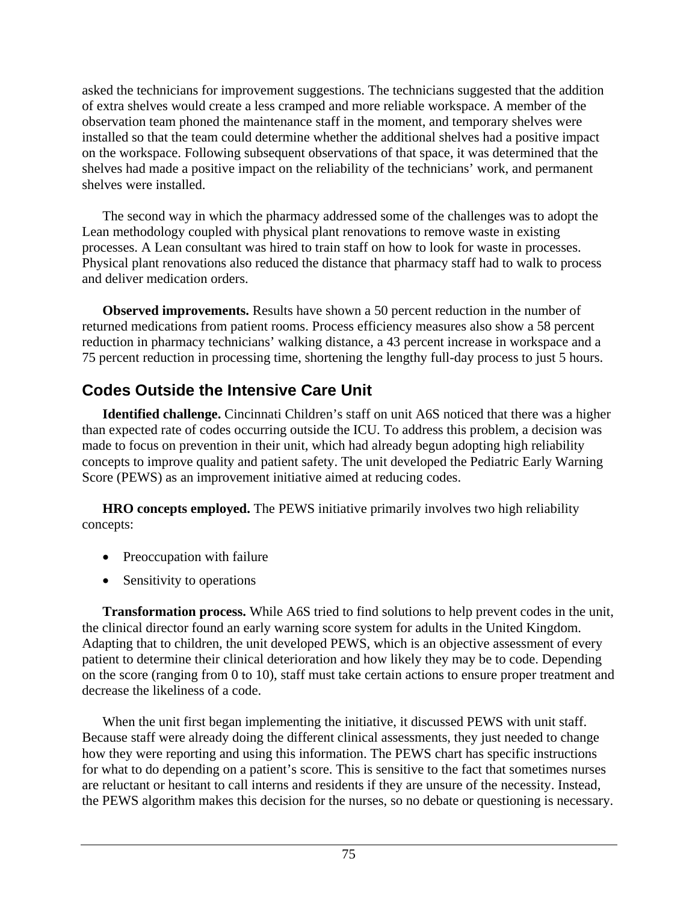asked the technicians for improvement suggestions. The technicians suggested that the addition of extra shelves would create a less cramped and more reliable workspace. A member of the observation team phoned the maintenance staff in the moment, and temporary shelves were installed so that the team could determine whether the additional shelves had a positive impact on the workspace. Following subsequent observations of that space, it was determined that the shelves had made a positive impact on the reliability of the technicians' work, and permanent shelves were installed.

The second way in which the pharmacy addressed some of the challenges was to adopt the Lean methodology coupled with physical plant renovations to remove waste in existing processes. A Lean consultant was hired to train staff on how to look for waste in processes. Physical plant renovations also reduced the distance that pharmacy staff had to walk to process and deliver medication orders.

**Observed improvements.** Results have shown a 50 percent reduction in the number of returned medications from patient rooms. Process efficiency measures also show a 58 percent reduction in pharmacy technicians' walking distance, a 43 percent increase in workspace and a 75 percent reduction in processing time, shortening the lengthy full-day process to just 5 hours.

## Codes Outside the Intensive Care Unit

**Identified challenge.** Cincinnati Children's staff on unit A6S noticed that there was a higher than expected rate of codes occurring outside the ICU. To address this problem, a decision was made to focus on prevention in their unit, which had already begun adopting high reliability concepts to improve quality and patient safety. The unit developed the Pediatric Early Warning Score (PEWS) as an improvement initiative aimed at reducing codes.

**HRO concepts employed.** The PEWS initiative primarily involves two high reliability concepts:

- Preoccupation with failure
- Sensitivity to operations

**Transformation process.** While A6S tried to find solutions to help prevent codes in the unit, the clinical director found an early warning score system for adults in the United Kingdom. Adapting that to children, the unit developed PEWS, which is an objective assessment of every patient to determine their clinical deterioration and how likely they may be to code. Depending on the score (ranging from 0 to 10), staff must take certain actions to ensure proper treatment and decrease the likeliness of a code.

When the unit first began implementing the initiative, it discussed PEWS with unit staff. Because staff were already doing the different clinical assessments, they just needed to change how they were reporting and using this information. The PEWS chart has specific instructions for what to do depending on a patient's score. This is sensitive to the fact that sometimes nurses are reluctant or hesitant to call interns and residents if they are unsure of the necessity. Instead, the PEWS algorithm makes this decision for the nurses, so no debate or questioning is necessary.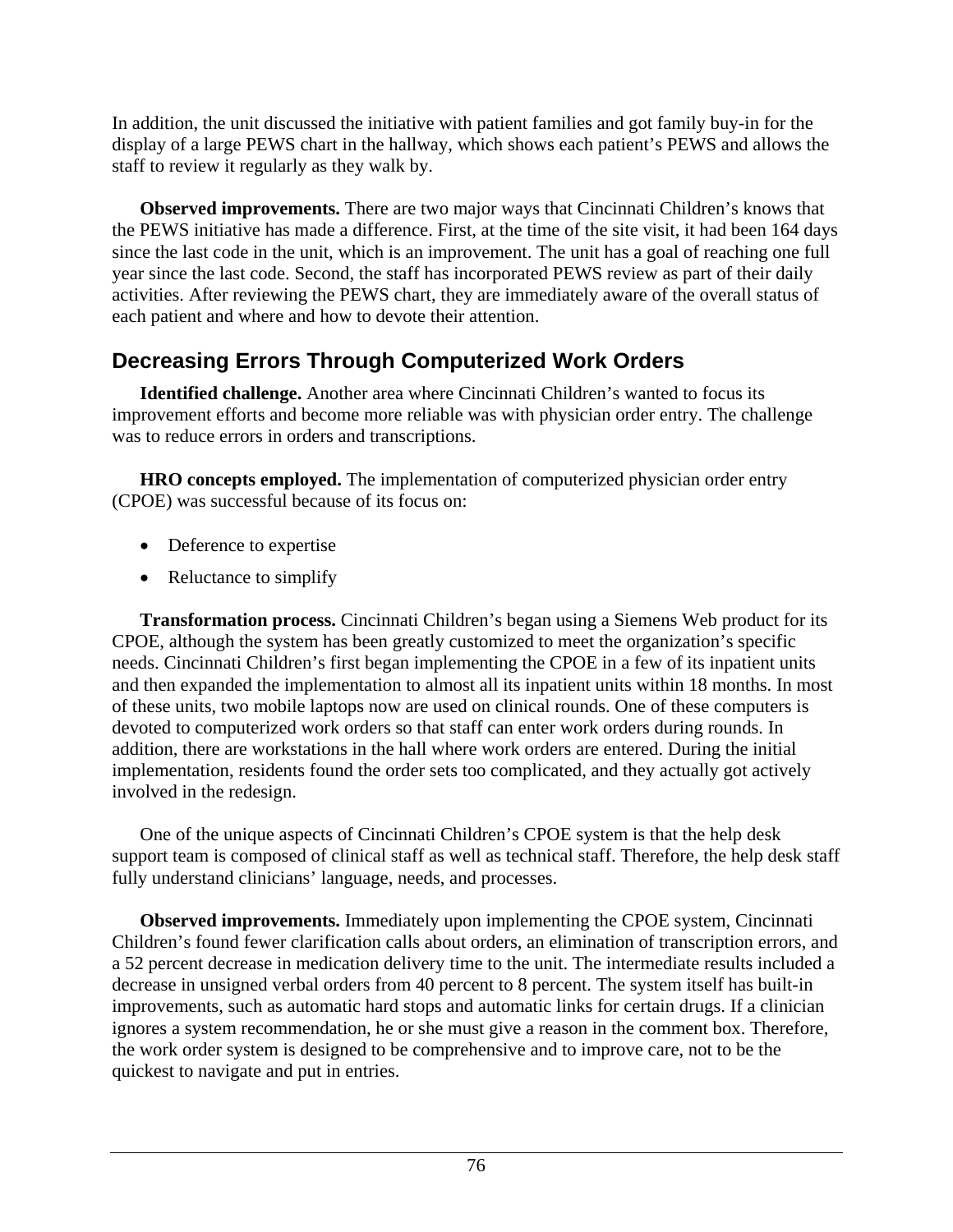In addition, the unit discussed the initiative with patient families and got family buy-in for the display of a large PEWS chart in the hallway, which shows each patient's PEWS and allows the staff to review it regularly as they walk by.

**Observed improvements.** There are two major ways that Cincinnati Children's knows that the PEWS initiative has made a difference. First, at the time of the site visit, it had been 164 days since the last code in the unit, which is an improvement. The unit has a goal of reaching one full year since the last code. Second, the staff has incorporated PEWS review as part of their daily activities. After reviewing the PEWS chart, they are immediately aware of the overall status of each patient and where and how to devote their attention.

## Decreasing Errors Through Computerized Work Orders

**Identified challenge.** Another area where Cincinnati Children's wanted to focus its improvement efforts and become more reliable was with physician order entry. The challenge was to reduce errors in orders and transcriptions.

**HRO concepts employed.** The implementation of computerized physician order entry (CPOE) was successful because of its focus on:

- Deference to expertise
- Reluctance to simplify

**Transformation process.** Cincinnati Children's began using a Siemens Web product for its CPOE, although the system has been greatly customized to meet the organization's specific needs. Cincinnati Children's first began implementing the CPOE in a few of its inpatient units and then expanded the implementation to almost all its inpatient units within 18 months. In most of these units, two mobile laptops now are used on clinical rounds. One of these computers is devoted to computerized work orders so that staff can enter work orders during rounds. In addition, there are workstations in the hall where work orders are entered. During the initial implementation, residents found the order sets too complicated, and they actually got actively involved in the redesign.

One of the unique aspects of Cincinnati Children's CPOE system is that the help desk support team is composed of clinical staff as well as technical staff. Therefore, the help desk staff fully understand clinicians' language, needs, and processes.

**Observed improvements.** Immediately upon implementing the CPOE system, Cincinnati Children's found fewer clarification calls about orders, an elimination of transcription errors, and a 52 percent decrease in medication delivery time to the unit. The intermediate results included a decrease in unsigned verbal orders from 40 percent to 8 percent. The system itself has built-in improvements, such as automatic hard stops and automatic links for certain drugs. If a clinician ignores a system recommendation, he or she must give a reason in the comment box. Therefore, the work order system is designed to be comprehensive and to improve care, not to be the quickest to navigate and put in entries.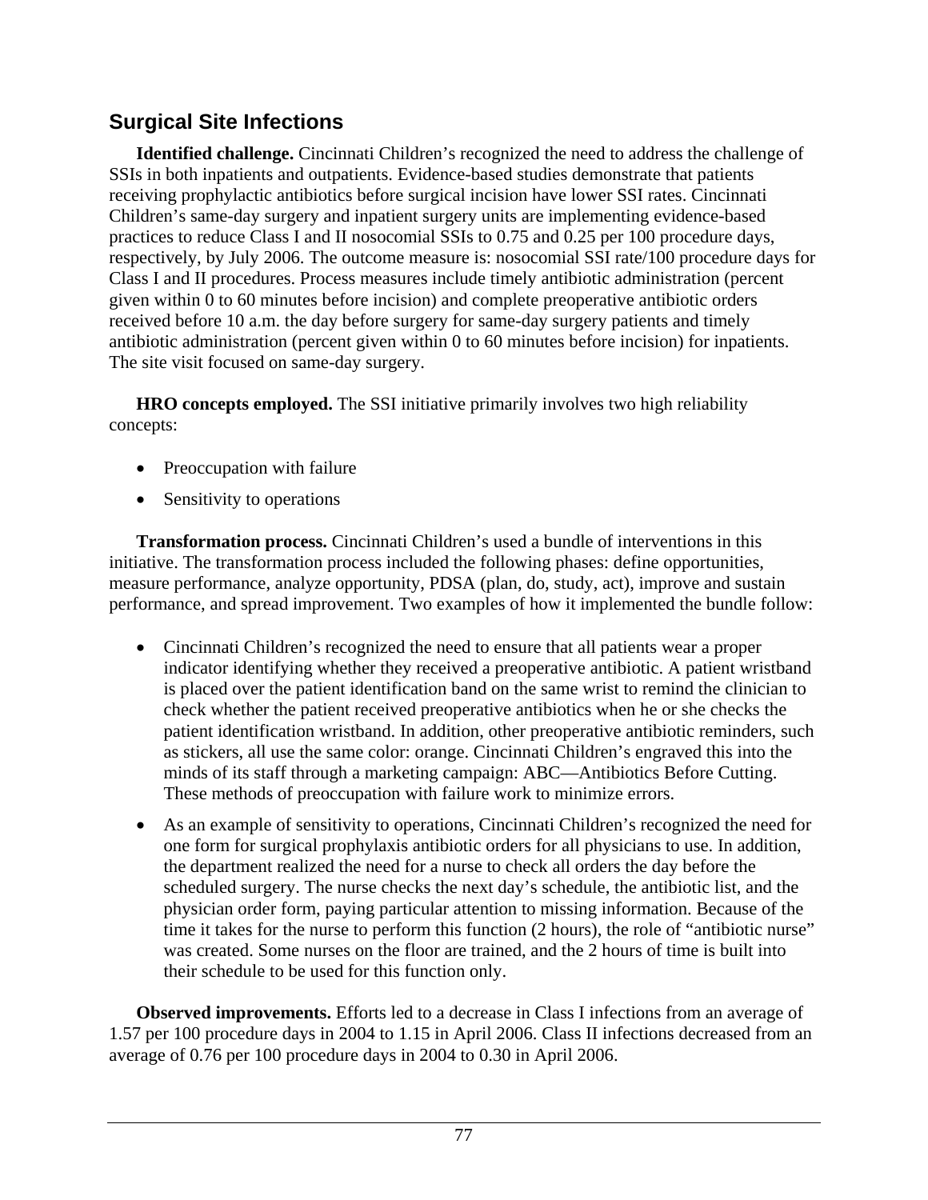## Surgical Site Infections

**Identified challenge.** Cincinnati Children's recognized the need to address the challenge of SSIs in both inpatients and outpatients. Evidence-based studies demonstrate that patients receiving prophylactic antibiotics before surgical incision have lower SSI rates. Cincinnati Children's same-day surgery and inpatient surgery units are implementing evidence-based practices to reduce Class I and II nosocomial SSIs to 0.75 and 0.25 per 100 procedure days, respectively, by July 2006. The outcome measure is: nosocomial SSI rate/100 procedure days for Class I and II procedures. Process measures include timely antibiotic administration (percent given within 0 to 60 minutes before incision) and complete preoperative antibiotic orders received before 10 a.m. the day before surgery for same-day surgery patients and timely antibiotic administration (percent given within 0 to 60 minutes before incision) for inpatients. The site visit focused on same-day surgery.

**HRO concepts employed.** The SSI initiative primarily involves two high reliability concepts:

- Preoccupation with failure
- Sensitivity to operations

**Transformation process.** Cincinnati Children's used a bundle of interventions in this initiative. The transformation process included the following phases: define opportunities, measure performance, analyze opportunity, PDSA (plan, do, study, act), improve and sustain performance, and spread improvement. Two examples of how it implemented the bundle follow:

- Cincinnati Children's recognized the need to ensure that all patients wear a proper indicator identifying whether they received a preoperative antibiotic. A patient wristband is placed over the patient identification band on the same wrist to remind the clinician to check whether the patient received preoperative antibiotics when he or she checks the patient identification wristband. In addition, other preoperative antibiotic reminders, such as stickers, all use the same color: orange. Cincinnati Children's engraved this into the minds of its staff through a marketing campaign: ABC—Antibiotics Before Cutting. These methods of preoccupation with failure work to minimize errors.
- As an example of sensitivity to operations, Cincinnati Children's recognized the need for one form for surgical prophylaxis antibiotic orders for all physicians to use. In addition, the department realized the need for a nurse to check all orders the day before the scheduled surgery. The nurse checks the next day's schedule, the antibiotic list, and the physician order form, paying particular attention to missing information. Because of the time it takes for the nurse to perform this function (2 hours), the role of "antibiotic nurse" was created. Some nurses on the floor are trained, and the 2 hours of time is built into their schedule to be used for this function only.

**Observed improvements.** Efforts led to a decrease in Class I infections from an average of 1.57 per 100 procedure days in 2004 to 1.15 in April 2006. Class II infections decreased from an average of 0.76 per 100 procedure days in 2004 to 0.30 in April 2006.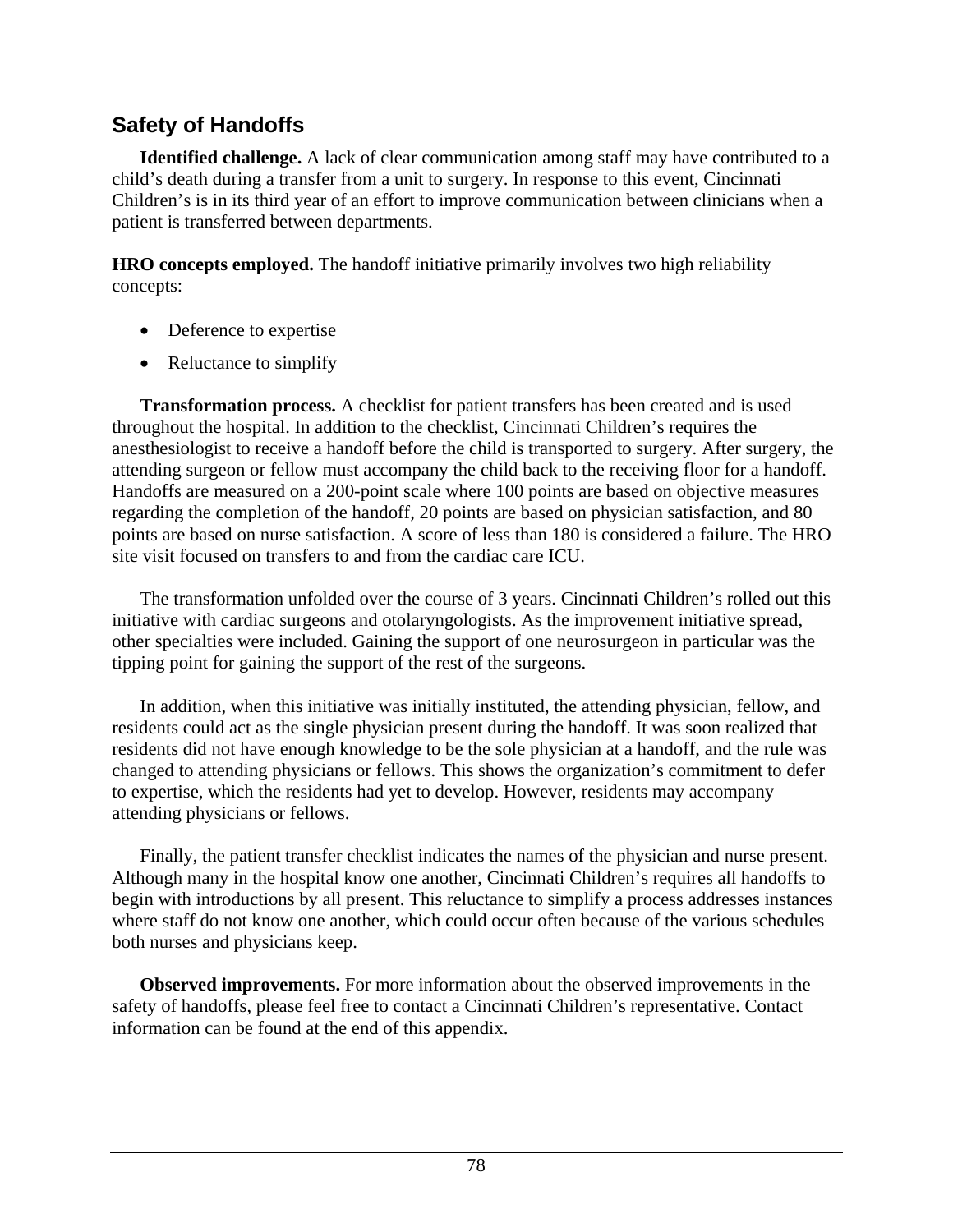## Safety of Handoffs

**Identified challenge.** A lack of clear communication among staff may have contributed to a child's death during a transfer from a unit to surgery. In response to this event, Cincinnati Children's is in its third year of an effort to improve communication between clinicians when a patient is transferred between departments.

**HRO concepts employed.** The handoff initiative primarily involves two high reliability concepts:

- Deference to expertise
- Reluctance to simplify

**Transformation process.** A checklist for patient transfers has been created and is used throughout the hospital. In addition to the checklist, Cincinnati Children's requires the anesthesiologist to receive a handoff before the child is transported to surgery. After surgery, the attending surgeon or fellow must accompany the child back to the receiving floor for a handoff. Handoffs are measured on a 200-point scale where 100 points are based on objective measures regarding the completion of the handoff, 20 points are based on physician satisfaction, and 80 points are based on nurse satisfaction. A score of less than 180 is considered a failure. The HRO site visit focused on transfers to and from the cardiac care ICU.

The transformation unfolded over the course of 3 years. Cincinnati Children's rolled out this initiative with cardiac surgeons and otolaryngologists. As the improvement initiative spread, other specialties were included. Gaining the support of one neurosurgeon in particular was the tipping point for gaining the support of the rest of the surgeons.

In addition, when this initiative was initially instituted, the attending physician, fellow, and residents could act as the single physician present during the handoff. It was soon realized that residents did not have enough knowledge to be the sole physician at a handoff, and the rule was changed to attending physicians or fellows. This shows the organization's commitment to defer to expertise, which the residents had yet to develop. However, residents may accompany attending physicians or fellows.

Finally, the patient transfer checklist indicates the names of the physician and nurse present. Although many in the hospital know one another, Cincinnati Children's requires all handoffs to begin with introductions by all present. This reluctance to simplify a process addresses instances where staff do not know one another, which could occur often because of the various schedules both nurses and physicians keep.

**Observed improvements.** For more information about the observed improvements in the safety of handoffs, please feel free to contact a Cincinnati Children's representative. Contact information can be found at the end of this appendix.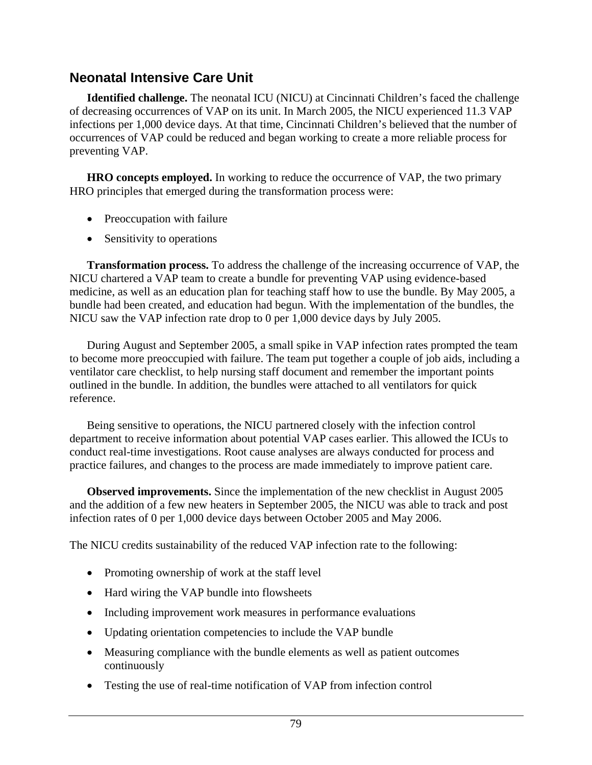## Neonatal Intensive Care Unit

**Identified challenge.** The neonatal ICU (NICU) at Cincinnati Children's faced the challenge of decreasing occurrences of VAP on its unit. In March 2005, the NICU experienced 11.3 VAP infections per 1,000 device days. At that time, Cincinnati Children's believed that the number of occurrences of VAP could be reduced and began working to create a more reliable process for preventing VAP.

**HRO concepts employed.** In working to reduce the occurrence of VAP, the two primary HRO principles that emerged during the transformation process were:

- Preoccupation with failure
- Sensitivity to operations

**Transformation process.** To address the challenge of the increasing occurrence of VAP, the NICU chartered a VAP team to create a bundle for preventing VAP using evidence-based medicine, as well as an education plan for teaching staff how to use the bundle. By May 2005, a bundle had been created, and education had begun. With the implementation of the bundles, the NICU saw the VAP infection rate drop to 0 per 1,000 device days by July 2005.

During August and September 2005, a small spike in VAP infection rates prompted the team to become more preoccupied with failure. The team put together a couple of job aids, including a ventilator care checklist, to help nursing staff document and remember the important points outlined in the bundle. In addition, the bundles were attached to all ventilators for quick reference.

Being sensitive to operations, the NICU partnered closely with the infection control department to receive information about potential VAP cases earlier. This allowed the ICUs to conduct real-time investigations. Root cause analyses are always conducted for process and practice failures, and changes to the process are made immediately to improve patient care.

**Observed improvements.** Since the implementation of the new checklist in August 2005 and the addition of a few new heaters in September 2005, the NICU was able to track and post infection rates of 0 per 1,000 device days between October 2005 and May 2006.

The NICU credits sustainability of the reduced VAP infection rate to the following:

- Promoting ownership of work at the staff level
- Hard wiring the VAP bundle into flowsheets
- Including improvement work measures in performance evaluations
- Updating orientation competencies to include the VAP bundle
- Measuring compliance with the bundle elements as well as patient outcomes continuously
- Testing the use of real-time notification of VAP from infection control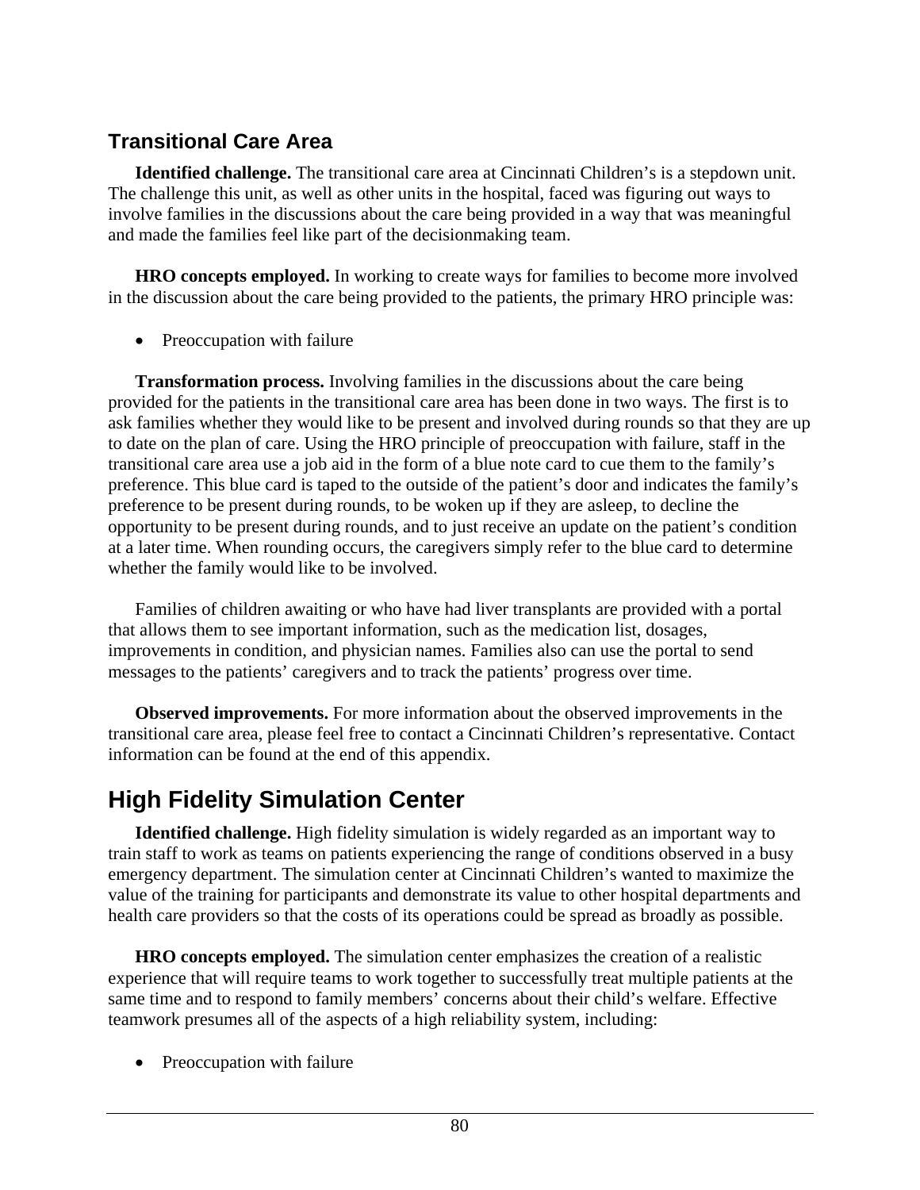### Transitional Care Area

**Identified challenge.** The transitional care area at Cincinnati Children's is a stepdown unit. The challenge this unit, as well as other units in the hospital, faced was figuring out ways to involve families in the discussions about the care being provided in a way that was meaningful and made the families feel like part of the decisionmaking team.

**HRO concepts employed.** In working to create ways for families to become more involved in the discussion about the care being provided to the patients, the primary HRO principle was:

- Preoccupation with failure

**Transformation process.** Involving families in the discussions about the care being provided for the patients in the transitional care area has been done in two ways. The first is to ask families whether they would like to be present and involved during rounds so that they are up to date on the plan of care. Using the HRO principle of preoccupation with failure, staff in the transitional care area use a job aid in the form of a blue note card to cue them to the family's preference. This blue card is taped to the outside of the patient's door and indicates the family's preference to be present during rounds, to be woken up if they are asleep, to decline the opportunity to be present during rounds, and to just receive an update on the patient's condition at a later time. When rounding occurs, the caregivers simply refer to the blue card to determine whether the family would like to be involved.

Families of children awaiting or who have had liver transplants are provided with a portal that allows them to see important information, such as the medication list, dosages, improvements in condition, and physician names. Families also can use the portal to send messages to the patients' caregivers and to track the patients' progress over time.

**Observed improvements.** For more information about the observed improvements in the transitional care area, please feel free to contact a Cincinnati Children's representative. Contact information can be found at the end of this appendix.

## High Fidelity Simulation Center

**Identified challenge.** High fidelity simulation is widely regarded as an important way to train staff to work as teams on patients experiencing the range of conditions observed in a busy emergency department. The simulation center at Cincinnati Children's wanted to maximize the value of the training for participants and demonstrate its value to other hospital departments and health care providers so that the costs of its operations could be spread as broadly as possible.

**HRO concepts employed.** The simulation center emphasizes the creation of a realistic experience that will require teams to work together to successfully treat multiple patients at the same time and to respond to family members' concerns about their child's welfare. Effective teamwork presumes all of the aspects of a high reliability system, including:

- Preoccupation with failure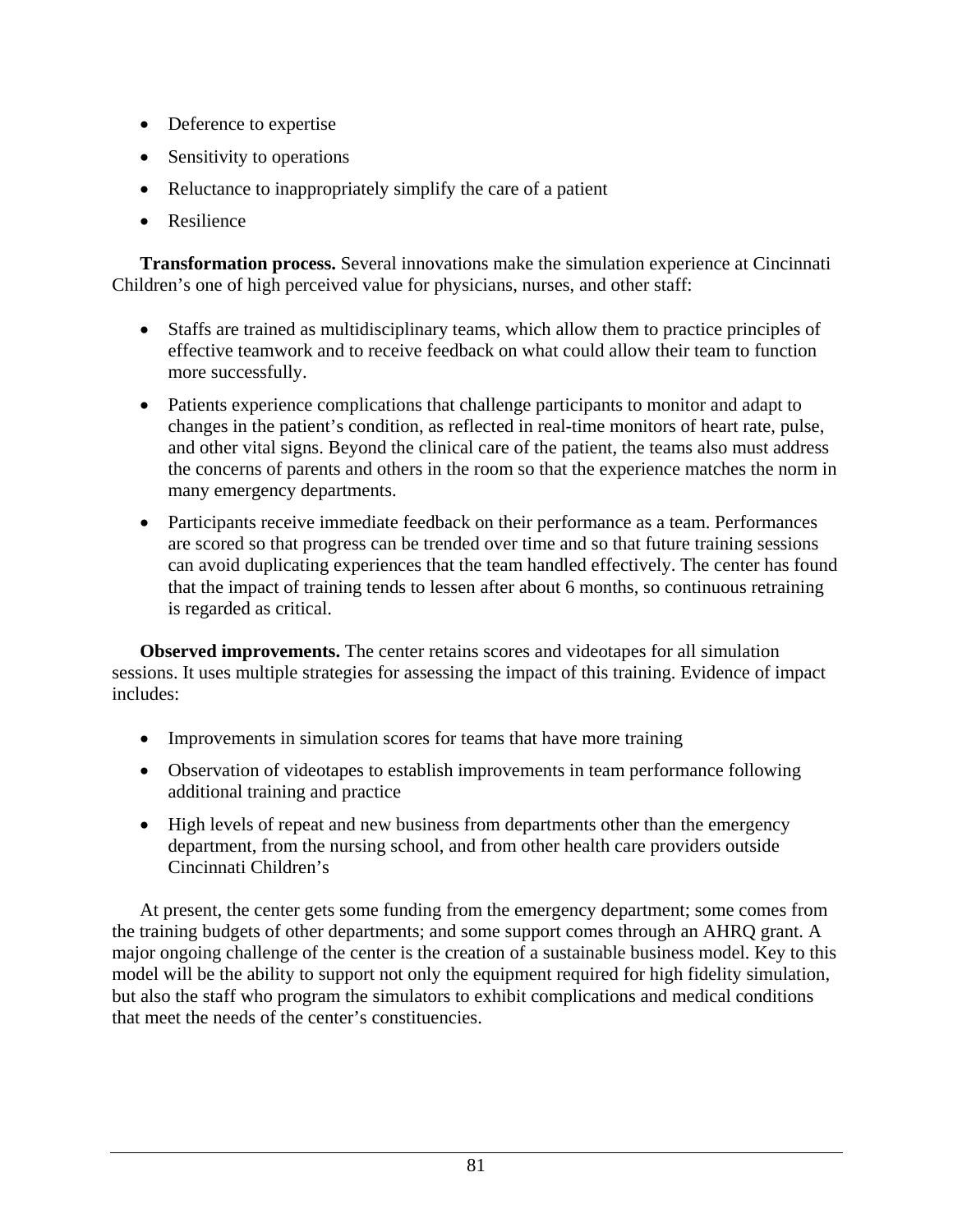- Deference to expertise
- Sensitivity to operations
- Reluctance to inappropriately simplify the care of a patient
- Resilience

**Transformation process.** Several innovations make the simulation experience at Cincinnati Children's one of high perceived value for physicians, nurses, and other staff:

- Staffs are trained as multidisciplinary teams, which allow them to practice principles of effective teamwork and to receive feedback on what could allow their team to function more successfully.
- Patients experience complications that challenge participants to monitor and adapt to changes in the patient's condition, as reflected in real-time monitors of heart rate, pulse, and other vital signs. Beyond the clinical care of the patient, the teams also must address the concerns of parents and others in the room so that the experience matches the norm in many emergency departments.
- Participants receive immediate feedback on their performance as a team. Performances are scored so that progress can be trended over time and so that future training sessions can avoid duplicating experiences that the team handled effectively. The center has found that the impact of training tends to lessen after about 6 months, so continuous retraining is regarded as critical.

**Observed improvements.** The center retains scores and videotapes for all simulation sessions. It uses multiple strategies for assessing the impact of this training. Evidence of impact includes:

- Improvements in simulation scores for teams that have more training
- Observation of videotapes to establish improvements in team performance following additional training and practice
- High levels of repeat and new business from departments other than the emergency department, from the nursing school, and from other health care providers outside Cincinnati Children's

At present, the center gets some funding from the emergency department; some comes from the training budgets of other departments; and some support comes through an AHRQ grant. A major ongoing challenge of the center is the creation of a sustainable business model. Key to this model will be the ability to support not only the equipment required for high fidelity simulation, but also the staff who program the simulators to exhibit complications and medical conditions that meet the needs of the center's constituencies.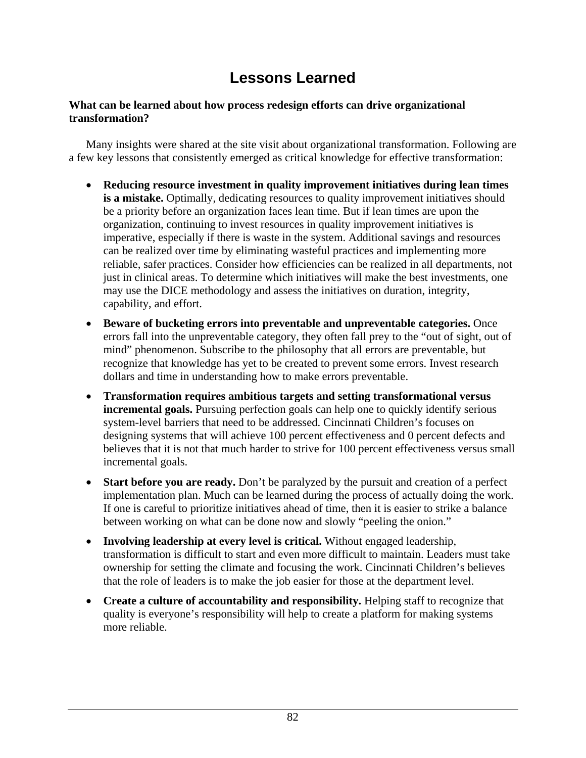# Lessons Learned

**What can be learned about how process redesign efforts can drive organizational transformation?**

Many insights were shared at the site visit about organizational transformation. Following are a few key lessons that consistently emerged as critical knowledge for effective transformation:

- **Reducing resource investment in quality improvement initiatives during lean times is a mistake.** Optimally, dedicating resources to quality improvement initiatives should be a priority before an organization faces lean time. But if lean times are upon the organization, continuing to invest resources in quality improvement initiatives is imperative, especially if there is waste in the system. Additional savings and resources can be realized over time by eliminating wasteful practices and implementing more reliable, safer practices. Consider how efficiencies can be realized in all departments, not just in clinical areas. To determine which initiatives will make the best investments, one may use the DICE methodology and assess the initiatives on duration, integrity, capability, and effort.
- **Beware of bucketing errors into preventable and unpreventable categories.** Once errors fall into the unpreventable category, they often fall prey to the "out of sight, out of mind" phenomenon. Subscribe to the philosophy that all errors are preventable, but recognize that knowledge has yet to be created to prevent some errors. Invest research dollars and time in understanding how to make errors preventable.
- **Transformation requires ambitious targets and setting transformational versus incremental goals.** Pursuing perfection goals can help one to quickly identify serious system-level barriers that need to be addressed. Cincinnati Children's focuses on designing systems that will achieve 100 percent effectiveness and 0 percent defects and believes that it is not that much harder to strive for 100 percent effectiveness versus small incremental goals.
- **Start before you are ready.** Don't be paralyzed by the pursuit and creation of a perfect implementation plan. Much can be learned during the process of actually doing the work. If one is careful to prioritize initiatives ahead of time, then it is easier to strike a balance between working on what can be done now and slowly "peeling the onion."
- **Involving leadership at every level is critical.** Without engaged leadership, transformation is difficult to start and even more difficult to maintain. Leaders must take ownership for setting the climate and focusing the work. Cincinnati Children's believes that the role of leaders is to make the job easier for those at the department level.
- **Create a culture of accountability and responsibility.** Helping staff to recognize that quality is everyone's responsibility will help to create a platform for making systems more reliable.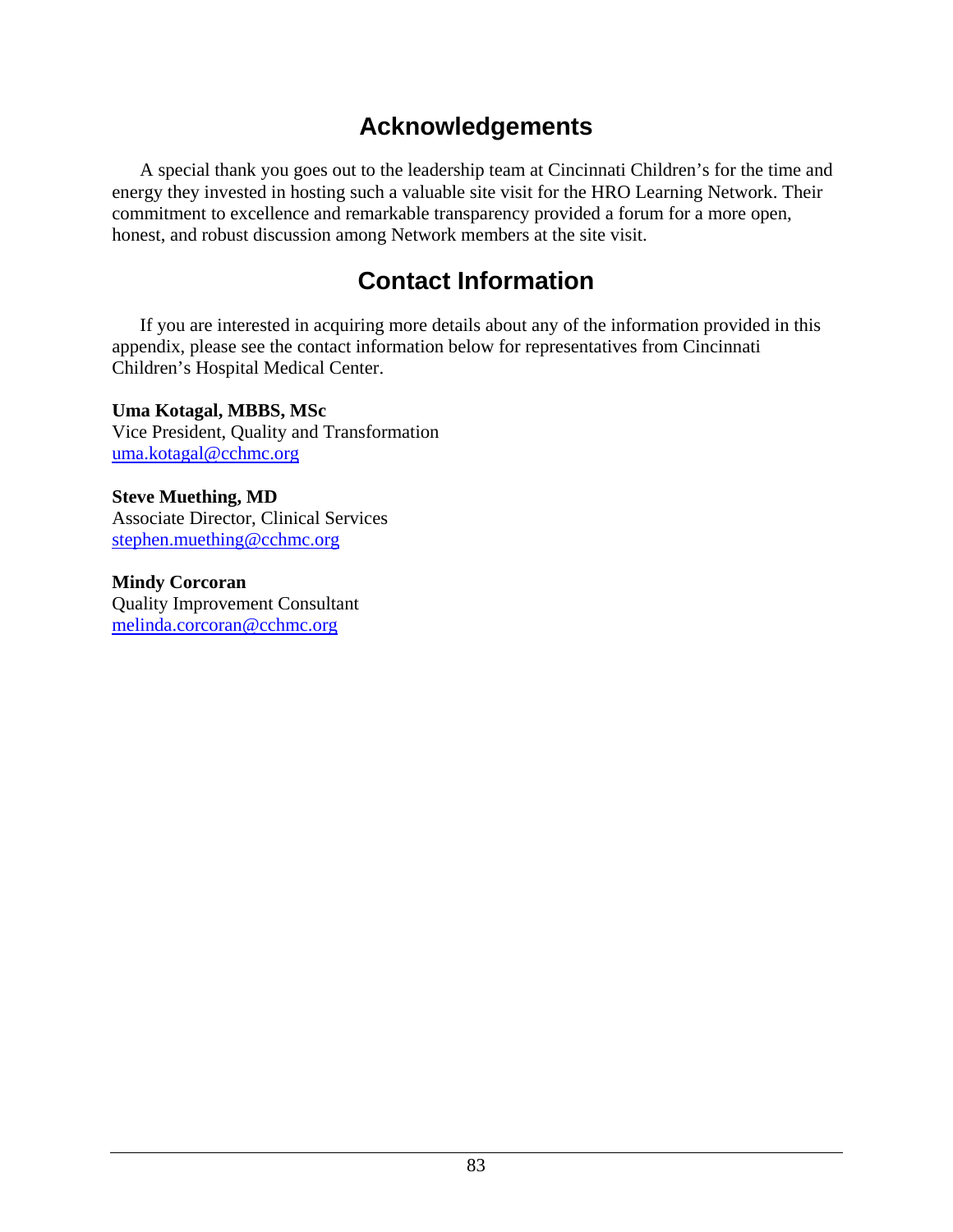## Acknowledgements

A special thank you goes out to the leadership team at Cincinnati Children's for the time and energy they invested in hosting such a valuable site visit for the HRO Learning Network. Their commitment to excellence and remarkable transparency provided a forum for a more open, honest, and robust discussion among Network members at the site visit.

## Contact Information

If you are interested in acquiring more details about any of the information provided in this appendix, please see the contact information below for representatives from Cincinnati Children's Hospital Medical Center.

**Uma Kotagal, MBBS, MSc**
Vice President, Quality and Transformation
uma.kotagal@cchmc.org

**Steve Muething, MD**
Associate Director, Clinical Services
stephen.muething@cchmc.org

**Mindy Corcoran**
Quality Improvement Consultant
melinda.corcoran@cchmc.org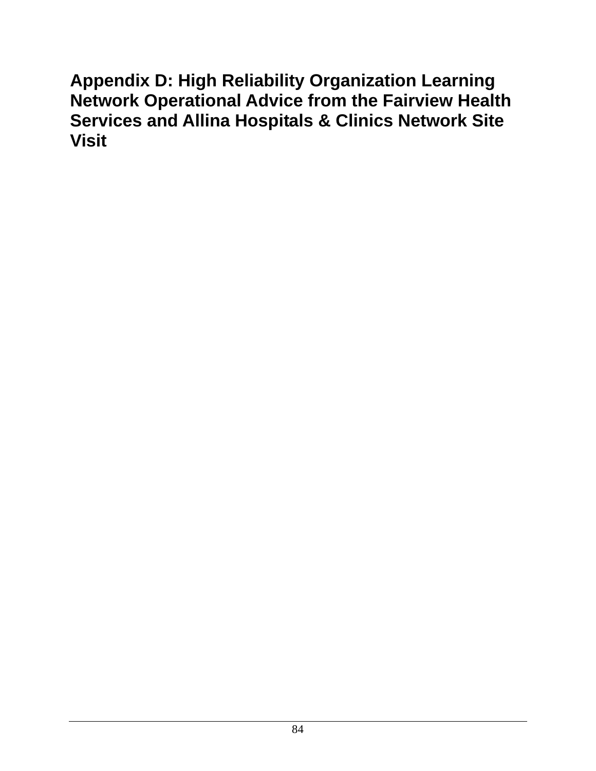# Appendix D: High Reliability Organization Learning Network Operational Advice from the Fairview Health Services and Allina Hospitals & Clinics Network Site Visit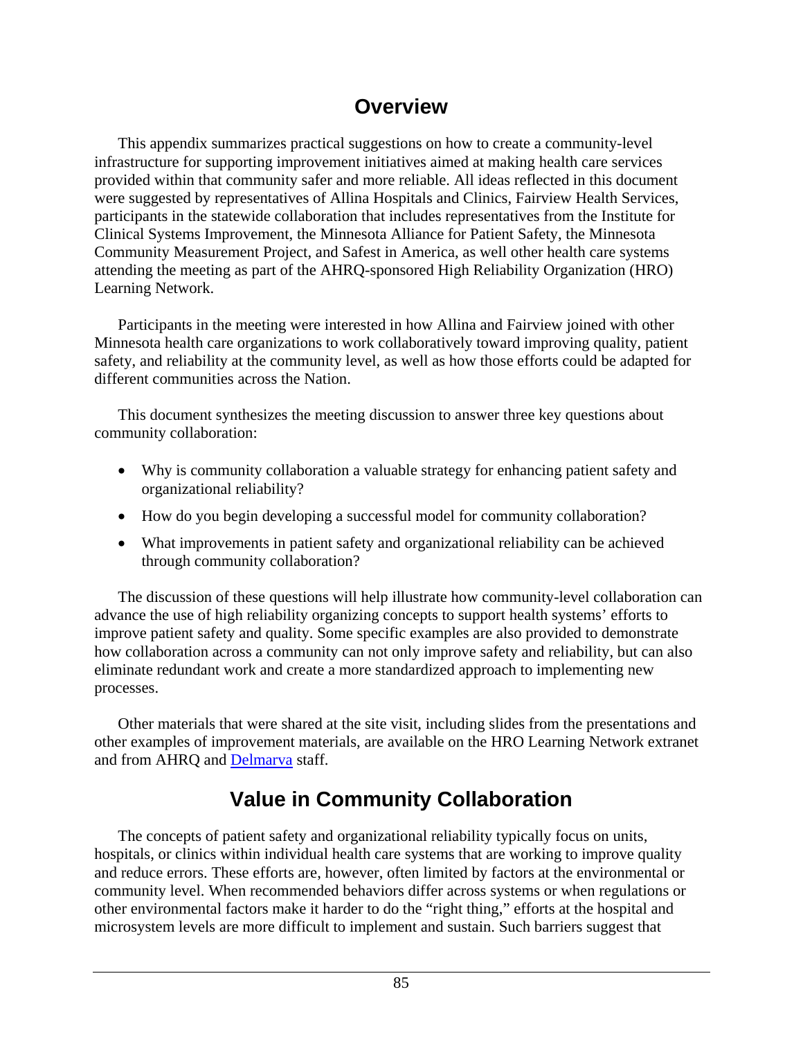## Overview

This appendix summarizes practical suggestions on how to create a community-level infrastructure for supporting improvement initiatives aimed at making health care services provided within that community safer and more reliable. All ideas reflected in this document were suggested by representatives of Allina Hospitals and Clinics, Fairview Health Services, participants in the statewide collaboration that includes representatives from the Institute for Clinical Systems Improvement, the Minnesota Alliance for Patient Safety, the Minnesota Community Measurement Project, and Safest in America, as well other health care systems attending the meeting as part of the AHRQ-sponsored High Reliability Organization (HRO) Learning Network.

Participants in the meeting were interested in how Allina and Fairview joined with other Minnesota health care organizations to work collaboratively toward improving quality, patient safety, and reliability at the community level, as well as how those efforts could be adapted for different communities across the Nation.

This document synthesizes the meeting discussion to answer three key questions about community collaboration:

- Why is community collaboration a valuable strategy for enhancing patient safety and organizational reliability?
- How do you begin developing a successful model for community collaboration?
- What improvements in patient safety and organizational reliability can be achieved through community collaboration?

The discussion of these questions will help illustrate how community-level collaboration can advance the use of high reliability organizing concepts to support health systems' efforts to improve patient safety and quality. Some specific examples are also provided to demonstrate how collaboration across a community can not only improve safety and reliability, but can also eliminate redundant work and create a more standardized approach to implementing new processes.

Other materials that were shared at the site visit, including slides from the presentations and other examples of improvement materials, are available on the HRO Learning Network extranet and from AHRQ and Delmarva staff.

## Value in Community Collaboration

The concepts of patient safety and organizational reliability typically focus on units, hospitals, or clinics within individual health care systems that are working to improve quality and reduce errors. These efforts are, however, often limited by factors at the environmental or community level. When recommended behaviors differ across systems or when regulations or other environmental factors make it harder to do the "right thing," efforts at the hospital and microsystem levels are more difficult to implement and sustain. Such barriers suggest that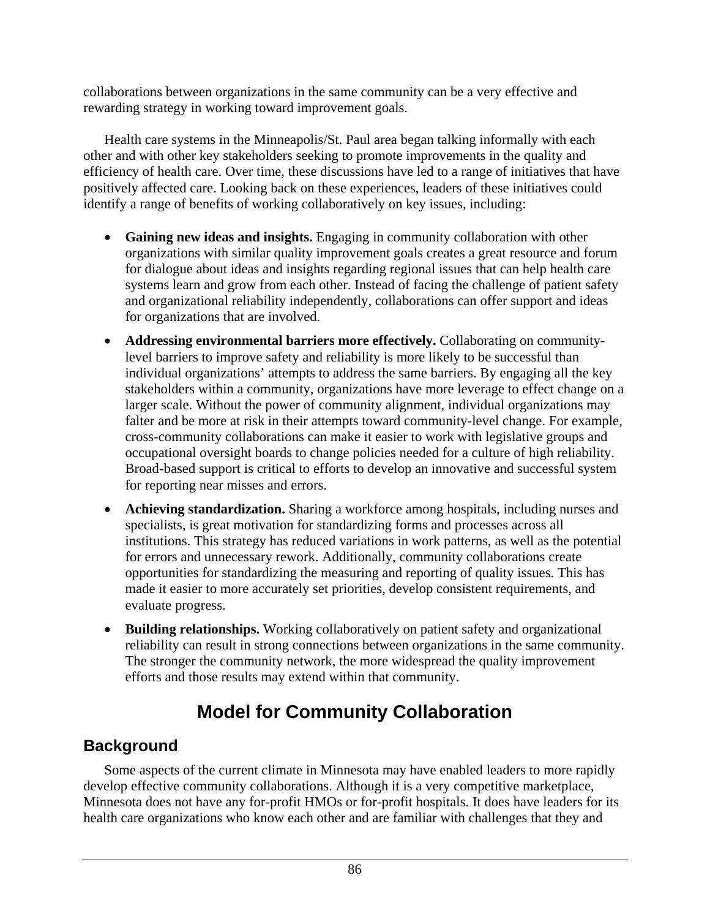collaborations between organizations in the same community can be a very effective and rewarding strategy in working toward improvement goals.

Health care systems in the Minneapolis/St. Paul area began talking informally with each other and with other key stakeholders seeking to promote improvements in the quality and efficiency of health care. Over time, these discussions have led to a range of initiatives that have positively affected care. Looking back on these experiences, leaders of these initiatives could identify a range of benefits of working collaboratively on key issues, including:

- **Gaining new ideas and insights.** Engaging in community collaboration with other organizations with similar quality improvement goals creates a great resource and forum for dialogue about ideas and insights regarding regional issues that can help health care systems learn and grow from each other. Instead of facing the challenge of patient safety and organizational reliability independently, collaborations can offer support and ideas for organizations that are involved.
- **Addressing environmental barriers more effectively.** Collaborating on community-level barriers to improve safety and reliability is more likely to be successful than individual organizations' attempts to address the same barriers. By engaging all the key stakeholders within a community, organizations have more leverage to effect change on a larger scale. Without the power of community alignment, individual organizations may falter and be more at risk in their attempts toward community-level change. For example, cross-community collaborations can make it easier to work with legislative groups and occupational oversight boards to change policies needed for a culture of high reliability. Broad-based support is critical to efforts to develop an innovative and successful system for reporting near misses and errors.
- **Achieving standardization.** Sharing a workforce among hospitals, including nurses and specialists, is great motivation for standardizing forms and processes across all institutions. This strategy has reduced variations in work patterns, as well as the potential for errors and unnecessary rework. Additionally, community collaborations create opportunities for standardizing the measuring and reporting of quality issues. This has made it easier to more accurately set priorities, develop consistent requirements, and evaluate progress.
- **Building relationships.** Working collaboratively on patient safety and organizational reliability can result in strong connections between organizations in the same community. The stronger the community network, the more widespread the quality improvement efforts and those results may extend within that community.

# Model for Community Collaboration

## Background

Some aspects of the current climate in Minnesota may have enabled leaders to more rapidly develop effective community collaborations. Although it is a very competitive marketplace, Minnesota does not have any for-profit HMOs or for-profit hospitals. It does have leaders for its health care organizations who know each other and are familiar with challenges that they and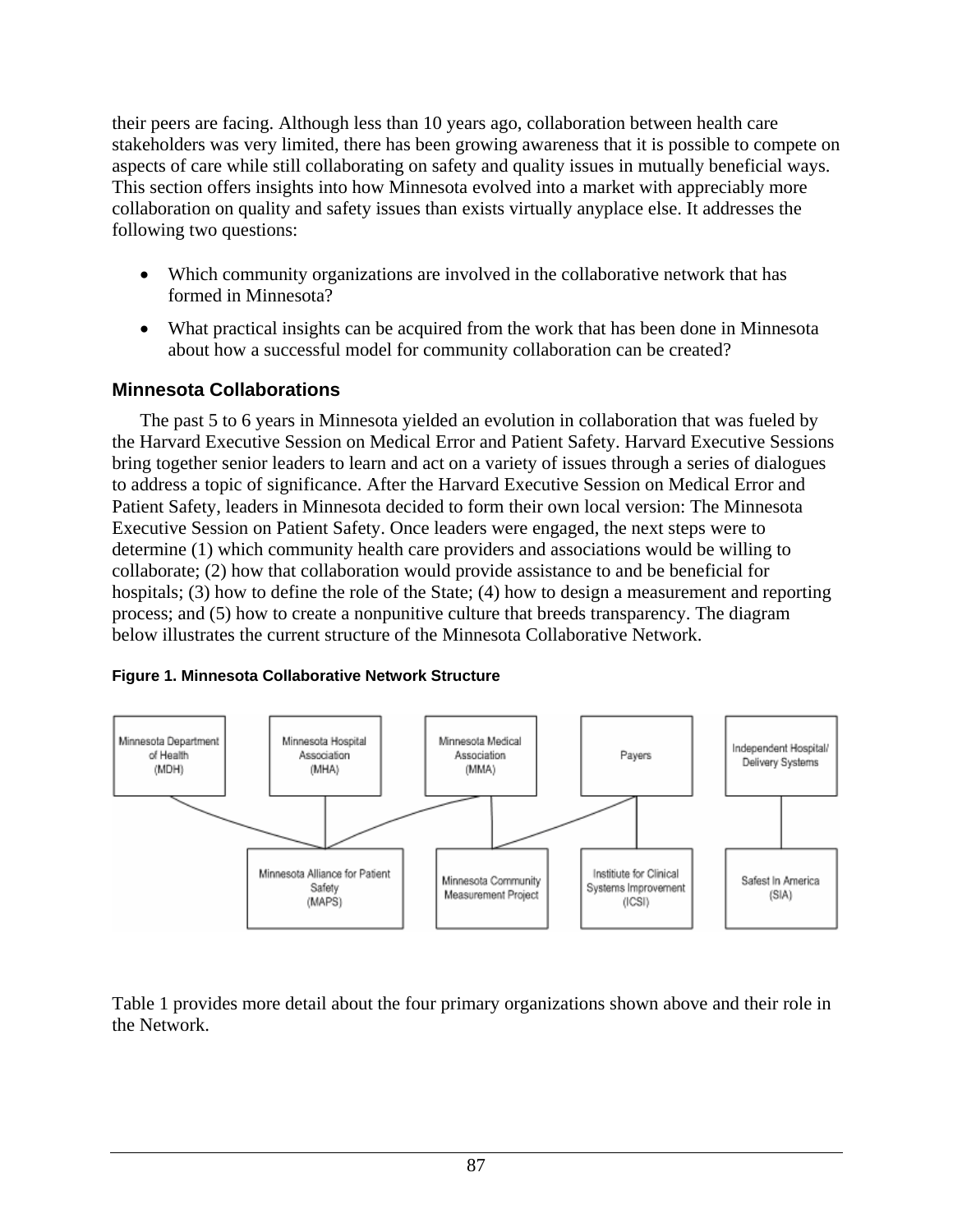their peers are facing. Although less than 10 years ago, collaboration between health care stakeholders was very limited, there has been growing awareness that it is possible to compete on aspects of care while still collaborating on safety and quality issues in mutually beneficial ways. This section offers insights into how Minnesota evolved into a market with appreciably more collaboration on quality and safety issues than exists virtually anyplace else. It addresses the following two questions:

- Which community organizations are involved in the collaborative network that has formed in Minnesota?
- What practical insights can be acquired from the work that has been done in Minnesota about how a successful model for community collaboration can be created?

### Minnesota Collaborations

The past 5 to 6 years in Minnesota yielded an evolution in collaboration that was fueled by the Harvard Executive Session on Medical Error and Patient Safety. Harvard Executive Sessions bring together senior leaders to learn and act on a variety of issues through a series of dialogues to address a topic of significance. After the Harvard Executive Session on Medical Error and Patient Safety, leaders in Minnesota decided to form their own local version: The Minnesota Executive Session on Patient Safety. Once leaders were engaged, the next steps were to determine (1) which community health care providers and associations would be willing to collaborate; (2) how that collaboration would provide assistance to and be beneficial for hospitals; (3) how to define the role of the State; (4) how to design a measurement and reporting process; and (5) how to create a nonpunitive culture that breeds transparency. The diagram below illustrates the current structure of the Minnesota Collaborative Network.

**Figure 1. Minnesota Collaborative Network Structure**

Minnesota Department of Health (MDH)

Minnesota Hospital Association (MHA)

Minnesota Medical Association (MMA)

Payers

Independent Hospital/ Delivery Systems

Minnesota Alliance for Patient Safety (MAPS)

Minnesota Community Measurement Project

Institute for Clinical Systems Improvement (ICSI)

Safest In America (SIA)

Table 1 provides more detail about the four primary organizations shown above and their role in the Network.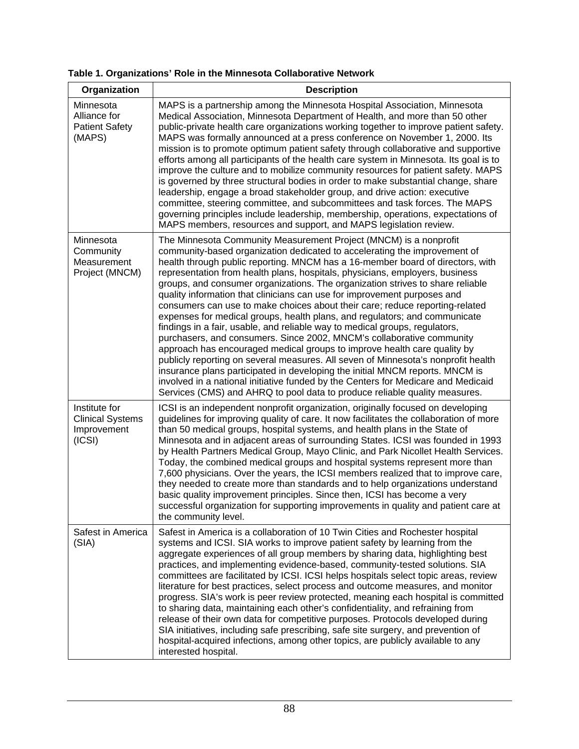**Table 1. Organizations' Role in the Minnesota Collaborative Network**

| Organization | Description |
|---|---|
| Minnesota Alliance for Patient Safety (MAPS) | MAPS is a partnership among the Minnesota Hospital Association, Minnesota Medical Association, Minnesota Department of Health, and more than 50 other public-private health care organizations working together to improve patient safety. MAPS was formally announced at a press conference on November 1, 2000. Its mission is to promote optimum patient safety through collaborative and supportive efforts among all participants of the health care system in Minnesota. Its goal is to improve the culture and to mobilize community resources for patient safety. MAPS is governed by three structural bodies in order to make substantial change, share leadership, engage a broad stakeholder group, and drive action: executive committee, steering committee, and subcommittees and task forces. The MAPS governing principles include leadership, membership, operations, expectations of MAPS members, resources and support, and MAPS legislation review. |
| Minnesota Community Measurement Project (MNCM) | The Minnesota Community Measurement Project (MNCM) is a nonprofit community-based organization dedicated to accelerating the improvement of health through public reporting. MNCM has a 16-member board of directors, with representation from health plans, hospitals, physicians, employers, business groups, and consumer organizations. The organization strives to share reliable quality information that clinicians can use for improvement purposes and consumers can use to make choices about their care; reduce reporting-related expenses for medical groups, health plans, and regulators; and communicate findings in a fair, usable, and reliable way to medical groups, regulators, purchasers, and consumers. Since 2002, MNCM's collaborative community approach has encouraged medical groups to improve health care quality by publicly reporting on several measures. All seven of Minnesota's nonprofit health insurance plans participated in developing the initial MNCM reports. MNCM is involved in a national initiative funded by the Centers for Medicare and Medicaid Services (CMS) and AHRQ to pool data to produce reliable quality measures. |
| Institute for Clinical Systems Improvement (ICSI) | ICSI is an independent nonprofit organization, originally focused on developing guidelines for improving quality of care. It now facilitates the collaboration of more than 50 medical groups, hospital systems, and health plans in the State of Minnesota and in adjacent areas of surrounding States. ICSI was founded in 1993 by Health Partners Medical Group, Mayo Clinic, and Park Nicollet Health Services. Today, the combined medical groups and hospital systems represent more than 7,600 physicians. Over the years, the ICSI members realized that to improve care, they needed to create more than standards and to help organizations understand basic quality improvement principles. Since then, ICSI has become a very successful organization for supporting improvements in quality and patient care at the community level. |
| Safest in America (SIA) | Safest in America is a collaboration of 10 Twin Cities and Rochester hospital systems and ICSI. SIA works to improve patient safety by learning from the aggregate experiences of all group members by sharing data, highlighting best practices, and implementing evidence-based, community-tested solutions. SIA committees are facilitated by ICSI. ICSI helps hospitals select topic areas, review literature for best practices, select process and outcome measures, and monitor progress. SIA's work is peer review protected, meaning each hospital is committed to sharing data, maintaining each other's confidentiality, and refraining from release of their own data for competitive purposes. Protocols developed during SIA initiatives, including safe prescribing, safe site surgery, and prevention of hospital-acquired infections, among other topics, are publicly available to any interested hospital. |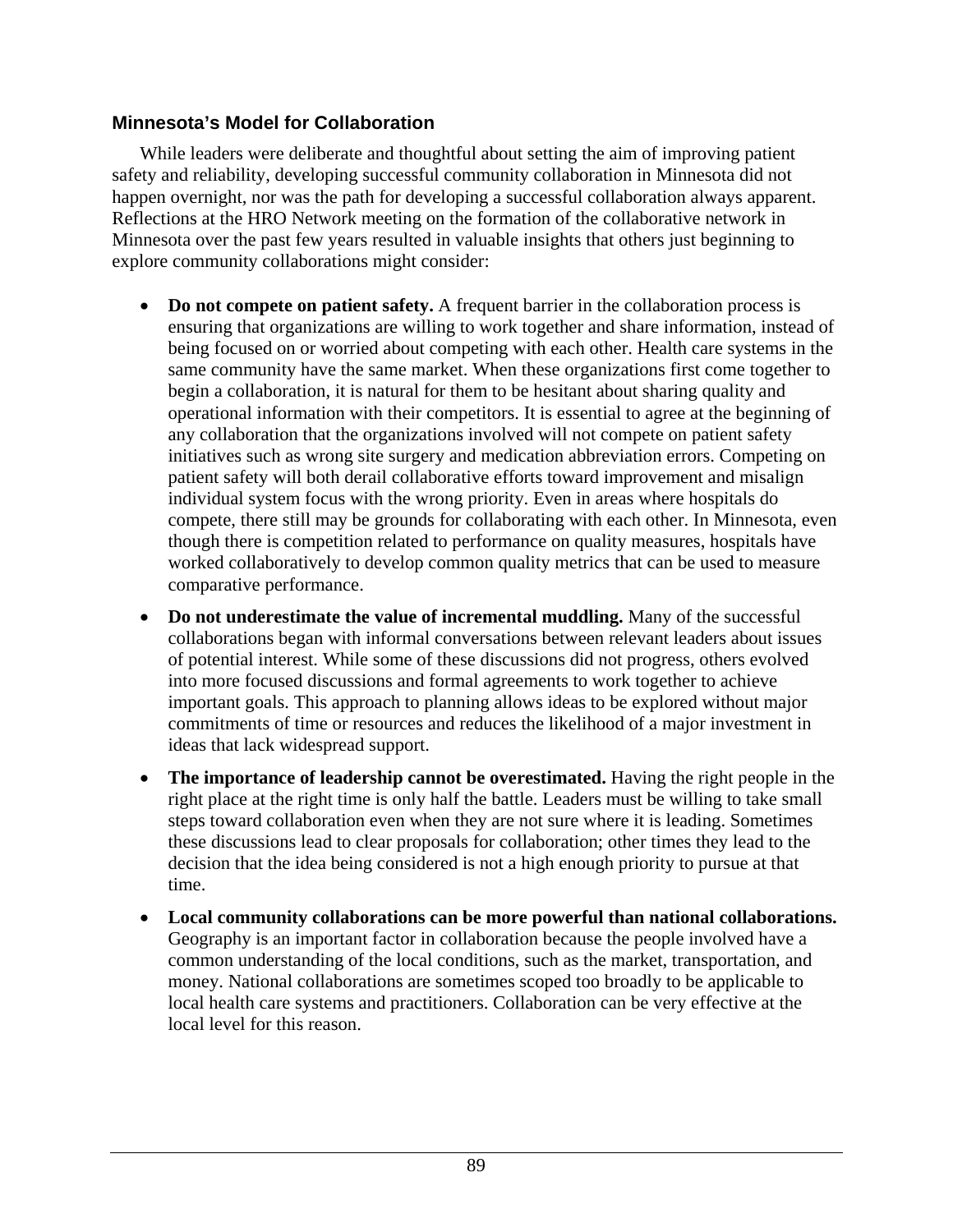## Minnesota's Model for Collaboration

While leaders were deliberate and thoughtful about setting the aim of improving patient safety and reliability, developing successful community collaboration in Minnesota did not happen overnight, nor was the path for developing a successful collaboration always apparent. Reflections at the HRO Network meeting on the formation of the collaborative network in Minnesota over the past few years resulted in valuable insights that others just beginning to explore community collaborations might consider:

- **Do not compete on patient safety.** A frequent barrier in the collaboration process is ensuring that organizations are willing to work together and share information, instead of being focused on or worried about competing with each other. Health care systems in the same community have the same market. When these organizations first come together to begin a collaboration, it is natural for them to be hesitant about sharing quality and operational information with their competitors. It is essential to agree at the beginning of any collaboration that the organizations involved will not compete on patient safety initiatives such as wrong site surgery and medication abbreviation errors. Competing on patient safety will both derail collaborative efforts toward improvement and misalign individual system focus with the wrong priority. Even in areas where hospitals do compete, there still may be grounds for collaborating with each other. In Minnesota, even though there is competition related to performance on quality measures, hospitals have worked collaboratively to develop common quality metrics that can be used to measure comparative performance.
- **Do not underestimate the value of incremental muddling.** Many of the successful collaborations began with informal conversations between relevant leaders about issues of potential interest. While some of these discussions did not progress, others evolved into more focused discussions and formal agreements to work together to achieve important goals. This approach to planning allows ideas to be explored without major commitments of time or resources and reduces the likelihood of a major investment in ideas that lack widespread support.
- **The importance of leadership cannot be overestimated.** Having the right people in the right place at the right time is only half the battle. Leaders must be willing to take small steps toward collaboration even when they are not sure where it is leading. Sometimes these discussions lead to clear proposals for collaboration; other times they lead to the decision that the idea being considered is not a high enough priority to pursue at that time.
- **Local community collaborations can be more powerful than national collaborations.** Geography is an important factor in collaboration because the people involved have a common understanding of the local conditions, such as the market, transportation, and money. National collaborations are sometimes scoped too broadly to be applicable to local health care systems and practitioners. Collaboration can be very effective at the local level for this reason.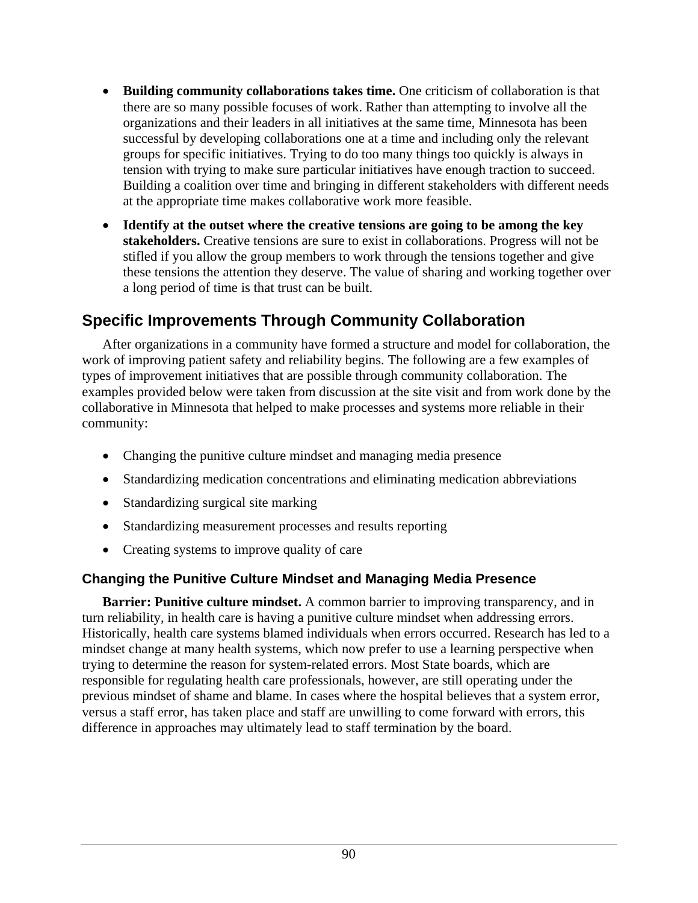- **Building community collaborations takes time.** One criticism of collaboration is that there are so many possible focuses of work. Rather than attempting to involve all the organizations and their leaders in all initiatives at the same time, Minnesota has been successful by developing collaborations one at a time and including only the relevant groups for specific initiatives. Trying to do too many things too quickly is always in tension with trying to make sure particular initiatives have enough traction to succeed. Building a coalition over time and bringing in different stakeholders with different needs at the appropriate time makes collaborative work more feasible.
- **Identify at the outset where the creative tensions are going to be among the key stakeholders.** Creative tensions are sure to exist in collaborations. Progress will not be stifled if you allow the group members to work through the tensions together and give these tensions the attention they deserve. The value of sharing and working together over a long period of time is that trust can be built.

## Specific Improvements Through Community Collaboration

After organizations in a community have formed a structure and model for collaboration, the work of improving patient safety and reliability begins. The following are a few examples of types of improvement initiatives that are possible through community collaboration. The examples provided below were taken from discussion at the site visit and from work done by the collaborative in Minnesota that helped to make processes and systems more reliable in their community:

- Changing the punitive culture mindset and managing media presence
- Standardizing medication concentrations and eliminating medication abbreviations
- Standardizing surgical site marking
- Standardizing measurement processes and results reporting
- Creating systems to improve quality of care

### Changing the Punitive Culture Mindset and Managing Media Presence

**Barrier: Punitive culture mindset.** A common barrier to improving transparency, and in turn reliability, in health care is having a punitive culture mindset when addressing errors. Historically, health care systems blamed individuals when errors occurred. Research has led to a mindset change at many health systems, which now prefer to use a learning perspective when trying to determine the reason for system-related errors. Most State boards, which are responsible for regulating health care professionals, however, are still operating under the previous mindset of shame and blame. In cases where the hospital believes that a system error, versus a staff error, has taken place and staff are unwilling to come forward with errors, this difference in approaches may ultimately lead to staff termination by the board.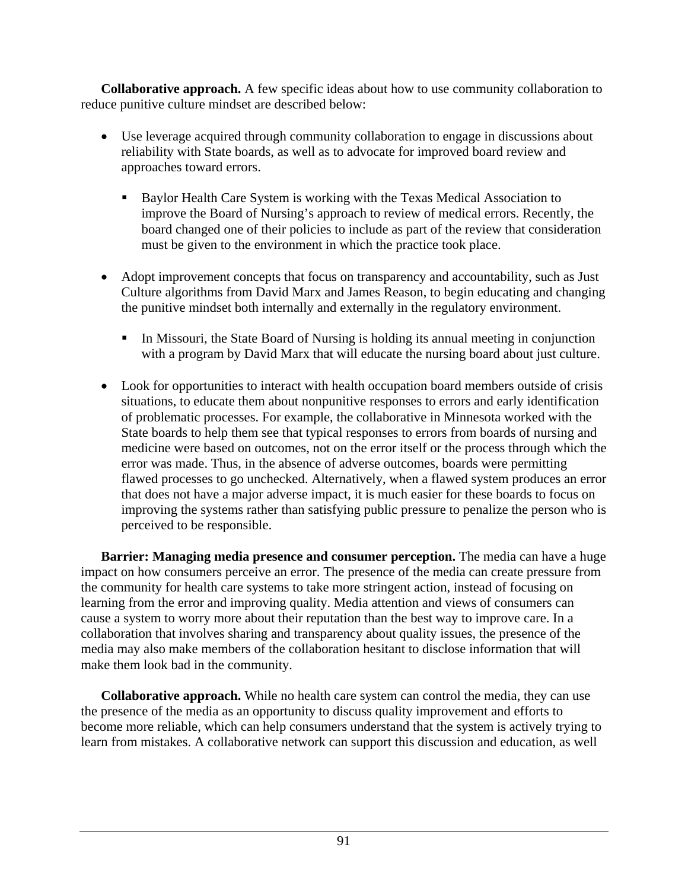**Collaborative approach.** A few specific ideas about how to use community collaboration to reduce punitive culture mindset are described below:

- Use leverage acquired through community collaboration to engage in discussions about reliability with State boards, as well as to advocate for improved board review and approaches toward errors.
  - Baylor Health Care System is working with the Texas Medical Association to improve the Board of Nursing's approach to review of medical errors. Recently, the board changed one of their policies to include as part of the review that consideration must be given to the environment in which the practice took place.
- Adopt improvement concepts that focus on transparency and accountability, such as Just Culture algorithms from David Marx and James Reason, to begin educating and changing the punitive mindset both internally and externally in the regulatory environment.
  - In Missouri, the State Board of Nursing is holding its annual meeting in conjunction with a program by David Marx that will educate the nursing board about just culture.
- Look for opportunities to interact with health occupation board members outside of crisis situations, to educate them about nonpunitive responses to errors and early identification of problematic processes. For example, the collaborative in Minnesota worked with the State boards to help them see that typical responses to errors from boards of nursing and medicine were based on outcomes, not on the error itself or the process through which the error was made. Thus, in the absence of adverse outcomes, boards were permitting flawed processes to go unchecked. Alternatively, when a flawed system produces an error that does not have a major adverse impact, it is much easier for these boards to focus on improving the systems rather than satisfying public pressure to penalize the person who is perceived to be responsible.

**Barrier: Managing media presence and consumer perception.** The media can have a huge impact on how consumers perceive an error. The presence of the media can create pressure from the community for health care systems to take more stringent action, instead of focusing on learning from the error and improving quality. Media attention and views of consumers can cause a system to worry more about their reputation than the best way to improve care. In a collaboration that involves sharing and transparency about quality issues, the presence of the media may also make members of the collaboration hesitant to disclose information that will make them look bad in the community.

**Collaborative approach.** While no health care system can control the media, they can use the presence of the media as an opportunity to discuss quality improvement and efforts to become more reliable, which can help consumers understand that the system is actively trying to learn from mistakes. A collaborative network can support this discussion and education, as well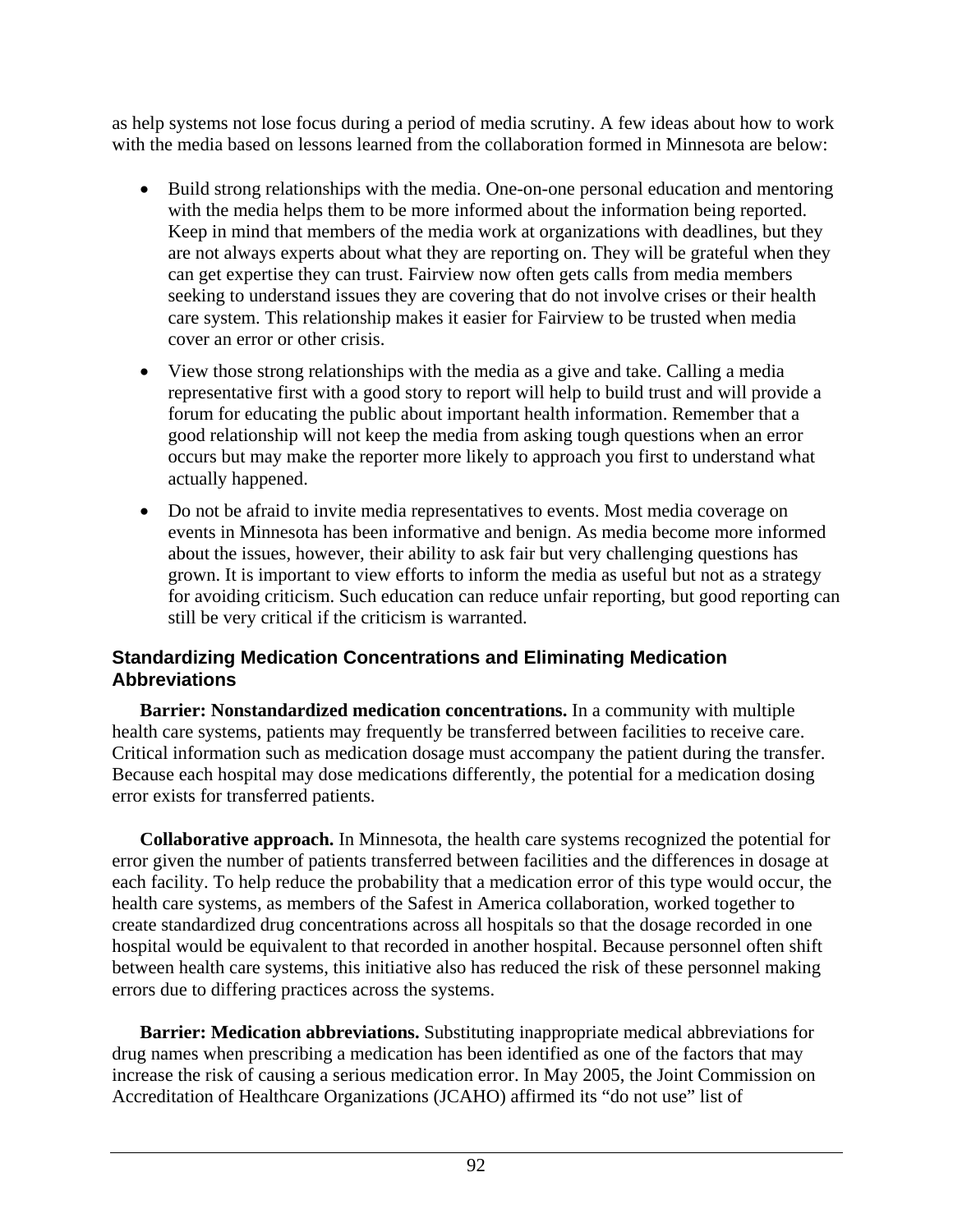as help systems not lose focus during a period of media scrutiny. A few ideas about how to work with the media based on lessons learned from the collaboration formed in Minnesota are below:

- Build strong relationships with the media. One-on-one personal education and mentoring with the media helps them to be more informed about the information being reported. Keep in mind that members of the media work at organizations with deadlines, but they are not always experts about what they are reporting on. They will be grateful when they can get expertise they can trust. Fairview now often gets calls from media members seeking to understand issues they are covering that do not involve crises or their health care system. This relationship makes it easier for Fairview to be trusted when media cover an error or other crisis.
- View those strong relationships with the media as a give and take. Calling a media representative first with a good story to report will help to build trust and will provide a forum for educating the public about important health information. Remember that a good relationship will not keep the media from asking tough questions when an error occurs but may make the reporter more likely to approach you first to understand what actually happened.
- Do not be afraid to invite media representatives to events. Most media coverage on events in Minnesota has been informative and benign. As media become more informed about the issues, however, their ability to ask fair but very challenging questions has grown. It is important to view efforts to inform the media as useful but not as a strategy for avoiding criticism. Such education can reduce unfair reporting, but good reporting can still be very critical if the criticism is warranted.

### Standardizing Medication Concentrations and Eliminating Medication Abbreviations

**Barrier: Nonstandardized medication concentrations.** In a community with multiple health care systems, patients may frequently be transferred between facilities to receive care. Critical information such as medication dosage must accompany the patient during the transfer. Because each hospital may dose medications differently, the potential for a medication dosing error exists for transferred patients.

**Collaborative approach.** In Minnesota, the health care systems recognized the potential for error given the number of patients transferred between facilities and the differences in dosage at each facility. To help reduce the probability that a medication error of this type would occur, the health care systems, as members of the Safest in America collaboration, worked together to create standardized drug concentrations across all hospitals so that the dosage recorded in one hospital would be equivalent to that recorded in another hospital. Because personnel often shift between health care systems, this initiative also has reduced the risk of these personnel making errors due to differing practices across the systems.

**Barrier: Medication abbreviations.** Substituting inappropriate medical abbreviations for drug names when prescribing a medication has been identified as one of the factors that may increase the risk of causing a serious medication error. In May 2005, the Joint Commission on Accreditation of Healthcare Organizations (JCAHO) affirmed its "do not use" list of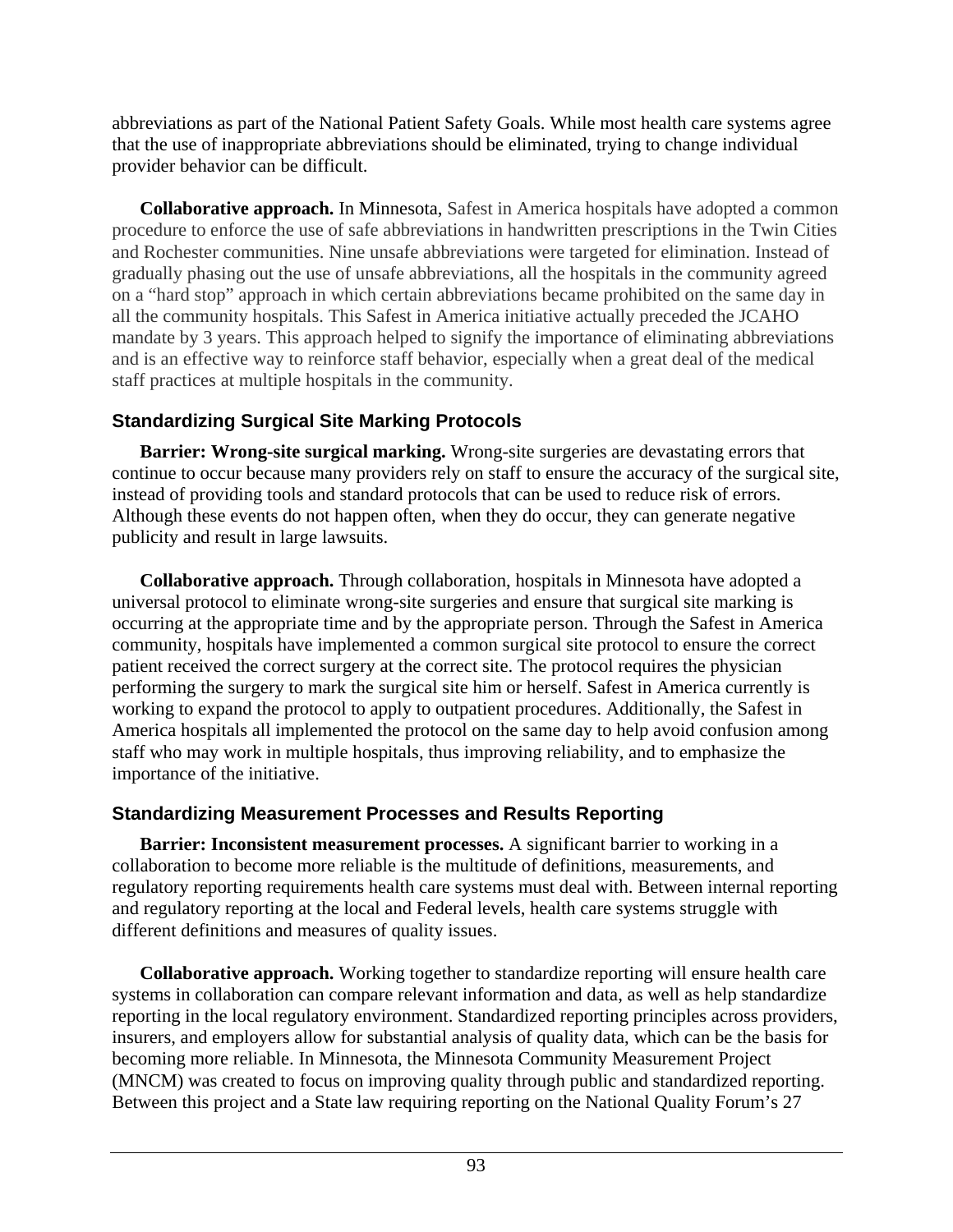abbreviations as part of the National Patient Safety Goals. While most health care systems agree that the use of inappropriate abbreviations should be eliminated, trying to change individual provider behavior can be difficult.

**Collaborative approach.** In Minnesota, Safest in America hospitals have adopted a common procedure to enforce the use of safe abbreviations in handwritten prescriptions in the Twin Cities and Rochester communities. Nine unsafe abbreviations were targeted for elimination. Instead of gradually phasing out the use of unsafe abbreviations, all the hospitals in the community agreed on a "hard stop" approach in which certain abbreviations became prohibited on the same day in all the community hospitals. This Safest in America initiative actually preceded the JCAHO mandate by 3 years. This approach helped to signify the importance of eliminating abbreviations and is an effective way to reinforce staff behavior, especially when a great deal of the medical staff practices at multiple hospitals in the community.

### Standardizing Surgical Site Marking Protocols

**Barrier: Wrong-site surgical marking.** Wrong-site surgeries are devastating errors that continue to occur because many providers rely on staff to ensure the accuracy of the surgical site, instead of providing tools and standard protocols that can be used to reduce risk of errors. Although these events do not happen often, when they do occur, they can generate negative publicity and result in large lawsuits.

**Collaborative approach.** Through collaboration, hospitals in Minnesota have adopted a universal protocol to eliminate wrong-site surgeries and ensure that surgical site marking is occurring at the appropriate time and by the appropriate person. Through the Safest in America community, hospitals have implemented a common surgical site protocol to ensure the correct patient received the correct surgery at the correct site. The protocol requires the physician performing the surgery to mark the surgical site him or herself. Safest in America currently is working to expand the protocol to apply to outpatient procedures. Additionally, the Safest in America hospitals all implemented the protocol on the same day to help avoid confusion among staff who may work in multiple hospitals, thus improving reliability, and to emphasize the importance of the initiative.

### Standardizing Measurement Processes and Results Reporting

**Barrier: Inconsistent measurement processes.** A significant barrier to working in a collaboration to become more reliable is the multitude of definitions, measurements, and regulatory reporting requirements health care systems must deal with. Between internal reporting and regulatory reporting at the local and Federal levels, health care systems struggle with different definitions and measures of quality issues.

**Collaborative approach.** Working together to standardize reporting will ensure health care systems in collaboration can compare relevant information and data, as well as help standardize reporting in the local regulatory environment. Standardized reporting principles across providers, insurers, and employers allow for substantial analysis of quality data, which can be the basis for becoming more reliable. In Minnesota, the Minnesota Community Measurement Project (MNCM) was created to focus on improving quality through public and standardized reporting. Between this project and a State law requiring reporting on the National Quality Forum's 27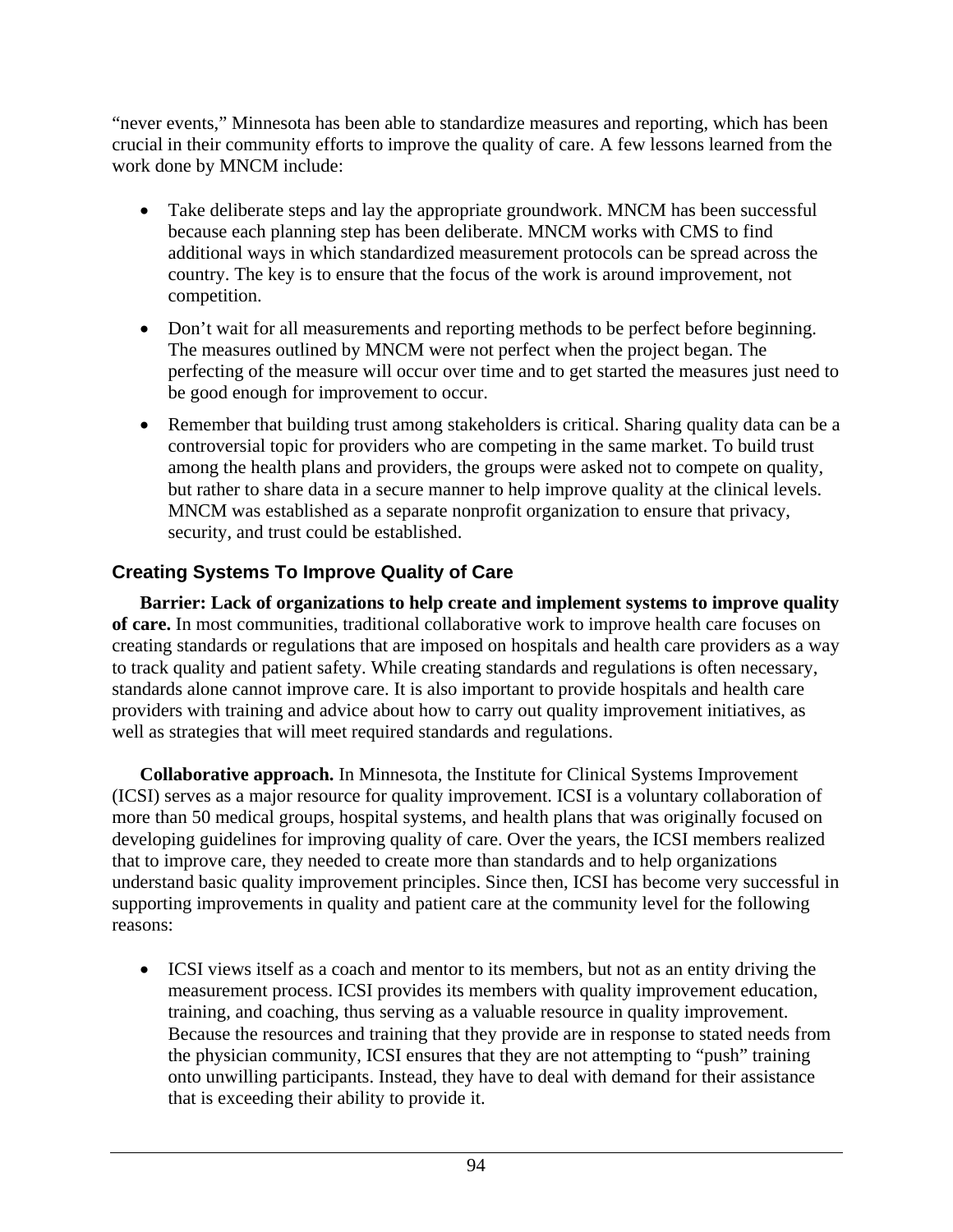"never events," Minnesota has been able to standardize measures and reporting, which has been crucial in their community efforts to improve the quality of care. A few lessons learned from the work done by MNCM include:

- Take deliberate steps and lay the appropriate groundwork. MNCM has been successful because each planning step has been deliberate. MNCM works with CMS to find additional ways in which standardized measurement protocols can be spread across the country. The key is to ensure that the focus of the work is around improvement, not competition.
- Don't wait for all measurements and reporting methods to be perfect before beginning. The measures outlined by MNCM were not perfect when the project began. The perfecting of the measure will occur over time and to get started the measures just need to be good enough for improvement to occur.
- Remember that building trust among stakeholders is critical. Sharing quality data can be a controversial topic for providers who are competing in the same market. To build trust among the health plans and providers, the groups were asked not to compete on quality, but rather to share data in a secure manner to help improve quality at the clinical levels. MNCM was established as a separate nonprofit organization to ensure that privacy, security, and trust could be established.

### Creating Systems To Improve Quality of Care

**Barrier: Lack of organizations to help create and implement systems to improve quality of care.** In most communities, traditional collaborative work to improve health care focuses on creating standards or regulations that are imposed on hospitals and health care providers as a way to track quality and patient safety. While creating standards and regulations is often necessary, standards alone cannot improve care. It is also important to provide hospitals and health care providers with training and advice about how to carry out quality improvement initiatives, as well as strategies that will meet required standards and regulations.

**Collaborative approach.** In Minnesota, the Institute for Clinical Systems Improvement (ICSI) serves as a major resource for quality improvement. ICSI is a voluntary collaboration of more than 50 medical groups, hospital systems, and health plans that was originally focused on developing guidelines for improving quality of care. Over the years, the ICSI members realized that to improve care, they needed to create more than standards and to help organizations understand basic quality improvement principles. Since then, ICSI has become very successful in supporting improvements in quality and patient care at the community level for the following reasons:

- ICSI views itself as a coach and mentor to its members, but not as an entity driving the measurement process. ICSI provides its members with quality improvement education, training, and coaching, thus serving as a valuable resource in quality improvement. Because the resources and training that they provide are in response to stated needs from the physician community, ICSI ensures that they are not attempting to "push" training onto unwilling participants. Instead, they have to deal with demand for their assistance that is exceeding their ability to provide it.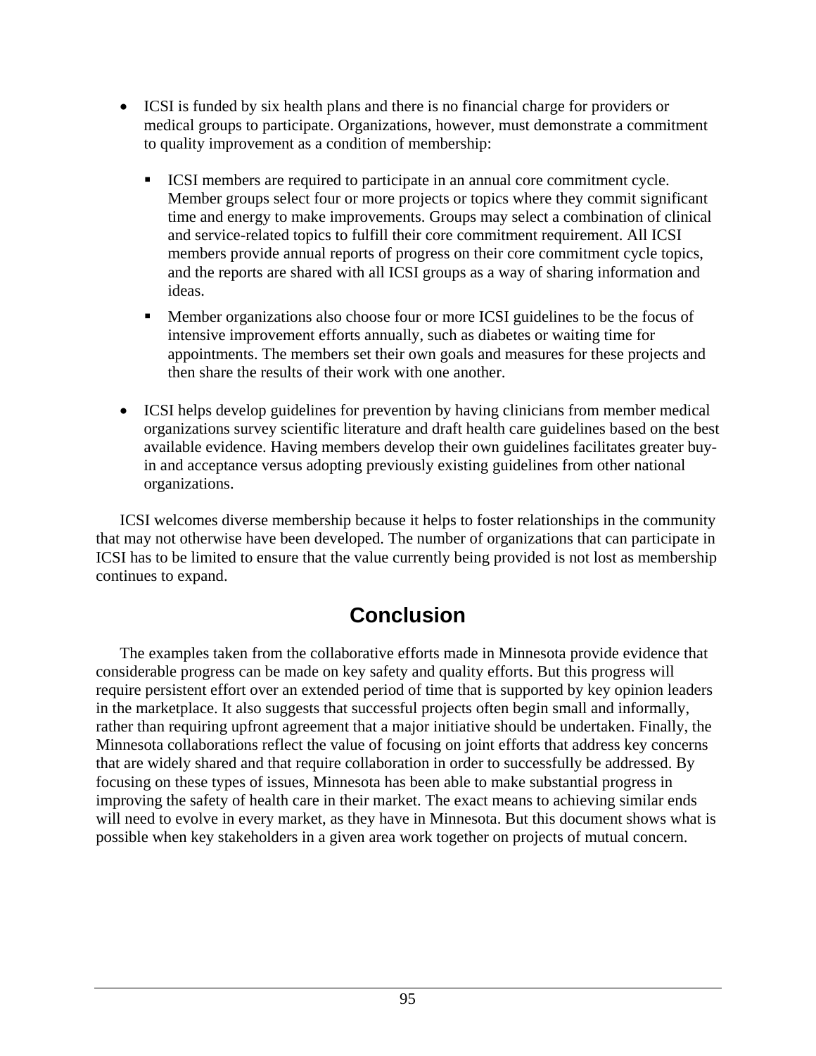- ICSI is funded by six health plans and there is no financial charge for providers or medical groups to participate. Organizations, however, must demonstrate a commitment to quality improvement as a condition of membership:

  - ICSI members are required to participate in an annual core commitment cycle. Member groups select four or more projects or topics where they commit significant time and energy to make improvements. Groups may select a combination of clinical and service-related topics to fulfill their core commitment requirement. All ICSI members provide annual reports of progress on their core commitment cycle topics, and the reports are shared with all ICSI groups as a way of sharing information and ideas.

  - Member organizations also choose four or more ICSI guidelines to be the focus of intensive improvement efforts annually, such as diabetes or waiting time for appointments. The members set their own goals and measures for these projects and then share the results of their work with one another.

- ICSI helps develop guidelines for prevention by having clinicians from member medical organizations survey scientific literature and draft health care guidelines based on the best available evidence. Having members develop their own guidelines facilitates greater buy-in and acceptance versus adopting previously existing guidelines from other national organizations.

ICSI welcomes diverse membership because it helps to foster relationships in the community that may not otherwise have been developed. The number of organizations that can participate in ICSI has to be limited to ensure that the value currently being provided is not lost as membership continues to expand.

## Conclusion

The examples taken from the collaborative efforts made in Minnesota provide evidence that considerable progress can be made on key safety and quality efforts. But this progress will require persistent effort over an extended period of time that is supported by key opinion leaders in the marketplace. It also suggests that successful projects often begin small and informally, rather than requiring upfront agreement that a major initiative should be undertaken. Finally, the Minnesota collaborations reflect the value of focusing on joint efforts that address key concerns that are widely shared and that require collaboration in order to successfully be addressed. By focusing on these types of issues, Minnesota has been able to make substantial progress in improving the safety of health care in their market. The exact means to achieving similar ends will need to evolve in every market, as they have in Minnesota. But this document shows what is possible when key stakeholders in a given area work together on projects of mutual concern.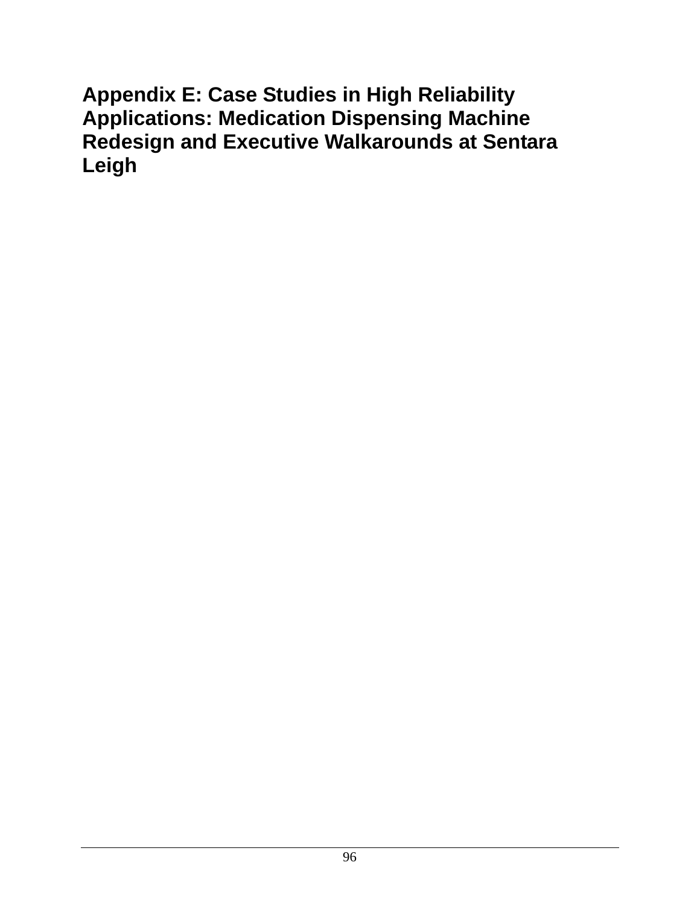# Appendix E: Case Studies in High Reliability Applications: Medication Dispensing Machine Redesign and Executive Walkarounds at Sentara Leigh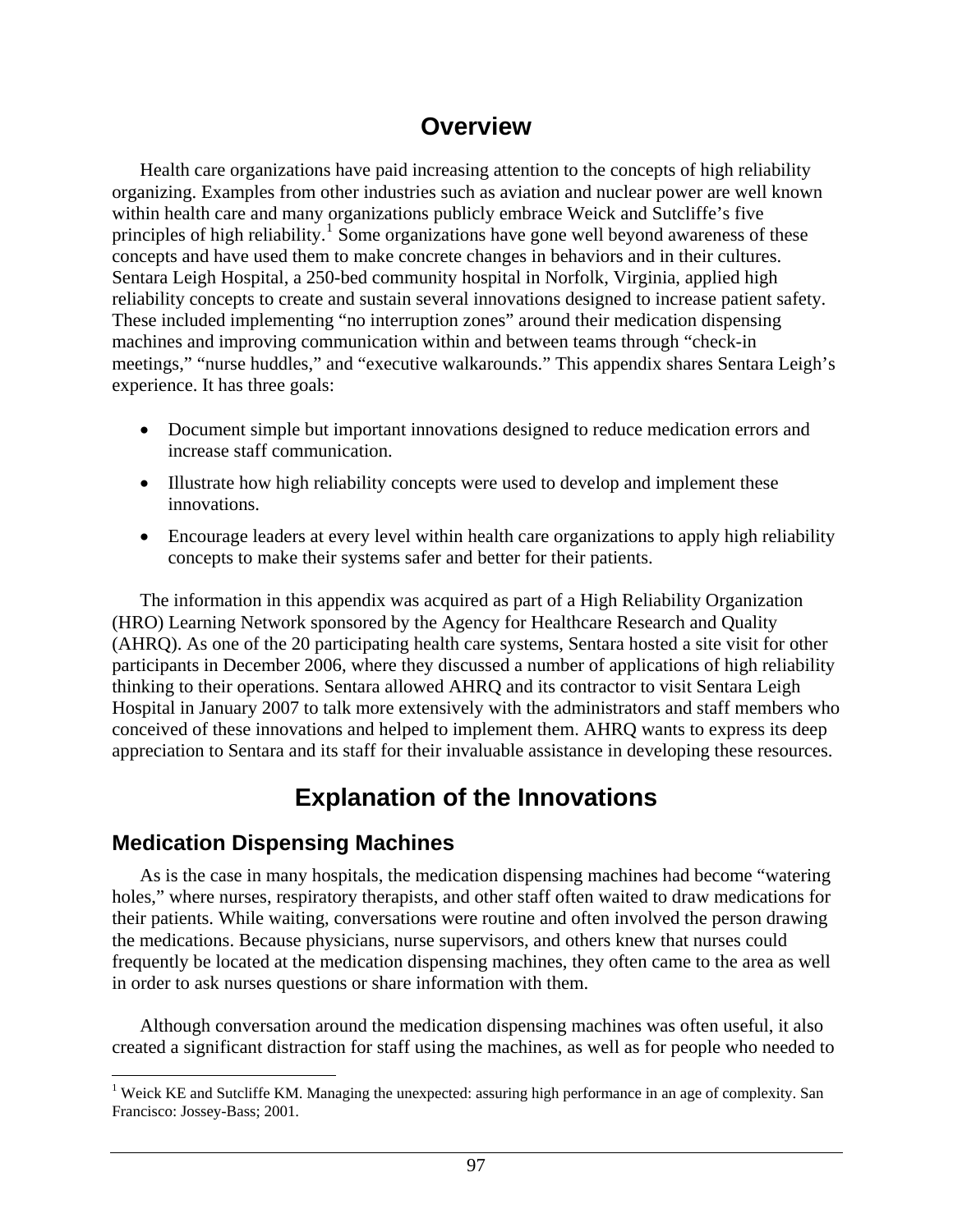# Overview

Health care organizations have paid increasing attention to the concepts of high reliability organizing. Examples from other industries such as aviation and nuclear power are well known within health care and many organizations publicly embrace Weick and Sutcliffe's five principles of high reliability.[1] Some organizations have gone well beyond awareness of these concepts and have used them to make concrete changes in behaviors and in their cultures. Sentara Leigh Hospital, a 250-bed community hospital in Norfolk, Virginia, applied high reliability concepts to create and sustain several innovations designed to increase patient safety. These included implementing "no interruption zones" around their medication dispensing machines and improving communication within and between teams through "check-in meetings," "nurse huddles," and "executive walkarounds." This appendix shares Sentara Leigh's experience. It has three goals:

- Document simple but important innovations designed to reduce medication errors and increase staff communication.
- Illustrate how high reliability concepts were used to develop and implement these innovations.
- Encourage leaders at every level within health care organizations to apply high reliability concepts to make their systems safer and better for their patients.

The information in this appendix was acquired as part of a High Reliability Organization (HRO) Learning Network sponsored by the Agency for Healthcare Research and Quality (AHRQ). As one of the 20 participating health care systems, Sentara hosted a site visit for other participants in December 2006, where they discussed a number of applications of high reliability thinking to their operations. Sentara allowed AHRQ and its contractor to visit Sentara Leigh Hospital in January 2007 to talk more extensively with the administrators and staff members who conceived of these innovations and helped to implement them. AHRQ wants to express its deep appreciation to Sentara and its staff for their invaluable assistance in developing these resources.

# Explanation of the Innovations

## Medication Dispensing Machines

As is the case in many hospitals, the medication dispensing machines had become "watering holes," where nurses, respiratory therapists, and other staff often waited to draw medications for their patients. While waiting, conversations were routine and often involved the person drawing the medications. Because physicians, nurse supervisors, and others knew that nurses could frequently be located at the medication dispensing machines, they often came to the area as well in order to ask nurses questions or share information with them.

Although conversation around the medication dispensing machines was often useful, it also created a significant distraction for staff using the machines, as well as for people who needed to

[1] Weick KE and Sutcliffe KM. Managing the unexpected: assuring high performance in an age of complexity. San Francisco: Jossey-Bass; 2001.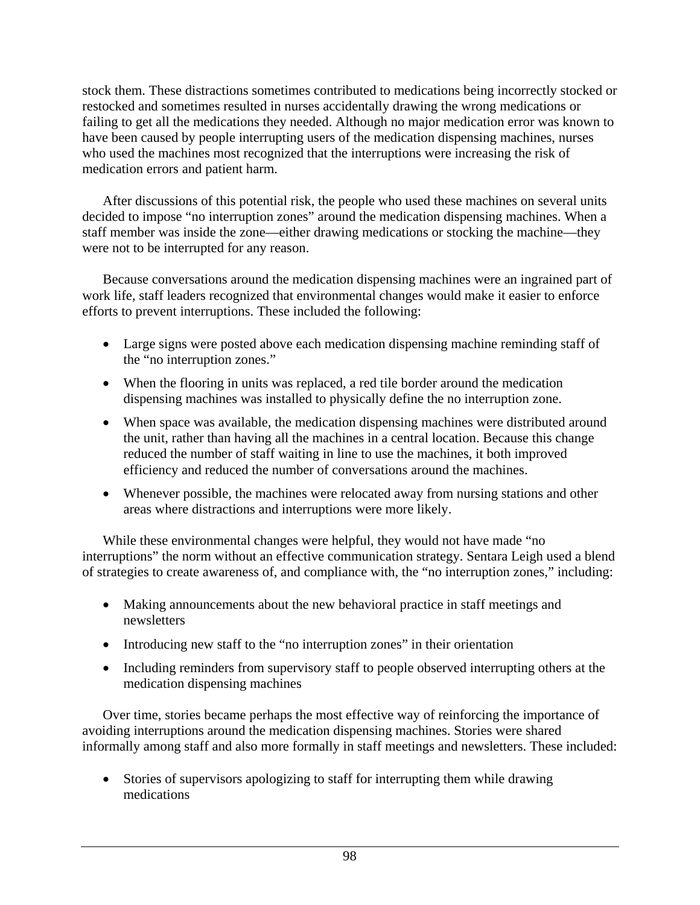stock them. These distractions sometimes contributed to medications being incorrectly stocked or restocked and sometimes resulted in nurses accidentally drawing the wrong medications or failing to get all the medications they needed. Although no major medication error was known to have been caused by people interrupting users of the medication dispensing machines, nurses who used the machines most recognized that the interruptions were increasing the risk of medication errors and patient harm.

After discussions of this potential risk, the people who used these machines on several units decided to impose "no interruption zones" around the medication dispensing machines. When a staff member was inside the zone—either drawing medications or stocking the machine—they were not to be interrupted for any reason.

Because conversations around the medication dispensing machines were an ingrained part of work life, staff leaders recognized that environmental changes would make it easier to enforce efforts to prevent interruptions. These included the following:

- Large signs were posted above each medication dispensing machine reminding staff of the "no interruption zones."
- When the flooring in units was replaced, a red tile border around the medication dispensing machines was installed to physically define the no interruption zone.
- When space was available, the medication dispensing machines were distributed around the unit, rather than having all the machines in a central location. Because this change reduced the number of staff waiting in line to use the machines, it both improved efficiency and reduced the number of conversations around the machines.
- Whenever possible, the machines were relocated away from nursing stations and other areas where distractions and interruptions were more likely.

While these environmental changes were helpful, they would not have made "no interruptions" the norm without an effective communication strategy. Sentara Leigh used a blend of strategies to create awareness of, and compliance with, the "no interruption zones," including:

- Making announcements about the new behavioral practice in staff meetings and newsletters
- Introducing new staff to the "no interruption zones" in their orientation
- Including reminders from supervisory staff to people observed interrupting others at the medication dispensing machines

Over time, stories became perhaps the most effective way of reinforcing the importance of avoiding interruptions around the medication dispensing machines. Stories were shared informally among staff and also more formally in staff meetings and newsletters. These included:

- Stories of supervisors apologizing to staff for interrupting them while drawing medications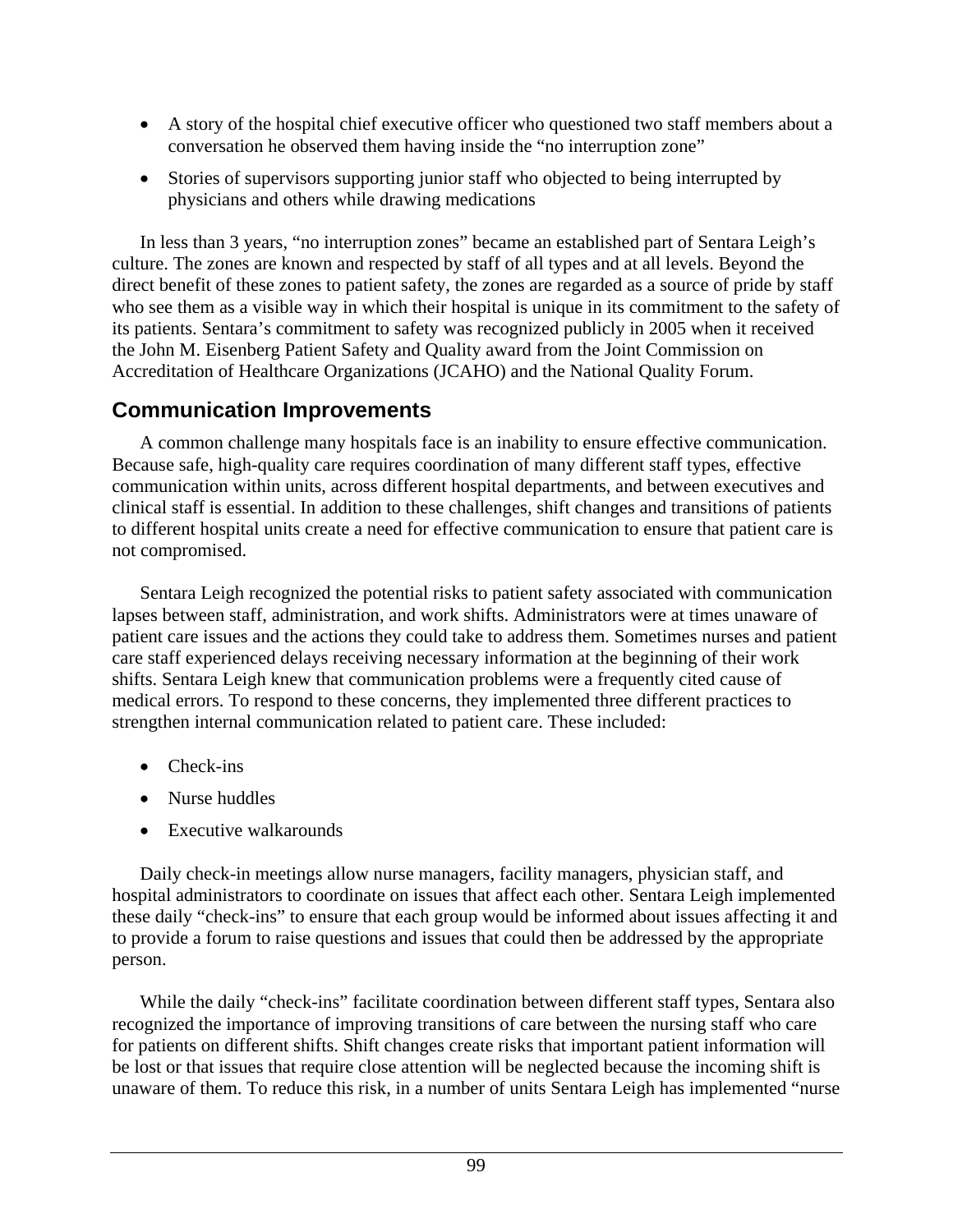- A story of the hospital chief executive officer who questioned two staff members about a conversation he observed them having inside the "no interruption zone"
- Stories of supervisors supporting junior staff who objected to being interrupted by physicians and others while drawing medications

In less than 3 years, "no interruption zones" became an established part of Sentara Leigh's culture. The zones are known and respected by staff of all types and at all levels. Beyond the direct benefit of these zones to patient safety, the zones are regarded as a source of pride by staff who see them as a visible way in which their hospital is unique in its commitment to the safety of its patients. Sentara's commitment to safety was recognized publicly in 2005 when it received the John M. Eisenberg Patient Safety and Quality award from the Joint Commission on Accreditation of Healthcare Organizations (JCAHO) and the National Quality Forum.

## Communication Improvements

A common challenge many hospitals face is an inability to ensure effective communication. Because safe, high-quality care requires coordination of many different staff types, effective communication within units, across different hospital departments, and between executives and clinical staff is essential. In addition to these challenges, shift changes and transitions of patients to different hospital units create a need for effective communication to ensure that patient care is not compromised.

Sentara Leigh recognized the potential risks to patient safety associated with communication lapses between staff, administration, and work shifts. Administrators were at times unaware of patient care issues and the actions they could take to address them. Sometimes nurses and patient care staff experienced delays receiving necessary information at the beginning of their work shifts. Sentara Leigh knew that communication problems were a frequently cited cause of medical errors. To respond to these concerns, they implemented three different practices to strengthen internal communication related to patient care. These included:

- Check-ins
- Nurse huddles
- Executive walkarounds

Daily check-in meetings allow nurse managers, facility managers, physician staff, and hospital administrators to coordinate on issues that affect each other. Sentara Leigh implemented these daily "check-ins" to ensure that each group would be informed about issues affecting it and to provide a forum to raise questions and issues that could then be addressed by the appropriate person.

While the daily "check-ins" facilitate coordination between different staff types, Sentara also recognized the importance of improving transitions of care between the nursing staff who care for patients on different shifts. Shift changes create risks that important patient information will be lost or that issues that require close attention will be neglected because the incoming shift is unaware of them. To reduce this risk, in a number of units Sentara Leigh has implemented "nurse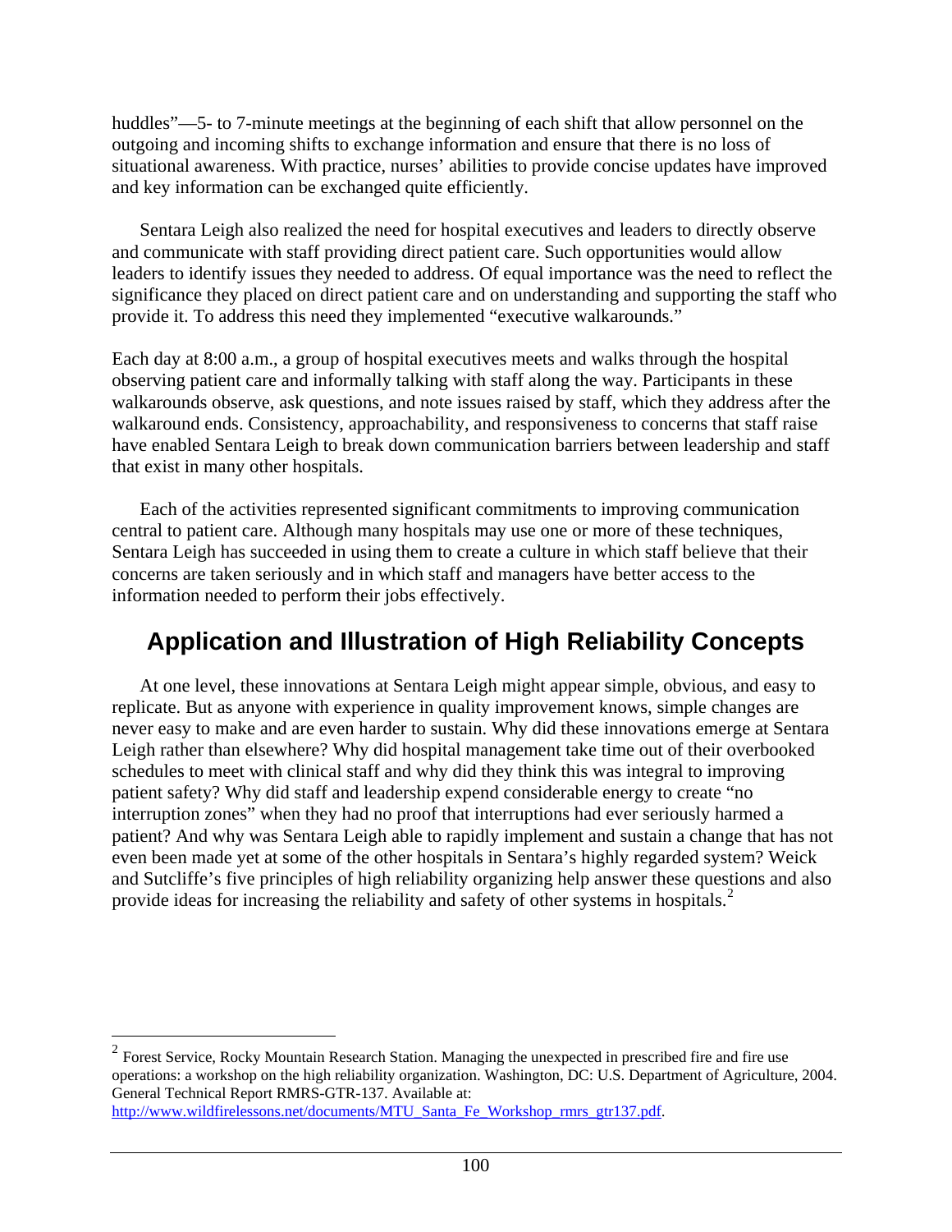huddles"—5- to 7-minute meetings at the beginning of each shift that allow personnel on the outgoing and incoming shifts to exchange information and ensure that there is no loss of situational awareness. With practice, nurses' abilities to provide concise updates have improved and key information can be exchanged quite efficiently.

Sentara Leigh also realized the need for hospital executives and leaders to directly observe and communicate with staff providing direct patient care. Such opportunities would allow leaders to identify issues they needed to address. Of equal importance was the need to reflect the significance they placed on direct patient care and on understanding and supporting the staff who provide it. To address this need they implemented "executive walkarounds."

Each day at 8:00 a.m., a group of hospital executives meets and walks through the hospital observing patient care and informally talking with staff along the way. Participants in these walkarounds observe, ask questions, and note issues raised by staff, which they address after the walkaround ends. Consistency, approachability, and responsiveness to concerns that staff raise have enabled Sentara Leigh to break down communication barriers between leadership and staff that exist in many other hospitals.

Each of the activities represented significant commitments to improving communication central to patient care. Although many hospitals may use one or more of these techniques, Sentara Leigh has succeeded in using them to create a culture in which staff believe that their concerns are taken seriously and in which staff and managers have better access to the information needed to perform their jobs effectively.

## Application and Illustration of High Reliability Concepts

At one level, these innovations at Sentara Leigh might appear simple, obvious, and easy to replicate. But as anyone with experience in quality improvement knows, simple changes are never easy to make and are even harder to sustain. Why did these innovations emerge at Sentara Leigh rather than elsewhere? Why did hospital management take time out of their overbooked schedules to meet with clinical staff and why did they think this was integral to improving patient safety? Why did staff and leadership expend considerable energy to create "no interruption zones" when they had no proof that interruptions had ever seriously harmed a patient? And why was Sentara Leigh able to rapidly implement and sustain a change that has not even been made yet at some of the other hospitals in Sentara's highly regarded system? Weick and Sutcliffe's five principles of high reliability organizing help answer these questions and also provide ideas for increasing the reliability and safety of other systems in hospitals.[2]

---

[2] Forest Service, Rocky Mountain Research Station. Managing the unexpected in prescribed fire and fire use operations: a workshop on the high reliability organization. Washington, DC: U.S. Department of Agriculture, 2004. General Technical Report RMRS-GTR-137. Available at: http://www.wildfirelessons.net/documents/MTU_Santa_Fe_Workshop_rmrs_gtr137.pdf.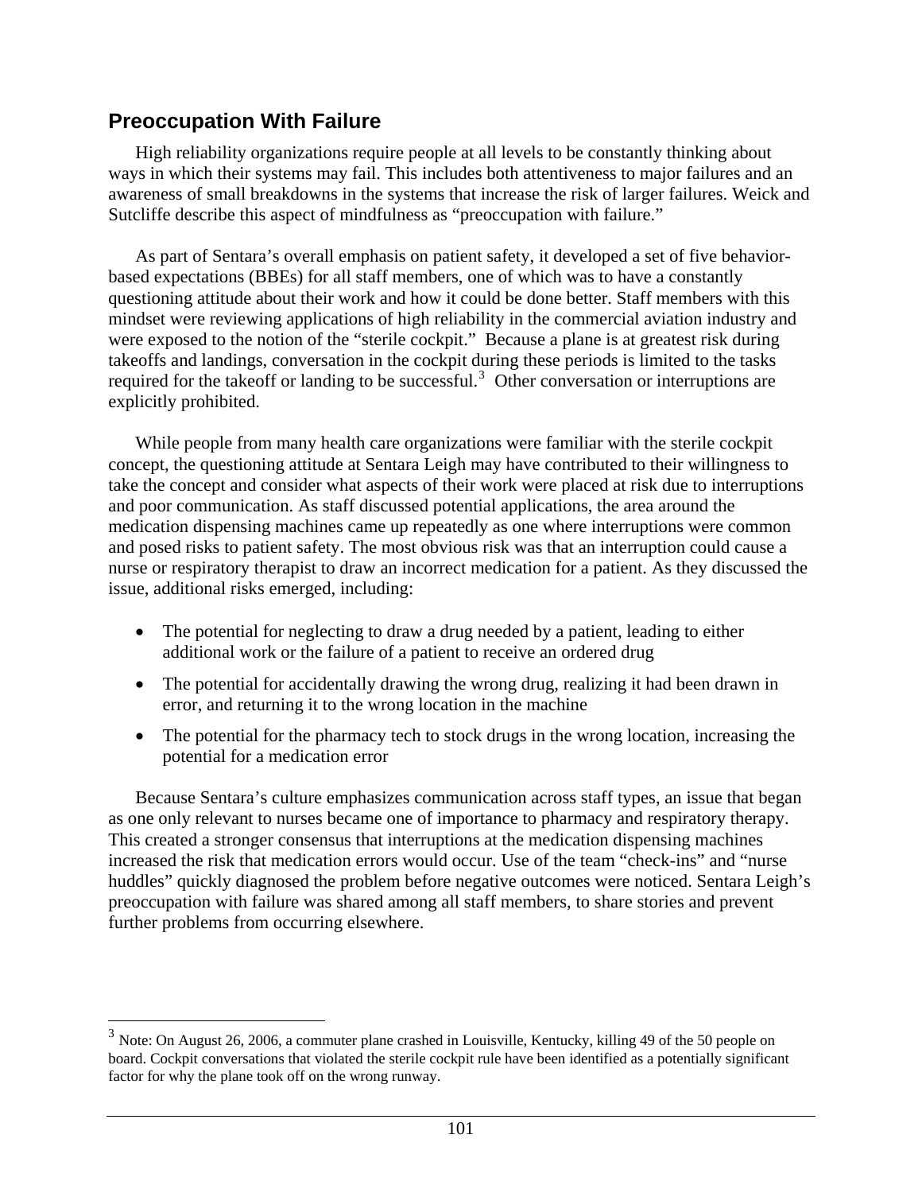## Preoccupation With Failure

High reliability organizations require people at all levels to be constantly thinking about ways in which their systems may fail. This includes both attentiveness to major failures and an awareness of small breakdowns in the systems that increase the risk of larger failures. Weick and Sutcliffe describe this aspect of mindfulness as "preoccupation with failure."

As part of Sentara's overall emphasis on patient safety, it developed a set of five behavior-based expectations (BBEs) for all staff members, one of which was to have a constantly questioning attitude about their work and how it could be done better. Staff members with this mindset were reviewing applications of high reliability in the commercial aviation industry and were exposed to the notion of the "sterile cockpit." Because a plane is at greatest risk during takeoffs and landings, conversation in the cockpit during these periods is limited to the tasks required for the takeoff or landing to be successful.[3] Other conversation or interruptions are explicitly prohibited.

While people from many health care organizations were familiar with the sterile cockpit concept, the questioning attitude at Sentara Leigh may have contributed to their willingness to take the concept and consider what aspects of their work were placed at risk due to interruptions and poor communication. As staff discussed potential applications, the area around the medication dispensing machines came up repeatedly as one where interruptions were common and posed risks to patient safety. The most obvious risk was that an interruption could cause a nurse or respiratory therapist to draw an incorrect medication for a patient. As they discussed the issue, additional risks emerged, including:

- The potential for neglecting to draw a drug needed by a patient, leading to either additional work or the failure of a patient to receive an ordered drug
- The potential for accidentally drawing the wrong drug, realizing it had been drawn in error, and returning it to the wrong location in the machine
- The potential for the pharmacy tech to stock drugs in the wrong location, increasing the potential for a medication error

Because Sentara's culture emphasizes communication across staff types, an issue that began as one only relevant to nurses became one of importance to pharmacy and respiratory therapy. This created a stronger consensus that interruptions at the medication dispensing machines increased the risk that medication errors would occur. Use of the team "check-ins" and "nurse huddles" quickly diagnosed the problem before negative outcomes were noticed. Sentara Leigh's preoccupation with failure was shared among all staff members, to share stories and prevent further problems from occurring elsewhere.

---

[3] Note: On August 26, 2006, a commuter plane crashed in Louisville, Kentucky, killing 49 of the 50 people on board. Cockpit conversations that violated the sterile cockpit rule have been identified as a potentially significant factor for why the plane took off on the wrong runway.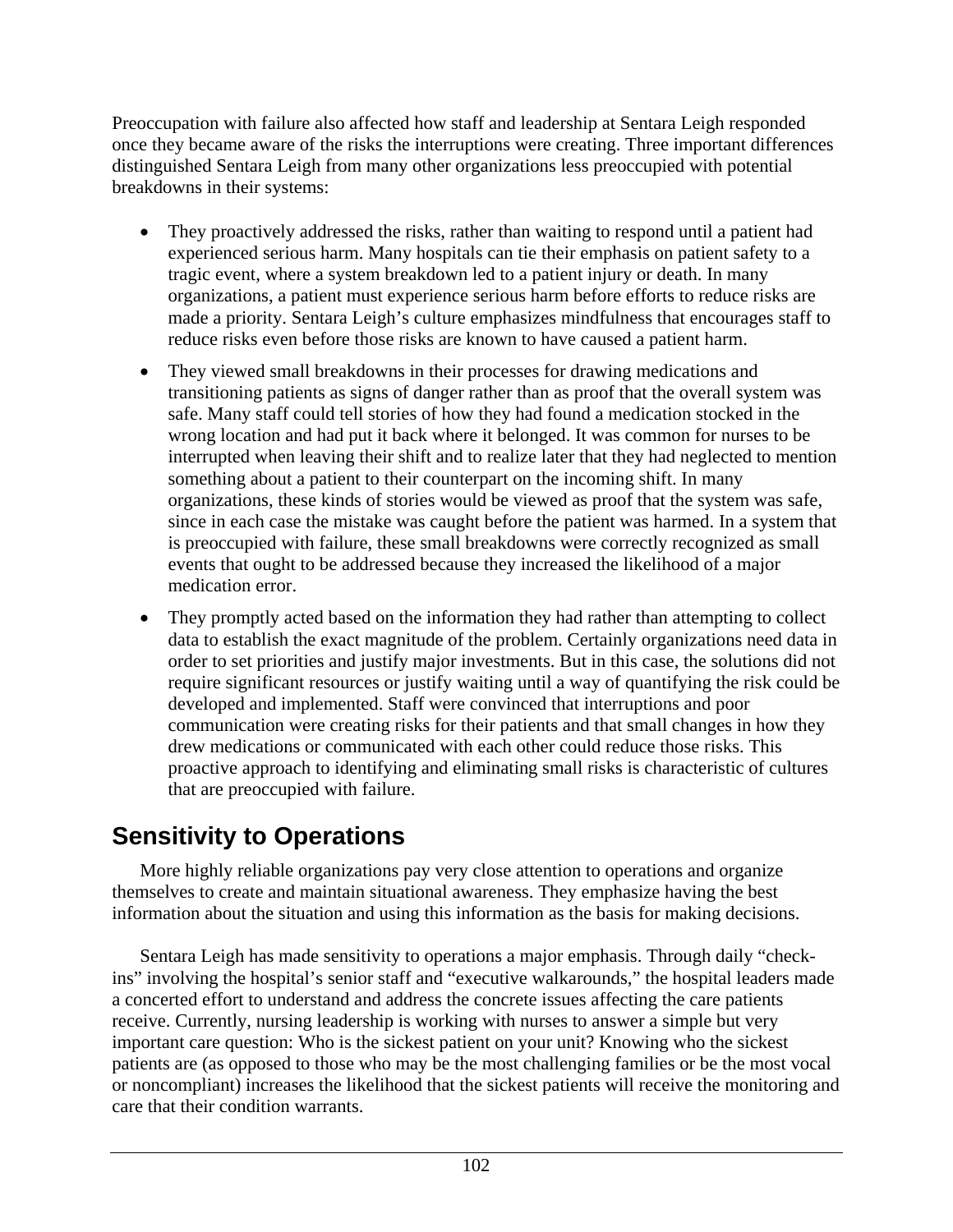Preoccupation with failure also affected how staff and leadership at Sentara Leigh responded once they became aware of the risks the interruptions were creating. Three important differences distinguished Sentara Leigh from many other organizations less preoccupied with potential breakdowns in their systems:

- They proactively addressed the risks, rather than waiting to respond until a patient had experienced serious harm. Many hospitals can tie their emphasis on patient safety to a tragic event, where a system breakdown led to a patient injury or death. In many organizations, a patient must experience serious harm before efforts to reduce risks are made a priority. Sentara Leigh's culture emphasizes mindfulness that encourages staff to reduce risks even before those risks are known to have caused a patient harm.
- They viewed small breakdowns in their processes for drawing medications and transitioning patients as signs of danger rather than as proof that the overall system was safe. Many staff could tell stories of how they had found a medication stocked in the wrong location and had put it back where it belonged. It was common for nurses to be interrupted when leaving their shift and to realize later that they had neglected to mention something about a patient to their counterpart on the incoming shift. In many organizations, these kinds of stories would be viewed as proof that the system was safe, since in each case the mistake was caught before the patient was harmed. In a system that is preoccupied with failure, these small breakdowns were correctly recognized as small events that ought to be addressed because they increased the likelihood of a major medication error.
- They promptly acted based on the information they had rather than attempting to collect data to establish the exact magnitude of the problem. Certainly organizations need data in order to set priorities and justify major investments. But in this case, the solutions did not require significant resources or justify waiting until a way of quantifying the risk could be developed and implemented. Staff were convinced that interruptions and poor communication were creating risks for their patients and that small changes in how they drew medications or communicated with each other could reduce those risks. This proactive approach to identifying and eliminating small risks is characteristic of cultures that are preoccupied with failure.

## Sensitivity to Operations

More highly reliable organizations pay very close attention to operations and organize themselves to create and maintain situational awareness. They emphasize having the best information about the situation and using this information as the basis for making decisions.

Sentara Leigh has made sensitivity to operations a major emphasis. Through daily "check-ins" involving the hospital's senior staff and "executive walkarounds," the hospital leaders made a concerted effort to understand and address the concrete issues affecting the care patients receive. Currently, nursing leadership is working with nurses to answer a simple but very important care question: Who is the sickest patient on your unit? Knowing who the sickest patients are (as opposed to those who may be the most challenging families or be the most vocal or noncompliant) increases the likelihood that the sickest patients will receive the monitoring and care that their condition warrants.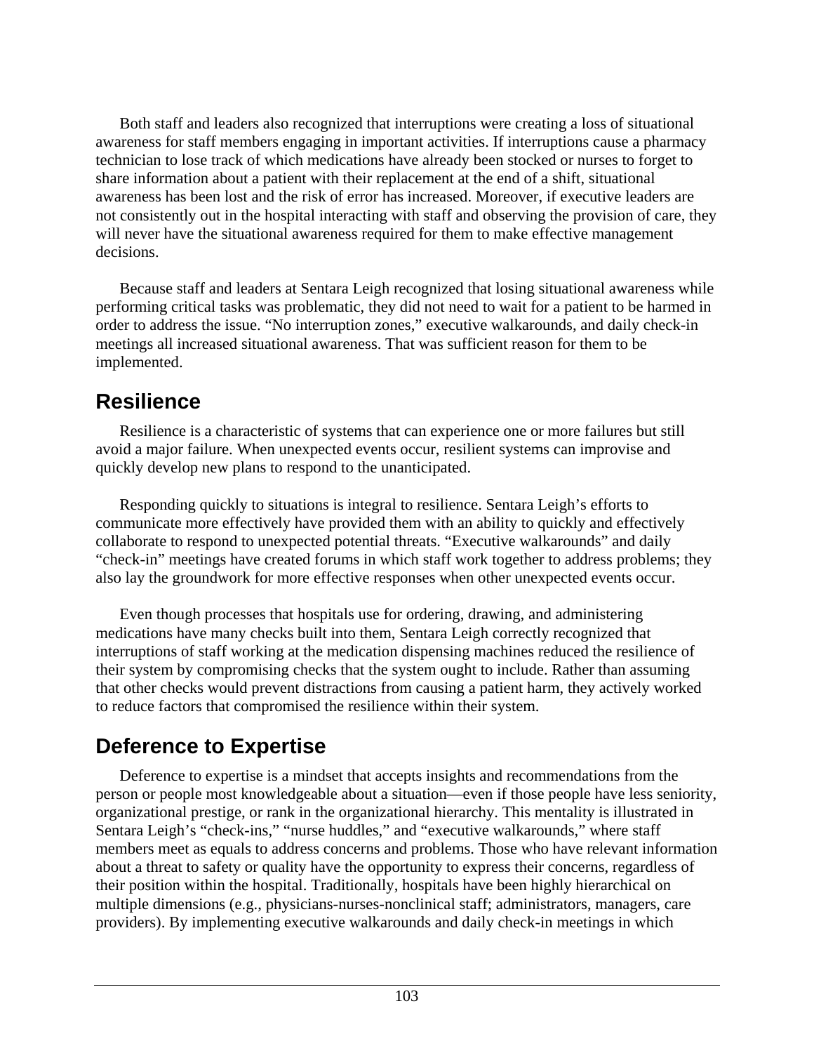Both staff and leaders also recognized that interruptions were creating a loss of situational awareness for staff members engaging in important activities. If interruptions cause a pharmacy technician to lose track of which medications have already been stocked or nurses to forget to share information about a patient with their replacement at the end of a shift, situational awareness has been lost and the risk of error has increased. Moreover, if executive leaders are not consistently out in the hospital interacting with staff and observing the provision of care, they will never have the situational awareness required for them to make effective management decisions.

Because staff and leaders at Sentara Leigh recognized that losing situational awareness while performing critical tasks was problematic, they did not need to wait for a patient to be harmed in order to address the issue. "No interruption zones," executive walkarounds, and daily check-in meetings all increased situational awareness. That was sufficient reason for them to be implemented.

## Resilience

Resilience is a characteristic of systems that can experience one or more failures but still avoid a major failure. When unexpected events occur, resilient systems can improvise and quickly develop new plans to respond to the unanticipated.

Responding quickly to situations is integral to resilience. Sentara Leigh's efforts to communicate more effectively have provided them with an ability to quickly and effectively collaborate to respond to unexpected potential threats. "Executive walkarounds" and daily "check-in" meetings have created forums in which staff work together to address problems; they also lay the groundwork for more effective responses when other unexpected events occur.

Even though processes that hospitals use for ordering, drawing, and administering medications have many checks built into them, Sentara Leigh correctly recognized that interruptions of staff working at the medication dispensing machines reduced the resilience of their system by compromising checks that the system ought to include. Rather than assuming that other checks would prevent distractions from causing a patient harm, they actively worked to reduce factors that compromised the resilience within their system.

## Deference to Expertise

Deference to expertise is a mindset that accepts insights and recommendations from the person or people most knowledgeable about a situation—even if those people have less seniority, organizational prestige, or rank in the organizational hierarchy. This mentality is illustrated in Sentara Leigh's "check-ins," "nurse huddles," and "executive walkarounds," where staff members meet as equals to address concerns and problems. Those who have relevant information about a threat to safety or quality have the opportunity to express their concerns, regardless of their position within the hospital. Traditionally, hospitals have been highly hierarchical on multiple dimensions (e.g., physicians-nurses-nonclinical staff; administrators, managers, care providers). By implementing executive walkarounds and daily check-in meetings in which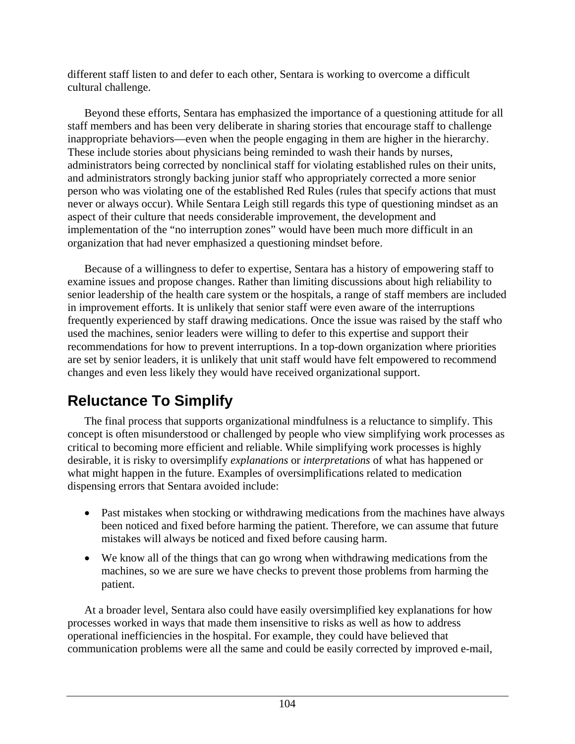different staff listen to and defer to each other, Sentara is working to overcome a difficult cultural challenge.

Beyond these efforts, Sentara has emphasized the importance of a questioning attitude for all staff members and has been very deliberate in sharing stories that encourage staff to challenge inappropriate behaviors—even when the people engaging in them are higher in the hierarchy. These include stories about physicians being reminded to wash their hands by nurses, administrators being corrected by nonclinical staff for violating established rules on their units, and administrators strongly backing junior staff who appropriately corrected a more senior person who was violating one of the established Red Rules (rules that specify actions that must never or always occur). While Sentara Leigh still regards this type of questioning mindset as an aspect of their culture that needs considerable improvement, the development and implementation of the "no interruption zones" would have been much more difficult in an organization that had never emphasized a questioning mindset before.

Because of a willingness to defer to expertise, Sentara has a history of empowering staff to examine issues and propose changes. Rather than limiting discussions about high reliability to senior leadership of the health care system or the hospitals, a range of staff members are included in improvement efforts. It is unlikely that senior staff were even aware of the interruptions frequently experienced by staff drawing medications. Once the issue was raised by the staff who used the machines, senior leaders were willing to defer to this expertise and support their recommendations for how to prevent interruptions. In a top-down organization where priorities are set by senior leaders, it is unlikely that unit staff would have felt empowered to recommend changes and even less likely they would have received organizational support.

## Reluctance To Simplify

The final process that supports organizational mindfulness is a reluctance to simplify. This concept is often misunderstood or challenged by people who view simplifying work processes as critical to becoming more efficient and reliable. While simplifying work processes is highly desirable, it is risky to oversimplify *explanations* or *interpretations* of what has happened or what might happen in the future. Examples of oversimplifications related to medication dispensing errors that Sentara avoided include:

- Past mistakes when stocking or withdrawing medications from the machines have always been noticed and fixed before harming the patient. Therefore, we can assume that future mistakes will always be noticed and fixed before causing harm.
- We know all of the things that can go wrong when withdrawing medications from the machines, so we are sure we have checks to prevent those problems from harming the patient.

At a broader level, Sentara also could have easily oversimplified key explanations for how processes worked in ways that made them insensitive to risks as well as how to address operational inefficiencies in the hospital. For example, they could have believed that communication problems were all the same and could be easily corrected by improved e-mail,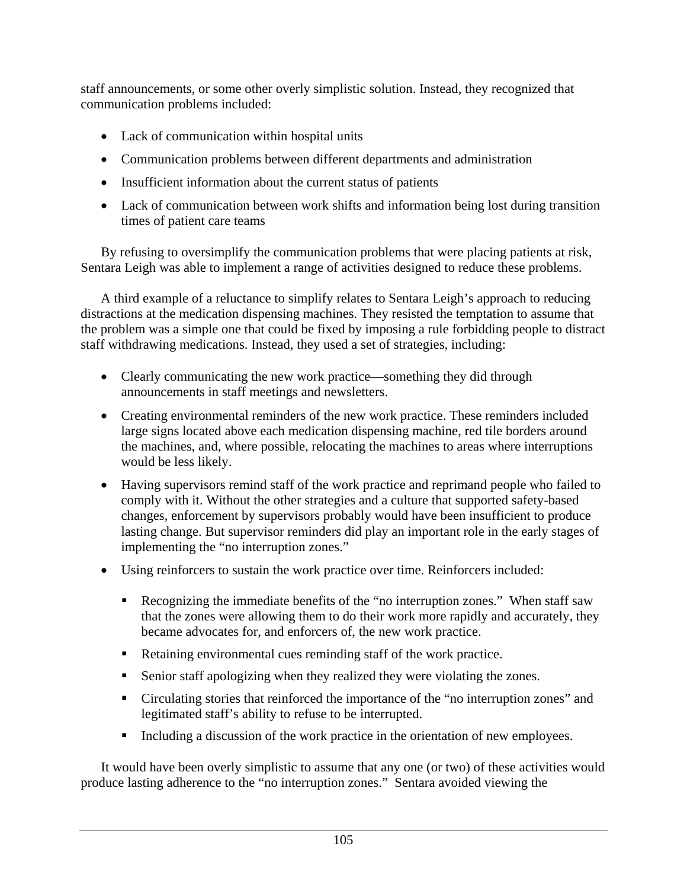staff announcements, or some other overly simplistic solution. Instead, they recognized that communication problems included:

- Lack of communication within hospital units
- Communication problems between different departments and administration
- Insufficient information about the current status of patients
- Lack of communication between work shifts and information being lost during transition times of patient care teams

By refusing to oversimplify the communication problems that were placing patients at risk, Sentara Leigh was able to implement a range of activities designed to reduce these problems.

A third example of a reluctance to simplify relates to Sentara Leigh's approach to reducing distractions at the medication dispensing machines. They resisted the temptation to assume that the problem was a simple one that could be fixed by imposing a rule forbidding people to distract staff withdrawing medications. Instead, they used a set of strategies, including:

- Clearly communicating the new work practice—something they did through announcements in staff meetings and newsletters.
- Creating environmental reminders of the new work practice. These reminders included large signs located above each medication dispensing machine, red tile borders around the machines, and, where possible, relocating the machines to areas where interruptions would be less likely.
- Having supervisors remind staff of the work practice and reprimand people who failed to comply with it. Without the other strategies and a culture that supported safety-based changes, enforcement by supervisors probably would have been insufficient to produce lasting change. But supervisor reminders did play an important role in the early stages of implementing the "no interruption zones."
- Using reinforcers to sustain the work practice over time. Reinforcers included:
  - Recognizing the immediate benefits of the "no interruption zones." When staff saw that the zones were allowing them to do their work more rapidly and accurately, they became advocates for, and enforcers of, the new work practice.
  - Retaining environmental cues reminding staff of the work practice.
  - Senior staff apologizing when they realized they were violating the zones.
  - Circulating stories that reinforced the importance of the "no interruption zones" and legitimated staff's ability to refuse to be interrupted.
  - Including a discussion of the work practice in the orientation of new employees.

It would have been overly simplistic to assume that any one (or two) of these activities would produce lasting adherence to the "no interruption zones." Sentara avoided viewing the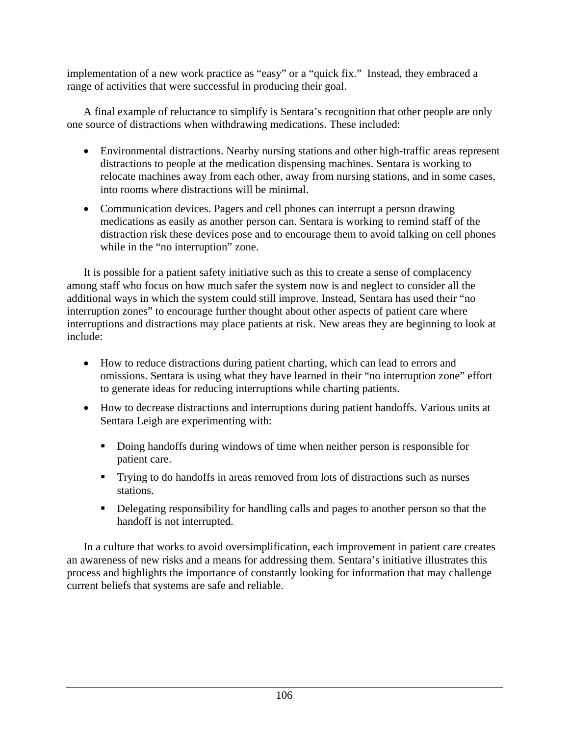implementation of a new work practice as "easy" or a "quick fix." Instead, they embraced a range of activities that were successful in producing their goal.

A final example of reluctance to simplify is Sentara's recognition that other people are only one source of distractions when withdrawing medications. These included:

- Environmental distractions. Nearby nursing stations and other high-traffic areas represent distractions to people at the medication dispensing machines. Sentara is working to relocate machines away from each other, away from nursing stations, and in some cases, into rooms where distractions will be minimal.
- Communication devices. Pagers and cell phones can interrupt a person drawing medications as easily as another person can. Sentara is working to remind staff of the distraction risk these devices pose and to encourage them to avoid talking on cell phones while in the "no interruption" zone.

It is possible for a patient safety initiative such as this to create a sense of complacency among staff who focus on how much safer the system now is and neglect to consider all the additional ways in which the system could still improve. Instead, Sentara has used their "no interruption zones" to encourage further thought about other aspects of patient care where interruptions and distractions may place patients at risk. New areas they are beginning to look at include:

- How to reduce distractions during patient charting, which can lead to errors and omissions. Sentara is using what they have learned in their "no interruption zone" effort to generate ideas for reducing interruptions while charting patients.
- How to decrease distractions and interruptions during patient handoffs. Various units at Sentara Leigh are experimenting with:
    - Doing handoffs during windows of time when neither person is responsible for patient care.
    - Trying to do handoffs in areas removed from lots of distractions such as nurses stations.
    - Delegating responsibility for handling calls and pages to another person so that the handoff is not interrupted.

In a culture that works to avoid oversimplification, each improvement in patient care creates an awareness of new risks and a means for addressing them. Sentara's initiative illustrates this process and highlights the importance of constantly looking for information that may challenge current beliefs that systems are safe and reliable.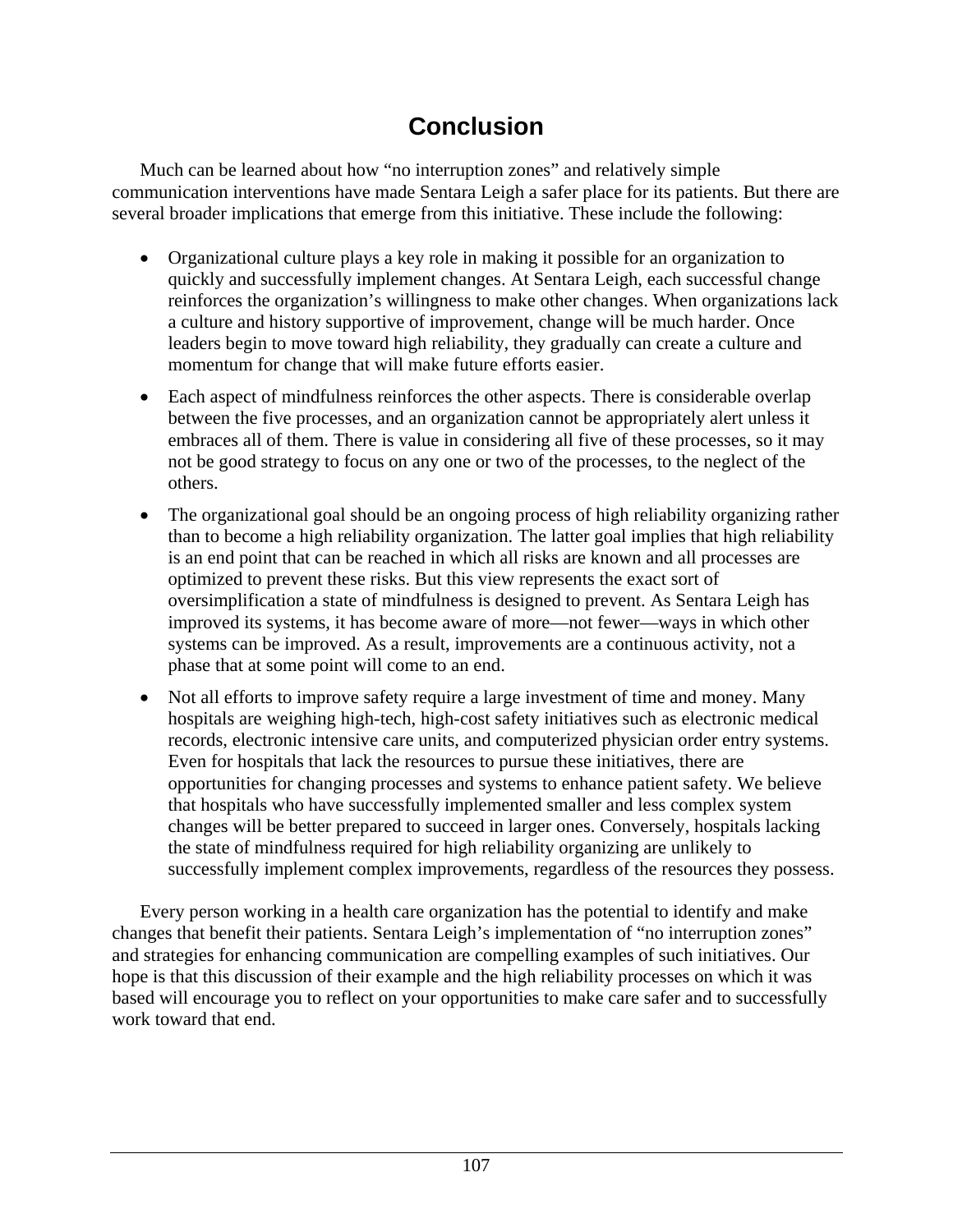# Conclusion

Much can be learned about how "no interruption zones" and relatively simple communication interventions have made Sentara Leigh a safer place for its patients. But there are several broader implications that emerge from this initiative. These include the following:

- Organizational culture plays a key role in making it possible for an organization to quickly and successfully implement changes. At Sentara Leigh, each successful change reinforces the organization's willingness to make other changes. When organizations lack a culture and history supportive of improvement, change will be much harder. Once leaders begin to move toward high reliability, they gradually can create a culture and momentum for change that will make future efforts easier.
- Each aspect of mindfulness reinforces the other aspects. There is considerable overlap between the five processes, and an organization cannot be appropriately alert unless it embraces all of them. There is value in considering all five of these processes, so it may not be good strategy to focus on any one or two of the processes, to the neglect of the others.
- The organizational goal should be an ongoing process of high reliability organizing rather than to become a high reliability organization. The latter goal implies that high reliability is an end point that can be reached in which all risks are known and all processes are optimized to prevent these risks. But this view represents the exact sort of oversimplification a state of mindfulness is designed to prevent. As Sentara Leigh has improved its systems, it has become aware of more—not fewer—ways in which other systems can be improved. As a result, improvements are a continuous activity, not a phase that at some point will come to an end.
- Not all efforts to improve safety require a large investment of time and money. Many hospitals are weighing high-tech, high-cost safety initiatives such as electronic medical records, electronic intensive care units, and computerized physician order entry systems. Even for hospitals that lack the resources to pursue these initiatives, there are opportunities for changing processes and systems to enhance patient safety. We believe that hospitals who have successfully implemented smaller and less complex system changes will be better prepared to succeed in larger ones. Conversely, hospitals lacking the state of mindfulness required for high reliability organizing are unlikely to successfully implement complex improvements, regardless of the resources they possess.

Every person working in a health care organization has the potential to identify and make changes that benefit their patients. Sentara Leigh's implementation of "no interruption zones" and strategies for enhancing communication are compelling examples of such initiatives. Our hope is that this discussion of their example and the high reliability processes on which it was based will encourage you to reflect on your opportunities to make care safer and to successfully work toward that end.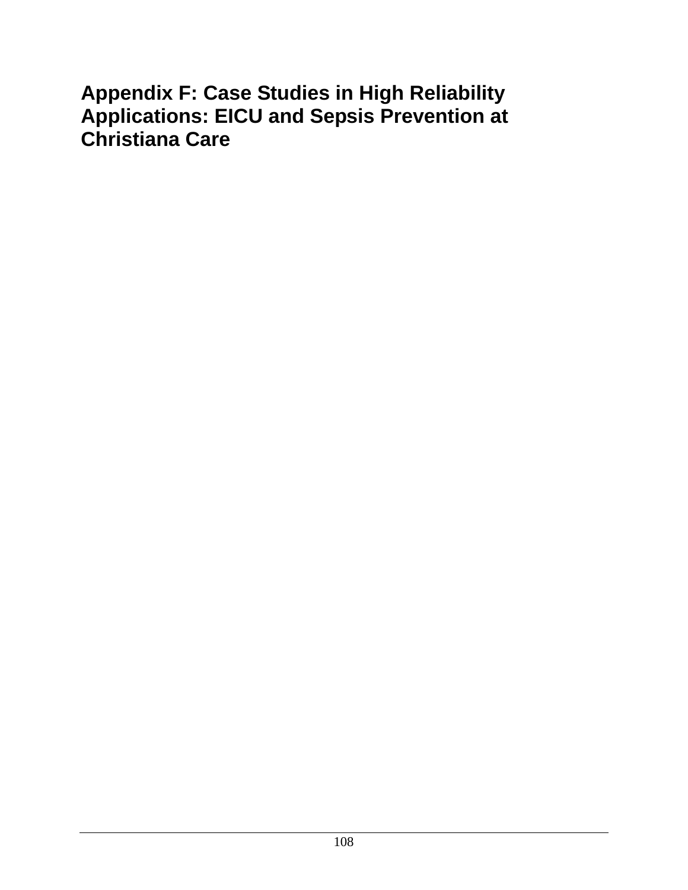# Appendix F: Case Studies in High Reliability Applications: EICU and Sepsis Prevention at Christiana Care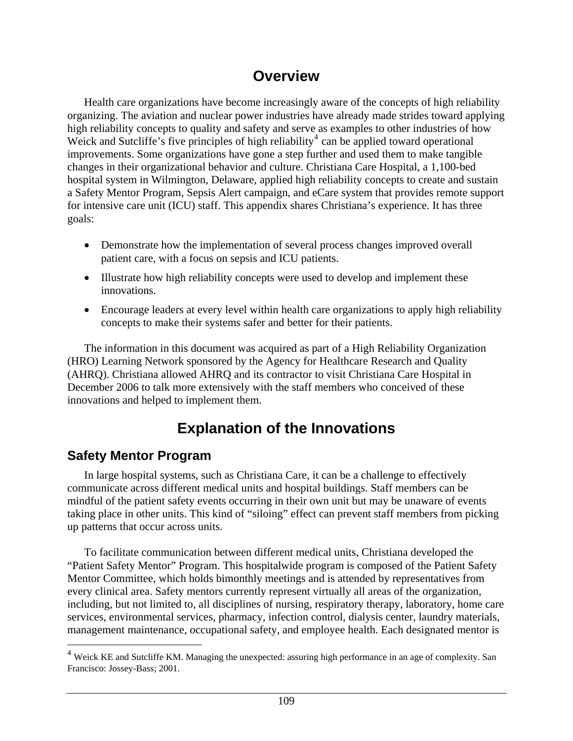## Overview

Health care organizations have become increasingly aware of the concepts of high reliability organizing. The aviation and nuclear power industries have already made strides toward applying high reliability concepts to quality and safety and serve as examples to other industries of how Weick and Sutcliffe's five principles of high reliability[4] can be applied toward operational improvements. Some organizations have gone a step further and used them to make tangible changes in their organizational behavior and culture. Christiana Care Hospital, a 1,100-bed hospital system in Wilmington, Delaware, applied high reliability concepts to create and sustain a Safety Mentor Program, Sepsis Alert campaign, and eCare system that provides remote support for intensive care unit (ICU) staff. This appendix shares Christiana's experience. It has three goals:

- Demonstrate how the implementation of several process changes improved overall patient care, with a focus on sepsis and ICU patients.
- Illustrate how high reliability concepts were used to develop and implement these innovations.
- Encourage leaders at every level within health care organizations to apply high reliability concepts to make their systems safer and better for their patients.

The information in this document was acquired as part of a High Reliability Organization (HRO) Learning Network sponsored by the Agency for Healthcare Research and Quality (AHRQ). Christiana allowed AHRQ and its contractor to visit Christiana Care Hospital in December 2006 to talk more extensively with the staff members who conceived of these innovations and helped to implement them.

## Explanation of the Innovations

### Safety Mentor Program

In large hospital systems, such as Christiana Care, it can be a challenge to effectively communicate across different medical units and hospital buildings. Staff members can be mindful of the patient safety events occurring in their own unit but may be unaware of events taking place in other units. This kind of "siloing" effect can prevent staff members from picking up patterns that occur across units.

To facilitate communication between different medical units, Christiana developed the "Patient Safety Mentor" Program. This hospitalwide program is composed of the Patient Safety Mentor Committee, which holds bimonthly meetings and is attended by representatives from every clinical area. Safety mentors currently represent virtually all areas of the organization, including, but not limited to, all disciplines of nursing, respiratory therapy, laboratory, home care services, environmental services, pharmacy, infection control, dialysis center, laundry materials, management maintenance, occupational safety, and employee health. Each designated mentor is

[4] Weick KE and Sutcliffe KM. Managing the unexpected: assuring high performance in an age of complexity. San Francisco: Jossey-Bass; 2001.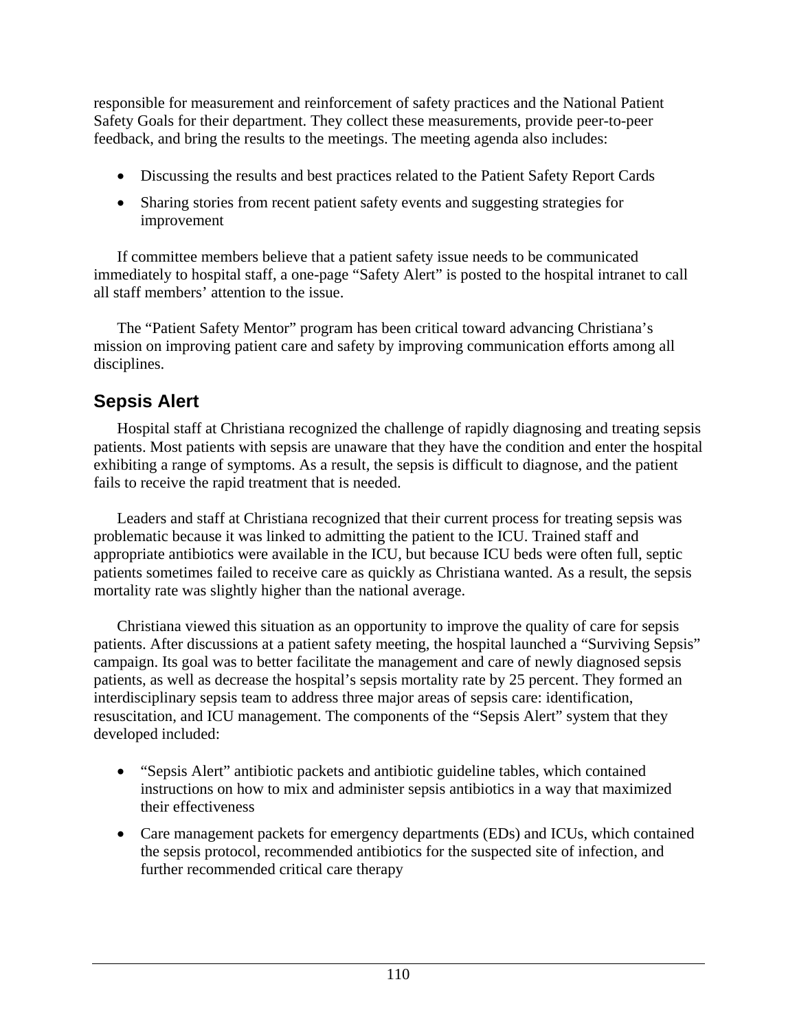responsible for measurement and reinforcement of safety practices and the National Patient Safety Goals for their department. They collect these measurements, provide peer-to-peer feedback, and bring the results to the meetings. The meeting agenda also includes:

- Discussing the results and best practices related to the Patient Safety Report Cards
- Sharing stories from recent patient safety events and suggesting strategies for improvement

If committee members believe that a patient safety issue needs to be communicated immediately to hospital staff, a one-page "Safety Alert" is posted to the hospital intranet to call all staff members' attention to the issue.

The "Patient Safety Mentor" program has been critical toward advancing Christiana's mission on improving patient care and safety by improving communication efforts among all disciplines.

## Sepsis Alert

Hospital staff at Christiana recognized the challenge of rapidly diagnosing and treating sepsis patients. Most patients with sepsis are unaware that they have the condition and enter the hospital exhibiting a range of symptoms. As a result, the sepsis is difficult to diagnose, and the patient fails to receive the rapid treatment that is needed.

Leaders and staff at Christiana recognized that their current process for treating sepsis was problematic because it was linked to admitting the patient to the ICU. Trained staff and appropriate antibiotics were available in the ICU, but because ICU beds were often full, septic patients sometimes failed to receive care as quickly as Christiana wanted. As a result, the sepsis mortality rate was slightly higher than the national average.

Christiana viewed this situation as an opportunity to improve the quality of care for sepsis patients. After discussions at a patient safety meeting, the hospital launched a "Surviving Sepsis" campaign. Its goal was to better facilitate the management and care of newly diagnosed sepsis patients, as well as decrease the hospital's sepsis mortality rate by 25 percent. They formed an interdisciplinary sepsis team to address three major areas of sepsis care: identification, resuscitation, and ICU management. The components of the "Sepsis Alert" system that they developed included:

- "Sepsis Alert" antibiotic packets and antibiotic guideline tables, which contained instructions on how to mix and administer sepsis antibiotics in a way that maximized their effectiveness
- Care management packets for emergency departments (EDs) and ICUs, which contained the sepsis protocol, recommended antibiotics for the suspected site of infection, and further recommended critical care therapy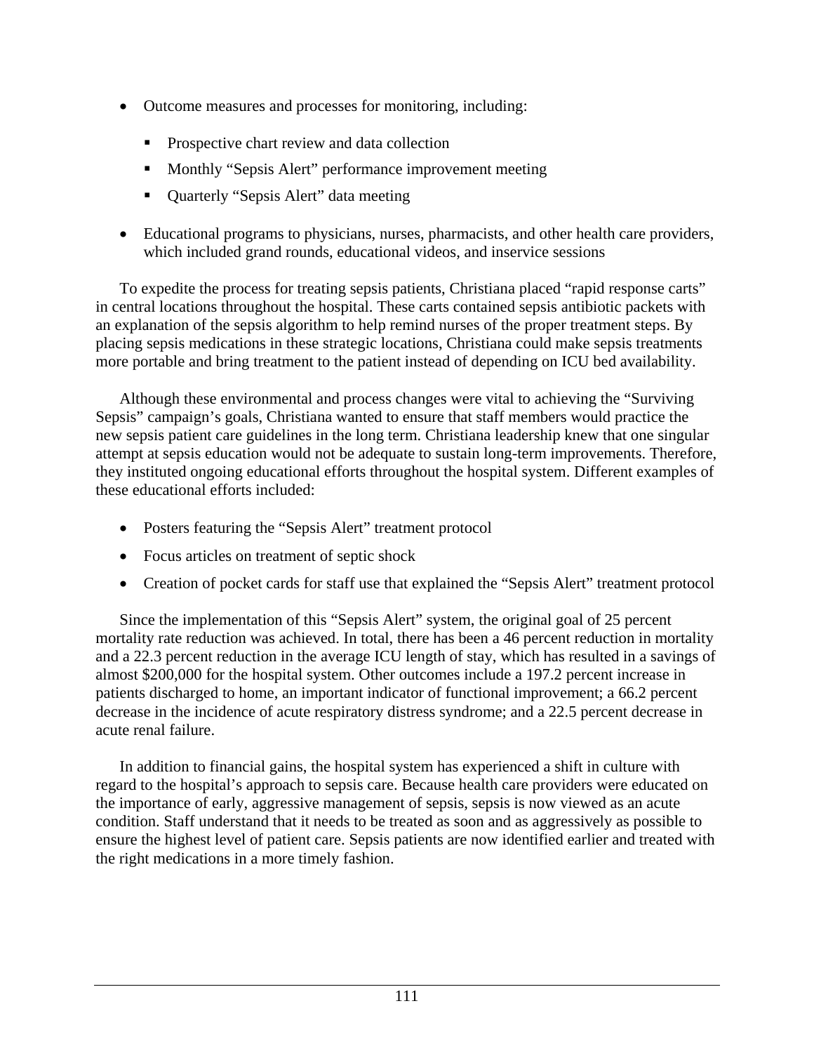- Outcome measures and processes for monitoring, including:
  - Prospective chart review and data collection
  - Monthly “Sepsis Alert” performance improvement meeting
  - Quarterly “Sepsis Alert” data meeting
- Educational programs to physicians, nurses, pharmacists, and other health care providers, which included grand rounds, educational videos, and inservice sessions

To expedite the process for treating sepsis patients, Christiana placed “rapid response carts” in central locations throughout the hospital. These carts contained sepsis antibiotic packets with an explanation of the sepsis algorithm to help remind nurses of the proper treatment steps. By placing sepsis medications in these strategic locations, Christiana could make sepsis treatments more portable and bring treatment to the patient instead of depending on ICU bed availability.

Although these environmental and process changes were vital to achieving the “Surviving Sepsis” campaign’s goals, Christiana wanted to ensure that staff members would practice the new sepsis patient care guidelines in the long term. Christiana leadership knew that one singular attempt at sepsis education would not be adequate to sustain long-term improvements. Therefore, they instituted ongoing educational efforts throughout the hospital system. Different examples of these educational efforts included:

- Posters featuring the “Sepsis Alert” treatment protocol
- Focus articles on treatment of septic shock
- Creation of pocket cards for staff use that explained the “Sepsis Alert” treatment protocol

Since the implementation of this “Sepsis Alert” system, the original goal of 25 percent mortality rate reduction was achieved. In total, there has been a 46 percent reduction in mortality and a 22.3 percent reduction in the average ICU length of stay, which has resulted in a savings of almost $200,000 for the hospital system. Other outcomes include a 197.2 percent increase in patients discharged to home, an important indicator of functional improvement; a 66.2 percent decrease in the incidence of acute respiratory distress syndrome; and a 22.5 percent decrease in acute renal failure.

In addition to financial gains, the hospital system has experienced a shift in culture with regard to the hospital’s approach to sepsis care. Because health care providers were educated on the importance of early, aggressive management of sepsis, sepsis is now viewed as an acute condition. Staff understand that it needs to be treated as soon and as aggressively as possible to ensure the highest level of patient care. Sepsis patients are now identified earlier and treated with the right medications in a more timely fashion.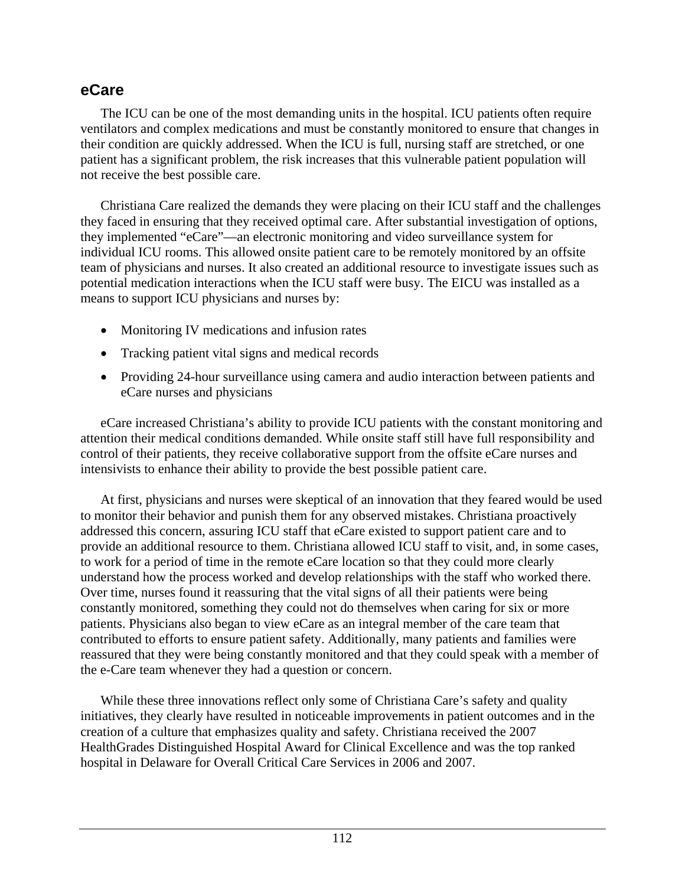## eCare

The ICU can be one of the most demanding units in the hospital. ICU patients often require ventilators and complex medications and must be constantly monitored to ensure that changes in their condition are quickly addressed. When the ICU is full, nursing staff are stretched, or one patient has a significant problem, the risk increases that this vulnerable patient population will not receive the best possible care.

Christiana Care realized the demands they were placing on their ICU staff and the challenges they faced in ensuring that they received optimal care. After substantial investigation of options, they implemented "eCare"—an electronic monitoring and video surveillance system for individual ICU rooms. This allowed onsite patient care to be remotely monitored by an offsite team of physicians and nurses. It also created an additional resource to investigate issues such as potential medication interactions when the ICU staff were busy. The EICU was installed as a means to support ICU physicians and nurses by:

- Monitoring IV medications and infusion rates
- Tracking patient vital signs and medical records
- Providing 24-hour surveillance using camera and audio interaction between patients and eCare nurses and physicians

eCare increased Christiana's ability to provide ICU patients with the constant monitoring and attention their medical conditions demanded. While onsite staff still have full responsibility and control of their patients, they receive collaborative support from the offsite eCare nurses and intensivists to enhance their ability to provide the best possible patient care.

At first, physicians and nurses were skeptical of an innovation that they feared would be used to monitor their behavior and punish them for any observed mistakes. Christiana proactively addressed this concern, assuring ICU staff that eCare existed to support patient care and to provide an additional resource to them. Christiana allowed ICU staff to visit, and, in some cases, to work for a period of time in the remote eCare location so that they could more clearly understand how the process worked and develop relationships with the staff who worked there. Over time, nurses found it reassuring that the vital signs of all their patients were being constantly monitored, something they could not do themselves when caring for six or more patients. Physicians also began to view eCare as an integral member of the care team that contributed to efforts to ensure patient safety. Additionally, many patients and families were reassured that they were being constantly monitored and that they could speak with a member of the e-Care team whenever they had a question or concern.

While these three innovations reflect only some of Christiana Care's safety and quality initiatives, they clearly have resulted in noticeable improvements in patient outcomes and in the creation of a culture that emphasizes quality and safety. Christiana received the 2007 HealthGrades Distinguished Hospital Award for Clinical Excellence and was the top ranked hospital in Delaware for Overall Critical Care Services in 2006 and 2007.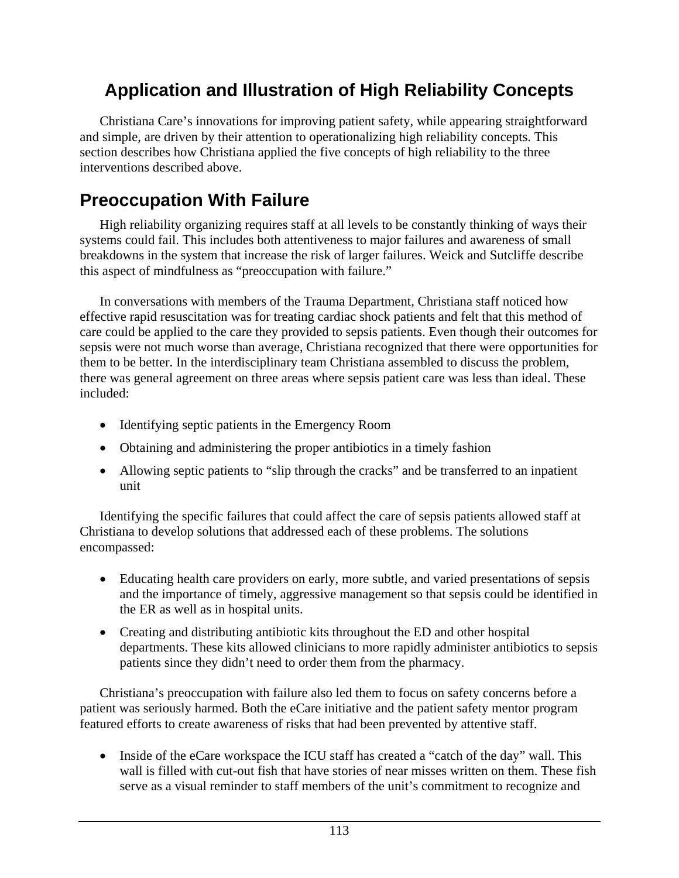# Application and Illustration of High Reliability Concepts

Christiana Care's innovations for improving patient safety, while appearing straightforward and simple, are driven by their attention to operationalizing high reliability concepts. This section describes how Christiana applied the five concepts of high reliability to the three interventions described above.

## Preoccupation With Failure

High reliability organizing requires staff at all levels to be constantly thinking of ways their systems could fail. This includes both attentiveness to major failures and awareness of small breakdowns in the system that increase the risk of larger failures. Weick and Sutcliffe describe this aspect of mindfulness as "preoccupation with failure."

In conversations with members of the Trauma Department, Christiana staff noticed how effective rapid resuscitation was for treating cardiac shock patients and felt that this method of care could be applied to the care they provided to sepsis patients. Even though their outcomes for sepsis were not much worse than average, Christiana recognized that there were opportunities for them to be better. In the interdisciplinary team Christiana assembled to discuss the problem, there was general agreement on three areas where sepsis patient care was less than ideal. These included:

- Identifying septic patients in the Emergency Room
- Obtaining and administering the proper antibiotics in a timely fashion
- Allowing septic patients to "slip through the cracks" and be transferred to an inpatient unit

Identifying the specific failures that could affect the care of sepsis patients allowed staff at Christiana to develop solutions that addressed each of these problems. The solutions encompassed:

- Educating health care providers on early, more subtle, and varied presentations of sepsis and the importance of timely, aggressive management so that sepsis could be identified in the ER as well as in hospital units.
- Creating and distributing antibiotic kits throughout the ED and other hospital departments. These kits allowed clinicians to more rapidly administer antibiotics to sepsis patients since they didn't need to order them from the pharmacy.

Christiana's preoccupation with failure also led them to focus on safety concerns before a patient was seriously harmed. Both the eCare initiative and the patient safety mentor program featured efforts to create awareness of risks that had been prevented by attentive staff.

- Inside of the eCare workspace the ICU staff has created a "catch of the day" wall. This wall is filled with cut-out fish that have stories of near misses written on them. These fish serve as a visual reminder to staff members of the unit's commitment to recognize and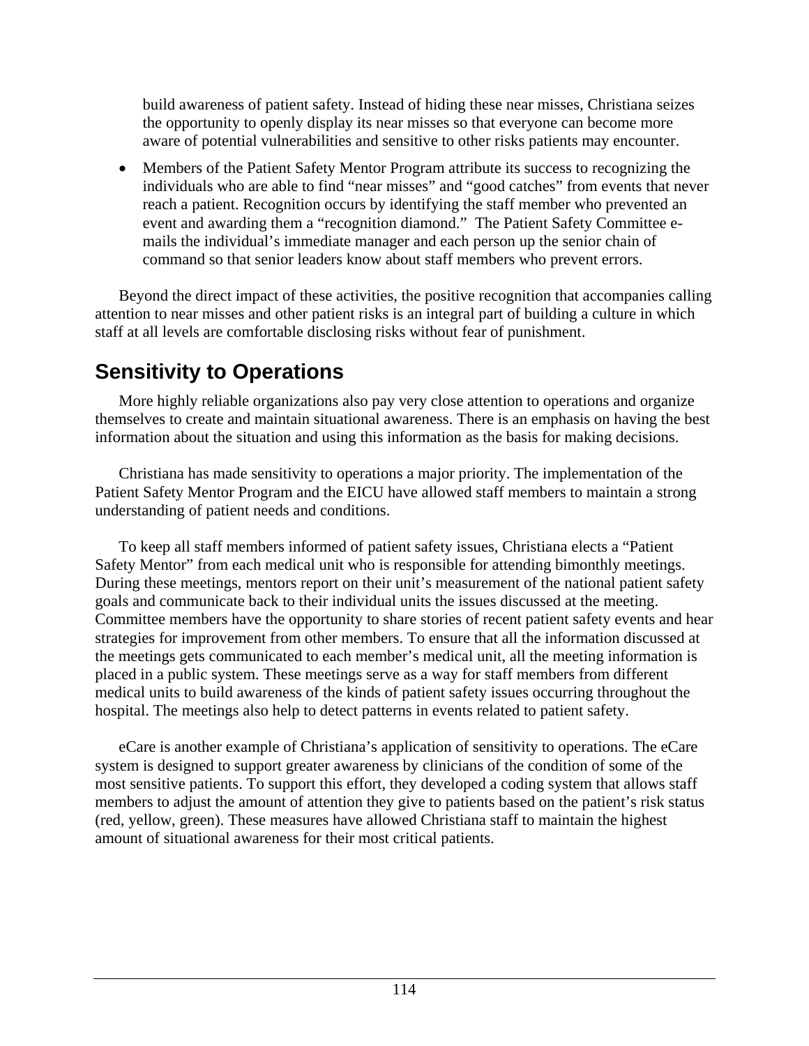build awareness of patient safety. Instead of hiding these near misses, Christiana seizes the opportunity to openly display its near misses so that everyone can become more aware of potential vulnerabilities and sensitive to other risks patients may encounter.

- Members of the Patient Safety Mentor Program attribute its success to recognizing the individuals who are able to find "near misses" and "good catches" from events that never reach a patient. Recognition occurs by identifying the staff member who prevented an event and awarding them a "recognition diamond." The Patient Safety Committee e-mails the individual's immediate manager and each person up the senior chain of command so that senior leaders know about staff members who prevent errors.

Beyond the direct impact of these activities, the positive recognition that accompanies calling attention to near misses and other patient risks is an integral part of building a culture in which staff at all levels are comfortable disclosing risks without fear of punishment.

## Sensitivity to Operations

More highly reliable organizations also pay very close attention to operations and organize themselves to create and maintain situational awareness. There is an emphasis on having the best information about the situation and using this information as the basis for making decisions.

Christiana has made sensitivity to operations a major priority. The implementation of the Patient Safety Mentor Program and the EICU have allowed staff members to maintain a strong understanding of patient needs and conditions.

To keep all staff members informed of patient safety issues, Christiana elects a "Patient Safety Mentor" from each medical unit who is responsible for attending bimonthly meetings. During these meetings, mentors report on their unit's measurement of the national patient safety goals and communicate back to their individual units the issues discussed at the meeting. Committee members have the opportunity to share stories of recent patient safety events and hear strategies for improvement from other members. To ensure that all the information discussed at the meetings gets communicated to each member's medical unit, all the meeting information is placed in a public system. These meetings serve as a way for staff members from different medical units to build awareness of the kinds of patient safety issues occurring throughout the hospital. The meetings also help to detect patterns in events related to patient safety.

eCare is another example of Christiana's application of sensitivity to operations. The eCare system is designed to support greater awareness by clinicians of the condition of some of the most sensitive patients. To support this effort, they developed a coding system that allows staff members to adjust the amount of attention they give to patients based on the patient's risk status (red, yellow, green). These measures have allowed Christiana staff to maintain the highest amount of situational awareness for their most critical patients.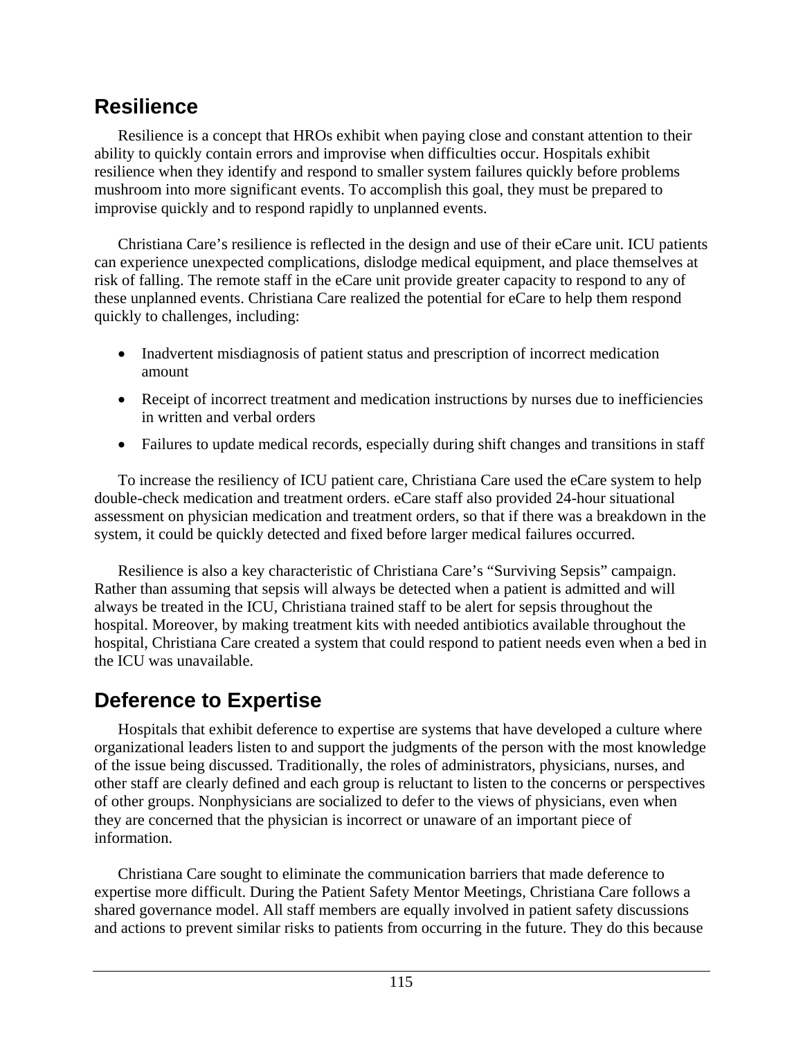## Resilience

Resilience is a concept that HROs exhibit when paying close and constant attention to their ability to quickly contain errors and improvise when difficulties occur. Hospitals exhibit resilience when they identify and respond to smaller system failures quickly before problems mushroom into more significant events. To accomplish this goal, they must be prepared to improvise quickly and to respond rapidly to unplanned events.

Christiana Care's resilience is reflected in the design and use of their eCare unit. ICU patients can experience unexpected complications, dislodge medical equipment, and place themselves at risk of falling. The remote staff in the eCare unit provide greater capacity to respond to any of these unplanned events. Christiana Care realized the potential for eCare to help them respond quickly to challenges, including:

- Inadvertent misdiagnosis of patient status and prescription of incorrect medication amount
- Receipt of incorrect treatment and medication instructions by nurses due to inefficiencies in written and verbal orders
- Failures to update medical records, especially during shift changes and transitions in staff

To increase the resiliency of ICU patient care, Christiana Care used the eCare system to help double-check medication and treatment orders. eCare staff also provided 24-hour situational assessment on physician medication and treatment orders, so that if there was a breakdown in the system, it could be quickly detected and fixed before larger medical failures occurred.

Resilience is also a key characteristic of Christiana Care's "Surviving Sepsis" campaign. Rather than assuming that sepsis will always be detected when a patient is admitted and will always be treated in the ICU, Christiana trained staff to be alert for sepsis throughout the hospital. Moreover, by making treatment kits with needed antibiotics available throughout the hospital, Christiana Care created a system that could respond to patient needs even when a bed in the ICU was unavailable.

## Deference to Expertise

Hospitals that exhibit deference to expertise are systems that have developed a culture where organizational leaders listen to and support the judgments of the person with the most knowledge of the issue being discussed. Traditionally, the roles of administrators, physicians, nurses, and other staff are clearly defined and each group is reluctant to listen to the concerns or perspectives of other groups. Nonphysicians are socialized to defer to the views of physicians, even when they are concerned that the physician is incorrect or unaware of an important piece of information.

Christiana Care sought to eliminate the communication barriers that made deference to expertise more difficult. During the Patient Safety Mentor Meetings, Christiana Care follows a shared governance model. All staff members are equally involved in patient safety discussions and actions to prevent similar risks to patients from occurring in the future. They do this because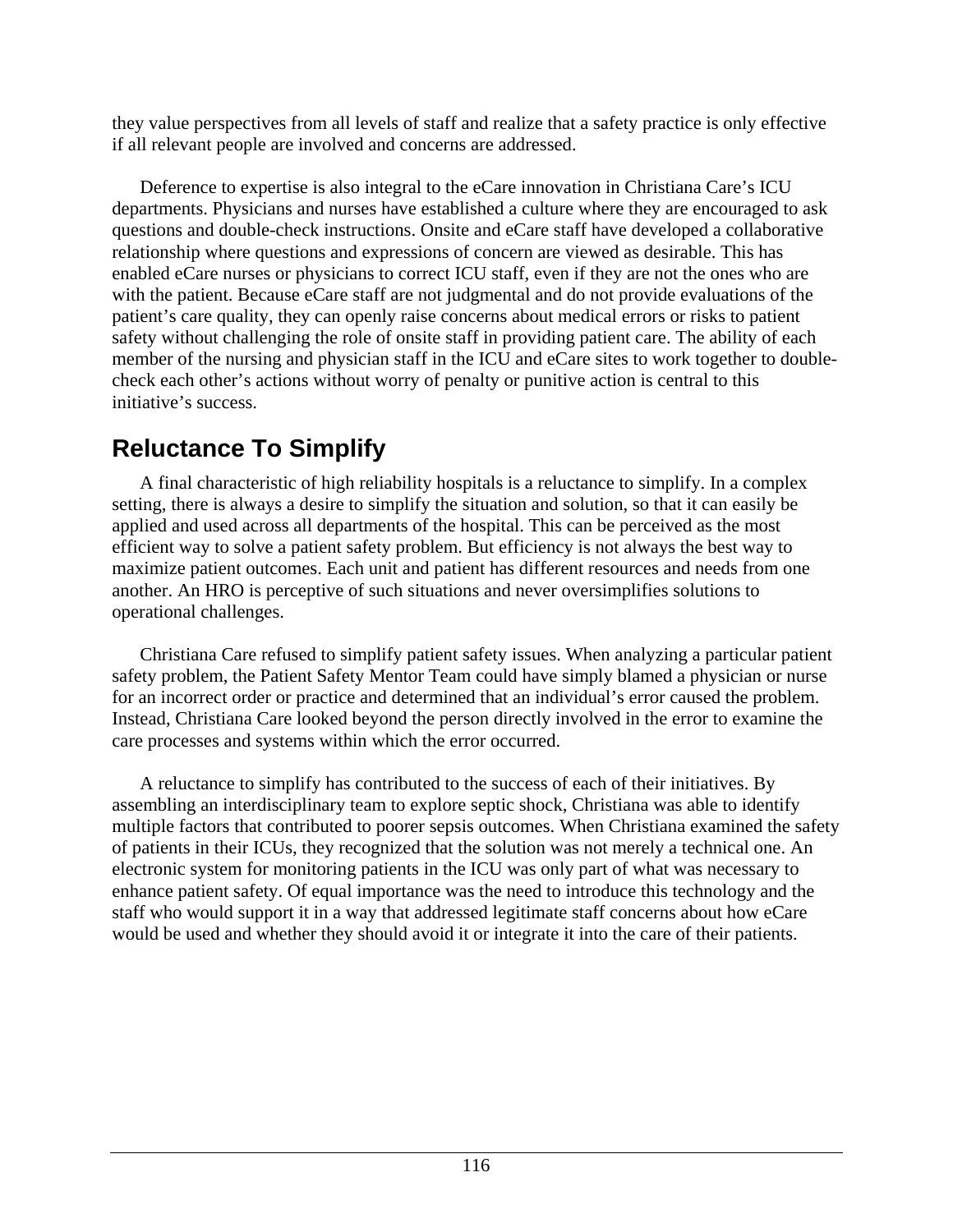they value perspectives from all levels of staff and realize that a safety practice is only effective if all relevant people are involved and concerns are addressed.

Deference to expertise is also integral to the eCare innovation in Christiana Care's ICU departments. Physicians and nurses have established a culture where they are encouraged to ask questions and double-check instructions. Onsite and eCare staff have developed a collaborative relationship where questions and expressions of concern are viewed as desirable. This has enabled eCare nurses or physicians to correct ICU staff, even if they are not the ones who are with the patient. Because eCare staff are not judgmental and do not provide evaluations of the patient's care quality, they can openly raise concerns about medical errors or risks to patient safety without challenging the role of onsite staff in providing patient care. The ability of each member of the nursing and physician staff in the ICU and eCare sites to work together to double-check each other's actions without worry of penalty or punitive action is central to this initiative's success.

## Reluctance To Simplify

A final characteristic of high reliability hospitals is a reluctance to simplify. In a complex setting, there is always a desire to simplify the situation and solution, so that it can easily be applied and used across all departments of the hospital. This can be perceived as the most efficient way to solve a patient safety problem. But efficiency is not always the best way to maximize patient outcomes. Each unit and patient has different resources and needs from one another. An HRO is perceptive of such situations and never oversimplifies solutions to operational challenges.

Christiana Care refused to simplify patient safety issues. When analyzing a particular patient safety problem, the Patient Safety Mentor Team could have simply blamed a physician or nurse for an incorrect order or practice and determined that an individual's error caused the problem. Instead, Christiana Care looked beyond the person directly involved in the error to examine the care processes and systems within which the error occurred.

A reluctance to simplify has contributed to the success of each of their initiatives. By assembling an interdisciplinary team to explore septic shock, Christiana was able to identify multiple factors that contributed to poorer sepsis outcomes. When Christiana examined the safety of patients in their ICUs, they recognized that the solution was not merely a technical one. An electronic system for monitoring patients in the ICU was only part of what was necessary to enhance patient safety. Of equal importance was the need to introduce this technology and the staff who would support it in a way that addressed legitimate staff concerns about how eCare would be used and whether they should avoid it or integrate it into the care of their patients.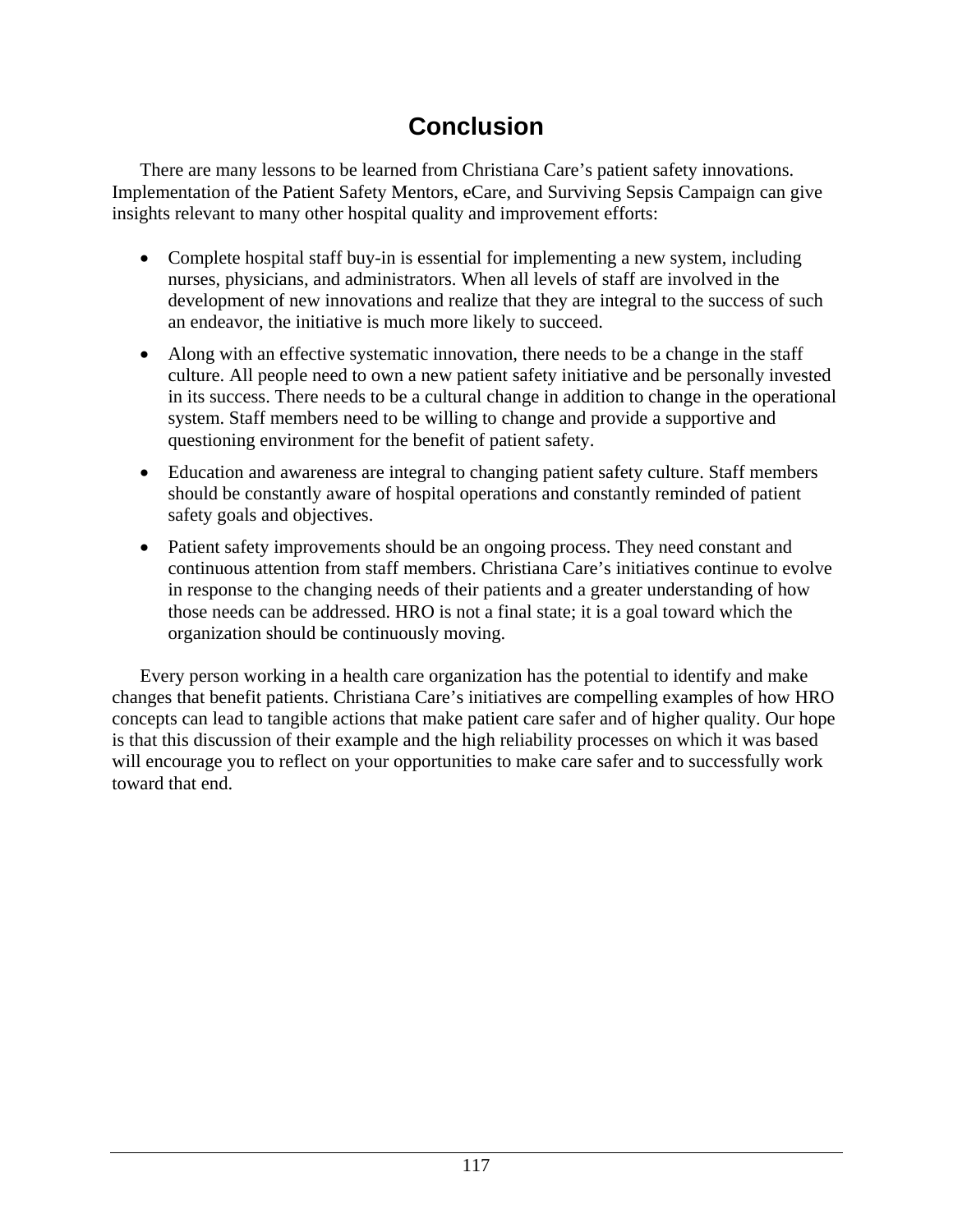# Conclusion

There are many lessons to be learned from Christiana Care's patient safety innovations. Implementation of the Patient Safety Mentors, eCare, and Surviving Sepsis Campaign can give insights relevant to many other hospital quality and improvement efforts:

- Complete hospital staff buy-in is essential for implementing a new system, including nurses, physicians, and administrators. When all levels of staff are involved in the development of new innovations and realize that they are integral to the success of such an endeavor, the initiative is much more likely to succeed.
- Along with an effective systematic innovation, there needs to be a change in the staff culture. All people need to own a new patient safety initiative and be personally invested in its success. There needs to be a cultural change in addition to change in the operational system. Staff members need to be willing to change and provide a supportive and questioning environment for the benefit of patient safety.
- Education and awareness are integral to changing patient safety culture. Staff members should be constantly aware of hospital operations and constantly reminded of patient safety goals and objectives.
- Patient safety improvements should be an ongoing process. They need constant and continuous attention from staff members. Christiana Care's initiatives continue to evolve in response to the changing needs of their patients and a greater understanding of how those needs can be addressed. HRO is not a final state; it is a goal toward which the organization should be continuously moving.

Every person working in a health care organization has the potential to identify and make changes that benefit patients. Christiana Care's initiatives are compelling examples of how HRO concepts can lead to tangible actions that make patient care safer and of higher quality. Our hope is that this discussion of their example and the high reliability processes on which it was based will encourage you to reflect on your opportunities to make care safer and to successfully work toward that end.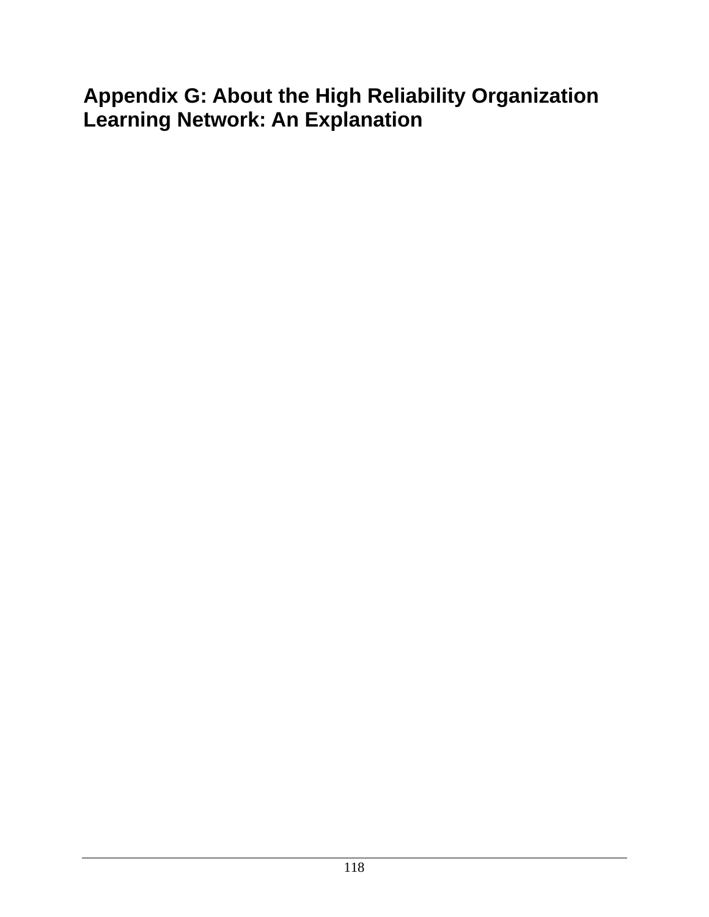# Appendix G: About the High Reliability Organization Learning Network: An Explanation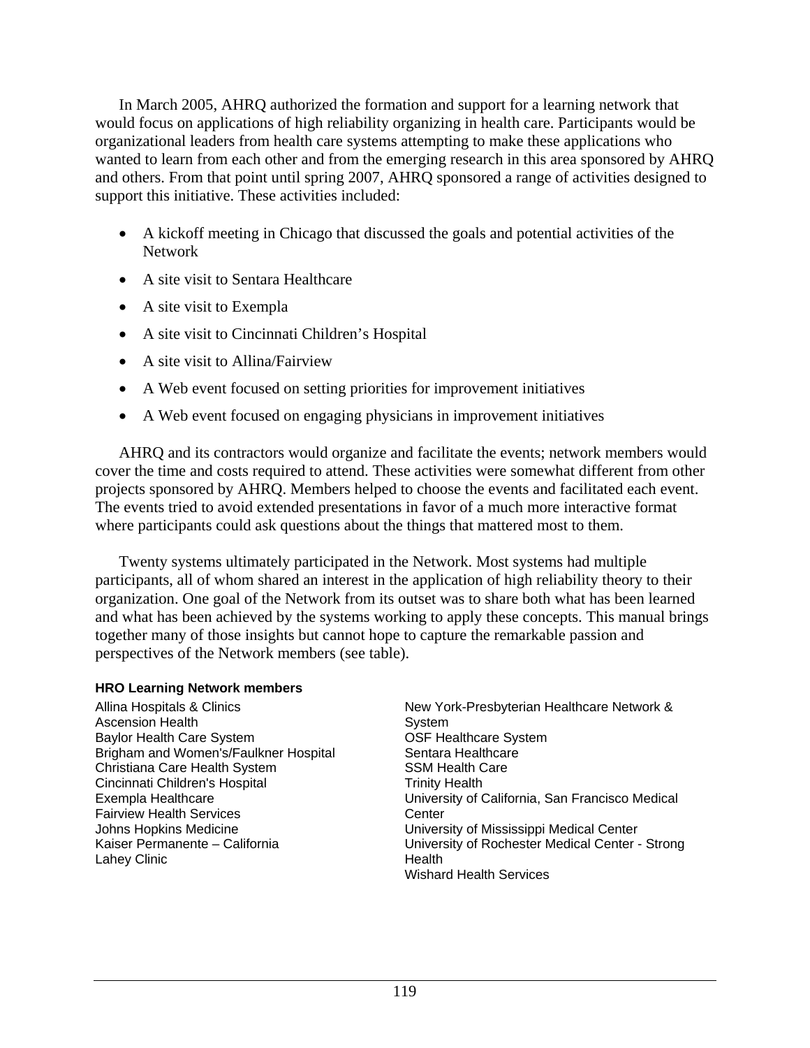In March 2005, AHRQ authorized the formation and support for a learning network that would focus on applications of high reliability organizing in health care. Participants would be organizational leaders from health care systems attempting to make these applications who wanted to learn from each other and from the emerging research in this area sponsored by AHRQ and others. From that point until spring 2007, AHRQ sponsored a range of activities designed to support this initiative. These activities included:

- A kickoff meeting in Chicago that discussed the goals and potential activities of the Network
- A site visit to Sentara Healthcare
- A site visit to Exempla
- A site visit to Cincinnati Children's Hospital
- A site visit to Allina/Fairview
- A Web event focused on setting priorities for improvement initiatives
- A Web event focused on engaging physicians in improvement initiatives

AHRQ and its contractors would organize and facilitate the events; network members would cover the time and costs required to attend. These activities were somewhat different from other projects sponsored by AHRQ. Members helped to choose the events and facilitated each event. The events tried to avoid extended presentations in favor of a much more interactive format where participants could ask questions about the things that mattered most to them.

Twenty systems ultimately participated in the Network. Most systems had multiple participants, all of whom shared an interest in the application of high reliability theory to their organization. One goal of the Network from its outset was to share both what has been learned and what has been achieved by the systems working to apply these concepts. This manual brings together many of those insights but cannot hope to capture the remarkable passion and perspectives of the Network members (see table).

**HRO Learning Network members**

Allina Hospitals & Clinics
Ascension Health
Baylor Health Care System
Brigham and Women's/Faulkner Hospital
Christiana Care Health System
Cincinnati Children's Hospital
Exempla Healthcare
Fairview Health Services
Johns Hopkins Medicine
Kaiser Permanente – California
Lahey Clinic
New York-Presbyterian Healthcare Network & System
OSF Healthcare System
Sentara Healthcare
SSM Health Care
Trinity Health
University of California, San Francisco Medical Center
University of Mississippi Medical Center
University of Rochester Medical Center - Strong Health
Wishard Health Services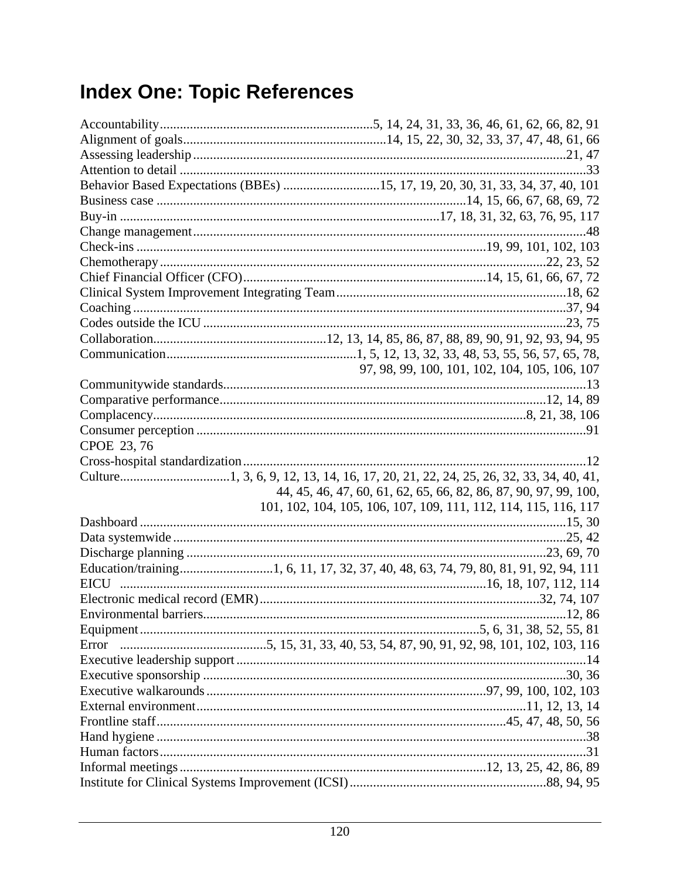# Index One: Topic References

Accountability...............................................................5, 14, 24, 31, 33, 36, 46, 61, 62, 66, 82, 91
Alignment of goals............................................................14, 15, 22, 30, 32, 33, 37, 47, 48, 61, 66
Assessing leadership...............................................................................................................21, 47
Attention to detail .........................................................................................................................33
Behavior Based Expectations (BBEs) .............................15, 17, 19, 20, 30, 31, 33, 34, 37, 40, 101
Business case ............................................................................................14, 15, 66, 67, 68, 69, 72
Buy-in ...............................................................................................17, 18, 31, 32, 63, 76, 95, 117
Change management.....................................................................................................................48
Check-ins .......................................................................................................19, 99, 101, 102, 103
Chemotherapy.........................................................................................................................22, 23, 52
Chief Financial Officer (CFO)........................................................................14, 15, 61, 66, 67, 72
Clinical System Improvement Integrating Team.....................................................................18, 62
Coaching .................................................................................................................................37, 94
Codes outside the ICU .............................................................................................................23, 75
Collaboration...................................................12, 13, 14, 85, 86, 87, 88, 89, 90, 91, 92, 93, 94, 95
Communication........................................................1, 5, 12, 13, 32, 33, 48, 53, 55, 56, 57, 65, 78, 97, 98, 99, 100, 101, 102, 104, 105, 106, 107
Communitywide standards............................................................................................................13
Comparative performance.................................................................................................12, 14, 89
Complacency...............................................................................................................8, 21, 38, 106
Consumer perception ....................................................................................................................91
CPOE 23, 76
Cross-hospital standardization......................................................................................................12
Culture.................................1, 3, 6, 9, 12, 13, 14, 16, 17, 20, 21, 22, 24, 25, 26, 32, 33, 34, 40, 41, 44, 45, 46, 47, 60, 61, 62, 65, 66, 82, 86, 87, 90, 97, 99, 100, 101, 102, 104, 105, 106, 107, 109, 111, 112, 114, 115, 116, 117
Dashboard ...............................................................................................................................15, 30
Data systemwide .....................................................................................................................25, 42
Discharge planning ............................................................................................................23, 69, 70
Education/training............................1, 6, 11, 17, 32, 37, 40, 48, 63, 74, 79, 80, 81, 91, 92, 94, 111
EICU ..........................................................................................................16, 18, 107, 112, 114
Electronic medical record (EMR)...................................................................................32, 74, 107
Environmental barriers.............................................................................................................12, 86
Equipment....................................................................................................5, 6, 31, 38, 52, 55, 81
Error ...........................................5, 15, 31, 33, 40, 53, 54, 87, 90, 91, 92, 98, 101, 102, 103, 116
Executive leadership support........................................................................................................14
Executive sponsorship .............................................................................................................30, 36
Executive walkarounds..................................................................................97, 99, 100, 102, 103
External environment..................................................................................................11, 12, 13, 14
Frontline staff.........................................................................................................45, 47, 48, 50, 56
Hand hygiene ................................................................................................................................38
Human factors................................................................................................................................31
Informal meetings...........................................................................................12, 13, 25, 42, 86, 89
Institute for Clinical Systems Improvement (ICSI)..........................................................88, 94, 95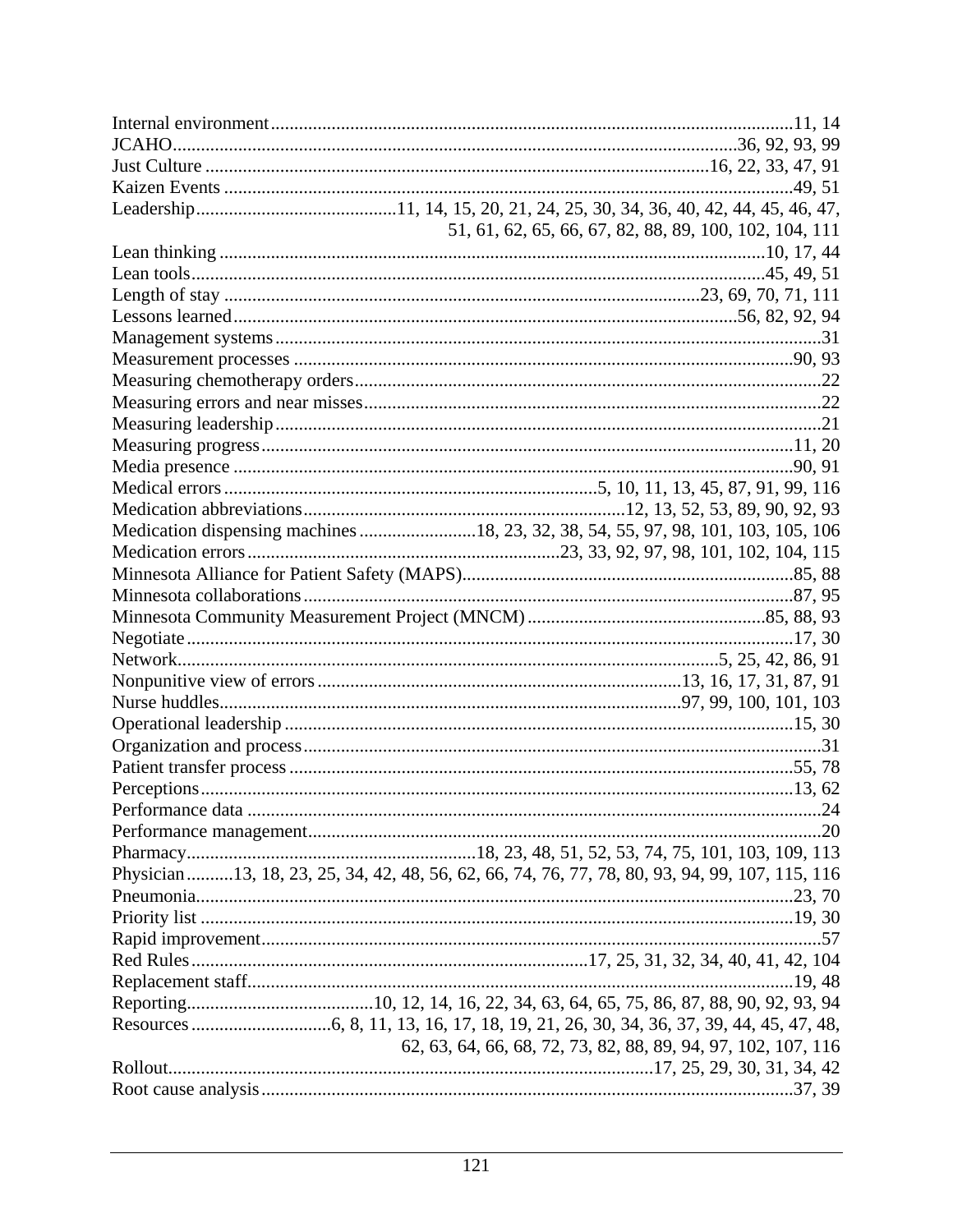Internal environment ..................................................... 11, 14
JCAHO ..................................................... 36, 92, 93, 99
Just Culture ..................................................... 16, 22, 33, 47, 91
Kaizen Events ..................................................... 49, 51
Leadership ..................................................... 11, 14, 15, 20, 21, 24, 25, 30, 34, 36, 40, 42, 44, 45, 46, 47, 51, 61, 62, 65, 66, 67, 82, 88, 89, 100, 102, 104, 111
Lean thinking ..................................................... 10, 17, 44
Lean tools ..................................................... 45, 49, 51
Length of stay ..................................................... 23, 69, 70, 71, 111
Lessons learned ..................................................... 56, 82, 92, 94
Management systems ..................................................... 31
Measurement processes ..................................................... 90, 93
Measuring chemotherapy orders ..................................................... 22
Measuring errors and near misses ..................................................... 22
Measuring leadership ..................................................... 21
Measuring progress ..................................................... 11, 20
Media presence ..................................................... 90, 91
Medical errors ..................................................... 5, 10, 11, 13, 45, 87, 91, 99, 116
Medication abbreviations ..................................................... 12, 13, 52, 53, 89, 90, 92, 93
Medication dispensing machines ..................................................... 18, 23, 32, 38, 54, 55, 97, 98, 101, 103, 105, 106
Medication errors ..................................................... 23, 33, 92, 97, 98, 101, 102, 104, 115
Minnesota Alliance for Patient Safety (MAPS) ..................................................... 85, 88
Minnesota collaborations ..................................................... 87, 95
Minnesota Community Measurement Project (MNCM) ..................................................... 85, 88, 93
Negotiate ..................................................... 17, 30
Network ..................................................... 5, 25, 42, 86, 91
Nonpunitive view of errors ..................................................... 13, 16, 17, 31, 87, 91
Nurse huddles ..................................................... 97, 99, 100, 101, 103
Operational leadership ..................................................... 15, 30
Organization and process ..................................................... 31
Patient transfer process ..................................................... 55, 78
Perceptions ..................................................... 13, 62
Performance data ..................................................... 24
Performance management ..................................................... 20
Pharmacy ..................................................... 18, 23, 48, 51, 52, 53, 74, 75, 101, 103, 109, 113
Physician ..................................................... 13, 18, 23, 25, 34, 42, 48, 56, 62, 66, 74, 76, 77, 78, 80, 93, 94, 99, 107, 115, 116
Pneumonia ..................................................... 23, 70
Priority list ..................................................... 19, 30
Rapid improvement ..................................................... 57
Red Rules ..................................................... 17, 25, 31, 32, 34, 40, 41, 42, 104
Replacement staff ..................................................... 19, 48
Reporting ..................................................... 10, 12, 14, 16, 22, 34, 63, 64, 65, 75, 86, 87, 88, 90, 92, 93, 94
Resources ..................................................... 6, 8, 11, 13, 16, 17, 18, 19, 21, 26, 30, 34, 36, 37, 39, 44, 45, 47, 48, 62, 63, 64, 66, 68, 72, 73, 82, 88, 89, 94, 97, 102, 107, 116
Rollout ..................................................... 17, 25, 29, 30, 31, 34, 42
Root cause analysis ..................................................... 37, 39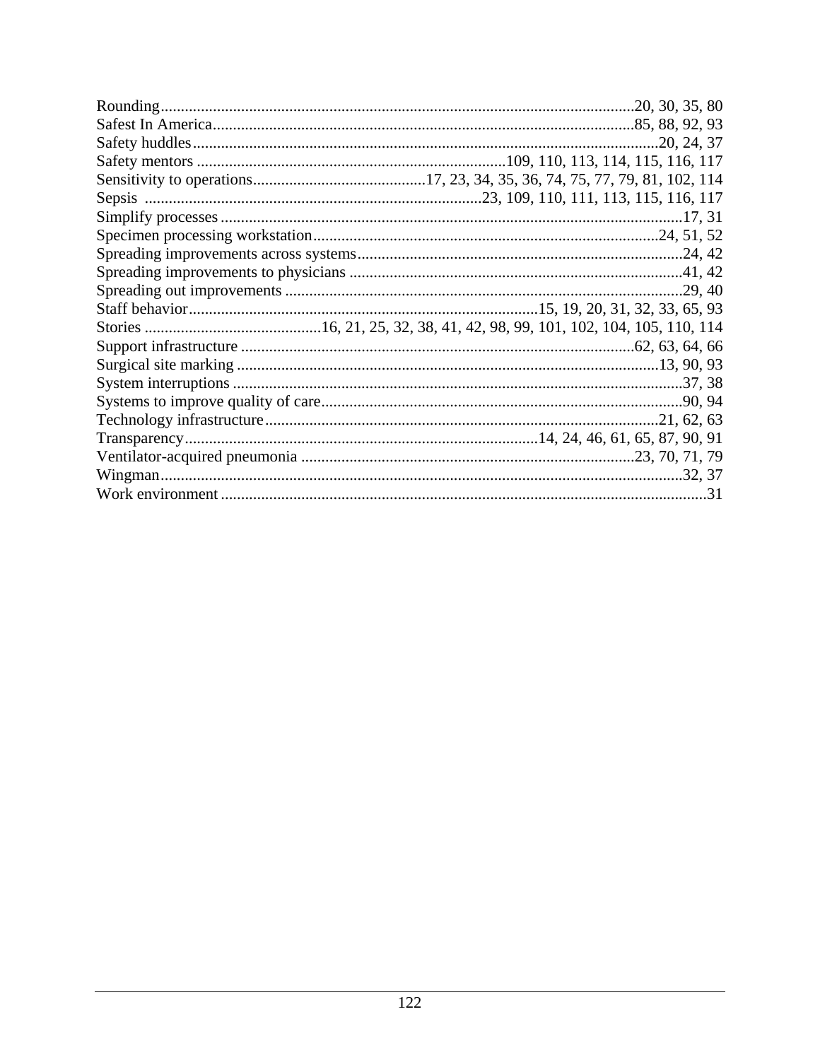Rounding....................................................................................................................20, 30, 35, 80
Safest In America........................................................................................................85, 88, 92, 93
Safety huddles..................................................................................................................20, 24, 37
Safety mentors ............................................................................109, 110, 113, 114, 115, 116, 117
Sensitivity to operations..........................................17, 23, 34, 35, 36, 74, 75, 77, 79, 81, 102, 114
Sepsis ..................................................................................23, 109, 110, 111, 113, 115, 116, 117
Simplify processes ................................................................................................................17, 31
Specimen processing workstation.....................................................................................24, 51, 52
Spreading improvements across systems................................................................................24, 42
Spreading improvements to physicians ..................................................................................41, 42
Spreading out improvements ..................................................................................................29, 40
Staff behavior.....................................................................................15, 19, 20, 31, 32, 33, 65, 93
Stories ...........................................16, 21, 25, 32, 38, 41, 42, 98, 99, 101, 102, 104, 105, 110, 114
Support infrastructure ...............................................................................................62, 63, 64, 66
Surgical site marking .......................................................................................................13, 90, 93
System interruptions ..............................................................................................................37, 38
Systems to improve quality of care.........................................................................................90, 94
Technology infrastructure..................................................................................................21, 62, 63
Transparency.......................................................................................14, 24, 46, 61, 65, 87, 90, 91
Ventilator-acquired pneumonia .................................................................................23, 70, 71, 79
Wingman................................................................................................................................32, 37
Work environment .......................................................................................................................31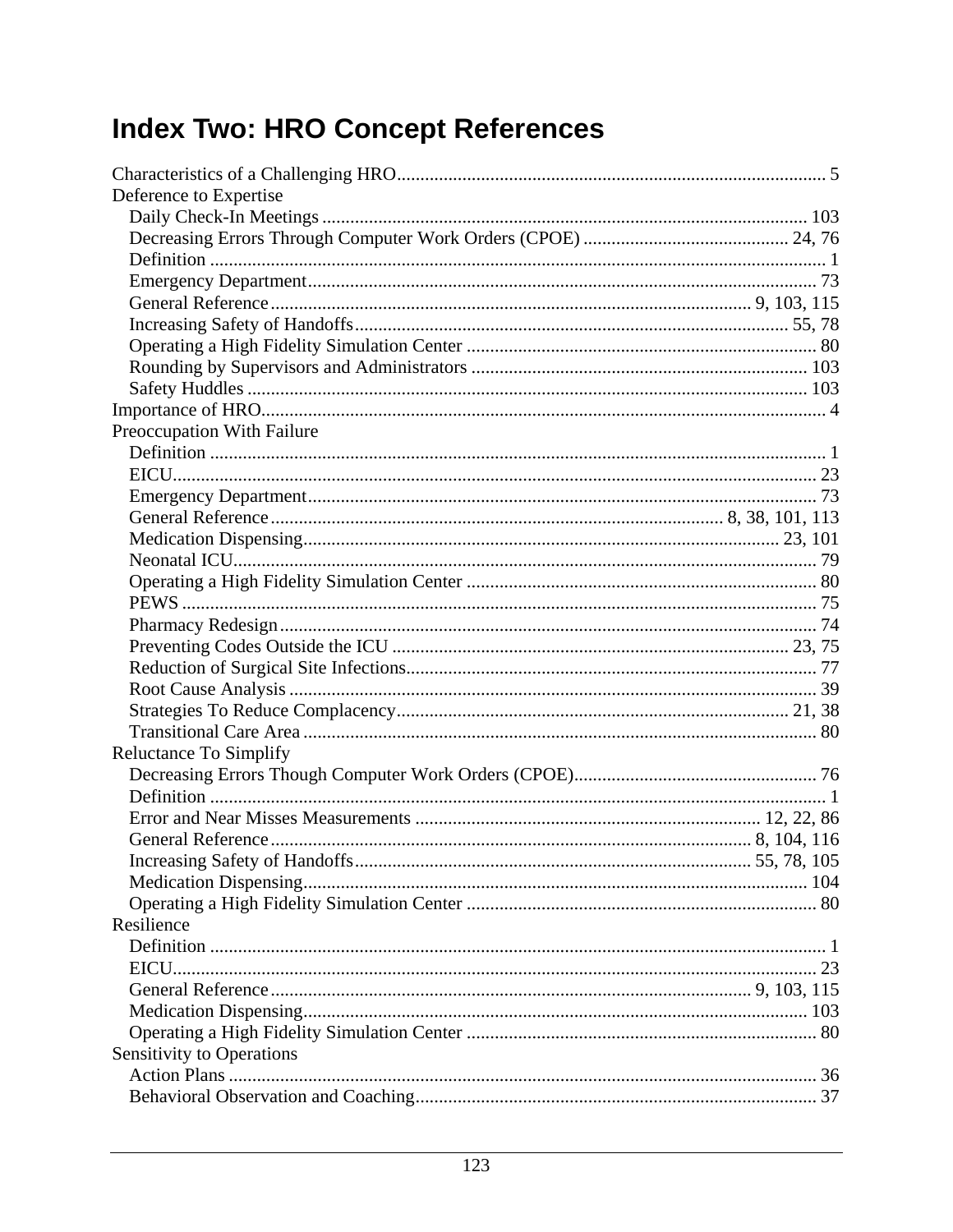# Index Two: HRO Concept References

Characteristics of a Challenging HRO ........................................................................................ 5

Deference to Expertise

- Daily Check-In Meetings ....................................................................................................... 103
- Decreasing Errors Through Computer Work Orders (CPOE) ............................................ 24, 76
- Definition ................................................................................................................................ 1
- Emergency Department .......................................................................................................... 73
- General Reference ..................................................................................................... 9, 103, 115
- Increasing Safety of Handoffs ............................................................................................ 55, 78
- Operating a High Fidelity Simulation Center .......................................................................... 80
- Rounding by Supervisors and Administrators ....................................................................... 103
- Safety Huddles ...................................................................................................................... 103

Importance of HRO ........................................................................................................................ 4

Preoccupation With Failure

- Definition ................................................................................................................................ 1
- EICU ...................................................................................................................................... 23
- Emergency Department .......................................................................................................... 73
- General Reference ................................................................................................. 8, 38, 101, 113
- Medication Dispensing ..................................................................................................... 23, 101
- Neonatal ICU .......................................................................................................................... 79
- Operating a High Fidelity Simulation Center .......................................................................... 80
- PEWS ..................................................................................................................................... 75
- Pharmacy Redesign ................................................................................................................ 74
- Preventing Codes Outside the ICU .................................................................................... 23, 75
- Reduction of Surgical Site Infections ...................................................................................... 77
- Root Cause Analysis .............................................................................................................. 39
- Strategies To Reduce Complacency .................................................................................. 21, 38
- Transitional Care Area ........................................................................................................... 80

Reluctance To Simplify

- Decreasing Errors Though Computer Work Orders (CPOE) .................................................... 76
- Definition ................................................................................................................................ 1
- Error and Near Misses Measurements ........................................................................ 12, 22, 86
- General Reference ..................................................................................................... 8, 104, 116
- Increasing Safety of Handoffs ....................................................................................... 55, 78, 105
- Medication Dispensing .......................................................................................................... 104
- Operating a High Fidelity Simulation Center .......................................................................... 80

Resilience

- Definition ................................................................................................................................ 1
- EICU ...................................................................................................................................... 23
- General Reference ..................................................................................................... 9, 103, 115
- Medication Dispensing .......................................................................................................... 103
- Operating a High Fidelity Simulation Center .......................................................................... 80

Sensitivity to Operations

- Action Plans ........................................................................................................................... 36
- Behavioral Observation and Coaching .................................................................................... 37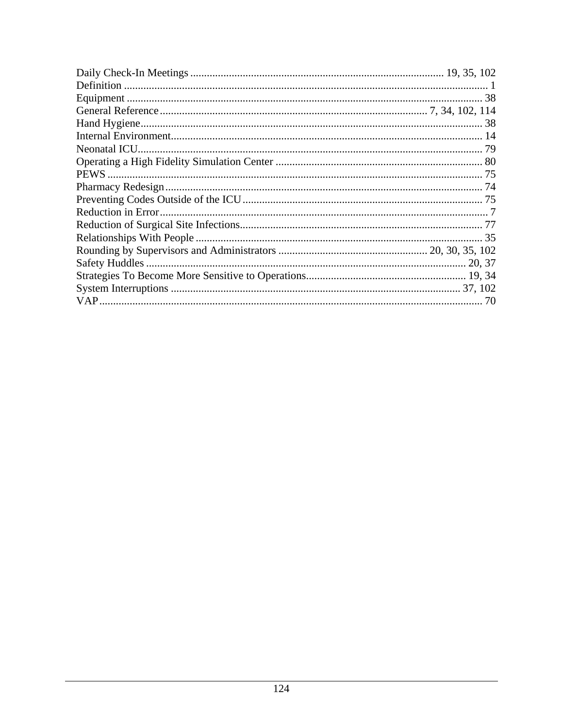Daily Check-In Meetings .......................................................................................... 19, 35, 102
Definition ..................................................................................................................... 1
Equipment ................................................................................................................... 38
General Reference ................................................................................................ 7, 34, 102, 114
Hand Hygiene .............................................................................................................. 38
Internal Environment ................................................................................................... 14
Neonatal ICU ............................................................................................................... 79
Operating a High Fidelity Simulation Center ............................................................. 80
PEWS .......................................................................................................................... 75
Pharmacy Redesign ..................................................................................................... 74
Preventing Codes Outside of the ICU .......................................................................... 75
Reduction in Error ......................................................................................................... 7
Reduction of Surgical Site Infections .......................................................................... 77
Relationships With People .......................................................................................... 35
Rounding by Supervisors and Administrators ..................................................... 20, 30, 35, 102
Safety Huddles ....................................................................................................... 20, 37
Strategies To Become More Sensitive to Operations .............................................. 19, 34
System Interruptions ............................................................................................ 37, 102
VAP ............................................................................................................................. 70